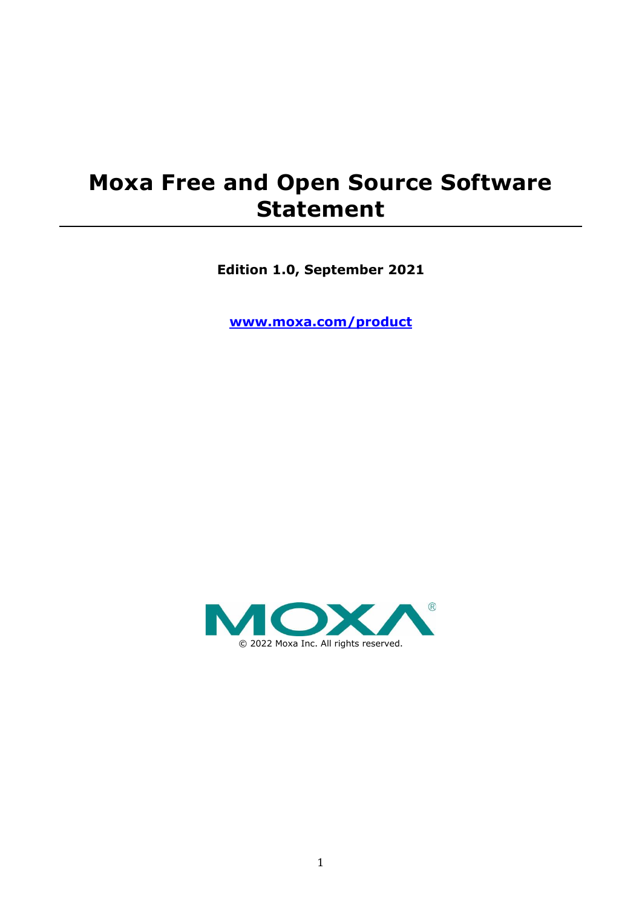# Moxa Free and Open Source Software Statement

**Edition 1.0, September 2021**

**[www.moxa.com/product](http://www.moxa.com/product)**

© 2022 Moxa Inc. All rights reserved.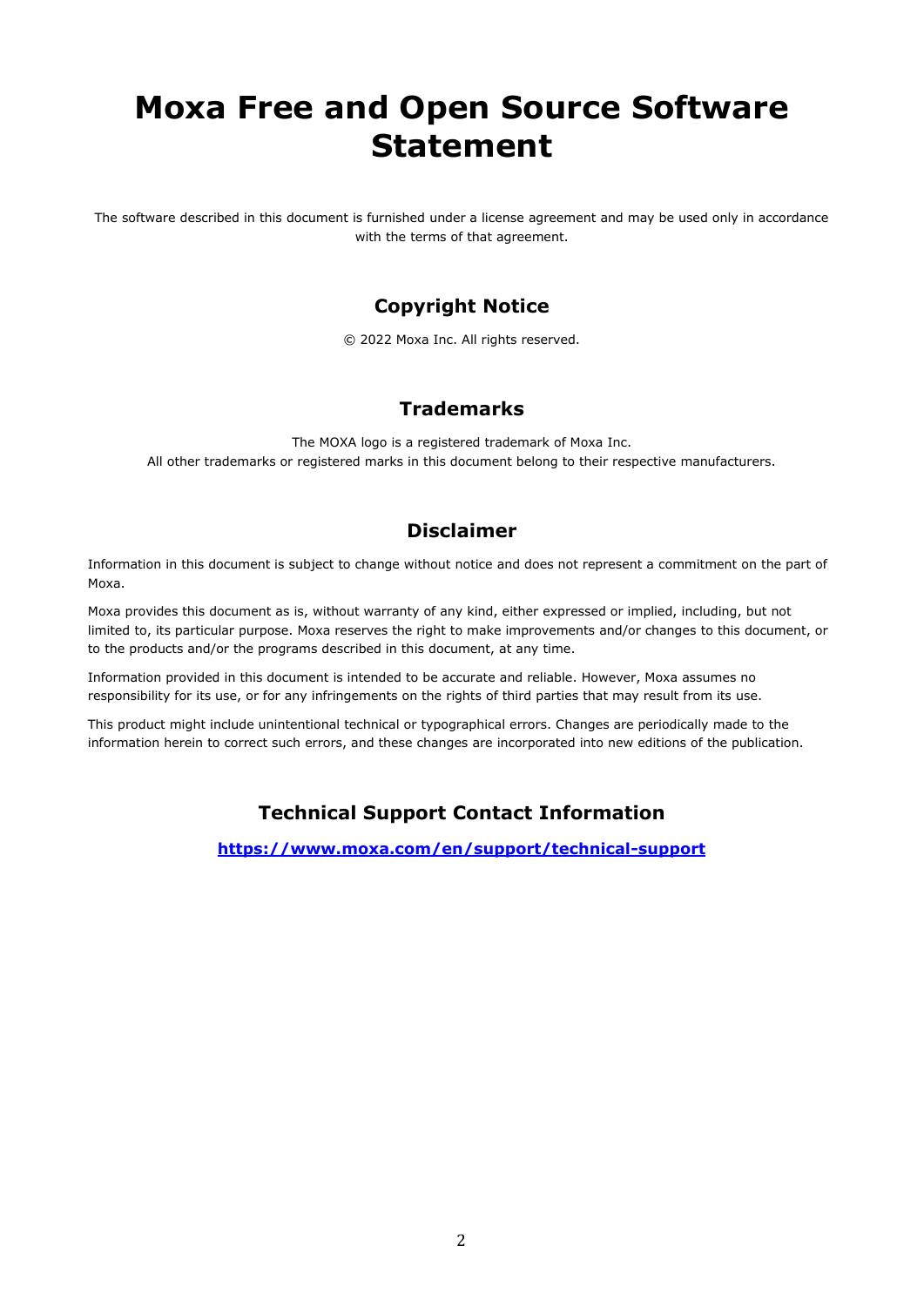# Moxa Free and Open Source Software Statement

The software described in this document is furnished under a license agreement and may be used only in accordance with the terms of that agreement.

## Copyright Notice

© 2022 Moxa Inc. All rights reserved.

## Trademarks

The MOXA logo is a registered trademark of Moxa Inc.
All other trademarks or registered marks in this document belong to their respective manufacturers.

## Disclaimer

Information in this document is subject to change without notice and does not represent a commitment on the part of Moxa.

Moxa provides this document as is, without warranty of any kind, either expressed or implied, including, but not limited to, its particular purpose. Moxa reserves the right to make improvements and/or changes to this document, or to the products and/or the programs described in this document, at any time.

Information provided in this document is intended to be accurate and reliable. However, Moxa assumes no responsibility for its use, or for any infringements on the rights of third parties that may result from its use.

This product might include unintentional technical or typographical errors. Changes are periodically made to the information herein to correct such errors, and these changes are incorporated into new editions of the publication.

## Technical Support Contact Information

**https://www.moxa.com/en/support/technical-support**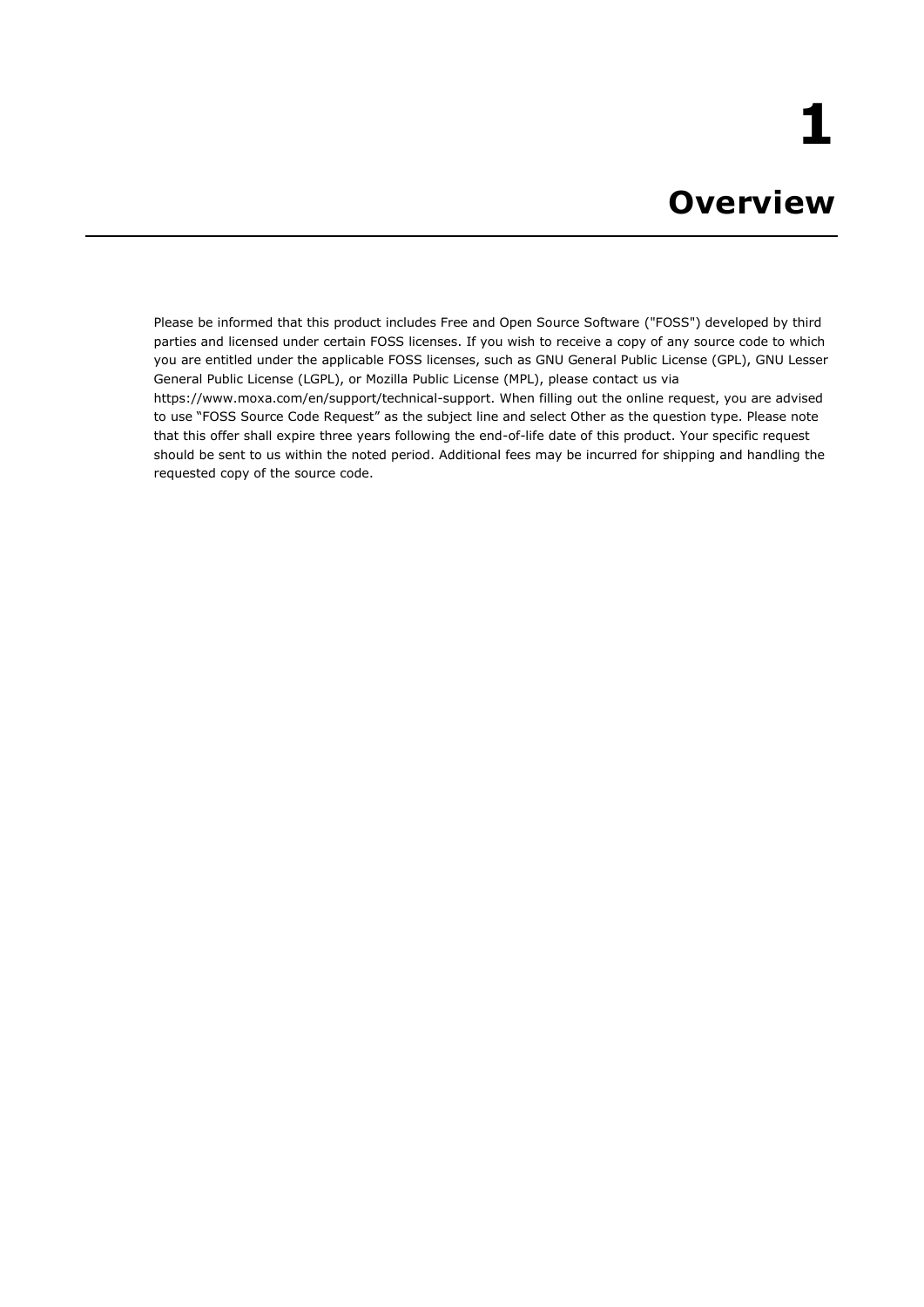# 1 Overview

Please be informed that this product includes Free and Open Source Software ("FOSS") developed by third parties and licensed under certain FOSS licenses. If you wish to receive a copy of any source code to which you are entitled under the applicable FOSS licenses, such as GNU General Public License (GPL), GNU Lesser General Public License (LGPL), or Mozilla Public License (MPL), please contact us via https://www.moxa.com/en/support/technical-support. When filling out the online request, you are advised to use "FOSS Source Code Request" as the subject line and select Other as the question type. Please note that this offer shall expire three years following the end-of-life date of this product. Your specific request should be sent to us within the noted period. Additional fees may be incurred for shipping and handling the requested copy of the source code.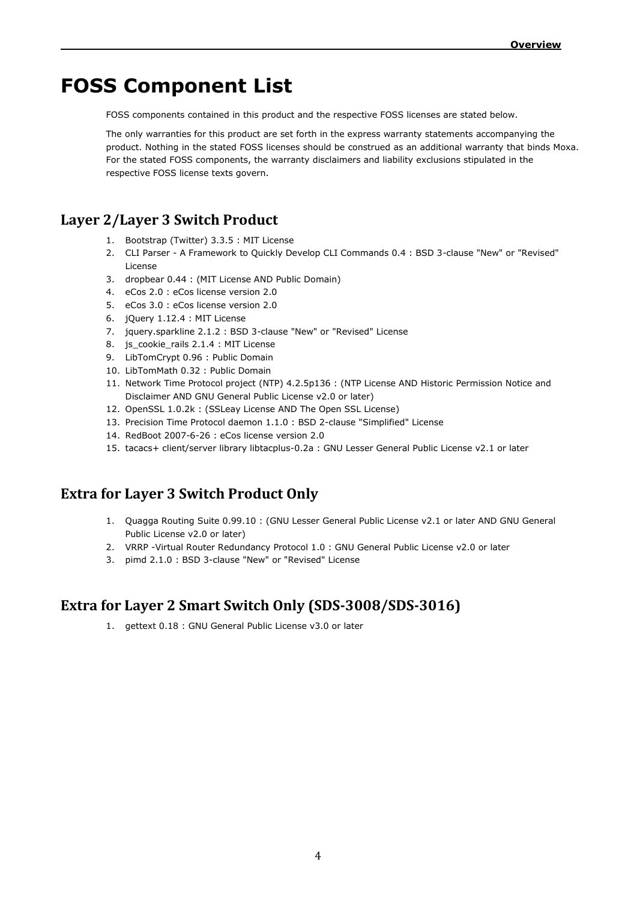# FOSS Component List

FOSS components contained in this product and the respective FOSS licenses are stated below.

The only warranties for this product are set forth in the express warranty statements accompanying the product. Nothing in the stated FOSS licenses should be construed as an additional warranty that binds Moxa. For the stated FOSS components, the warranty disclaimers and liability exclusions stipulated in the respective FOSS license texts govern.

## Layer 2/Layer 3 Switch Product

1. Bootstrap (Twitter) 3.3.5 : MIT License
2. CLI Parser - A Framework to Quickly Develop CLI Commands 0.4 : BSD 3-clause "New" or "Revised" License
3. dropbear 0.44 : (MIT License AND Public Domain)
4. eCos 2.0 : eCos license version 2.0
5. eCos 3.0 : eCos license version 2.0
6. jQuery 1.12.4 : MIT License
7. jquery.sparkline 2.1.2 : BSD 3-clause "New" or "Revised" License
8. js_cookie_rails 2.1.4 : MIT License
9. LibTomCrypt 0.96 : Public Domain
10. LibTomMath 0.32 : Public Domain
11. Network Time Protocol project (NTP) 4.2.5p136 : (NTP License AND Historic Permission Notice and Disclaimer AND GNU General Public License v2.0 or later)
12. OpenSSL 1.0.2k : (SSLeay License AND The Open SSL License)
13. Precision Time Protocol daemon 1.1.0 : BSD 2-clause "Simplified" License
14. RedBoot 2007-6-26 : eCos license version 2.0
15. tacacs+ client/server library libtacplus-0.2a : GNU Lesser General Public License v2.1 or later

## Extra for Layer 3 Switch Product Only

1. Quagga Routing Suite 0.99.10 : (GNU Lesser General Public License v2.1 or later AND GNU General Public License v2.0 or later)
2. VRRP -Virtual Router Redundancy Protocol 1.0 : GNU General Public License v2.0 or later
3. pimd 2.1.0 : BSD 3-clause "New" or "Revised" License

## Extra for Layer 2 Smart Switch Only (SDS-3008/SDS-3016)

1. gettext 0.18 : GNU General Public License v3.0 or later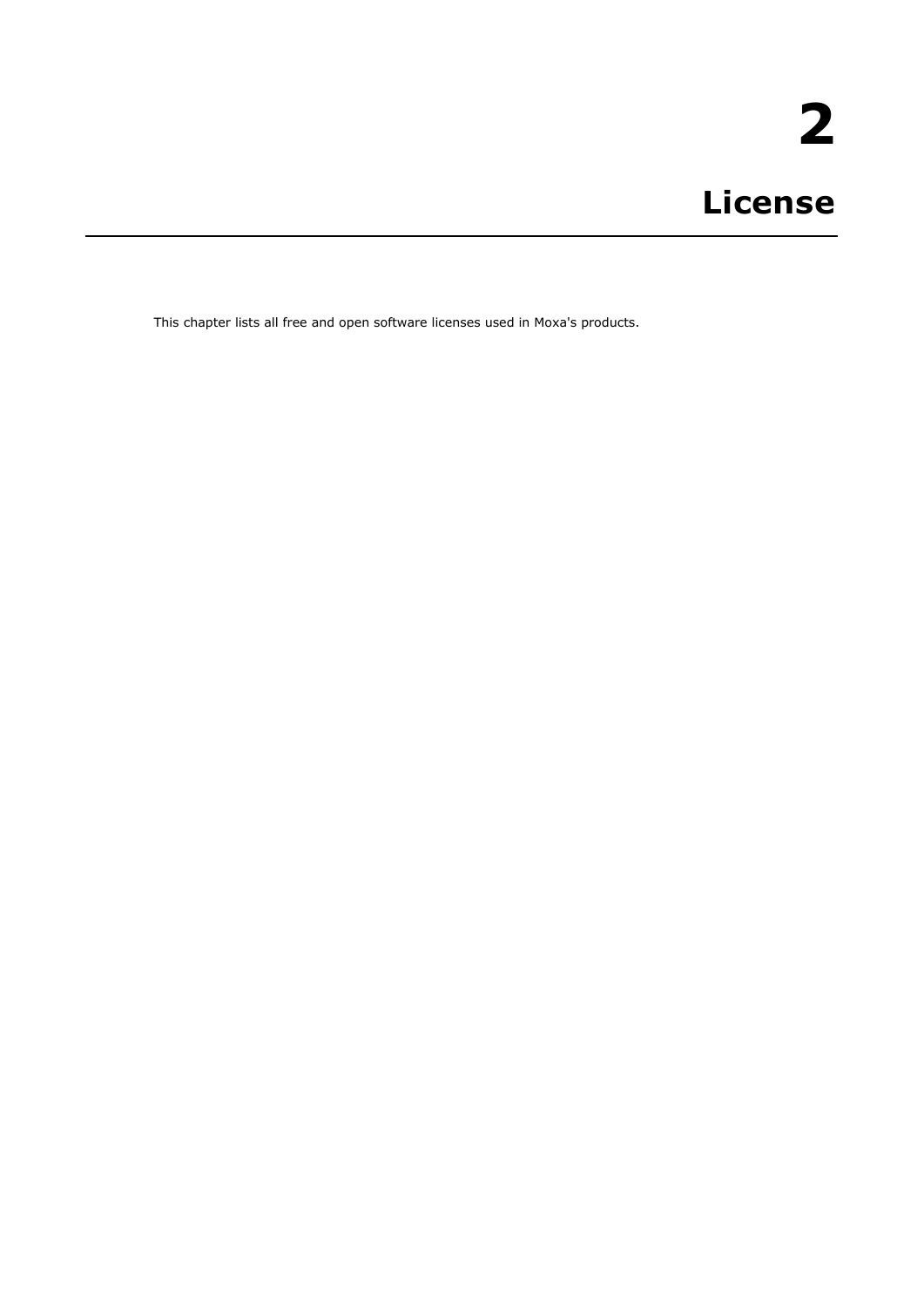# 2

# License

This chapter lists all free and open software licenses used in Moxa's products.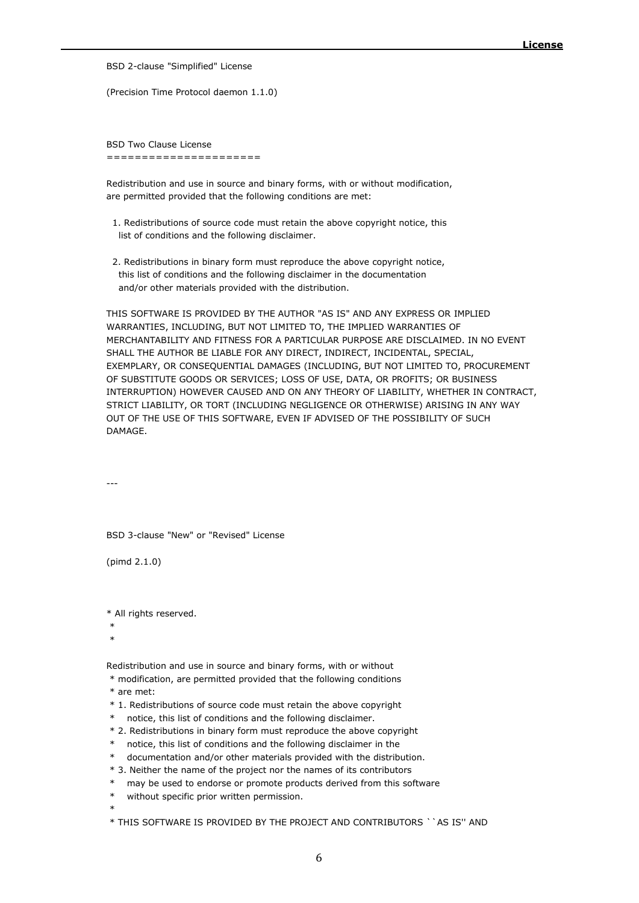BSD 2-clause "Simplified" License

(Precision Time Protocol daemon 1.1.0)

BSD Two Clause License
=====================

Redistribution and use in source and binary forms, with or without modification,
are permitted provided that the following conditions are met:

1. Redistributions of source code must retain the above copyright notice, this
   list of conditions and the following disclaimer.

2. Redistributions in binary form must reproduce the above copyright notice,
   this list of conditions and the following disclaimer in the documentation
   and/or other materials provided with the distribution.

THIS SOFTWARE IS PROVIDED BY THE AUTHOR "AS IS" AND ANY EXPRESS OR IMPLIED WARRANTIES, INCLUDING, BUT NOT LIMITED TO, THE IMPLIED WARRANTIES OF MERCHANTABILITY AND FITNESS FOR A PARTICULAR PURPOSE ARE DISCLAIMED. IN NO EVENT SHALL THE AUTHOR BE LIABLE FOR ANY DIRECT, INDIRECT, INCIDENTAL, SPECIAL, EXEMPLARY, OR CONSEQUENTIAL DAMAGES (INCLUDING, BUT NOT LIMITED TO, PROCUREMENT OF SUBSTITUTE GOODS OR SERVICES; LOSS OF USE, DATA, OR PROFITS; OR BUSINESS INTERRUPTION) HOWEVER CAUSED AND ON ANY THEORY OF LIABILITY, WHETHER IN CONTRACT, STRICT LIABILITY, OR TORT (INCLUDING NEGLIGENCE OR OTHERWISE) ARISING IN ANY WAY OUT OF THE USE OF THIS SOFTWARE, EVEN IF ADVISED OF THE POSSIBILITY OF SUCH DAMAGE.

---

BSD 3-clause "New" or "Revised" License

(pimd 2.1.0)

```
* All rights reserved.
 *
 *

Redistribution and use in source and binary forms, with or without
 * modification, are permitted provided that the following conditions
 * are met:
 * 1. Redistributions of source code must retain the above copyright
 *    notice, this list of conditions and the following disclaimer.
 * 2. Redistributions in binary form must reproduce the above copyright
 *    notice, this list of conditions and the following disclaimer in the
 *    documentation and/or other materials provided with the distribution.
 * 3. Neither the name of the project nor the names of its contributors
 *    may be used to endorse or promote products derived from this software
 *    without specific prior written permission.
 *
 * THIS SOFTWARE IS PROVIDED BY THE PROJECT AND CONTRIBUTORS ``AS IS'' AND
```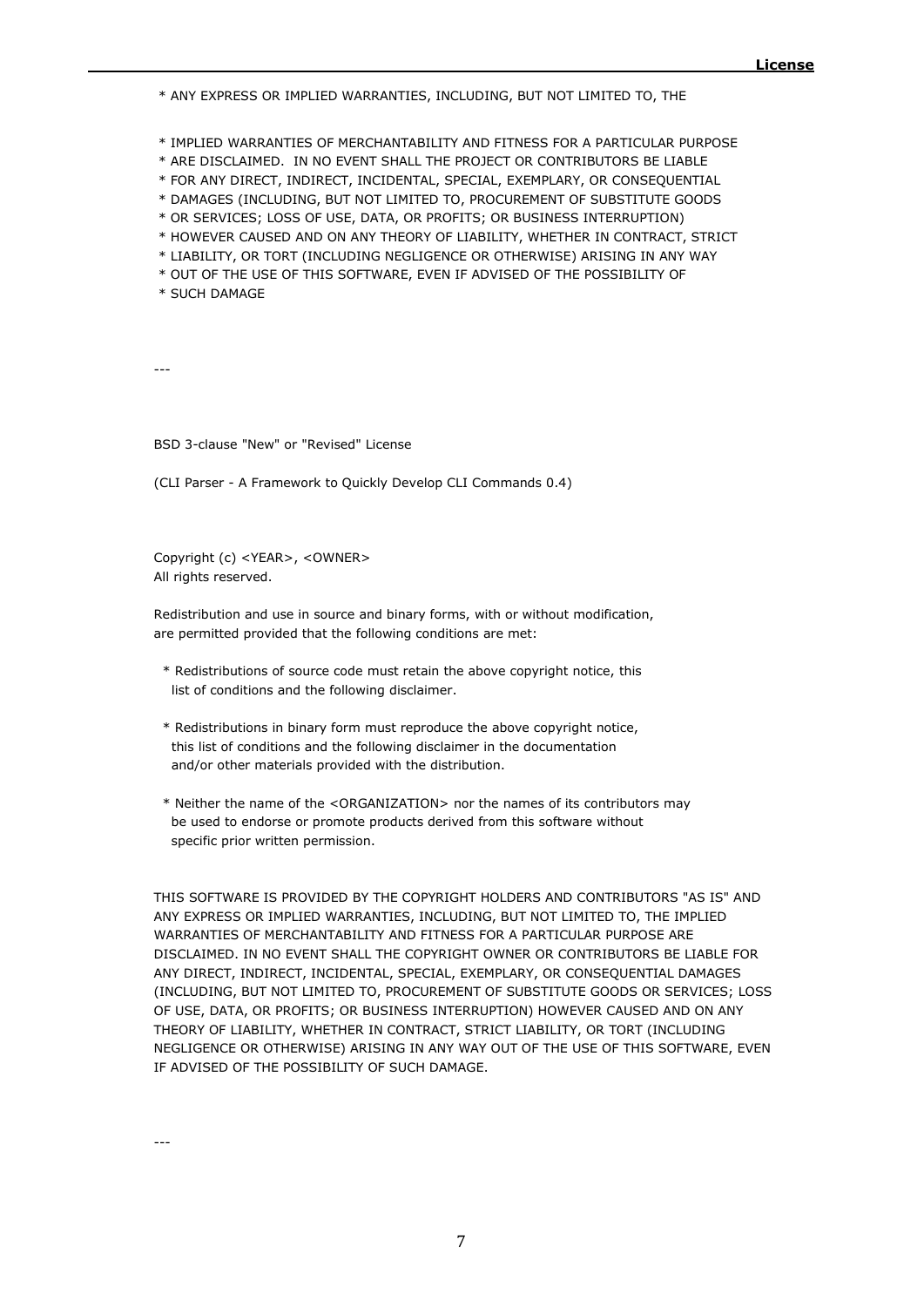\* ANY EXPRESS OR IMPLIED WARRANTIES, INCLUDING, BUT NOT LIMITED TO, THE

\* IMPLIED WARRANTIES OF MERCHANTABILITY AND FITNESS FOR A PARTICULAR PURPOSE
\* ARE DISCLAIMED.  IN NO EVENT SHALL THE PROJECT OR CONTRIBUTORS BE LIABLE
\* FOR ANY DIRECT, INDIRECT, INCIDENTAL, SPECIAL, EXEMPLARY, OR CONSEQUENTIAL
\* DAMAGES (INCLUDING, BUT NOT LIMITED TO, PROCUREMENT OF SUBSTITUTE GOODS
\* OR SERVICES; LOSS OF USE, DATA, OR PROFITS; OR BUSINESS INTERRUPTION)
\* HOWEVER CAUSED AND ON ANY THEORY OF LIABILITY, WHETHER IN CONTRACT, STRICT
\* LIABILITY, OR TORT (INCLUDING NEGLIGENCE OR OTHERWISE) ARISING IN ANY WAY
\* OUT OF THE USE OF THIS SOFTWARE, EVEN IF ADVISED OF THE POSSIBILITY OF
\* SUCH DAMAGE

---

BSD 3-clause "New" or "Revised" License

(CLI Parser - A Framework to Quickly Develop CLI Commands 0.4)

Copyright (c) <YEAR>, <OWNER>
All rights reserved.

Redistribution and use in source and binary forms, with or without modification,
are permitted provided that the following conditions are met:

\* Redistributions of source code must retain the above copyright notice, this
  list of conditions and the following disclaimer.

\* Redistributions in binary form must reproduce the above copyright notice,
  this list of conditions and the following disclaimer in the documentation
  and/or other materials provided with the distribution.

\* Neither the name of the <ORGANIZATION> nor the names of its contributors may
  be used to endorse or promote products derived from this software without
  specific prior written permission.

THIS SOFTWARE IS PROVIDED BY THE COPYRIGHT HOLDERS AND CONTRIBUTORS "AS IS" AND ANY EXPRESS OR IMPLIED WARRANTIES, INCLUDING, BUT NOT LIMITED TO, THE IMPLIED WARRANTIES OF MERCHANTABILITY AND FITNESS FOR A PARTICULAR PURPOSE ARE DISCLAIMED. IN NO EVENT SHALL THE COPYRIGHT OWNER OR CONTRIBUTORS BE LIABLE FOR ANY DIRECT, INDIRECT, INCIDENTAL, SPECIAL, EXEMPLARY, OR CONSEQUENTIAL DAMAGES (INCLUDING, BUT NOT LIMITED TO, PROCUREMENT OF SUBSTITUTE GOODS OR SERVICES; LOSS OF USE, DATA, OR PROFITS; OR BUSINESS INTERRUPTION) HOWEVER CAUSED AND ON ANY THEORY OF LIABILITY, WHETHER IN CONTRACT, STRICT LIABILITY, OR TORT (INCLUDING NEGLIGENCE OR OTHERWISE) ARISING IN ANY WAY OUT OF THE USE OF THIS SOFTWARE, EVEN IF ADVISED OF THE POSSIBILITY OF SUCH DAMAGE.

---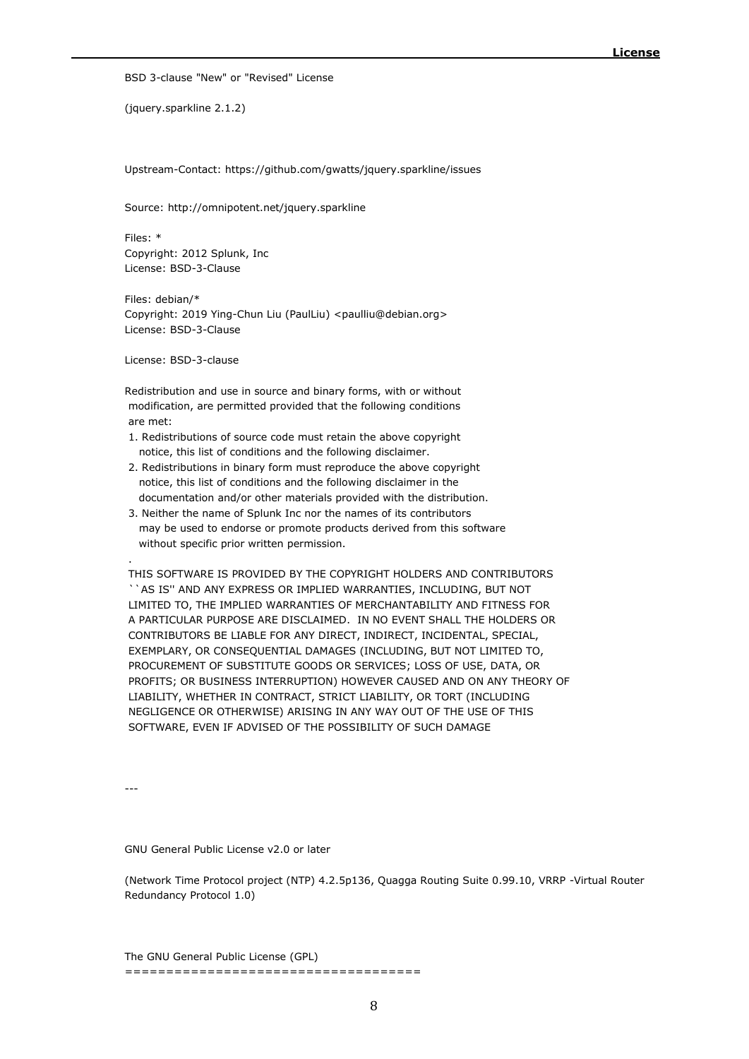BSD 3-clause "New" or "Revised" License

(jquery.sparkline 2.1.2)

Upstream-Contact: https://github.com/gwatts/jquery.sparkline/issues

Source: http://omnipotent.net/jquery.sparkline

Files: *
Copyright: 2012 Splunk, Inc
License: BSD-3-Clause

Files: debian/*
Copyright: 2019 Ying-Chun Liu (PaulLiu) <paulliu@debian.org>
License: BSD-3-Clause

License: BSD-3-clause

Redistribution and use in source and binary forms, with or without modification, are permitted provided that the following conditions are met:

1. Redistributions of source code must retain the above copyright notice, this list of conditions and the following disclaimer.
2. Redistributions in binary form must reproduce the above copyright notice, this list of conditions and the following disclaimer in the documentation and/or other materials provided with the distribution.
3. Neither the name of Splunk Inc nor the names of its contributors may be used to endorse or promote products derived from this software without specific prior written permission.

.

THIS SOFTWARE IS PROVIDED BY THE COPYRIGHT HOLDERS AND CONTRIBUTORS ``AS IS'' AND ANY EXPRESS OR IMPLIED WARRANTIES, INCLUDING, BUT NOT LIMITED TO, THE IMPLIED WARRANTIES OF MERCHANTABILITY AND FITNESS FOR A PARTICULAR PURPOSE ARE DISCLAIMED. IN NO EVENT SHALL THE HOLDERS OR CONTRIBUTORS BE LIABLE FOR ANY DIRECT, INDIRECT, INCIDENTAL, SPECIAL, EXEMPLARY, OR CONSEQUENTIAL DAMAGES (INCLUDING, BUT NOT LIMITED TO, PROCUREMENT OF SUBSTITUTE GOODS OR SERVICES; LOSS OF USE, DATA, OR PROFITS; OR BUSINESS INTERRUPTION) HOWEVER CAUSED AND ON ANY THEORY OF LIABILITY, WHETHER IN CONTRACT, STRICT LIABILITY, OR TORT (INCLUDING NEGLIGENCE OR OTHERWISE) ARISING IN ANY WAY OUT OF THE USE OF THIS SOFTWARE, EVEN IF ADVISED OF THE POSSIBILITY OF SUCH DAMAGE

---

GNU General Public License v2.0 or later

(Network Time Protocol project (NTP) 4.2.5p136, Quagga Routing Suite 0.99.10, VRRP -Virtual Router Redundancy Protocol 1.0)

The GNU General Public License (GPL)
====================================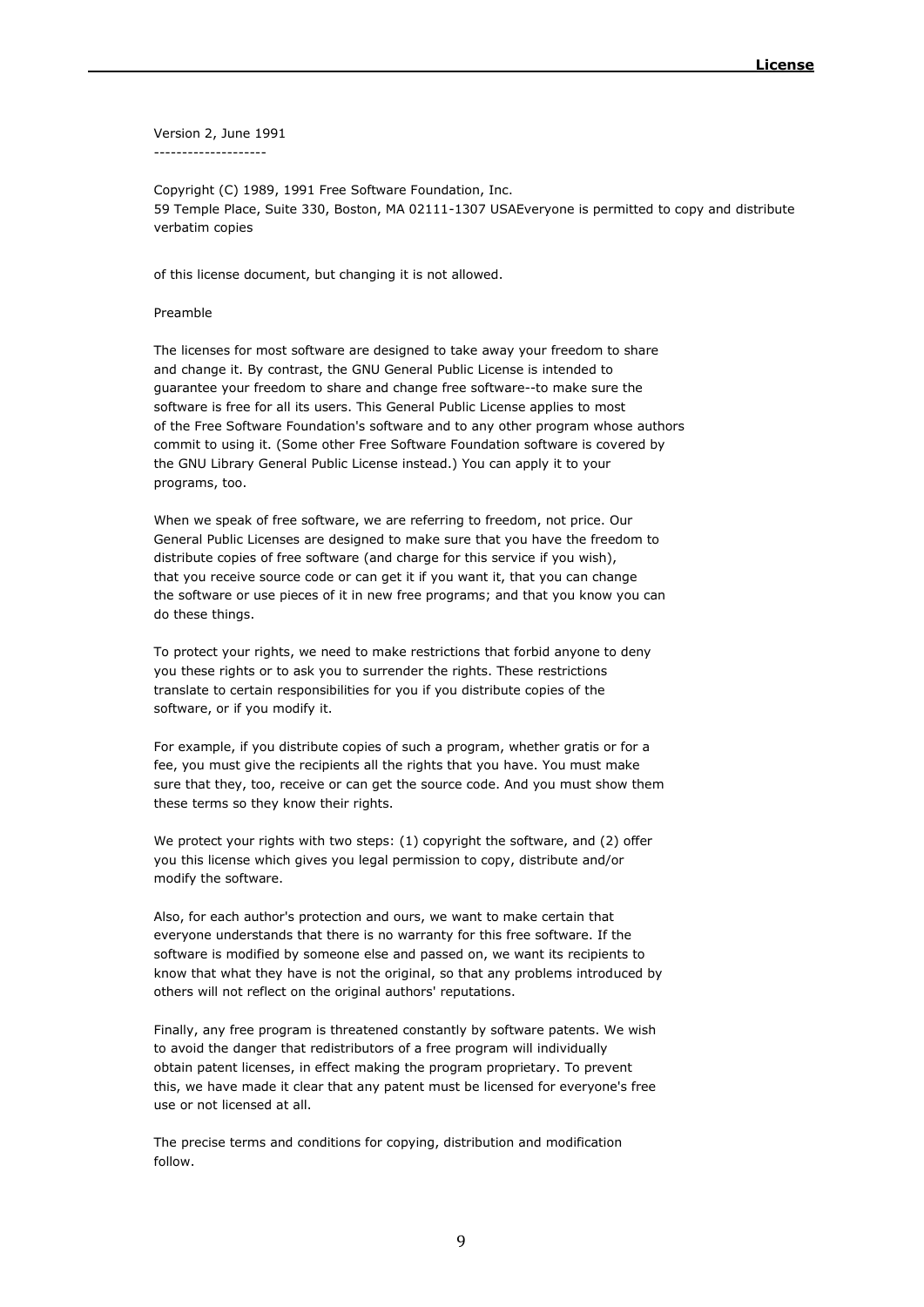Version 2, June 1991
-------------------

Copyright (C) 1989, 1991 Free Software Foundation, Inc.
59 Temple Place, Suite 330, Boston, MA 02111-1307 USAEveryone is permitted to copy and distribute verbatim copies

of this license document, but changing it is not allowed.

Preamble

The licenses for most software are designed to take away your freedom to share and change it. By contrast, the GNU General Public License is intended to guarantee your freedom to share and change free software--to make sure the software is free for all its users. This General Public License applies to most of the Free Software Foundation's software and to any other program whose authors commit to using it. (Some other Free Software Foundation software is covered by the GNU Library General Public License instead.) You can apply it to your programs, too.

When we speak of free software, we are referring to freedom, not price. Our General Public Licenses are designed to make sure that you have the freedom to distribute copies of free software (and charge for this service if you wish), that you receive source code or can get it if you want it, that you can change the software or use pieces of it in new free programs; and that you know you can do these things.

To protect your rights, we need to make restrictions that forbid anyone to deny you these rights or to ask you to surrender the rights. These restrictions translate to certain responsibilities for you if you distribute copies of the software, or if you modify it.

For example, if you distribute copies of such a program, whether gratis or for a fee, you must give the recipients all the rights that you have. You must make sure that they, too, receive or can get the source code. And you must show them these terms so they know their rights.

We protect your rights with two steps: (1) copyright the software, and (2) offer you this license which gives you legal permission to copy, distribute and/or modify the software.

Also, for each author's protection and ours, we want to make certain that everyone understands that there is no warranty for this free software. If the software is modified by someone else and passed on, we want its recipients to know that what they have is not the original, so that any problems introduced by others will not reflect on the original authors' reputations.

Finally, any free program is threatened constantly by software patents. We wish to avoid the danger that redistributors of a free program will individually obtain patent licenses, in effect making the program proprietary. To prevent this, we have made it clear that any patent must be licensed for everyone's free use or not licensed at all.

The precise terms and conditions for copying, distribution and modification follow.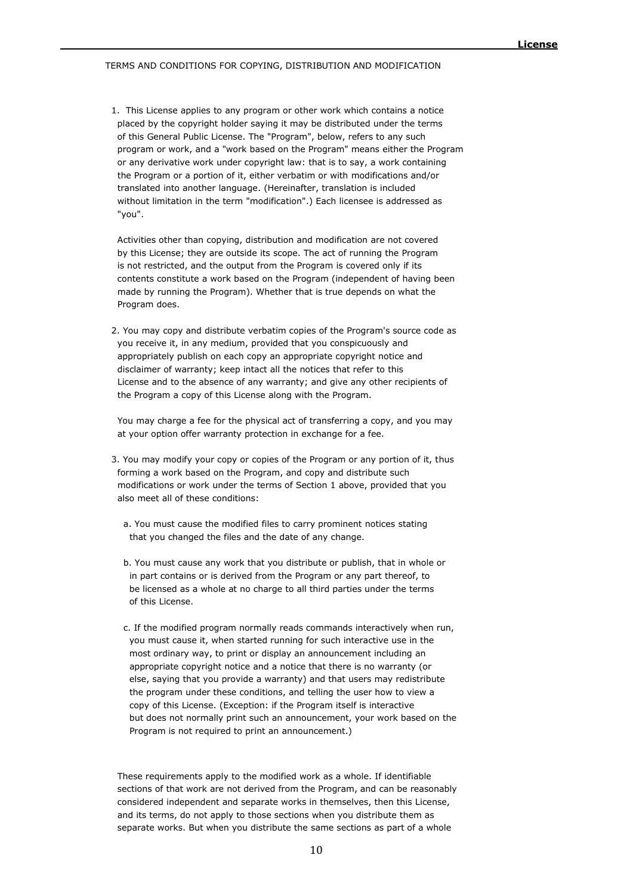TERMS AND CONDITIONS FOR COPYING, DISTRIBUTION AND MODIFICATION

1. This License applies to any program or other work which contains a notice placed by the copyright holder saying it may be distributed under the terms of this General Public License. The "Program", below, refers to any such program or work, and a "work based on the Program" means either the Program or any derivative work under copyright law: that is to say, a work containing the Program or a portion of it, either verbatim or with modifications and/or translated into another language. (Hereinafter, translation is included without limitation in the term "modification".) Each licensee is addressed as "you".

   Activities other than copying, distribution and modification are not covered by this License; they are outside its scope. The act of running the Program is not restricted, and the output from the Program is covered only if its contents constitute a work based on the Program (independent of having been made by running the Program). Whether that is true depends on what the Program does.

2. You may copy and distribute verbatim copies of the Program's source code as you receive it, in any medium, provided that you conspicuously and appropriately publish on each copy an appropriate copyright notice and disclaimer of warranty; keep intact all the notices that refer to this License and to the absence of any warranty; and give any other recipients of the Program a copy of this License along with the Program.

   You may charge a fee for the physical act of transferring a copy, and you may at your option offer warranty protection in exchange for a fee.

3. You may modify your copy or copies of the Program or any portion of it, thus forming a work based on the Program, and copy and distribute such modifications or work under the terms of Section 1 above, provided that you also meet all of these conditions:

   a. You must cause the modified files to carry prominent notices stating that you changed the files and the date of any change.

   b. You must cause any work that you distribute or publish, that in whole or in part contains or is derived from the Program or any part thereof, to be licensed as a whole at no charge to all third parties under the terms of this License.

   c. If the modified program normally reads commands interactively when run, you must cause it, when started running for such interactive use in the most ordinary way, to print or display an announcement including an appropriate copyright notice and a notice that there is no warranty (or else, saying that you provide a warranty) and that users may redistribute the program under these conditions, and telling the user how to view a copy of this License. (Exception: if the Program itself is interactive but does not normally print such an announcement, your work based on the Program is not required to print an announcement.)

   These requirements apply to the modified work as a whole. If identifiable sections of that work are not derived from the Program, and can be reasonably considered independent and separate works in themselves, then this License, and its terms, do not apply to those sections when you distribute them as separate works. But when you distribute the same sections as part of a whole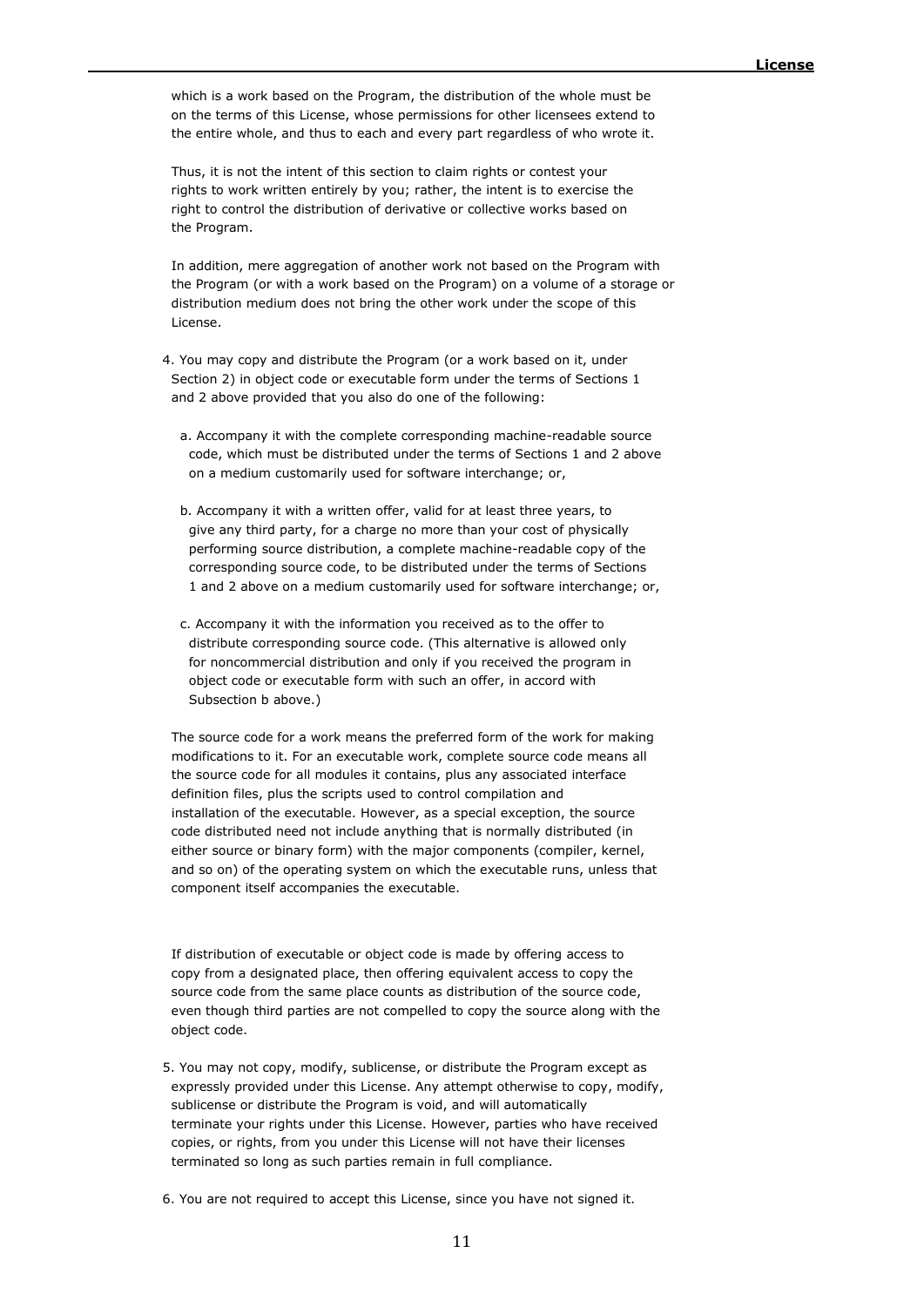which is a work based on the Program, the distribution of the whole must be on the terms of this License, whose permissions for other licensees extend to the entire whole, and thus to each and every part regardless of who wrote it.

Thus, it is not the intent of this section to claim rights or contest your rights to work written entirely by you; rather, the intent is to exercise the right to control the distribution of derivative or collective works based on the Program.

In addition, mere aggregation of another work not based on the Program with the Program (or with a work based on the Program) on a volume of a storage or distribution medium does not bring the other work under the scope of this License.

4. You may copy and distribute the Program (or a work based on it, under Section 2) in object code or executable form under the terms of Sections 1 and 2 above provided that you also do one of the following:

   a. Accompany it with the complete corresponding machine-readable source code, which must be distributed under the terms of Sections 1 and 2 above on a medium customarily used for software interchange; or,

   b. Accompany it with a written offer, valid for at least three years, to give any third party, for a charge no more than your cost of physically performing source distribution, a complete machine-readable copy of the corresponding source code, to be distributed under the terms of Sections 1 and 2 above on a medium customarily used for software interchange; or,

   c. Accompany it with the information you received as to the offer to distribute corresponding source code. (This alternative is allowed only for noncommercial distribution and only if you received the program in object code or executable form with such an offer, in accord with Subsection b above.)

   The source code for a work means the preferred form of the work for making modifications to it. For an executable work, complete source code means all the source code for all modules it contains, plus any associated interface definition files, plus the scripts used to control compilation and installation of the executable. However, as a special exception, the source code distributed need not include anything that is normally distributed (in either source or binary form) with the major components (compiler, kernel, and so on) of the operating system on which the executable runs, unless that component itself accompanies the executable.

   If distribution of executable or object code is made by offering access to copy from a designated place, then offering equivalent access to copy the source code from the same place counts as distribution of the source code, even though third parties are not compelled to copy the source along with the object code.

5. You may not copy, modify, sublicense, or distribute the Program except as expressly provided under this License. Any attempt otherwise to copy, modify, sublicense or distribute the Program is void, and will automatically terminate your rights under this License. However, parties who have received copies, or rights, from you under this License will not have their licenses terminated so long as such parties remain in full compliance.

6. You are not required to accept this License, since you have not signed it.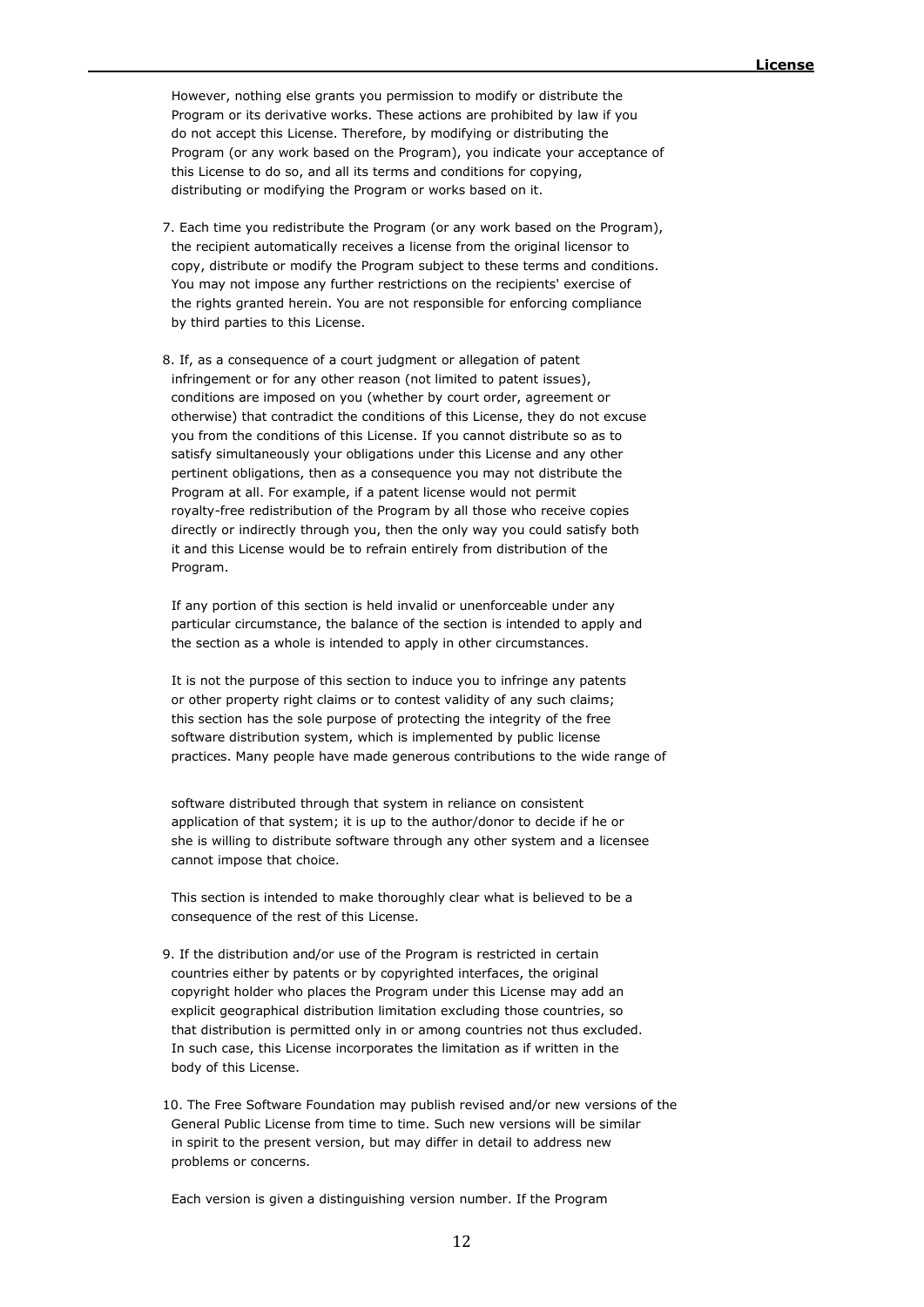However, nothing else grants you permission to modify or distribute the Program or its derivative works. These actions are prohibited by law if you do not accept this License. Therefore, by modifying or distributing the Program (or any work based on the Program), you indicate your acceptance of this License to do so, and all its terms and conditions for copying, distributing or modifying the Program or works based on it.

7. Each time you redistribute the Program (or any work based on the Program), the recipient automatically receives a license from the original licensor to copy, distribute or modify the Program subject to these terms and conditions. You may not impose any further restrictions on the recipients' exercise of the rights granted herein. You are not responsible for enforcing compliance by third parties to this License.

8. If, as a consequence of a court judgment or allegation of patent infringement or for any other reason (not limited to patent issues), conditions are imposed on you (whether by court order, agreement or otherwise) that contradict the conditions of this License, they do not excuse you from the conditions of this License. If you cannot distribute so as to satisfy simultaneously your obligations under this License and any other pertinent obligations, then as a consequence you may not distribute the Program at all. For example, if a patent license would not permit royalty-free redistribution of the Program by all those who receive copies directly or indirectly through you, then the only way you could satisfy both it and this License would be to refrain entirely from distribution of the Program.

   If any portion of this section is held invalid or unenforceable under any particular circumstance, the balance of the section is intended to apply and the section as a whole is intended to apply in other circumstances.

   It is not the purpose of this section to induce you to infringe any patents or other property right claims or to contest validity of any such claims; this section has the sole purpose of protecting the integrity of the free software distribution system, which is implemented by public license practices. Many people have made generous contributions to the wide range of software distributed through that system in reliance on consistent application of that system; it is up to the author/donor to decide if he or she is willing to distribute software through any other system and a licensee cannot impose that choice.

   This section is intended to make thoroughly clear what is believed to be a consequence of the rest of this License.

9. If the distribution and/or use of the Program is restricted in certain countries either by patents or by copyrighted interfaces, the original copyright holder who places the Program under this License may add an explicit geographical distribution limitation excluding those countries, so that distribution is permitted only in or among countries not thus excluded. In such case, this License incorporates the limitation as if written in the body of this License.

10. The Free Software Foundation may publish revised and/or new versions of the General Public License from time to time. Such new versions will be similar in spirit to the present version, but may differ in detail to address new problems or concerns.

   Each version is given a distinguishing version number. If the Program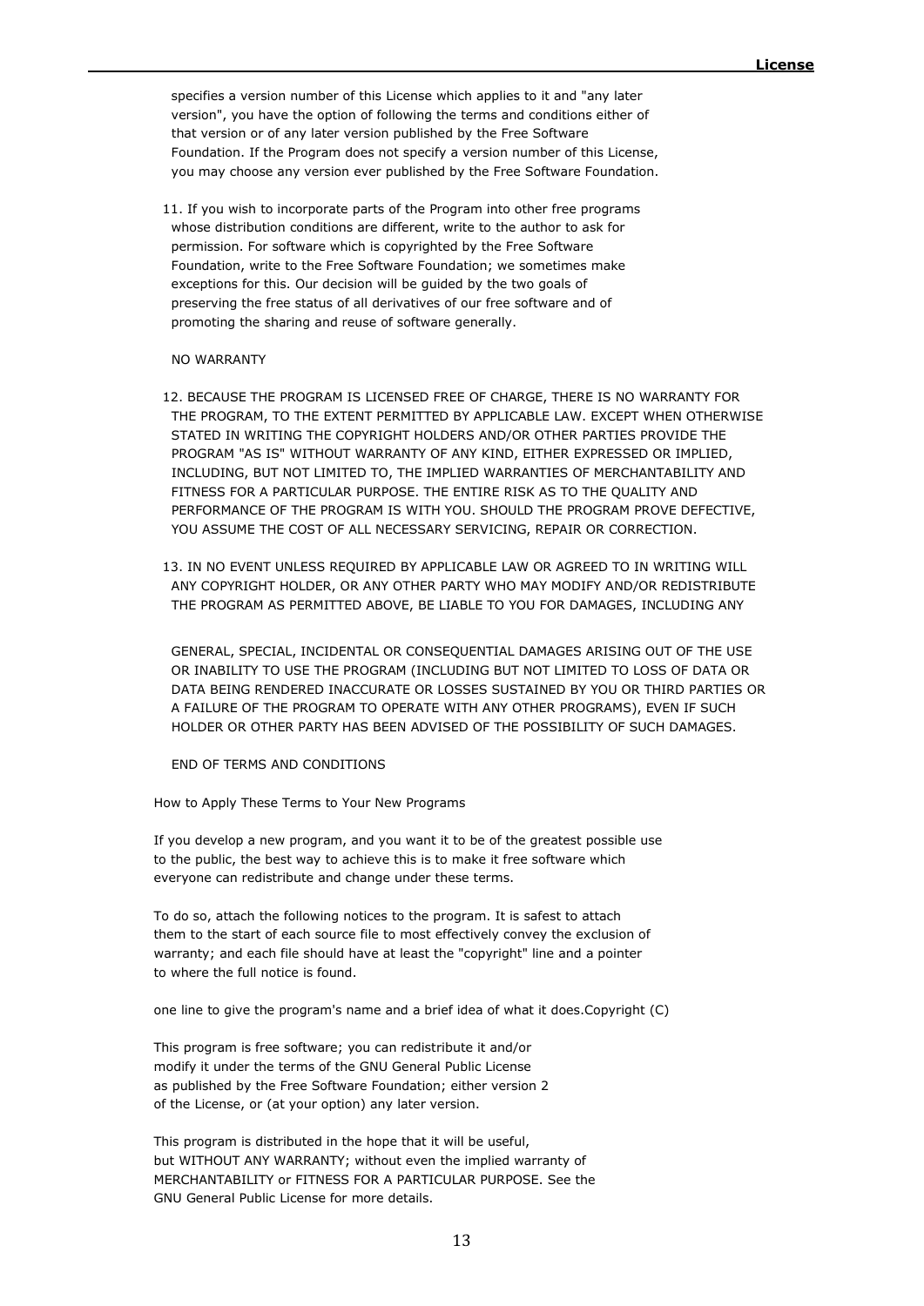specifies a version number of this License which applies to it and "any later version", you have the option of following the terms and conditions either of that version or of any later version published by the Free Software Foundation. If the Program does not specify a version number of this License, you may choose any version ever published by the Free Software Foundation.

11. If you wish to incorporate parts of the Program into other free programs whose distribution conditions are different, write to the author to ask for permission. For software which is copyrighted by the Free Software Foundation, write to the Free Software Foundation; we sometimes make exceptions for this. Our decision will be guided by the two goals of preserving the free status of all derivatives of our free software and of promoting the sharing and reuse of software generally.

NO WARRANTY

12. BECAUSE THE PROGRAM IS LICENSED FREE OF CHARGE, THERE IS NO WARRANTY FOR THE PROGRAM, TO THE EXTENT PERMITTED BY APPLICABLE LAW. EXCEPT WHEN OTHERWISE STATED IN WRITING THE COPYRIGHT HOLDERS AND/OR OTHER PARTIES PROVIDE THE PROGRAM "AS IS" WITHOUT WARRANTY OF ANY KIND, EITHER EXPRESSED OR IMPLIED, INCLUDING, BUT NOT LIMITED TO, THE IMPLIED WARRANTIES OF MERCHANTABILITY AND FITNESS FOR A PARTICULAR PURPOSE. THE ENTIRE RISK AS TO THE QUALITY AND PERFORMANCE OF THE PROGRAM IS WITH YOU. SHOULD THE PROGRAM PROVE DEFECTIVE, YOU ASSUME THE COST OF ALL NECESSARY SERVICING, REPAIR OR CORRECTION.

13. IN NO EVENT UNLESS REQUIRED BY APPLICABLE LAW OR AGREED TO IN WRITING WILL ANY COPYRIGHT HOLDER, OR ANY OTHER PARTY WHO MAY MODIFY AND/OR REDISTRIBUTE THE PROGRAM AS PERMITTED ABOVE, BE LIABLE TO YOU FOR DAMAGES, INCLUDING ANY

GENERAL, SPECIAL, INCIDENTAL OR CONSEQUENTIAL DAMAGES ARISING OUT OF THE USE OR INABILITY TO USE THE PROGRAM (INCLUDING BUT NOT LIMITED TO LOSS OF DATA OR DATA BEING RENDERED INACCURATE OR LOSSES SUSTAINED BY YOU OR THIRD PARTIES OR A FAILURE OF THE PROGRAM TO OPERATE WITH ANY OTHER PROGRAMS), EVEN IF SUCH HOLDER OR OTHER PARTY HAS BEEN ADVISED OF THE POSSIBILITY OF SUCH DAMAGES.

END OF TERMS AND CONDITIONS

How to Apply These Terms to Your New Programs

If you develop a new program, and you want it to be of the greatest possible use to the public, the best way to achieve this is to make it free software which everyone can redistribute and change under these terms.

To do so, attach the following notices to the program. It is safest to attach them to the start of each source file to most effectively convey the exclusion of warranty; and each file should have at least the "copyright" line and a pointer to where the full notice is found.

one line to give the program's name and a brief idea of what it does.Copyright (C)

This program is free software; you can redistribute it and/or modify it under the terms of the GNU General Public License as published by the Free Software Foundation; either version 2 of the License, or (at your option) any later version.

This program is distributed in the hope that it will be useful, but WITHOUT ANY WARRANTY; without even the implied warranty of MERCHANTABILITY or FITNESS FOR A PARTICULAR PURPOSE. See the GNU General Public License for more details.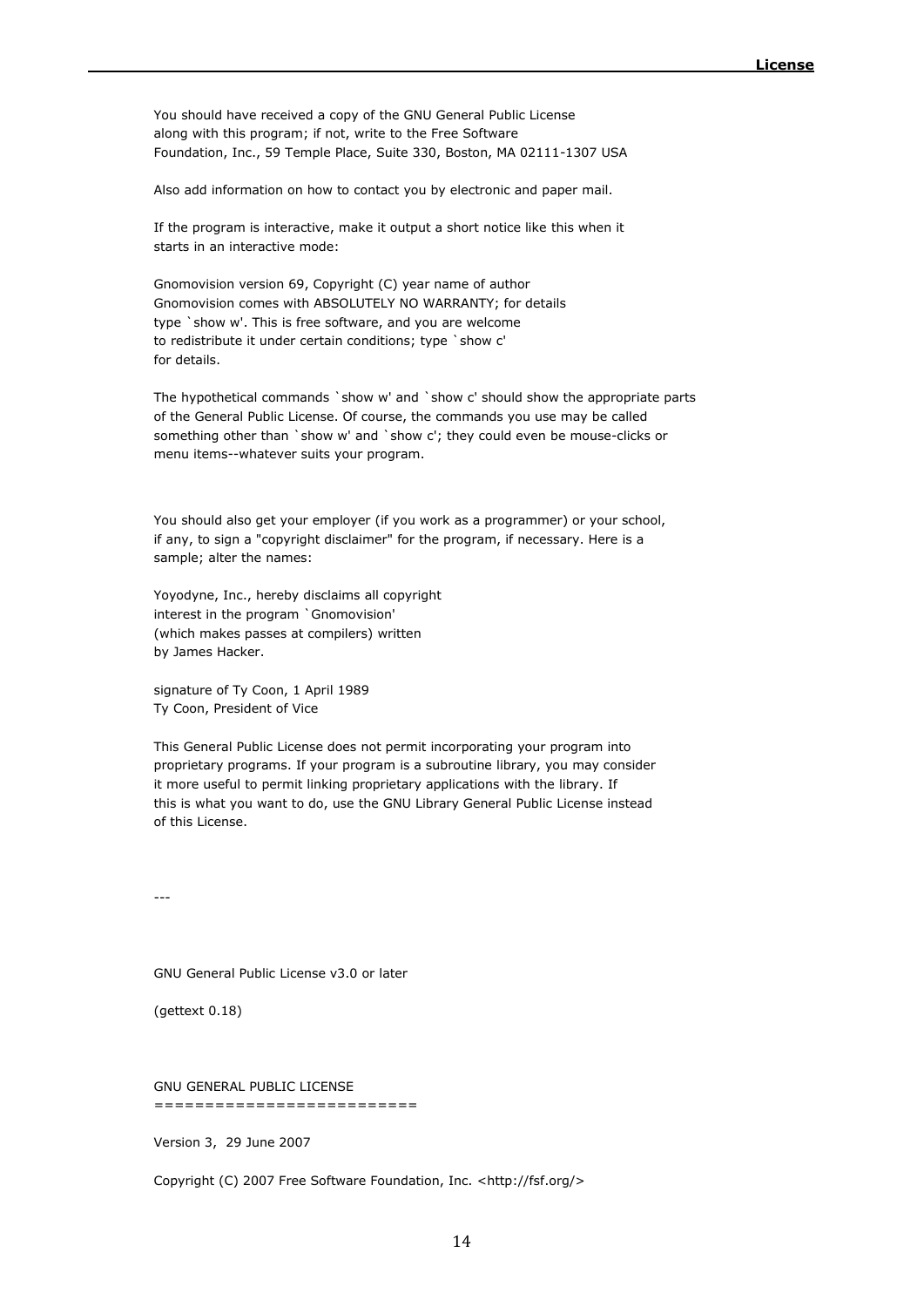You should have received a copy of the GNU General Public License
along with this program; if not, write to the Free Software
Foundation, Inc., 59 Temple Place, Suite 330, Boston, MA 02111-1307 USA

Also add information on how to contact you by electronic and paper mail.

If the program is interactive, make it output a short notice like this when it
starts in an interactive mode:

Gnomovision version 69, Copyright (C) year name of author
Gnomovision comes with ABSOLUTELY NO WARRANTY; for details
type `show w'. This is free software, and you are welcome
to redistribute it under certain conditions; type `show c'
for details.

The hypothetical commands `show w' and `show c' should show the appropriate parts
of the General Public License. Of course, the commands you use may be called
something other than `show w' and `show c'; they could even be mouse-clicks or
menu items--whatever suits your program.

You should also get your employer (if you work as a programmer) or your school,
if any, to sign a "copyright disclaimer" for the program, if necessary. Here is a
sample; alter the names:

Yoyodyne, Inc., hereby disclaims all copyright
interest in the program `Gnomovision'
(which makes passes at compilers) written
by James Hacker.

signature of Ty Coon, 1 April 1989
Ty Coon, President of Vice

This General Public License does not permit incorporating your program into
proprietary programs. If your program is a subroutine library, you may consider
it more useful to permit linking proprietary applications with the library. If
this is what you want to do, use the GNU Library General Public License instead
of this License.

---

GNU General Public License v3.0 or later

(gettext 0.18)

GNU GENERAL PUBLIC LICENSE
=========================

Version 3, 29 June 2007

Copyright (C) 2007 Free Software Foundation, Inc. <http://fsf.org/>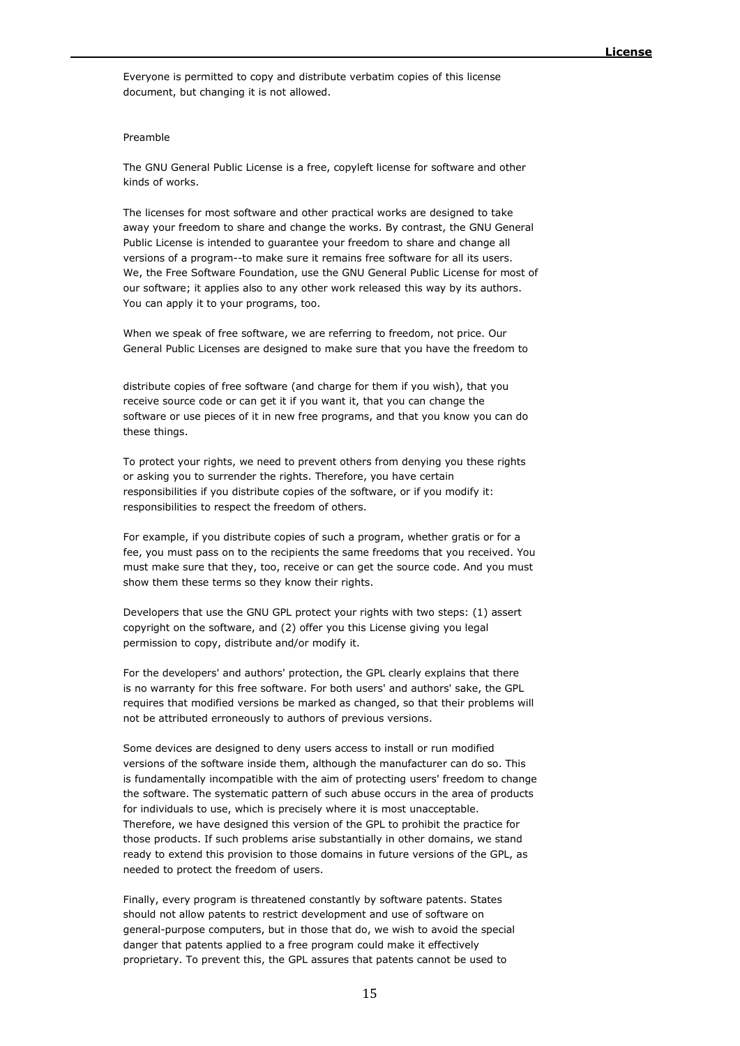Everyone is permitted to copy and distribute verbatim copies of this license document, but changing it is not allowed.

Preamble

The GNU General Public License is a free, copyleft license for software and other kinds of works.

The licenses for most software and other practical works are designed to take away your freedom to share and change the works. By contrast, the GNU General Public License is intended to guarantee your freedom to share and change all versions of a program--to make sure it remains free software for all its users. We, the Free Software Foundation, use the GNU General Public License for most of our software; it applies also to any other work released this way by its authors. You can apply it to your programs, too.

When we speak of free software, we are referring to freedom, not price. Our General Public Licenses are designed to make sure that you have the freedom to distribute copies of free software (and charge for them if you wish), that you receive source code or can get it if you want it, that you can change the software or use pieces of it in new free programs, and that you know you can do these things.

To protect your rights, we need to prevent others from denying you these rights or asking you to surrender the rights. Therefore, you have certain responsibilities if you distribute copies of the software, or if you modify it: responsibilities to respect the freedom of others.

For example, if you distribute copies of such a program, whether gratis or for a fee, you must pass on to the recipients the same freedoms that you received. You must make sure that they, too, receive or can get the source code. And you must show them these terms so they know their rights.

Developers that use the GNU GPL protect your rights with two steps: (1) assert copyright on the software, and (2) offer you this License giving you legal permission to copy, distribute and/or modify it.

For the developers' and authors' protection, the GPL clearly explains that there is no warranty for this free software. For both users' and authors' sake, the GPL requires that modified versions be marked as changed, so that their problems will not be attributed erroneously to authors of previous versions.

Some devices are designed to deny users access to install or run modified versions of the software inside them, although the manufacturer can do so. This is fundamentally incompatible with the aim of protecting users' freedom to change the software. The systematic pattern of such abuse occurs in the area of products for individuals to use, which is precisely where it is most unacceptable. Therefore, we have designed this version of the GPL to prohibit the practice for those products. If such problems arise substantially in other domains, we stand ready to extend this provision to those domains in future versions of the GPL, as needed to protect the freedom of users.

Finally, every program is threatened constantly by software patents. States should not allow patents to restrict development and use of software on general-purpose computers, but in those that do, we wish to avoid the special danger that patents applied to a free program could make it effectively proprietary. To prevent this, the GPL assures that patents cannot be used to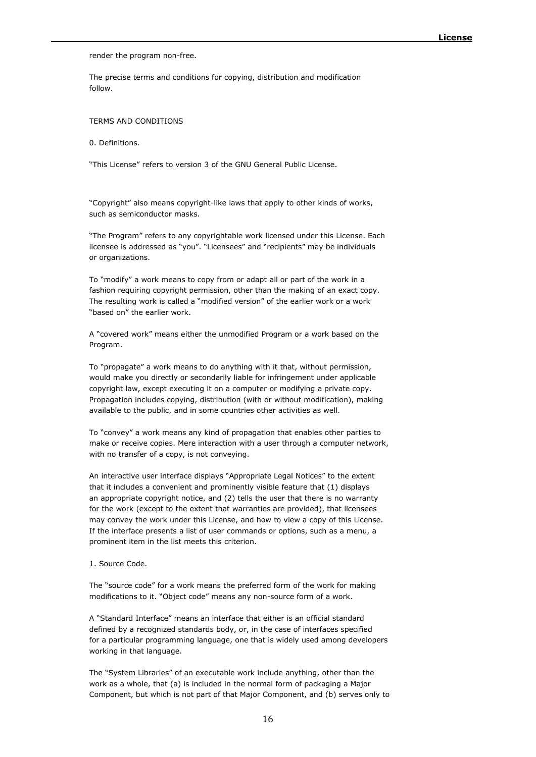render the program non-free.

The precise terms and conditions for copying, distribution and modification follow.

TERMS AND CONDITIONS

0. Definitions.

“This License” refers to version 3 of the GNU General Public License.

“Copyright” also means copyright-like laws that apply to other kinds of works, such as semiconductor masks.

“The Program” refers to any copyrightable work licensed under this License. Each licensee is addressed as “you”. “Licensees” and “recipients” may be individuals or organizations.

To “modify” a work means to copy from or adapt all or part of the work in a fashion requiring copyright permission, other than the making of an exact copy. The resulting work is called a “modified version” of the earlier work or a work “based on” the earlier work.

A “covered work” means either the unmodified Program or a work based on the Program.

To “propagate” a work means to do anything with it that, without permission, would make you directly or secondarily liable for infringement under applicable copyright law, except executing it on a computer or modifying a private copy. Propagation includes copying, distribution (with or without modification), making available to the public, and in some countries other activities as well.

To “convey” a work means any kind of propagation that enables other parties to make or receive copies. Mere interaction with a user through a computer network, with no transfer of a copy, is not conveying.

An interactive user interface displays “Appropriate Legal Notices” to the extent that it includes a convenient and prominently visible feature that (1) displays an appropriate copyright notice, and (2) tells the user that there is no warranty for the work (except to the extent that warranties are provided), that licensees may convey the work under this License, and how to view a copy of this License. If the interface presents a list of user commands or options, such as a menu, a prominent item in the list meets this criterion.

1. Source Code.

The “source code” for a work means the preferred form of the work for making modifications to it. “Object code” means any non-source form of a work.

A “Standard Interface” means an interface that either is an official standard defined by a recognized standards body, or, in the case of interfaces specified for a particular programming language, one that is widely used among developers working in that language.

The “System Libraries” of an executable work include anything, other than the work as a whole, that (a) is included in the normal form of packaging a Major Component, but which is not part of that Major Component, and (b) serves only to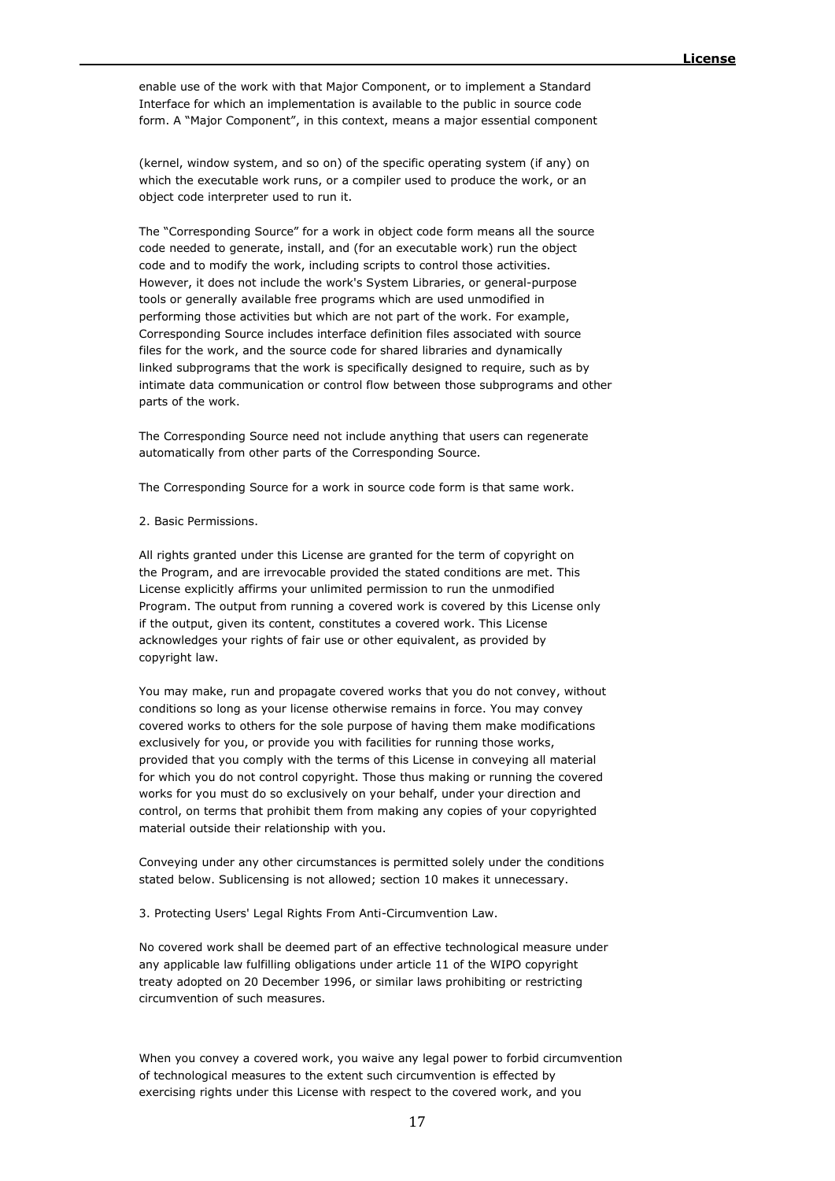enable use of the work with that Major Component, or to implement a Standard Interface for which an implementation is available to the public in source code form. A “Major Component”, in this context, means a major essential component

(kernel, window system, and so on) of the specific operating system (if any) on which the executable work runs, or a compiler used to produce the work, or an object code interpreter used to run it.

The “Corresponding Source” for a work in object code form means all the source code needed to generate, install, and (for an executable work) run the object code and to modify the work, including scripts to control those activities. However, it does not include the work's System Libraries, or general-purpose tools or generally available free programs which are used unmodified in performing those activities but which are not part of the work. For example, Corresponding Source includes interface definition files associated with source files for the work, and the source code for shared libraries and dynamically linked subprograms that the work is specifically designed to require, such as by intimate data communication or control flow between those subprograms and other parts of the work.

The Corresponding Source need not include anything that users can regenerate automatically from other parts of the Corresponding Source.

The Corresponding Source for a work in source code form is that same work.

2. Basic Permissions.

All rights granted under this License are granted for the term of copyright on the Program, and are irrevocable provided the stated conditions are met. This License explicitly affirms your unlimited permission to run the unmodified Program. The output from running a covered work is covered by this License only if the output, given its content, constitutes a covered work. This License acknowledges your rights of fair use or other equivalent, as provided by copyright law.

You may make, run and propagate covered works that you do not convey, without conditions so long as your license otherwise remains in force. You may convey covered works to others for the sole purpose of having them make modifications exclusively for you, or provide you with facilities for running those works, provided that you comply with the terms of this License in conveying all material for which you do not control copyright. Those thus making or running the covered works for you must do so exclusively on your behalf, under your direction and control, on terms that prohibit them from making any copies of your copyrighted material outside their relationship with you.

Conveying under any other circumstances is permitted solely under the conditions stated below. Sublicensing is not allowed; section 10 makes it unnecessary.

3. Protecting Users' Legal Rights From Anti-Circumvention Law.

No covered work shall be deemed part of an effective technological measure under any applicable law fulfilling obligations under article 11 of the WIPO copyright treaty adopted on 20 December 1996, or similar laws prohibiting or restricting circumvention of such measures.

When you convey a covered work, you waive any legal power to forbid circumvention of technological measures to the extent such circumvention is effected by exercising rights under this License with respect to the covered work, and you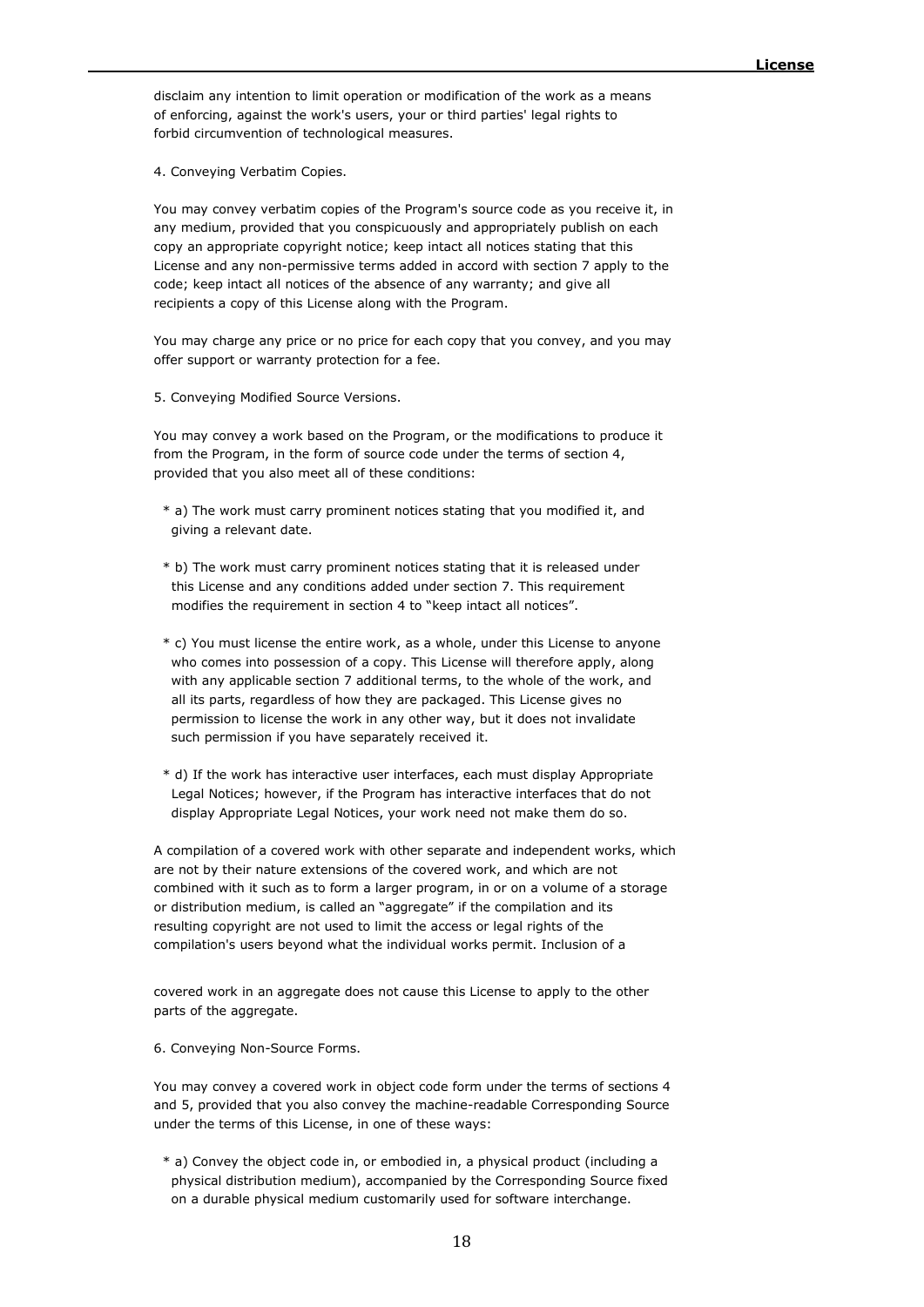disclaim any intention to limit operation or modification of the work as a means of enforcing, against the work's users, your or third parties' legal rights to forbid circumvention of technological measures.

4. Conveying Verbatim Copies.

You may convey verbatim copies of the Program's source code as you receive it, in any medium, provided that you conspicuously and appropriately publish on each copy an appropriate copyright notice; keep intact all notices stating that this License and any non-permissive terms added in accord with section 7 apply to the code; keep intact all notices of the absence of any warranty; and give all recipients a copy of this License along with the Program.

You may charge any price or no price for each copy that you convey, and you may offer support or warranty protection for a fee.

5. Conveying Modified Source Versions.

You may convey a work based on the Program, or the modifications to produce it from the Program, in the form of source code under the terms of section 4, provided that you also meet all of these conditions:

* a) The work must carry prominent notices stating that you modified it, and giving a relevant date.

* b) The work must carry prominent notices stating that it is released under this License and any conditions added under section 7. This requirement modifies the requirement in section 4 to "keep intact all notices".

* c) You must license the entire work, as a whole, under this License to anyone who comes into possession of a copy. This License will therefore apply, along with any applicable section 7 additional terms, to the whole of the work, and all its parts, regardless of how they are packaged. This License gives no permission to license the work in any other way, but it does not invalidate such permission if you have separately received it.

* d) If the work has interactive user interfaces, each must display Appropriate Legal Notices; however, if the Program has interactive interfaces that do not display Appropriate Legal Notices, your work need not make them do so.

A compilation of a covered work with other separate and independent works, which are not by their nature extensions of the covered work, and which are not combined with it such as to form a larger program, in or on a volume of a storage or distribution medium, is called an "aggregate" if the compilation and its resulting copyright are not used to limit the access or legal rights of the compilation's users beyond what the individual works permit. Inclusion of a covered work in an aggregate does not cause this License to apply to the other parts of the aggregate.

6. Conveying Non-Source Forms.

You may convey a covered work in object code form under the terms of sections 4 and 5, provided that you also convey the machine-readable Corresponding Source under the terms of this License, in one of these ways:

* a) Convey the object code in, or embodied in, a physical product (including a physical distribution medium), accompanied by the Corresponding Source fixed on a durable physical medium customarily used for software interchange.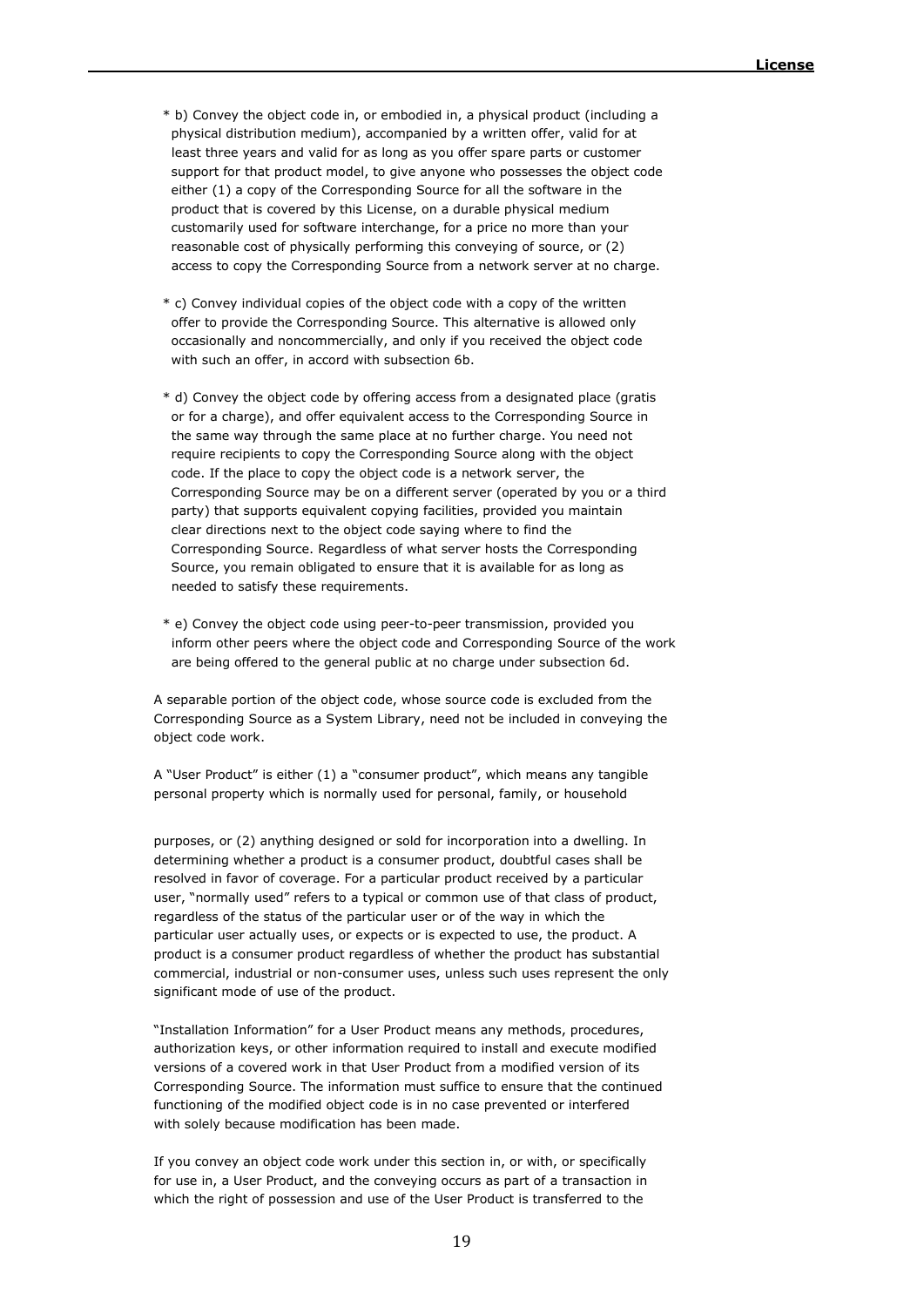* b) Convey the object code in, or embodied in, a physical product (including a physical distribution medium), accompanied by a written offer, valid for at least three years and valid for as long as you offer spare parts or customer support for that product model, to give anyone who possesses the object code either (1) a copy of the Corresponding Source for all the software in the product that is covered by this License, on a durable physical medium customarily used for software interchange, for a price no more than your reasonable cost of physically performing this conveying of source, or (2) access to copy the Corresponding Source from a network server at no charge.

* c) Convey individual copies of the object code with a copy of the written offer to provide the Corresponding Source. This alternative is allowed only occasionally and noncommercially, and only if you received the object code with such an offer, in accord with subsection 6b.

* d) Convey the object code by offering access from a designated place (gratis or for a charge), and offer equivalent access to the Corresponding Source in the same way through the same place at no further charge. You need not require recipients to copy the Corresponding Source along with the object code. If the place to copy the object code is a network server, the Corresponding Source may be on a different server (operated by you or a third party) that supports equivalent copying facilities, provided you maintain clear directions next to the object code saying where to find the Corresponding Source. Regardless of what server hosts the Corresponding Source, you remain obligated to ensure that it is available for as long as needed to satisfy these requirements.

* e) Convey the object code using peer-to-peer transmission, provided you inform other peers where the object code and Corresponding Source of the work are being offered to the general public at no charge under subsection 6d.

A separable portion of the object code, whose source code is excluded from the Corresponding Source as a System Library, need not be included in conveying the object code work.

A "User Product" is either (1) a "consumer product", which means any tangible personal property which is normally used for personal, family, or household purposes, or (2) anything designed or sold for incorporation into a dwelling. In determining whether a product is a consumer product, doubtful cases shall be resolved in favor of coverage. For a particular product received by a particular user, "normally used" refers to a typical or common use of that class of product, regardless of the status of the particular user or of the way in which the particular user actually uses, or expects or is expected to use, the product. A product is a consumer product regardless of whether the product has substantial commercial, industrial or non-consumer uses, unless such uses represent the only significant mode of use of the product.

"Installation Information" for a User Product means any methods, procedures, authorization keys, or other information required to install and execute modified versions of a covered work in that User Product from a modified version of its Corresponding Source. The information must suffice to ensure that the continued functioning of the modified object code is in no case prevented or interfered with solely because modification has been made.

If you convey an object code work under this section in, or with, or specifically for use in, a User Product, and the conveying occurs as part of a transaction in which the right of possession and use of the User Product is transferred to the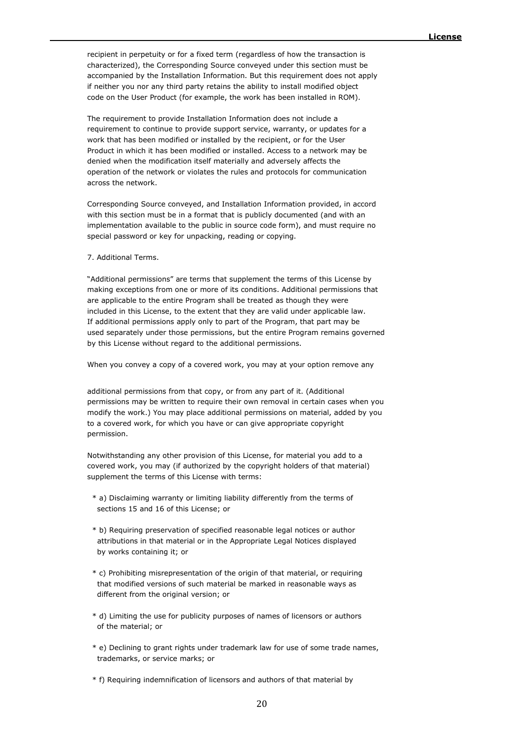recipient in perpetuity or for a fixed term (regardless of how the transaction is characterized), the Corresponding Source conveyed under this section must be accompanied by the Installation Information. But this requirement does not apply if neither you nor any third party retains the ability to install modified object code on the User Product (for example, the work has been installed in ROM).

The requirement to provide Installation Information does not include a requirement to continue to provide support service, warranty, or updates for a work that has been modified or installed by the recipient, or for the User Product in which it has been modified or installed. Access to a network may be denied when the modification itself materially and adversely affects the operation of the network or violates the rules and protocols for communication across the network.

Corresponding Source conveyed, and Installation Information provided, in accord with this section must be in a format that is publicly documented (and with an implementation available to the public in source code form), and must require no special password or key for unpacking, reading or copying.

7. Additional Terms.

“Additional permissions” are terms that supplement the terms of this License by making exceptions from one or more of its conditions. Additional permissions that are applicable to the entire Program shall be treated as though they were included in this License, to the extent that they are valid under applicable law. If additional permissions apply only to part of the Program, that part may be used separately under those permissions, but the entire Program remains governed by this License without regard to the additional permissions.

When you convey a copy of a covered work, you may at your option remove any additional permissions from that copy, or from any part of it. (Additional permissions may be written to require their own removal in certain cases when you modify the work.) You may place additional permissions on material, added by you to a covered work, for which you have or can give appropriate copyright permission.

Notwithstanding any other provision of this License, for material you add to a covered work, you may (if authorized by the copyright holders of that material) supplement the terms of this License with terms:

* a) Disclaiming warranty or limiting liability differently from the terms of sections 15 and 16 of this License; or

* b) Requiring preservation of specified reasonable legal notices or author attributions in that material or in the Appropriate Legal Notices displayed by works containing it; or

* c) Prohibiting misrepresentation of the origin of that material, or requiring that modified versions of such material be marked in reasonable ways as different from the original version; or

* d) Limiting the use for publicity purposes of names of licensors or authors of the material; or

* e) Declining to grant rights under trademark law for use of some trade names, trademarks, or service marks; or

* f) Requiring indemnification of licensors and authors of that material by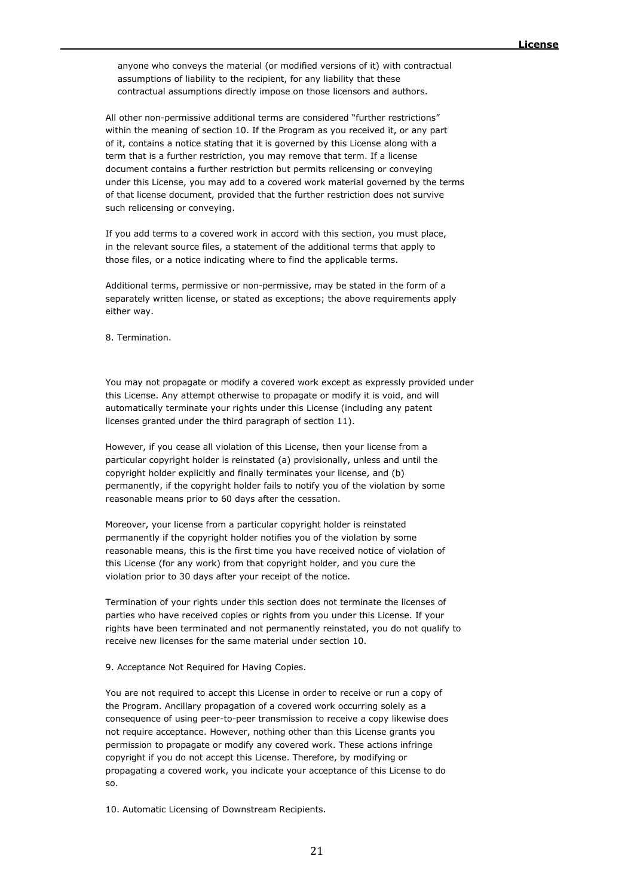anyone who conveys the material (or modified versions of it) with contractual assumptions of liability to the recipient, for any liability that these contractual assumptions directly impose on those licensors and authors.

All other non-permissive additional terms are considered “further restrictions” within the meaning of section 10. If the Program as you received it, or any part of it, contains a notice stating that it is governed by this License along with a term that is a further restriction, you may remove that term. If a license document contains a further restriction but permits relicensing or conveying under this License, you may add to a covered work material governed by the terms of that license document, provided that the further restriction does not survive such relicensing or conveying.

If you add terms to a covered work in accord with this section, you must place, in the relevant source files, a statement of the additional terms that apply to those files, or a notice indicating where to find the applicable terms.

Additional terms, permissive or non-permissive, may be stated in the form of a separately written license, or stated as exceptions; the above requirements apply either way.

8. Termination.

You may not propagate or modify a covered work except as expressly provided under this License. Any attempt otherwise to propagate or modify it is void, and will automatically terminate your rights under this License (including any patent licenses granted under the third paragraph of section 11).

However, if you cease all violation of this License, then your license from a particular copyright holder is reinstated (a) provisionally, unless and until the copyright holder explicitly and finally terminates your license, and (b) permanently, if the copyright holder fails to notify you of the violation by some reasonable means prior to 60 days after the cessation.

Moreover, your license from a particular copyright holder is reinstated permanently if the copyright holder notifies you of the violation by some reasonable means, this is the first time you have received notice of violation of this License (for any work) from that copyright holder, and you cure the violation prior to 30 days after your receipt of the notice.

Termination of your rights under this section does not terminate the licenses of parties who have received copies or rights from you under this License. If your rights have been terminated and not permanently reinstated, you do not qualify to receive new licenses for the same material under section 10.

9. Acceptance Not Required for Having Copies.

You are not required to accept this License in order to receive or run a copy of the Program. Ancillary propagation of a covered work occurring solely as a consequence of using peer-to-peer transmission to receive a copy likewise does not require acceptance. However, nothing other than this License grants you permission to propagate or modify any covered work. These actions infringe copyright if you do not accept this License. Therefore, by modifying or propagating a covered work, you indicate your acceptance of this License to do so.

10. Automatic Licensing of Downstream Recipients.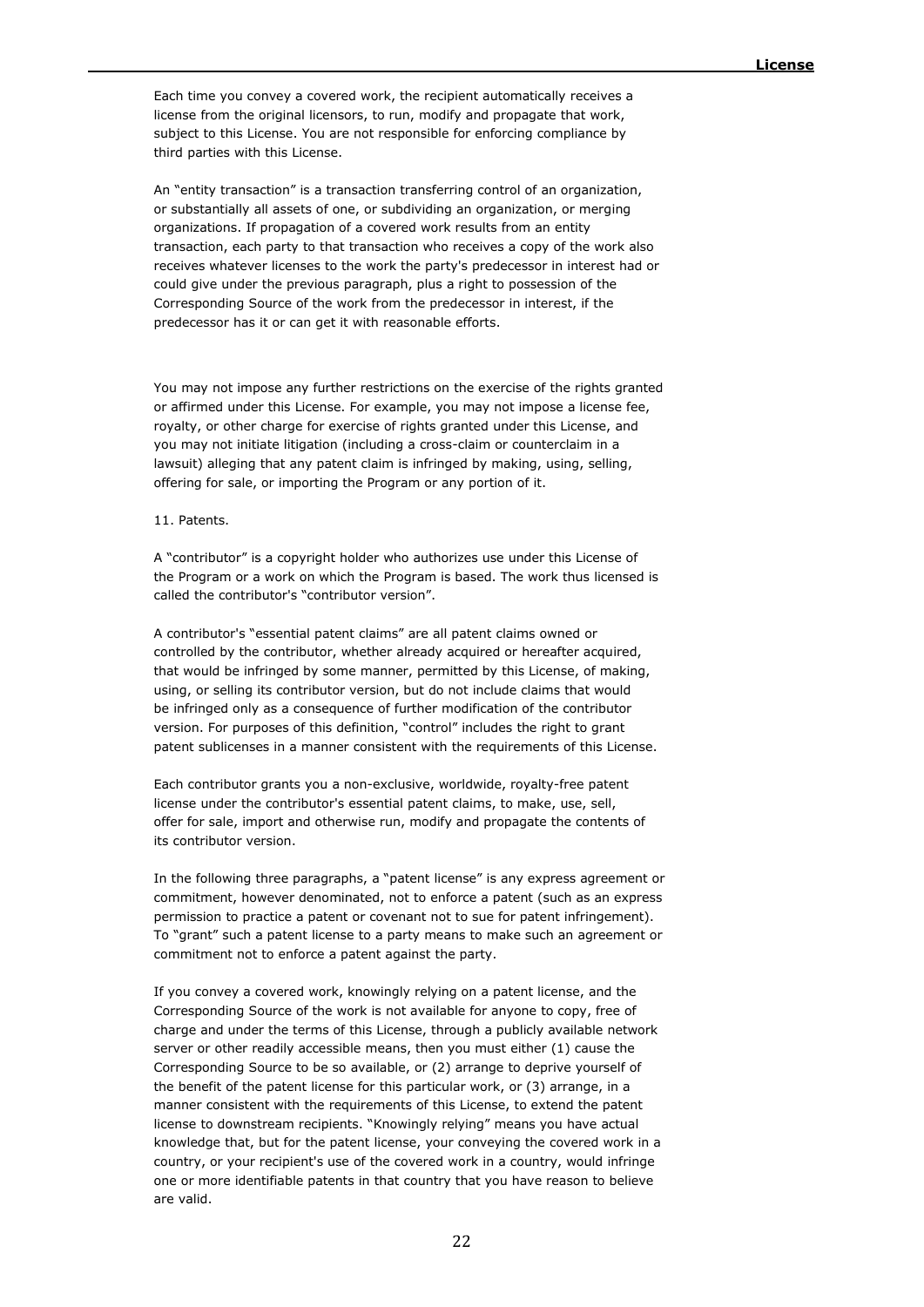Each time you convey a covered work, the recipient automatically receives a license from the original licensors, to run, modify and propagate that work, subject to this License. You are not responsible for enforcing compliance by third parties with this License.

An “entity transaction” is a transaction transferring control of an organization, or substantially all assets of one, or subdividing an organization, or merging organizations. If propagation of a covered work results from an entity transaction, each party to that transaction who receives a copy of the work also receives whatever licenses to the work the party's predecessor in interest had or could give under the previous paragraph, plus a right to possession of the Corresponding Source of the work from the predecessor in interest, if the predecessor has it or can get it with reasonable efforts.

You may not impose any further restrictions on the exercise of the rights granted or affirmed under this License. For example, you may not impose a license fee, royalty, or other charge for exercise of rights granted under this License, and you may not initiate litigation (including a cross-claim or counterclaim in a lawsuit) alleging that any patent claim is infringed by making, using, selling, offering for sale, or importing the Program or any portion of it.

11. Patents.

A “contributor” is a copyright holder who authorizes use under this License of the Program or a work on which the Program is based. The work thus licensed is called the contributor's “contributor version”.

A contributor's “essential patent claims” are all patent claims owned or controlled by the contributor, whether already acquired or hereafter acquired, that would be infringed by some manner, permitted by this License, of making, using, or selling its contributor version, but do not include claims that would be infringed only as a consequence of further modification of the contributor version. For purposes of this definition, “control” includes the right to grant patent sublicenses in a manner consistent with the requirements of this License.

Each contributor grants you a non-exclusive, worldwide, royalty-free patent license under the contributor's essential patent claims, to make, use, sell, offer for sale, import and otherwise run, modify and propagate the contents of its contributor version.

In the following three paragraphs, a “patent license” is any express agreement or commitment, however denominated, not to enforce a patent (such as an express permission to practice a patent or covenant not to sue for patent infringement). To “grant” such a patent license to a party means to make such an agreement or commitment not to enforce a patent against the party.

If you convey a covered work, knowingly relying on a patent license, and the Corresponding Source of the work is not available for anyone to copy, free of charge and under the terms of this License, through a publicly available network server or other readily accessible means, then you must either (1) cause the Corresponding Source to be so available, or (2) arrange to deprive yourself of the benefit of the patent license for this particular work, or (3) arrange, in a manner consistent with the requirements of this License, to extend the patent license to downstream recipients. “Knowingly relying” means you have actual knowledge that, but for the patent license, your conveying the covered work in a country, or your recipient's use of the covered work in a country, would infringe one or more identifiable patents in that country that you have reason to believe are valid.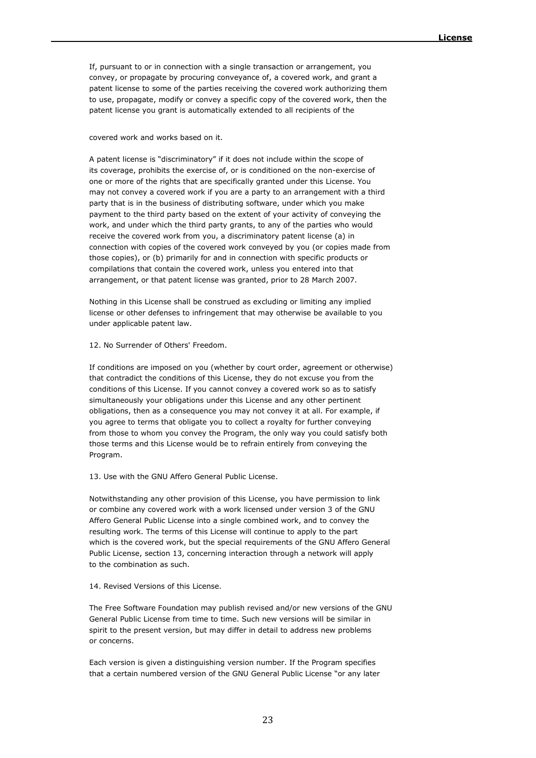If, pursuant to or in connection with a single transaction or arrangement, you convey, or propagate by procuring conveyance of, a covered work, and grant a patent license to some of the parties receiving the covered work authorizing them to use, propagate, modify or convey a specific copy of the covered work, then the patent license you grant is automatically extended to all recipients of the

covered work and works based on it.

A patent license is “discriminatory” if it does not include within the scope of its coverage, prohibits the exercise of, or is conditioned on the non-exercise of one or more of the rights that are specifically granted under this License. You may not convey a covered work if you are a party to an arrangement with a third party that is in the business of distributing software, under which you make payment to the third party based on the extent of your activity of conveying the work, and under which the third party grants, to any of the parties who would receive the covered work from you, a discriminatory patent license (a) in connection with copies of the covered work conveyed by you (or copies made from those copies), or (b) primarily for and in connection with specific products or compilations that contain the covered work, unless you entered into that arrangement, or that patent license was granted, prior to 28 March 2007.

Nothing in this License shall be construed as excluding or limiting any implied license or other defenses to infringement that may otherwise be available to you under applicable patent law.

12. No Surrender of Others' Freedom.

If conditions are imposed on you (whether by court order, agreement or otherwise) that contradict the conditions of this License, they do not excuse you from the conditions of this License. If you cannot convey a covered work so as to satisfy simultaneously your obligations under this License and any other pertinent obligations, then as a consequence you may not convey it at all. For example, if you agree to terms that obligate you to collect a royalty for further conveying from those to whom you convey the Program, the only way you could satisfy both those terms and this License would be to refrain entirely from conveying the Program.

13. Use with the GNU Affero General Public License.

Notwithstanding any other provision of this License, you have permission to link or combine any covered work with a work licensed under version 3 of the GNU Affero General Public License into a single combined work, and to convey the resulting work. The terms of this License will continue to apply to the part which is the covered work, but the special requirements of the GNU Affero General Public License, section 13, concerning interaction through a network will apply to the combination as such.

14. Revised Versions of this License.

The Free Software Foundation may publish revised and/or new versions of the GNU General Public License from time to time. Such new versions will be similar in spirit to the present version, but may differ in detail to address new problems or concerns.

Each version is given a distinguishing version number. If the Program specifies that a certain numbered version of the GNU General Public License “or any later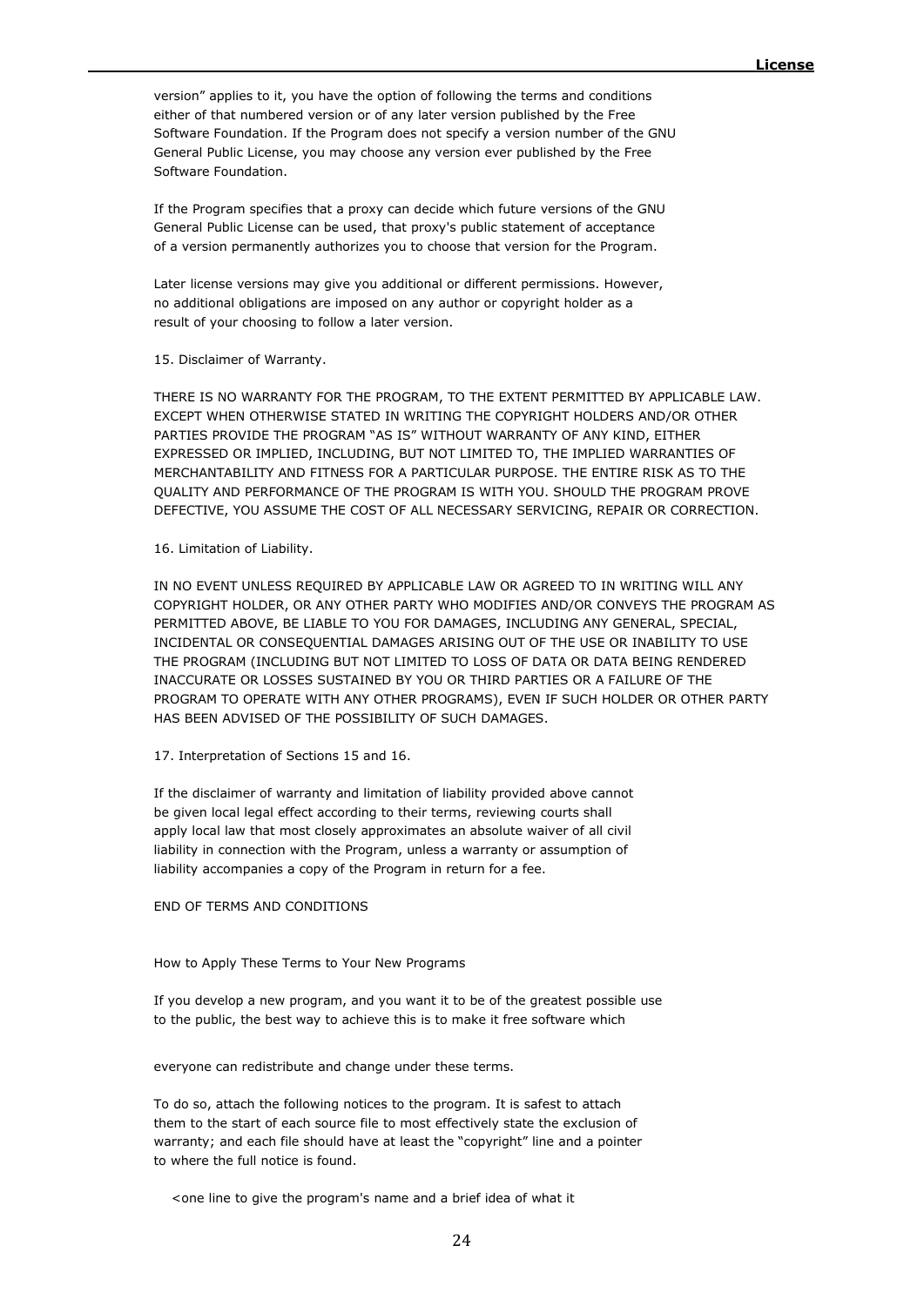version" applies to it, you have the option of following the terms and conditions either of that numbered version or of any later version published by the Free Software Foundation. If the Program does not specify a version number of the GNU General Public License, you may choose any version ever published by the Free Software Foundation.

If the Program specifies that a proxy can decide which future versions of the GNU General Public License can be used, that proxy's public statement of acceptance of a version permanently authorizes you to choose that version for the Program.

Later license versions may give you additional or different permissions. However, no additional obligations are imposed on any author or copyright holder as a result of your choosing to follow a later version.

15. Disclaimer of Warranty.

THERE IS NO WARRANTY FOR THE PROGRAM, TO THE EXTENT PERMITTED BY APPLICABLE LAW. EXCEPT WHEN OTHERWISE STATED IN WRITING THE COPYRIGHT HOLDERS AND/OR OTHER PARTIES PROVIDE THE PROGRAM "AS IS" WITHOUT WARRANTY OF ANY KIND, EITHER EXPRESSED OR IMPLIED, INCLUDING, BUT NOT LIMITED TO, THE IMPLIED WARRANTIES OF MERCHANTABILITY AND FITNESS FOR A PARTICULAR PURPOSE. THE ENTIRE RISK AS TO THE QUALITY AND PERFORMANCE OF THE PROGRAM IS WITH YOU. SHOULD THE PROGRAM PROVE DEFECTIVE, YOU ASSUME THE COST OF ALL NECESSARY SERVICING, REPAIR OR CORRECTION.

16. Limitation of Liability.

IN NO EVENT UNLESS REQUIRED BY APPLICABLE LAW OR AGREED TO IN WRITING WILL ANY COPYRIGHT HOLDER, OR ANY OTHER PARTY WHO MODIFIES AND/OR CONVEYS THE PROGRAM AS PERMITTED ABOVE, BE LIABLE TO YOU FOR DAMAGES, INCLUDING ANY GENERAL, SPECIAL, INCIDENTAL OR CONSEQUENTIAL DAMAGES ARISING OUT OF THE USE OR INABILITY TO USE THE PROGRAM (INCLUDING BUT NOT LIMITED TO LOSS OF DATA OR DATA BEING RENDERED INACCURATE OR LOSSES SUSTAINED BY YOU OR THIRD PARTIES OR A FAILURE OF THE PROGRAM TO OPERATE WITH ANY OTHER PROGRAMS), EVEN IF SUCH HOLDER OR OTHER PARTY HAS BEEN ADVISED OF THE POSSIBILITY OF SUCH DAMAGES.

17. Interpretation of Sections 15 and 16.

If the disclaimer of warranty and limitation of liability provided above cannot be given local legal effect according to their terms, reviewing courts shall apply local law that most closely approximates an absolute waiver of all civil liability in connection with the Program, unless a warranty or assumption of liability accompanies a copy of the Program in return for a fee.

END OF TERMS AND CONDITIONS

How to Apply These Terms to Your New Programs

If you develop a new program, and you want it to be of the greatest possible use to the public, the best way to achieve this is to make it free software which

everyone can redistribute and change under these terms.

To do so, attach the following notices to the program. It is safest to attach them to the start of each source file to most effectively state the exclusion of warranty; and each file should have at least the "copyright" line and a pointer to where the full notice is found.

    <one line to give the program's name and a brief idea of what it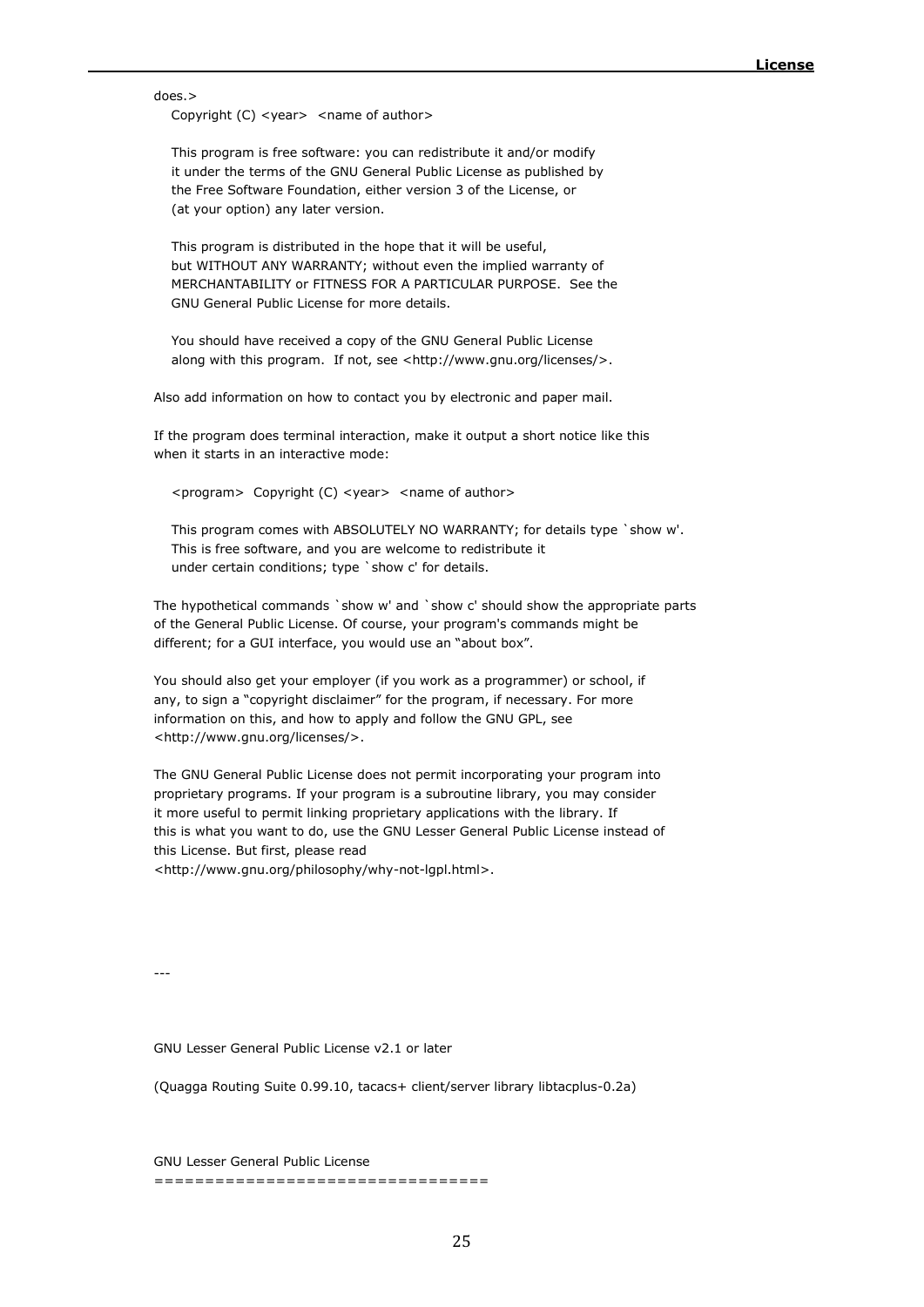does.>

    Copyright (C) <year>  <name of author>

    This program is free software: you can redistribute it and/or modify
    it under the terms of the GNU General Public License as published by
    the Free Software Foundation, either version 3 of the License, or
    (at your option) any later version.

    This program is distributed in the hope that it will be useful,
    but WITHOUT ANY WARRANTY; without even the implied warranty of
    MERCHANTABILITY or FITNESS FOR A PARTICULAR PURPOSE.  See the
    GNU General Public License for more details.

    You should have received a copy of the GNU General Public License
    along with this program.  If not, see <http://www.gnu.org/licenses/>.

Also add information on how to contact you by electronic and paper mail.

If the program does terminal interaction, make it output a short notice like this when it starts in an interactive mode:

    <program>  Copyright (C) <year>  <name of author>

    This program comes with ABSOLUTELY NO WARRANTY; for details type `show w'.
    This is free software, and you are welcome to redistribute it
    under certain conditions; type `show c' for details.

The hypothetical commands `show w' and `show c' should show the appropriate parts of the General Public License. Of course, your program's commands might be different; for a GUI interface, you would use an "about box".

You should also get your employer (if you work as a programmer) or school, if any, to sign a "copyright disclaimer" for the program, if necessary. For more information on this, and how to apply and follow the GNU GPL, see <http://www.gnu.org/licenses/>.

The GNU General Public License does not permit incorporating your program into proprietary programs. If your program is a subroutine library, you may consider it more useful to permit linking proprietary applications with the library. If this is what you want to do, use the GNU Lesser General Public License instead of this License. But first, please read <http://www.gnu.org/philosophy/why-not-lgpl.html>.

---

GNU Lesser General Public License v2.1 or later

(Quagga Routing Suite 0.99.10, tacacs+ client/server library libtacplus-0.2a)

GNU Lesser General Public License
=================================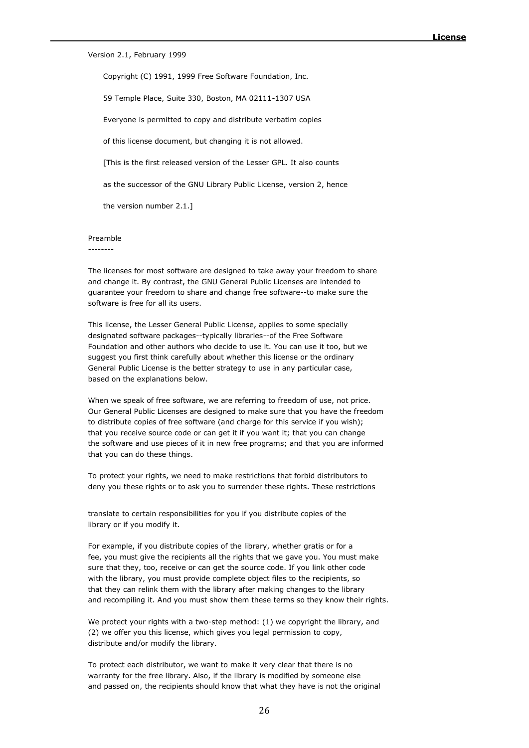Version 2.1, February 1999

Copyright (C) 1991, 1999 Free Software Foundation, Inc.

59 Temple Place, Suite 330, Boston, MA 02111-1307 USA

Everyone is permitted to copy and distribute verbatim copies

of this license document, but changing it is not allowed.

[This is the first released version of the Lesser GPL. It also counts

as the successor of the GNU Library Public License, version 2, hence

the version number 2.1.]

## Preamble

The licenses for most software are designed to take away your freedom to share and change it. By contrast, the GNU General Public Licenses are intended to guarantee your freedom to share and change free software--to make sure the software is free for all its users.

This license, the Lesser General Public License, applies to some specially designated software packages--typically libraries--of the Free Software Foundation and other authors who decide to use it. You can use it too, but we suggest you first think carefully about whether this license or the ordinary General Public License is the better strategy to use in any particular case, based on the explanations below.

When we speak of free software, we are referring to freedom of use, not price. Our General Public Licenses are designed to make sure that you have the freedom to distribute copies of free software (and charge for this service if you wish); that you receive source code or can get it if you want it; that you can change the software and use pieces of it in new free programs; and that you are informed that you can do these things.

To protect your rights, we need to make restrictions that forbid distributors to deny you these rights or to ask you to surrender these rights. These restrictions translate to certain responsibilities for you if you distribute copies of the library or if you modify it.

For example, if you distribute copies of the library, whether gratis or for a fee, you must give the recipients all the rights that we gave you. You must make sure that they, too, receive or can get the source code. If you link other code with the library, you must provide complete object files to the recipients, so that they can relink them with the library after making changes to the library and recompiling it. And you must show them these terms so they know their rights.

We protect your rights with a two-step method: (1) we copyright the library, and (2) we offer you this license, which gives you legal permission to copy, distribute and/or modify the library.

To protect each distributor, we want to make it very clear that there is no warranty for the free library. Also, if the library is modified by someone else and passed on, the recipients should know that what they have is not the original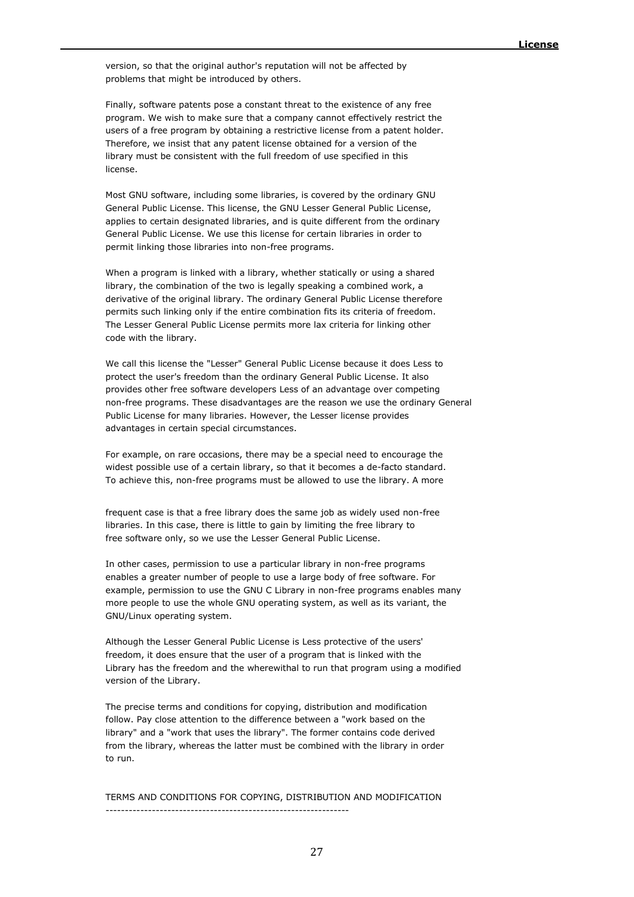version, so that the original author's reputation will not be affected by problems that might be introduced by others.

Finally, software patents pose a constant threat to the existence of any free program. We wish to make sure that a company cannot effectively restrict the users of a free program by obtaining a restrictive license from a patent holder. Therefore, we insist that any patent license obtained for a version of the library must be consistent with the full freedom of use specified in this license.

Most GNU software, including some libraries, is covered by the ordinary GNU General Public License. This license, the GNU Lesser General Public License, applies to certain designated libraries, and is quite different from the ordinary General Public License. We use this license for certain libraries in order to permit linking those libraries into non-free programs.

When a program is linked with a library, whether statically or using a shared library, the combination of the two is legally speaking a combined work, a derivative of the original library. The ordinary General Public License therefore permits such linking only if the entire combination fits its criteria of freedom. The Lesser General Public License permits more lax criteria for linking other code with the library.

We call this license the "Lesser" General Public License because it does Less to protect the user's freedom than the ordinary General Public License. It also provides other free software developers Less of an advantage over competing non-free programs. These disadvantages are the reason we use the ordinary General Public License for many libraries. However, the Lesser license provides advantages in certain special circumstances.

For example, on rare occasions, there may be a special need to encourage the widest possible use of a certain library, so that it becomes a de-facto standard. To achieve this, non-free programs must be allowed to use the library. A more frequent case is that a free library does the same job as widely used non-free libraries. In this case, there is little to gain by limiting the free library to free software only, so we use the Lesser General Public License.

In other cases, permission to use a particular library in non-free programs enables a greater number of people to use a large body of free software. For example, permission to use the GNU C Library in non-free programs enables many more people to use the whole GNU operating system, as well as its variant, the GNU/Linux operating system.

Although the Lesser General Public License is Less protective of the users' freedom, it does ensure that the user of a program that is linked with the Library has the freedom and the wherewithal to run that program using a modified version of the Library.

The precise terms and conditions for copying, distribution and modification follow. Pay close attention to the difference between a "work based on the library" and a "work that uses the library". The former contains code derived from the library, whereas the latter must be combined with the library in order to run.

TERMS AND CONDITIONS FOR COPYING, DISTRIBUTION AND MODIFICATION
---------------------------------------------------------------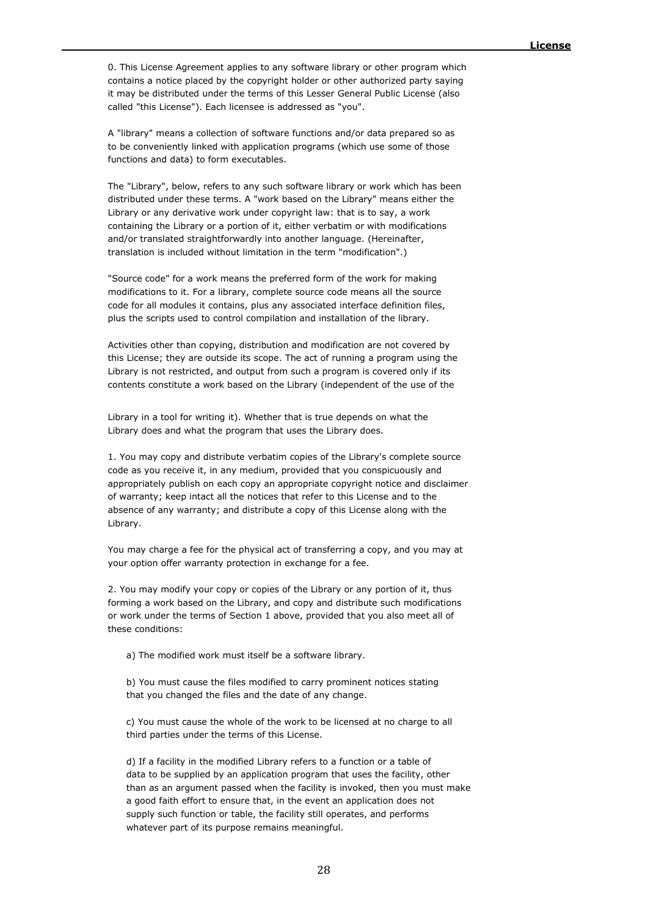0. This License Agreement applies to any software library or other program which contains a notice placed by the copyright holder or other authorized party saying it may be distributed under the terms of this Lesser General Public License (also called "this License"). Each licensee is addressed as "you".

A "library" means a collection of software functions and/or data prepared so as to be conveniently linked with application programs (which use some of those functions and data) to form executables.

The "Library", below, refers to any such software library or work which has been distributed under these terms. A "work based on the Library" means either the Library or any derivative work under copyright law: that is to say, a work containing the Library or a portion of it, either verbatim or with modifications and/or translated straightforwardly into another language. (Hereinafter, translation is included without limitation in the term "modification".)

"Source code" for a work means the preferred form of the work for making modifications to it. For a library, complete source code means all the source code for all modules it contains, plus any associated interface definition files, plus the scripts used to control compilation and installation of the library.

Activities other than copying, distribution and modification are not covered by this License; they are outside its scope. The act of running a program using the Library is not restricted, and output from such a program is covered only if its contents constitute a work based on the Library (independent of the use of the Library in a tool for writing it). Whether that is true depends on what the Library does and what the program that uses the Library does.

1. You may copy and distribute verbatim copies of the Library's complete source code as you receive it, in any medium, provided that you conspicuously and appropriately publish on each copy an appropriate copyright notice and disclaimer of warranty; keep intact all the notices that refer to this License and to the absence of any warranty; and distribute a copy of this License along with the Library.

You may charge a fee for the physical act of transferring a copy, and you may at your option offer warranty protection in exchange for a fee.

2. You may modify your copy or copies of the Library or any portion of it, thus forming a work based on the Library, and copy and distribute such modifications or work under the terms of Section 1 above, provided that you also meet all of these conditions:

a) The modified work must itself be a software library.

b) You must cause the files modified to carry prominent notices stating that you changed the files and the date of any change.

c) You must cause the whole of the work to be licensed at no charge to all third parties under the terms of this License.

d) If a facility in the modified Library refers to a function or a table of data to be supplied by an application program that uses the facility, other than as an argument passed when the facility is invoked, then you must make a good faith effort to ensure that, in the event an application does not supply such function or table, the facility still operates, and performs whatever part of its purpose remains meaningful.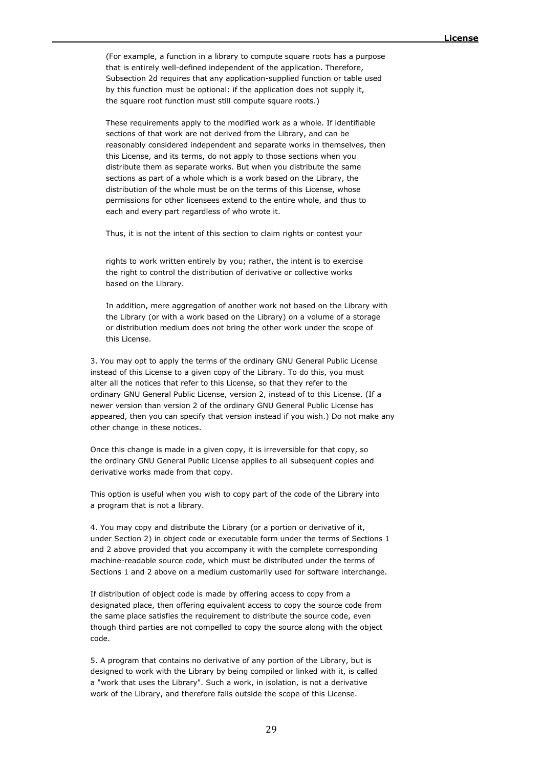(For example, a function in a library to compute square roots has a purpose that is entirely well-defined independent of the application. Therefore, Subsection 2d requires that any application-supplied function or table used by this function must be optional: if the application does not supply it, the square root function must still compute square roots.)

These requirements apply to the modified work as a whole. If identifiable sections of that work are not derived from the Library, and can be reasonably considered independent and separate works in themselves, then this License, and its terms, do not apply to those sections when you distribute them as separate works. But when you distribute the same sections as part of a whole which is a work based on the Library, the distribution of the whole must be on the terms of this License, whose permissions for other licensees extend to the entire whole, and thus to each and every part regardless of who wrote it.

Thus, it is not the intent of this section to claim rights or contest your rights to work written entirely by you; rather, the intent is to exercise the right to control the distribution of derivative or collective works based on the Library.

In addition, mere aggregation of another work not based on the Library with the Library (or with a work based on the Library) on a volume of a storage or distribution medium does not bring the other work under the scope of this License.

3. You may opt to apply the terms of the ordinary GNU General Public License instead of this License to a given copy of the Library. To do this, you must alter all the notices that refer to this License, so that they refer to the ordinary GNU General Public License, version 2, instead of to this License. (If a newer version than version 2 of the ordinary GNU General Public License has appeared, then you can specify that version instead if you wish.) Do not make any other change in these notices.

Once this change is made in a given copy, it is irreversible for that copy, so the ordinary GNU General Public License applies to all subsequent copies and derivative works made from that copy.

This option is useful when you wish to copy part of the code of the Library into a program that is not a library.

4. You may copy and distribute the Library (or a portion or derivative of it, under Section 2) in object code or executable form under the terms of Sections 1 and 2 above provided that you accompany it with the complete corresponding machine-readable source code, which must be distributed under the terms of Sections 1 and 2 above on a medium customarily used for software interchange.

If distribution of object code is made by offering access to copy from a designated place, then offering equivalent access to copy the source code from the same place satisfies the requirement to distribute the source code, even though third parties are not compelled to copy the source along with the object code.

5. A program that contains no derivative of any portion of the Library, but is designed to work with the Library by being compiled or linked with it, is called a "work that uses the Library". Such a work, in isolation, is not a derivative work of the Library, and therefore falls outside the scope of this License.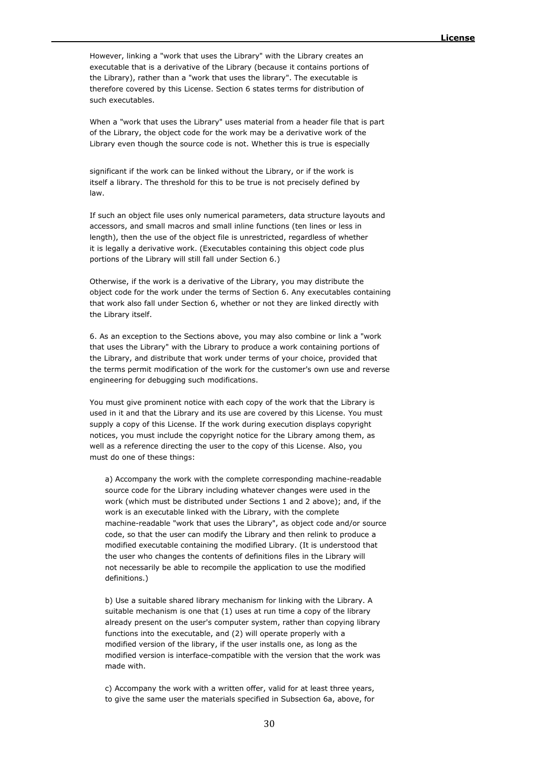However, linking a "work that uses the Library" with the Library creates an executable that is a derivative of the Library (because it contains portions of the Library), rather than a "work that uses the library". The executable is therefore covered by this License. Section 6 states terms for distribution of such executables.

When a "work that uses the Library" uses material from a header file that is part of the Library, the object code for the work may be a derivative work of the Library even though the source code is not. Whether this is true is especially significant if the work can be linked without the Library, or if the work is itself a library. The threshold for this to be true is not precisely defined by law.

If such an object file uses only numerical parameters, data structure layouts and accessors, and small macros and small inline functions (ten lines or less in length), then the use of the object file is unrestricted, regardless of whether it is legally a derivative work. (Executables containing this object code plus portions of the Library will still fall under Section 6.)

Otherwise, if the work is a derivative of the Library, you may distribute the object code for the work under the terms of Section 6. Any executables containing that work also fall under Section 6, whether or not they are linked directly with the Library itself.

6. As an exception to the Sections above, you may also combine or link a "work that uses the Library" with the Library to produce a work containing portions of the Library, and distribute that work under terms of your choice, provided that the terms permit modification of the work for the customer's own use and reverse engineering for debugging such modifications.

You must give prominent notice with each copy of the work that the Library is used in it and that the Library and its use are covered by this License. You must supply a copy of this License. If the work during execution displays copyright notices, you must include the copyright notice for the Library among them, as well as a reference directing the user to the copy of this License. Also, you must do one of these things:

a) Accompany the work with the complete corresponding machine-readable source code for the Library including whatever changes were used in the work (which must be distributed under Sections 1 and 2 above); and, if the work is an executable linked with the Library, with the complete machine-readable "work that uses the Library", as object code and/or source code, so that the user can modify the Library and then relink to produce a modified executable containing the modified Library. (It is understood that the user who changes the contents of definitions files in the Library will not necessarily be able to recompile the application to use the modified definitions.)

b) Use a suitable shared library mechanism for linking with the Library. A suitable mechanism is one that (1) uses at run time a copy of the library already present on the user's computer system, rather than copying library functions into the executable, and (2) will operate properly with a modified version of the library, if the user installs one, as long as the modified version is interface-compatible with the version that the work was made with.

c) Accompany the work with a written offer, valid for at least three years, to give the same user the materials specified in Subsection 6a, above, for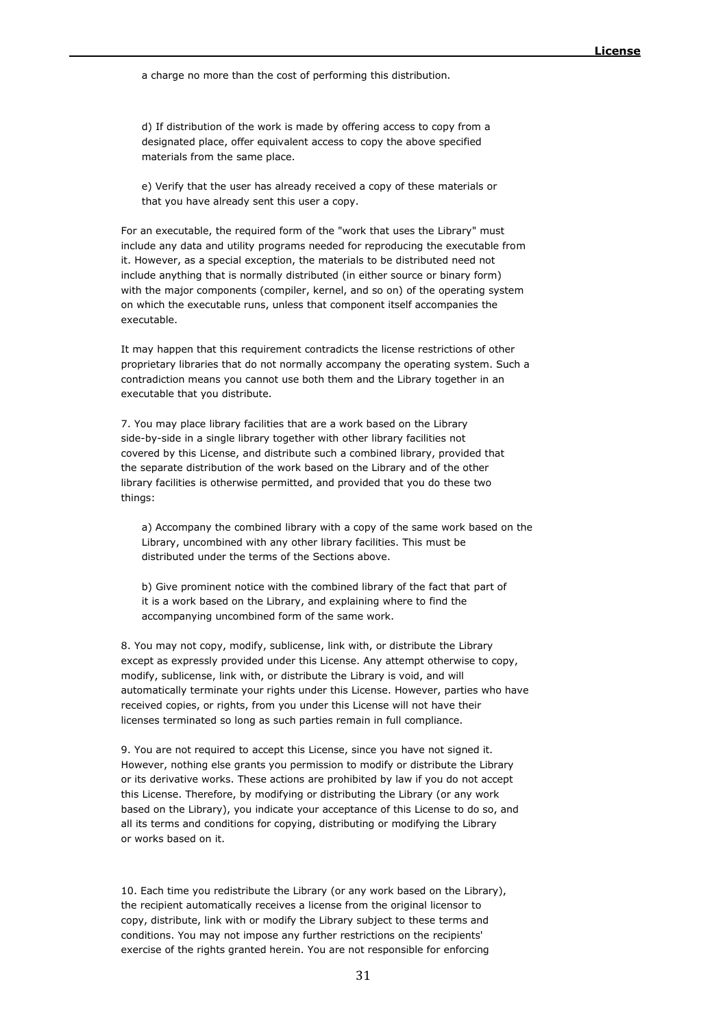a charge no more than the cost of performing this distribution.

d) If distribution of the work is made by offering access to copy from a designated place, offer equivalent access to copy the above specified materials from the same place.

e) Verify that the user has already received a copy of these materials or that you have already sent this user a copy.

For an executable, the required form of the "work that uses the Library" must include any data and utility programs needed for reproducing the executable from it. However, as a special exception, the materials to be distributed need not include anything that is normally distributed (in either source or binary form) with the major components (compiler, kernel, and so on) of the operating system on which the executable runs, unless that component itself accompanies the executable.

It may happen that this requirement contradicts the license restrictions of other proprietary libraries that do not normally accompany the operating system. Such a contradiction means you cannot use both them and the Library together in an executable that you distribute.

7. You may place library facilities that are a work based on the Library side-by-side in a single library together with other library facilities not covered by this License, and distribute such a combined library, provided that the separate distribution of the work based on the Library and of the other library facilities is otherwise permitted, and provided that you do these two things:

a) Accompany the combined library with a copy of the same work based on the Library, uncombined with any other library facilities. This must be distributed under the terms of the Sections above.

b) Give prominent notice with the combined library of the fact that part of it is a work based on the Library, and explaining where to find the accompanying uncombined form of the same work.

8. You may not copy, modify, sublicense, link with, or distribute the Library except as expressly provided under this License. Any attempt otherwise to copy, modify, sublicense, link with, or distribute the Library is void, and will automatically terminate your rights under this License. However, parties who have received copies, or rights, from you under this License will not have their licenses terminated so long as such parties remain in full compliance.

9. You are not required to accept this License, since you have not signed it. However, nothing else grants you permission to modify or distribute the Library or its derivative works. These actions are prohibited by law if you do not accept this License. Therefore, by modifying or distributing the Library (or any work based on the Library), you indicate your acceptance of this License to do so, and all its terms and conditions for copying, distributing or modifying the Library or works based on it.

10. Each time you redistribute the Library (or any work based on the Library), the recipient automatically receives a license from the original licensor to copy, distribute, link with or modify the Library subject to these terms and conditions. You may not impose any further restrictions on the recipients' exercise of the rights granted herein. You are not responsible for enforcing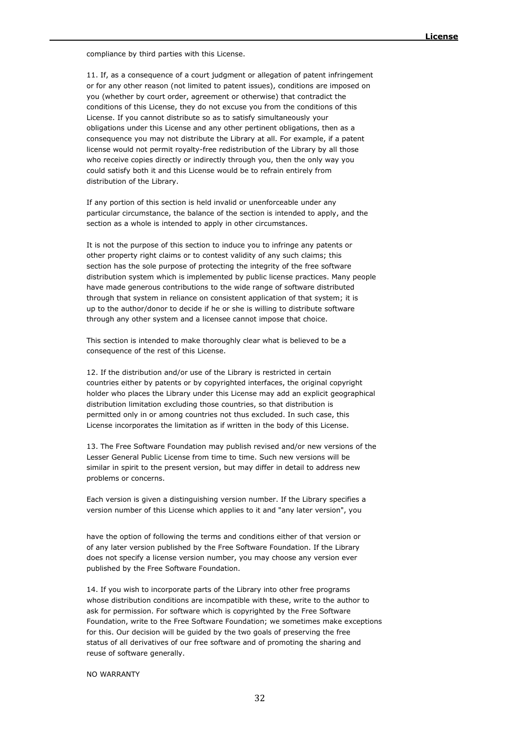compliance by third parties with this License.

11. If, as a consequence of a court judgment or allegation of patent infringement or for any other reason (not limited to patent issues), conditions are imposed on you (whether by court order, agreement or otherwise) that contradict the conditions of this License, they do not excuse you from the conditions of this License. If you cannot distribute so as to satisfy simultaneously your obligations under this License and any other pertinent obligations, then as a consequence you may not distribute the Library at all. For example, if a patent license would not permit royalty-free redistribution of the Library by all those who receive copies directly or indirectly through you, then the only way you could satisfy both it and this License would be to refrain entirely from distribution of the Library.

If any portion of this section is held invalid or unenforceable under any particular circumstance, the balance of the section is intended to apply, and the section as a whole is intended to apply in other circumstances.

It is not the purpose of this section to induce you to infringe any patents or other property right claims or to contest validity of any such claims; this section has the sole purpose of protecting the integrity of the free software distribution system which is implemented by public license practices. Many people have made generous contributions to the wide range of software distributed through that system in reliance on consistent application of that system; it is up to the author/donor to decide if he or she is willing to distribute software through any other system and a licensee cannot impose that choice.

This section is intended to make thoroughly clear what is believed to be a consequence of the rest of this License.

12. If the distribution and/or use of the Library is restricted in certain countries either by patents or by copyrighted interfaces, the original copyright holder who places the Library under this License may add an explicit geographical distribution limitation excluding those countries, so that distribution is permitted only in or among countries not thus excluded. In such case, this License incorporates the limitation as if written in the body of this License.

13. The Free Software Foundation may publish revised and/or new versions of the Lesser General Public License from time to time. Such new versions will be similar in spirit to the present version, but may differ in detail to address new problems or concerns.

Each version is given a distinguishing version number. If the Library specifies a version number of this License which applies to it and "any later version", you have the option of following the terms and conditions either of that version or of any later version published by the Free Software Foundation. If the Library does not specify a license version number, you may choose any version ever published by the Free Software Foundation.

14. If you wish to incorporate parts of the Library into other free programs whose distribution conditions are incompatible with these, write to the author to ask for permission. For software which is copyrighted by the Free Software Foundation, write to the Free Software Foundation; we sometimes make exceptions for this. Our decision will be guided by the two goals of preserving the free status of all derivatives of our free software and of promoting the sharing and reuse of software generally.

NO WARRANTY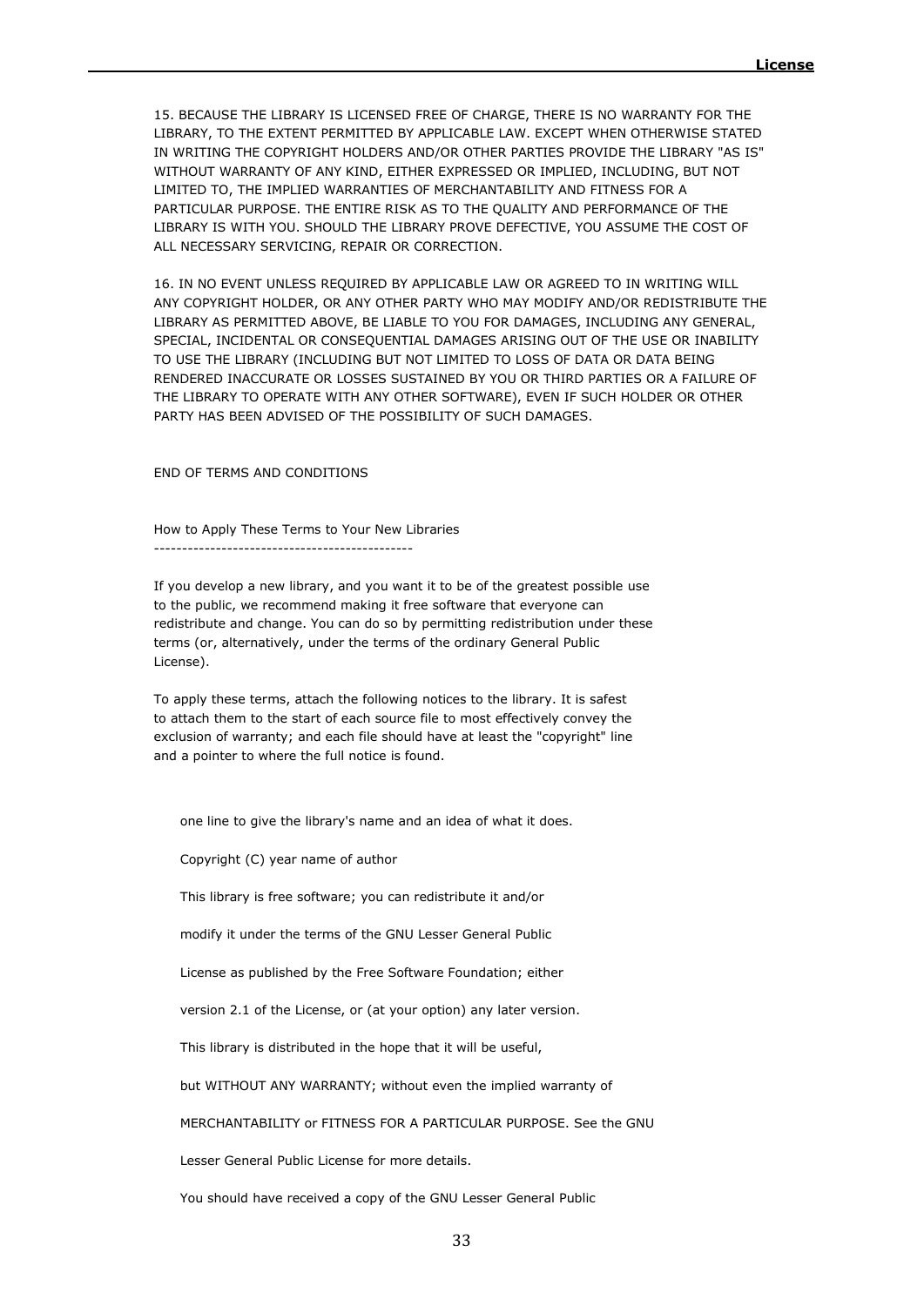15. BECAUSE THE LIBRARY IS LICENSED FREE OF CHARGE, THERE IS NO WARRANTY FOR THE LIBRARY, TO THE EXTENT PERMITTED BY APPLICABLE LAW. EXCEPT WHEN OTHERWISE STATED IN WRITING THE COPYRIGHT HOLDERS AND/OR OTHER PARTIES PROVIDE THE LIBRARY "AS IS" WITHOUT WARRANTY OF ANY KIND, EITHER EXPRESSED OR IMPLIED, INCLUDING, BUT NOT LIMITED TO, THE IMPLIED WARRANTIES OF MERCHANTABILITY AND FITNESS FOR A PARTICULAR PURPOSE. THE ENTIRE RISK AS TO THE QUALITY AND PERFORMANCE OF THE LIBRARY IS WITH YOU. SHOULD THE LIBRARY PROVE DEFECTIVE, YOU ASSUME THE COST OF ALL NECESSARY SERVICING, REPAIR OR CORRECTION.

16. IN NO EVENT UNLESS REQUIRED BY APPLICABLE LAW OR AGREED TO IN WRITING WILL ANY COPYRIGHT HOLDER, OR ANY OTHER PARTY WHO MAY MODIFY AND/OR REDISTRIBUTE THE LIBRARY AS PERMITTED ABOVE, BE LIABLE TO YOU FOR DAMAGES, INCLUDING ANY GENERAL, SPECIAL, INCIDENTAL OR CONSEQUENTIAL DAMAGES ARISING OUT OF THE USE OR INABILITY TO USE THE LIBRARY (INCLUDING BUT NOT LIMITED TO LOSS OF DATA OR DATA BEING RENDERED INACCURATE OR LOSSES SUSTAINED BY YOU OR THIRD PARTIES OR A FAILURE OF THE LIBRARY TO OPERATE WITH ANY OTHER SOFTWARE), EVEN IF SUCH HOLDER OR OTHER PARTY HAS BEEN ADVISED OF THE POSSIBILITY OF SUCH DAMAGES.

END OF TERMS AND CONDITIONS

How to Apply These Terms to Your New Libraries
----------------------------------------------

If you develop a new library, and you want it to be of the greatest possible use to the public, we recommend making it free software that everyone can redistribute and change. You can do so by permitting redistribution under these terms (or, alternatively, under the terms of the ordinary General Public License).

To apply these terms, attach the following notices to the library. It is safest to attach them to the start of each source file to most effectively convey the exclusion of warranty; and each file should have at least the "copyright" line and a pointer to where the full notice is found.

one line to give the library's name and an idea of what it does.

Copyright (C) year name of author

This library is free software; you can redistribute it and/or

modify it under the terms of the GNU Lesser General Public

License as published by the Free Software Foundation; either

version 2.1 of the License, or (at your option) any later version.

This library is distributed in the hope that it will be useful,

but WITHOUT ANY WARRANTY; without even the implied warranty of

MERCHANTABILITY or FITNESS FOR A PARTICULAR PURPOSE. See the GNU

Lesser General Public License for more details.

You should have received a copy of the GNU Lesser General Public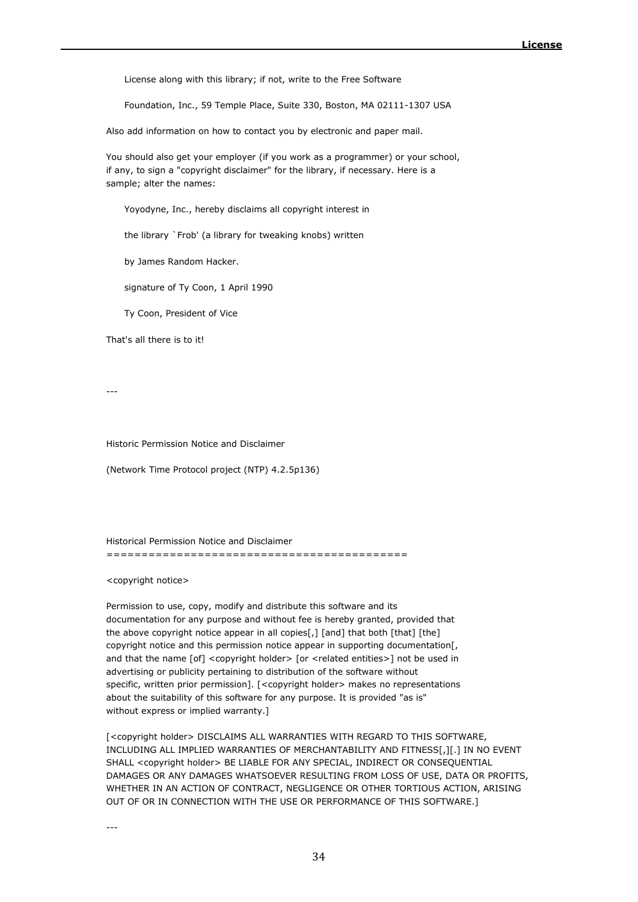License along with this library; if not, write to the Free Software

Foundation, Inc., 59 Temple Place, Suite 330, Boston, MA 02111-1307 USA

Also add information on how to contact you by electronic and paper mail.

You should also get your employer (if you work as a programmer) or your school, if any, to sign a "copyright disclaimer" for the library, if necessary. Here is a sample; alter the names:

Yoyodyne, Inc., hereby disclaims all copyright interest in

the library `Frob' (a library for tweaking knobs) written

by James Random Hacker.

signature of Ty Coon, 1 April 1990

Ty Coon, President of Vice

That's all there is to it!

---

Historic Permission Notice and Disclaimer

(Network Time Protocol project (NTP) 4.2.5p136)

Historical Permission Notice and Disclaimer
===========================================

<copyright notice>

Permission to use, copy, modify and distribute this software and its documentation for any purpose and without fee is hereby granted, provided that the above copyright notice appear in all copies[,] [and] that both [that] [the] copyright notice and this permission notice appear in supporting documentation[, and that the name [of] <copyright holder> [or <related entities>] not be used in advertising or publicity pertaining to distribution of the software without specific, written prior permission]. [<copyright holder> makes no representations about the suitability of this software for any purpose. It is provided "as is" without express or implied warranty.]

[<copyright holder> DISCLAIMS ALL WARRANTIES WITH REGARD TO THIS SOFTWARE, INCLUDING ALL IMPLIED WARRANTIES OF MERCHANTABILITY AND FITNESS[,][.] IN NO EVENT SHALL <copyright holder> BE LIABLE FOR ANY SPECIAL, INDIRECT OR CONSEQUENTIAL DAMAGES OR ANY DAMAGES WHATSOEVER RESULTING FROM LOSS OF USE, DATA OR PROFITS, WHETHER IN AN ACTION OF CONTRACT, NEGLIGENCE OR OTHER TORTIOUS ACTION, ARISING OUT OF OR IN CONNECTION WITH THE USE OR PERFORMANCE OF THIS SOFTWARE.]

---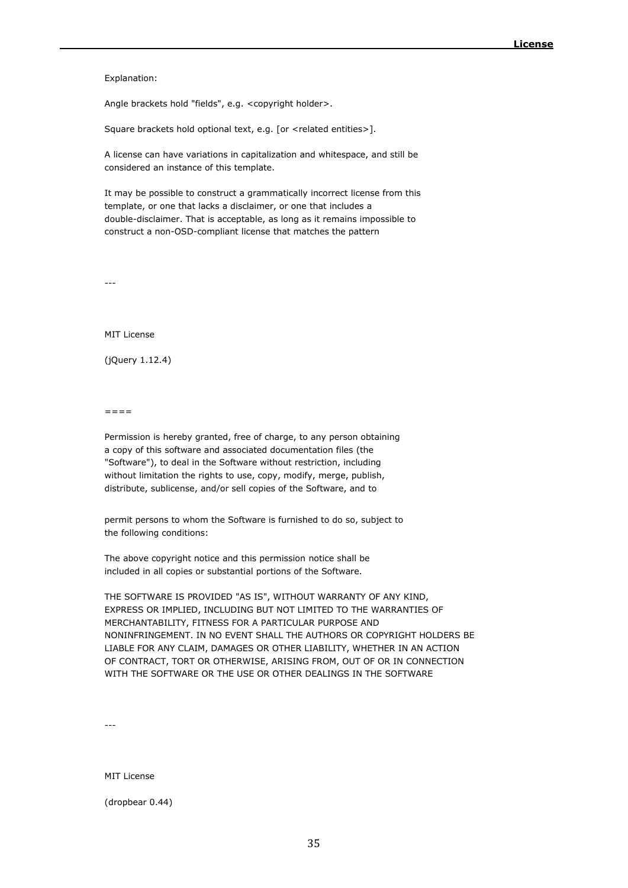Explanation:

Angle brackets hold "fields", e.g. <copyright holder>.

Square brackets hold optional text, e.g. [or <related entities>].

A license can have variations in capitalization and whitespace, and still be considered an instance of this template.

It may be possible to construct a grammatically incorrect license from this template, or one that lacks a disclaimer, or one that includes a double-disclaimer. That is acceptable, as long as it remains impossible to construct a non-OSD-compliant license that matches the pattern

---

MIT License

(jQuery 1.12.4)

====

Permission is hereby granted, free of charge, to any person obtaining a copy of this software and associated documentation files (the "Software"), to deal in the Software without restriction, including without limitation the rights to use, copy, modify, merge, publish, distribute, sublicense, and/or sell copies of the Software, and to

permit persons to whom the Software is furnished to do so, subject to the following conditions:

The above copyright notice and this permission notice shall be included in all copies or substantial portions of the Software.

THE SOFTWARE IS PROVIDED "AS IS", WITHOUT WARRANTY OF ANY KIND, EXPRESS OR IMPLIED, INCLUDING BUT NOT LIMITED TO THE WARRANTIES OF MERCHANTABILITY, FITNESS FOR A PARTICULAR PURPOSE AND NONINFRINGEMENT. IN NO EVENT SHALL THE AUTHORS OR COPYRIGHT HOLDERS BE LIABLE FOR ANY CLAIM, DAMAGES OR OTHER LIABILITY, WHETHER IN AN ACTION OF CONTRACT, TORT OR OTHERWISE, ARISING FROM, OUT OF OR IN CONNECTION WITH THE SOFTWARE OR THE USE OR OTHER DEALINGS IN THE SOFTWARE

---

MIT License

(dropbear 0.44)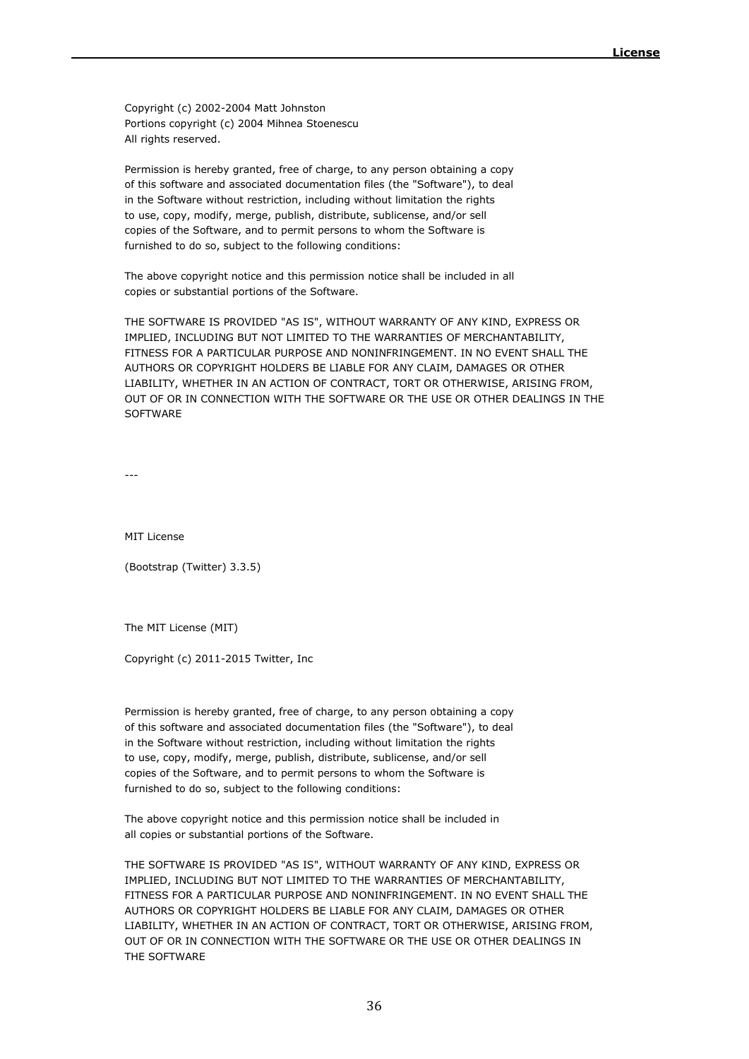Copyright (c) 2002-2004 Matt Johnston
Portions copyright (c) 2004 Mihnea Stoenescu
All rights reserved.

Permission is hereby granted, free of charge, to any person obtaining a copy of this software and associated documentation files (the "Software"), to deal in the Software without restriction, including without limitation the rights to use, copy, modify, merge, publish, distribute, sublicense, and/or sell copies of the Software, and to permit persons to whom the Software is furnished to do so, subject to the following conditions:

The above copyright notice and this permission notice shall be included in all copies or substantial portions of the Software.

THE SOFTWARE IS PROVIDED "AS IS", WITHOUT WARRANTY OF ANY KIND, EXPRESS OR IMPLIED, INCLUDING BUT NOT LIMITED TO THE WARRANTIES OF MERCHANTABILITY, FITNESS FOR A PARTICULAR PURPOSE AND NONINFRINGEMENT. IN NO EVENT SHALL THE AUTHORS OR COPYRIGHT HOLDERS BE LIABLE FOR ANY CLAIM, DAMAGES OR OTHER LIABILITY, WHETHER IN AN ACTION OF CONTRACT, TORT OR OTHERWISE, ARISING FROM, OUT OF OR IN CONNECTION WITH THE SOFTWARE OR THE USE OR OTHER DEALINGS IN THE SOFTWARE

---

MIT License

(Bootstrap (Twitter) 3.3.5)

The MIT License (MIT)

Copyright (c) 2011-2015 Twitter, Inc

Permission is hereby granted, free of charge, to any person obtaining a copy of this software and associated documentation files (the "Software"), to deal in the Software without restriction, including without limitation the rights to use, copy, modify, merge, publish, distribute, sublicense, and/or sell copies of the Software, and to permit persons to whom the Software is furnished to do so, subject to the following conditions:

The above copyright notice and this permission notice shall be included in all copies or substantial portions of the Software.

THE SOFTWARE IS PROVIDED "AS IS", WITHOUT WARRANTY OF ANY KIND, EXPRESS OR IMPLIED, INCLUDING BUT NOT LIMITED TO THE WARRANTIES OF MERCHANTABILITY, FITNESS FOR A PARTICULAR PURPOSE AND NONINFRINGEMENT. IN NO EVENT SHALL THE AUTHORS OR COPYRIGHT HOLDERS BE LIABLE FOR ANY CLAIM, DAMAGES OR OTHER LIABILITY, WHETHER IN AN ACTION OF CONTRACT, TORT OR OTHERWISE, ARISING FROM, OUT OF OR IN CONNECTION WITH THE SOFTWARE OR THE USE OR OTHER DEALINGS IN THE SOFTWARE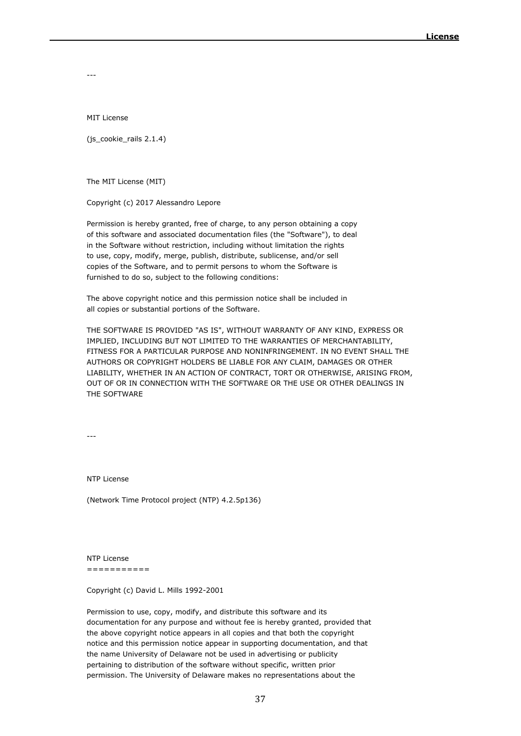---

MIT License

(js_cookie_rails 2.1.4)

The MIT License (MIT)

Copyright (c) 2017 Alessandro Lepore

Permission is hereby granted, free of charge, to any person obtaining a copy
of this software and associated documentation files (the "Software"), to deal
in the Software without restriction, including without limitation the rights
to use, copy, modify, merge, publish, distribute, sublicense, and/or sell
copies of the Software, and to permit persons to whom the Software is
furnished to do so, subject to the following conditions:

The above copyright notice and this permission notice shall be included in
all copies or substantial portions of the Software.

THE SOFTWARE IS PROVIDED "AS IS", WITHOUT WARRANTY OF ANY KIND, EXPRESS OR
IMPLIED, INCLUDING BUT NOT LIMITED TO THE WARRANTIES OF MERCHANTABILITY,
FITNESS FOR A PARTICULAR PURPOSE AND NONINFRINGEMENT. IN NO EVENT SHALL THE
AUTHORS OR COPYRIGHT HOLDERS BE LIABLE FOR ANY CLAIM, DAMAGES OR OTHER
LIABILITY, WHETHER IN AN ACTION OF CONTRACT, TORT OR OTHERWISE, ARISING FROM,
OUT OF OR IN CONNECTION WITH THE SOFTWARE OR THE USE OR OTHER DEALINGS IN
THE SOFTWARE

---

NTP License

(Network Time Protocol project (NTP) 4.2.5p136)

NTP License
===========

Copyright (c) David L. Mills 1992-2001

Permission to use, copy, modify, and distribute this software and its
documentation for any purpose and without fee is hereby granted, provided that
the above copyright notice appears in all copies and that both the copyright
notice and this permission notice appear in supporting documentation, and that
the name University of Delaware not be used in advertising or publicity
pertaining to distribution of the software without specific, written prior
permission. The University of Delaware makes no representations about the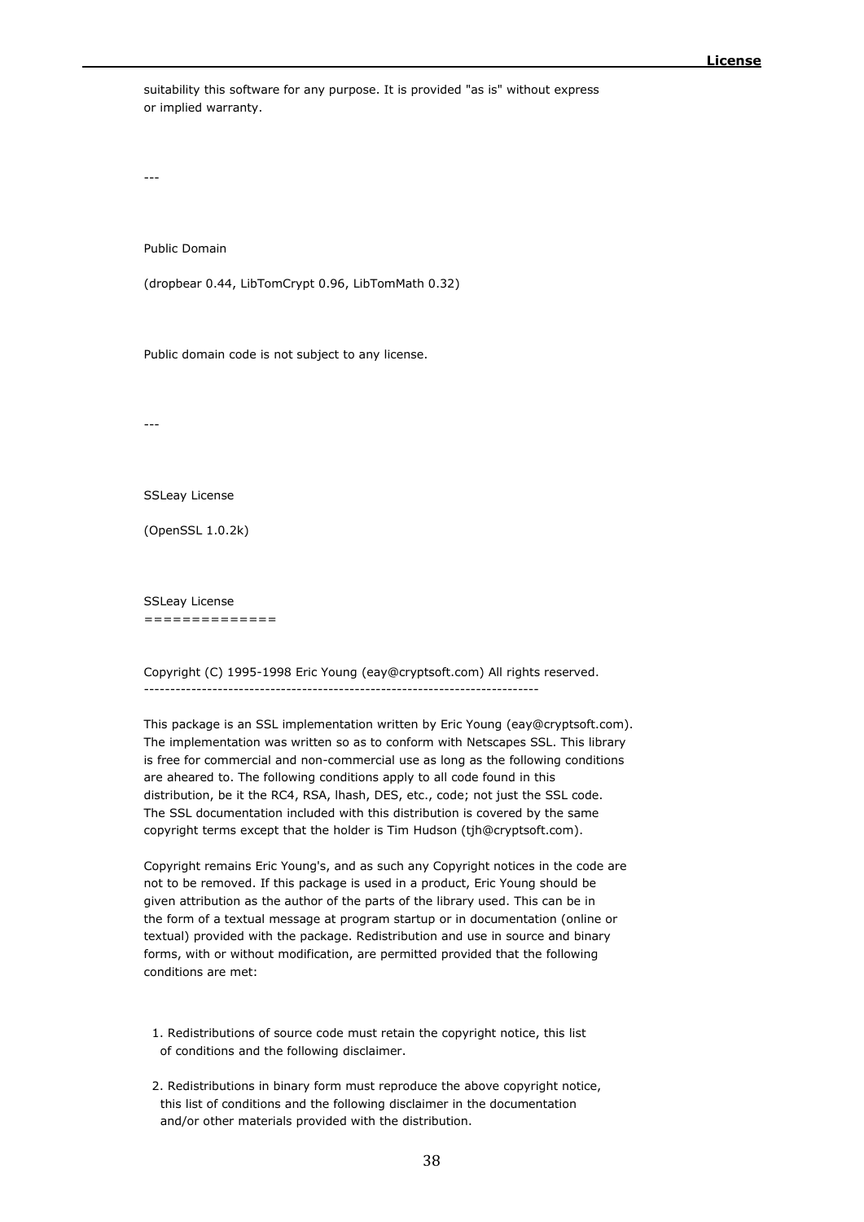suitability this software for any purpose. It is provided "as is" without express or implied warranty.

---

Public Domain

(dropbear 0.44, LibTomCrypt 0.96, LibTomMath 0.32)

Public domain code is not subject to any license.

---

SSLeay License

(OpenSSL 1.0.2k)

SSLeay License
==============

Copyright (C) 1995-1998 Eric Young (eay@cryptsoft.com) All rights reserved.
------------------------------------------------------------------------

This package is an SSL implementation written by Eric Young (eay@cryptsoft.com). The implementation was written so as to conform with Netscapes SSL. This library is free for commercial and non-commercial use as long as the following conditions are aheared to. The following conditions apply to all code found in this distribution, be it the RC4, RSA, lhash, DES, etc., code; not just the SSL code. The SSL documentation included with this distribution is covered by the same copyright terms except that the holder is Tim Hudson (tjh@cryptsoft.com).

Copyright remains Eric Young's, and as such any Copyright notices in the code are not to be removed. If this package is used in a product, Eric Young should be given attribution as the author of the parts of the library used. This can be in the form of a textual message at program startup or in documentation (online or textual) provided with the package. Redistribution and use in source and binary forms, with or without modification, are permitted provided that the following conditions are met:

1. Redistributions of source code must retain the copyright notice, this list of conditions and the following disclaimer.

2. Redistributions in binary form must reproduce the above copyright notice, this list of conditions and the following disclaimer in the documentation and/or other materials provided with the distribution.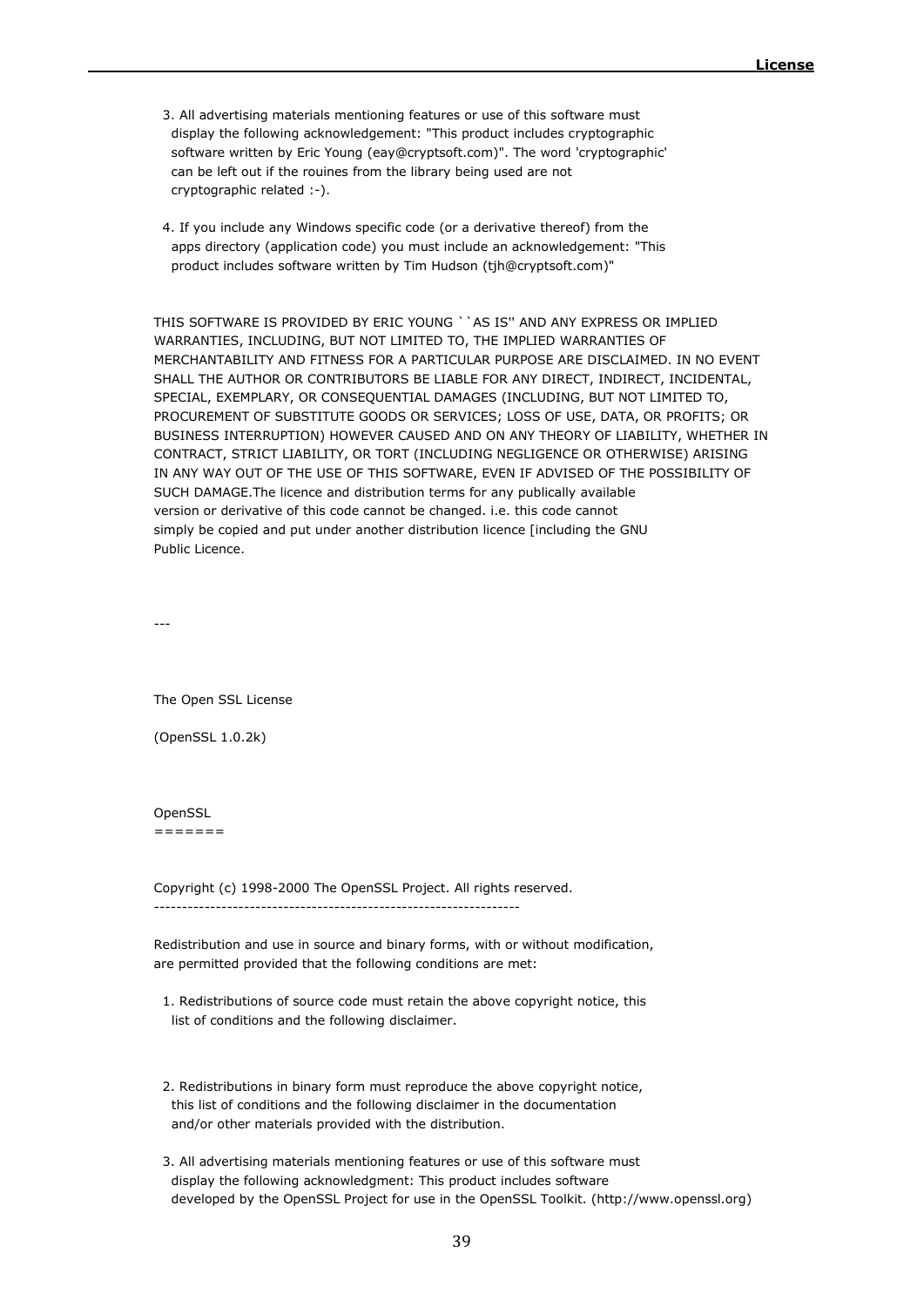3. All advertising materials mentioning features or use of this software must display the following acknowledgement: "This product includes cryptographic software written by Eric Young (eay@cryptsoft.com)". The word 'cryptographic' can be left out if the rouines from the library being used are not cryptographic related :-).

4. If you include any Windows specific code (or a derivative thereof) from the apps directory (application code) you must include an acknowledgement: "This product includes software written by Tim Hudson (tjh@cryptsoft.com)"

THIS SOFTWARE IS PROVIDED BY ERIC YOUNG ``AS IS'' AND ANY EXPRESS OR IMPLIED WARRANTIES, INCLUDING, BUT NOT LIMITED TO, THE IMPLIED WARRANTIES OF MERCHANTABILITY AND FITNESS FOR A PARTICULAR PURPOSE ARE DISCLAIMED. IN NO EVENT SHALL THE AUTHOR OR CONTRIBUTORS BE LIABLE FOR ANY DIRECT, INDIRECT, INCIDENTAL, SPECIAL, EXEMPLARY, OR CONSEQUENTIAL DAMAGES (INCLUDING, BUT NOT LIMITED TO, PROCUREMENT OF SUBSTITUTE GOODS OR SERVICES; LOSS OF USE, DATA, OR PROFITS; OR BUSINESS INTERRUPTION) HOWEVER CAUSED AND ON ANY THEORY OF LIABILITY, WHETHER IN CONTRACT, STRICT LIABILITY, OR TORT (INCLUDING NEGLIGENCE OR OTHERWISE) ARISING IN ANY WAY OUT OF THE USE OF THIS SOFTWARE, EVEN IF ADVISED OF THE POSSIBILITY OF SUCH DAMAGE.The licence and distribution terms for any publically available version or derivative of this code cannot be changed. i.e. this code cannot simply be copied and put under another distribution licence [including the GNU Public Licence.

---

The Open SSL License

(OpenSSL 1.0.2k)

OpenSSL
=======

Copyright (c) 1998-2000 The OpenSSL Project. All rights reserved.
---------------------------------------------------------------

Redistribution and use in source and binary forms, with or without modification, are permitted provided that the following conditions are met:

1. Redistributions of source code must retain the above copyright notice, this list of conditions and the following disclaimer.

2. Redistributions in binary form must reproduce the above copyright notice, this list of conditions and the following disclaimer in the documentation and/or other materials provided with the distribution.

3. All advertising materials mentioning features or use of this software must display the following acknowledgment: This product includes software developed by the OpenSSL Project for use in the OpenSSL Toolkit. (http://www.openssl.org)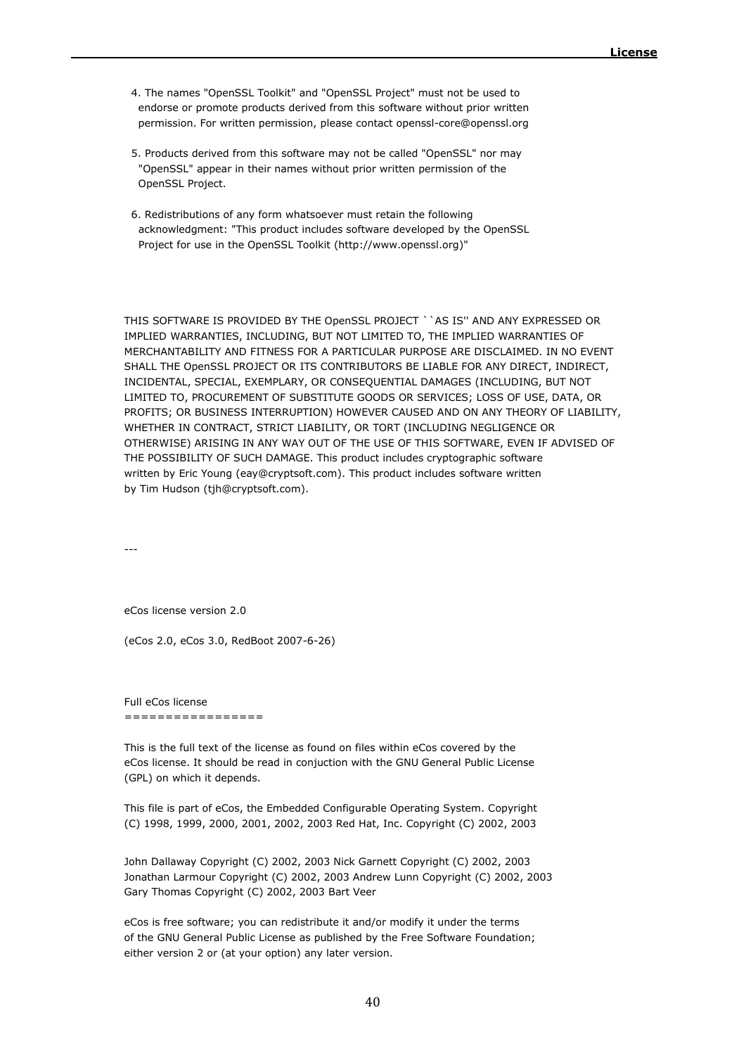4. The names "OpenSSL Toolkit" and "OpenSSL Project" must not be used to endorse or promote products derived from this software without prior written permission. For written permission, please contact openssl-core@openssl.org

5. Products derived from this software may not be called "OpenSSL" nor may "OpenSSL" appear in their names without prior written permission of the OpenSSL Project.

6. Redistributions of any form whatsoever must retain the following acknowledgment: "This product includes software developed by the OpenSSL Project for use in the OpenSSL Toolkit (http://www.openssl.org)"

THIS SOFTWARE IS PROVIDED BY THE OpenSSL PROJECT ``AS IS'' AND ANY EXPRESSED OR IMPLIED WARRANTIES, INCLUDING, BUT NOT LIMITED TO, THE IMPLIED WARRANTIES OF MERCHANTABILITY AND FITNESS FOR A PARTICULAR PURPOSE ARE DISCLAIMED. IN NO EVENT SHALL THE OpenSSL PROJECT OR ITS CONTRIBUTORS BE LIABLE FOR ANY DIRECT, INDIRECT, INCIDENTAL, SPECIAL, EXEMPLARY, OR CONSEQUENTIAL DAMAGES (INCLUDING, BUT NOT LIMITED TO, PROCUREMENT OF SUBSTITUTE GOODS OR SERVICES; LOSS OF USE, DATA, OR PROFITS; OR BUSINESS INTERRUPTION) HOWEVER CAUSED AND ON ANY THEORY OF LIABILITY, WHETHER IN CONTRACT, STRICT LIABILITY, OR TORT (INCLUDING NEGLIGENCE OR OTHERWISE) ARISING IN ANY WAY OUT OF THE USE OF THIS SOFTWARE, EVEN IF ADVISED OF THE POSSIBILITY OF SUCH DAMAGE. This product includes cryptographic software written by Eric Young (eay@cryptsoft.com). This product includes software written by Tim Hudson (tjh@cryptsoft.com).

---

eCos license version 2.0

(eCos 2.0, eCos 3.0, RedBoot 2007-6-26)

Full eCos license
=================

This is the full text of the license as found on files within eCos covered by the eCos license. It should be read in conjuction with the GNU General Public License (GPL) on which it depends.

This file is part of eCos, the Embedded Configurable Operating System. Copyright (C) 1998, 1999, 2000, 2001, 2002, 2003 Red Hat, Inc. Copyright (C) 2002, 2003

John Dallaway Copyright (C) 2002, 2003 Nick Garnett Copyright (C) 2002, 2003 Jonathan Larmour Copyright (C) 2002, 2003 Andrew Lunn Copyright (C) 2002, 2003 Gary Thomas Copyright (C) 2002, 2003 Bart Veer

eCos is free software; you can redistribute it and/or modify it under the terms of the GNU General Public License as published by the Free Software Foundation; either version 2 or (at your option) any later version.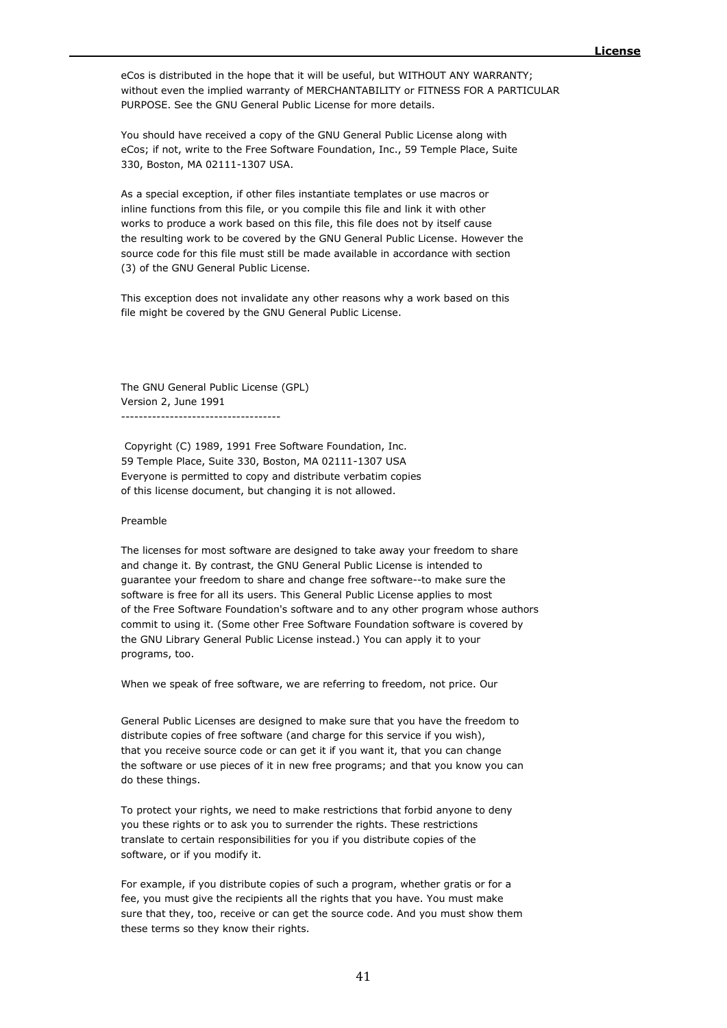eCos is distributed in the hope that it will be useful, but WITHOUT ANY WARRANTY; without even the implied warranty of MERCHANTABILITY or FITNESS FOR A PARTICULAR PURPOSE. See the GNU General Public License for more details.

You should have received a copy of the GNU General Public License along with eCos; if not, write to the Free Software Foundation, Inc., 59 Temple Place, Suite 330, Boston, MA 02111-1307 USA.

As a special exception, if other files instantiate templates or use macros or inline functions from this file, or you compile this file and link it with other works to produce a work based on this file, this file does not by itself cause the resulting work to be covered by the GNU General Public License. However the source code for this file must still be made available in accordance with section (3) of the GNU General Public License.

This exception does not invalidate any other reasons why a work based on this file might be covered by the GNU General Public License.

The GNU General Public License (GPL)
Version 2, June 1991
-----------------------------------

Copyright (C) 1989, 1991 Free Software Foundation, Inc.
59 Temple Place, Suite 330, Boston, MA 02111-1307 USA
Everyone is permitted to copy and distribute verbatim copies
of this license document, but changing it is not allowed.

Preamble

The licenses for most software are designed to take away your freedom to share and change it. By contrast, the GNU General Public License is intended to guarantee your freedom to share and change free software--to make sure the software is free for all its users. This General Public License applies to most of the Free Software Foundation's software and to any other program whose authors commit to using it. (Some other Free Software Foundation software is covered by the GNU Library General Public License instead.) You can apply it to your programs, too.

When we speak of free software, we are referring to freedom, not price. Our

General Public Licenses are designed to make sure that you have the freedom to distribute copies of free software (and charge for this service if you wish), that you receive source code or can get it if you want it, that you can change the software or use pieces of it in new free programs; and that you know you can do these things.

To protect your rights, we need to make restrictions that forbid anyone to deny you these rights or to ask you to surrender the rights. These restrictions translate to certain responsibilities for you if you distribute copies of the software, or if you modify it.

For example, if you distribute copies of such a program, whether gratis or for a fee, you must give the recipients all the rights that you have. You must make sure that they, too, receive or can get the source code. And you must show them these terms so they know their rights.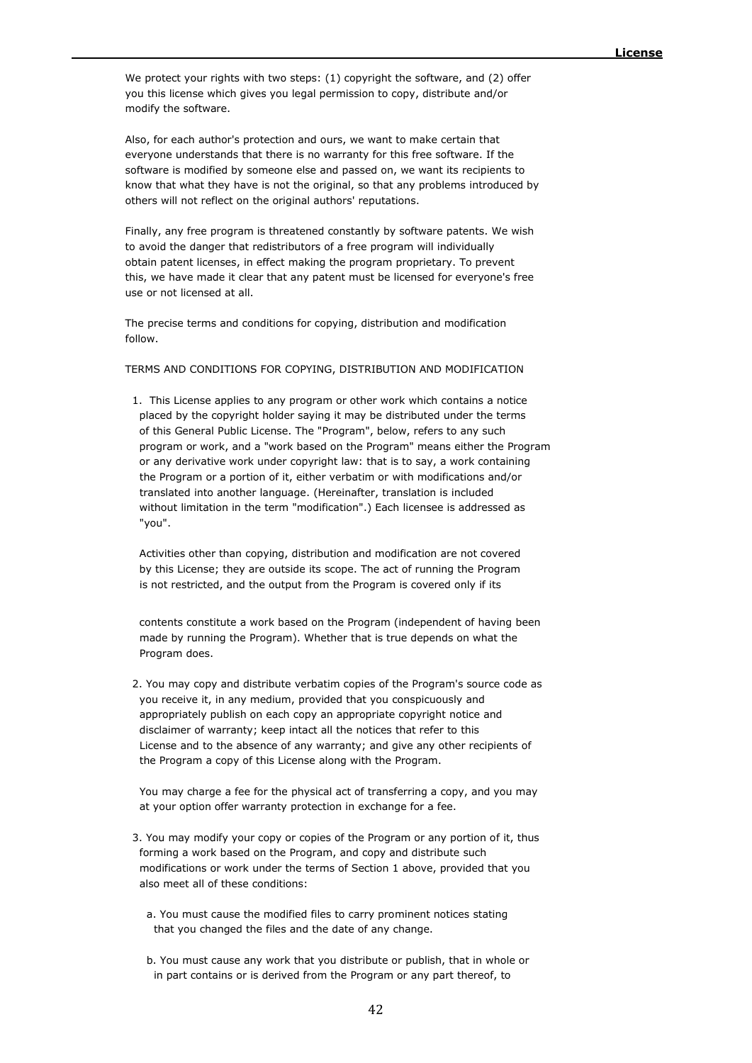We protect your rights with two steps: (1) copyright the software, and (2) offer you this license which gives you legal permission to copy, distribute and/or modify the software.

Also, for each author's protection and ours, we want to make certain that everyone understands that there is no warranty for this free software. If the software is modified by someone else and passed on, we want its recipients to know that what they have is not the original, so that any problems introduced by others will not reflect on the original authors' reputations.

Finally, any free program is threatened constantly by software patents. We wish to avoid the danger that redistributors of a free program will individually obtain patent licenses, in effect making the program proprietary. To prevent this, we have made it clear that any patent must be licensed for everyone's free use or not licensed at all.

The precise terms and conditions for copying, distribution and modification follow.

TERMS AND CONDITIONS FOR COPYING, DISTRIBUTION AND MODIFICATION

1. This License applies to any program or other work which contains a notice placed by the copyright holder saying it may be distributed under the terms of this General Public License. The "Program", below, refers to any such program or work, and a "work based on the Program" means either the Program or any derivative work under copyright law: that is to say, a work containing the Program or a portion of it, either verbatim or with modifications and/or translated into another language. (Hereinafter, translation is included without limitation in the term "modification".) Each licensee is addressed as "you".

   Activities other than copying, distribution and modification are not covered by this License; they are outside its scope. The act of running the Program is not restricted, and the output from the Program is covered only if its contents constitute a work based on the Program (independent of having been made by running the Program). Whether that is true depends on what the Program does.

2. You may copy and distribute verbatim copies of the Program's source code as you receive it, in any medium, provided that you conspicuously and appropriately publish on each copy an appropriate copyright notice and disclaimer of warranty; keep intact all the notices that refer to this License and to the absence of any warranty; and give any other recipients of the Program a copy of this License along with the Program.

   You may charge a fee for the physical act of transferring a copy, and you may at your option offer warranty protection in exchange for a fee.

3. You may modify your copy or copies of the Program or any portion of it, thus forming a work based on the Program, and copy and distribute such modifications or work under the terms of Section 1 above, provided that you also meet all of these conditions:

   a. You must cause the modified files to carry prominent notices stating that you changed the files and the date of any change.

   b. You must cause any work that you distribute or publish, that in whole or in part contains or is derived from the Program or any part thereof, to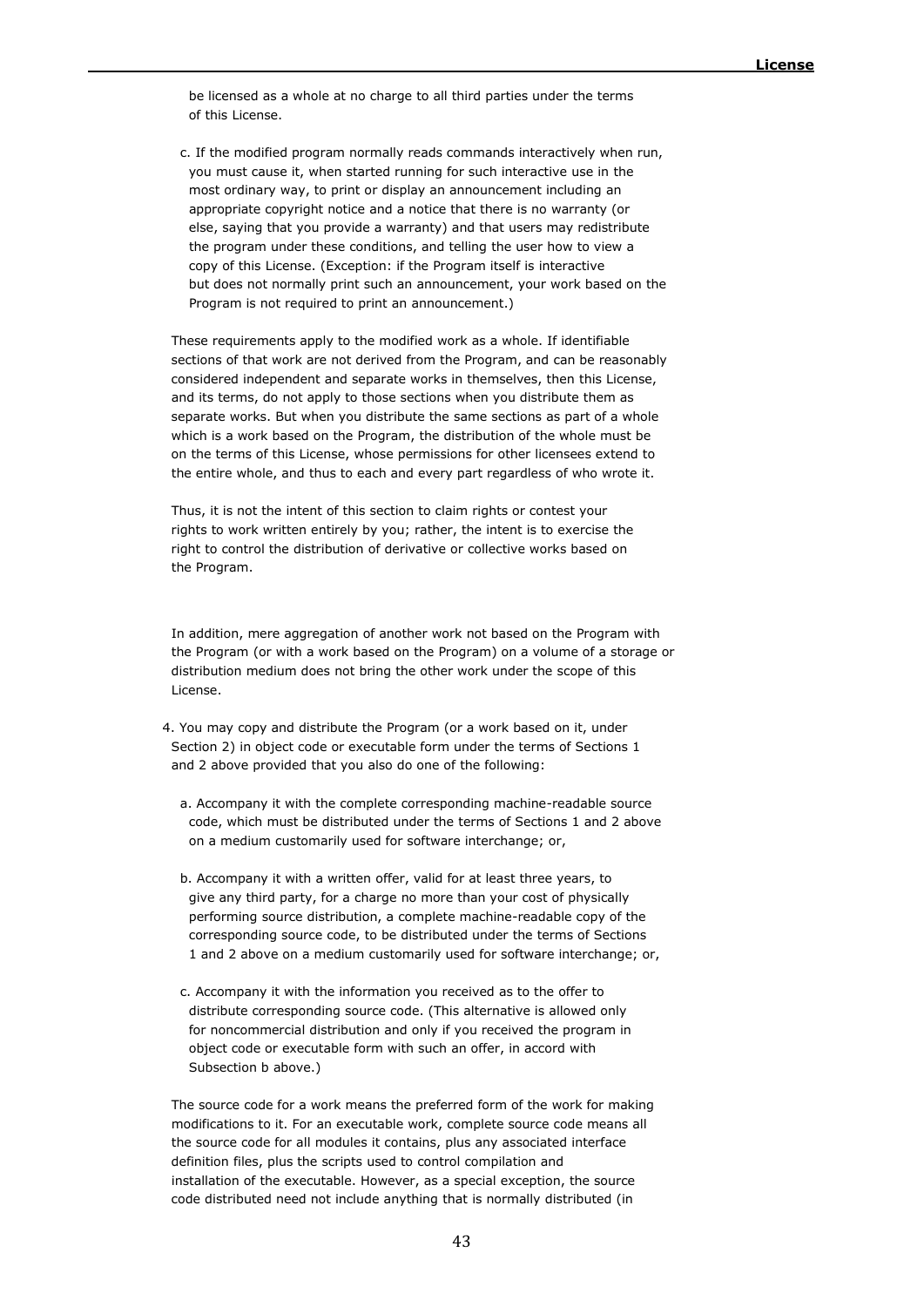be licensed as a whole at no charge to all third parties under the terms of this License.

c. If the modified program normally reads commands interactively when run, you must cause it, when started running for such interactive use in the most ordinary way, to print or display an announcement including an appropriate copyright notice and a notice that there is no warranty (or else, saying that you provide a warranty) and that users may redistribute the program under these conditions, and telling the user how to view a copy of this License. (Exception: if the Program itself is interactive but does not normally print such an announcement, your work based on the Program is not required to print an announcement.)

These requirements apply to the modified work as a whole. If identifiable sections of that work are not derived from the Program, and can be reasonably considered independent and separate works in themselves, then this License, and its terms, do not apply to those sections when you distribute them as separate works. But when you distribute the same sections as part of a whole which is a work based on the Program, the distribution of the whole must be on the terms of this License, whose permissions for other licensees extend to the entire whole, and thus to each and every part regardless of who wrote it.

Thus, it is not the intent of this section to claim rights or contest your rights to work written entirely by you; rather, the intent is to exercise the right to control the distribution of derivative or collective works based on the Program.

In addition, mere aggregation of another work not based on the Program with the Program (or with a work based on the Program) on a volume of a storage or distribution medium does not bring the other work under the scope of this License.

4. You may copy and distribute the Program (or a work based on it, under Section 2) in object code or executable form under the terms of Sections 1 and 2 above provided that you also do one of the following:

   a. Accompany it with the complete corresponding machine-readable source code, which must be distributed under the terms of Sections 1 and 2 above on a medium customarily used for software interchange; or,

   b. Accompany it with a written offer, valid for at least three years, to give any third party, for a charge no more than your cost of physically performing source distribution, a complete machine-readable copy of the corresponding source code, to be distributed under the terms of Sections 1 and 2 above on a medium customarily used for software interchange; or,

   c. Accompany it with the information you received as to the offer to distribute corresponding source code. (This alternative is allowed only for noncommercial distribution and only if you received the program in object code or executable form with such an offer, in accord with Subsection b above.)

The source code for a work means the preferred form of the work for making modifications to it. For an executable work, complete source code means all the source code for all modules it contains, plus any associated interface definition files, plus the scripts used to control compilation and installation of the executable. However, as a special exception, the source code distributed need not include anything that is normally distributed (in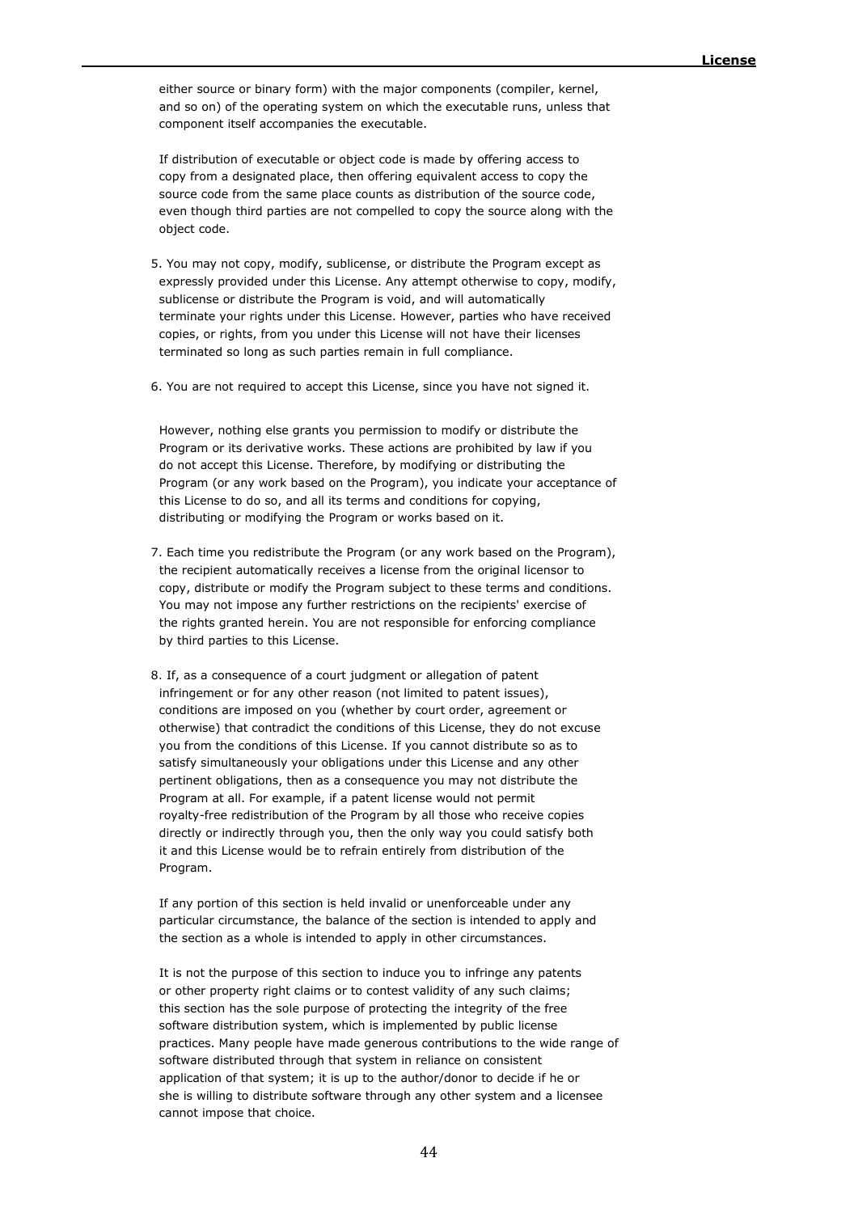either source or binary form) with the major components (compiler, kernel, and so on) of the operating system on which the executable runs, unless that component itself accompanies the executable.

If distribution of executable or object code is made by offering access to copy from a designated place, then offering equivalent access to copy the source code from the same place counts as distribution of the source code, even though third parties are not compelled to copy the source along with the object code.

5. You may not copy, modify, sublicense, or distribute the Program except as expressly provided under this License. Any attempt otherwise to copy, modify, sublicense or distribute the Program is void, and will automatically terminate your rights under this License. However, parties who have received copies, or rights, from you under this License will not have their licenses terminated so long as such parties remain in full compliance.

6. You are not required to accept this License, since you have not signed it.

   However, nothing else grants you permission to modify or distribute the Program or its derivative works. These actions are prohibited by law if you do not accept this License. Therefore, by modifying or distributing the Program (or any work based on the Program), you indicate your acceptance of this License to do so, and all its terms and conditions for copying, distributing or modifying the Program or works based on it.

7. Each time you redistribute the Program (or any work based on the Program), the recipient automatically receives a license from the original licensor to copy, distribute or modify the Program subject to these terms and conditions. You may not impose any further restrictions on the recipients' exercise of the rights granted herein. You are not responsible for enforcing compliance by third parties to this License.

8. If, as a consequence of a court judgment or allegation of patent infringement or for any other reason (not limited to patent issues), conditions are imposed on you (whether by court order, agreement or otherwise) that contradict the conditions of this License, they do not excuse you from the conditions of this License. If you cannot distribute so as to satisfy simultaneously your obligations under this License and any other pertinent obligations, then as a consequence you may not distribute the Program at all. For example, if a patent license would not permit royalty-free redistribution of the Program by all those who receive copies directly or indirectly through you, then the only way you could satisfy both it and this License would be to refrain entirely from distribution of the Program.

   If any portion of this section is held invalid or unenforceable under any particular circumstance, the balance of the section is intended to apply and the section as a whole is intended to apply in other circumstances.

   It is not the purpose of this section to induce you to infringe any patents or other property right claims or to contest validity of any such claims; this section has the sole purpose of protecting the integrity of the free software distribution system, which is implemented by public license practices. Many people have made generous contributions to the wide range of software distributed through that system in reliance on consistent application of that system; it is up to the author/donor to decide if he or she is willing to distribute software through any other system and a licensee cannot impose that choice.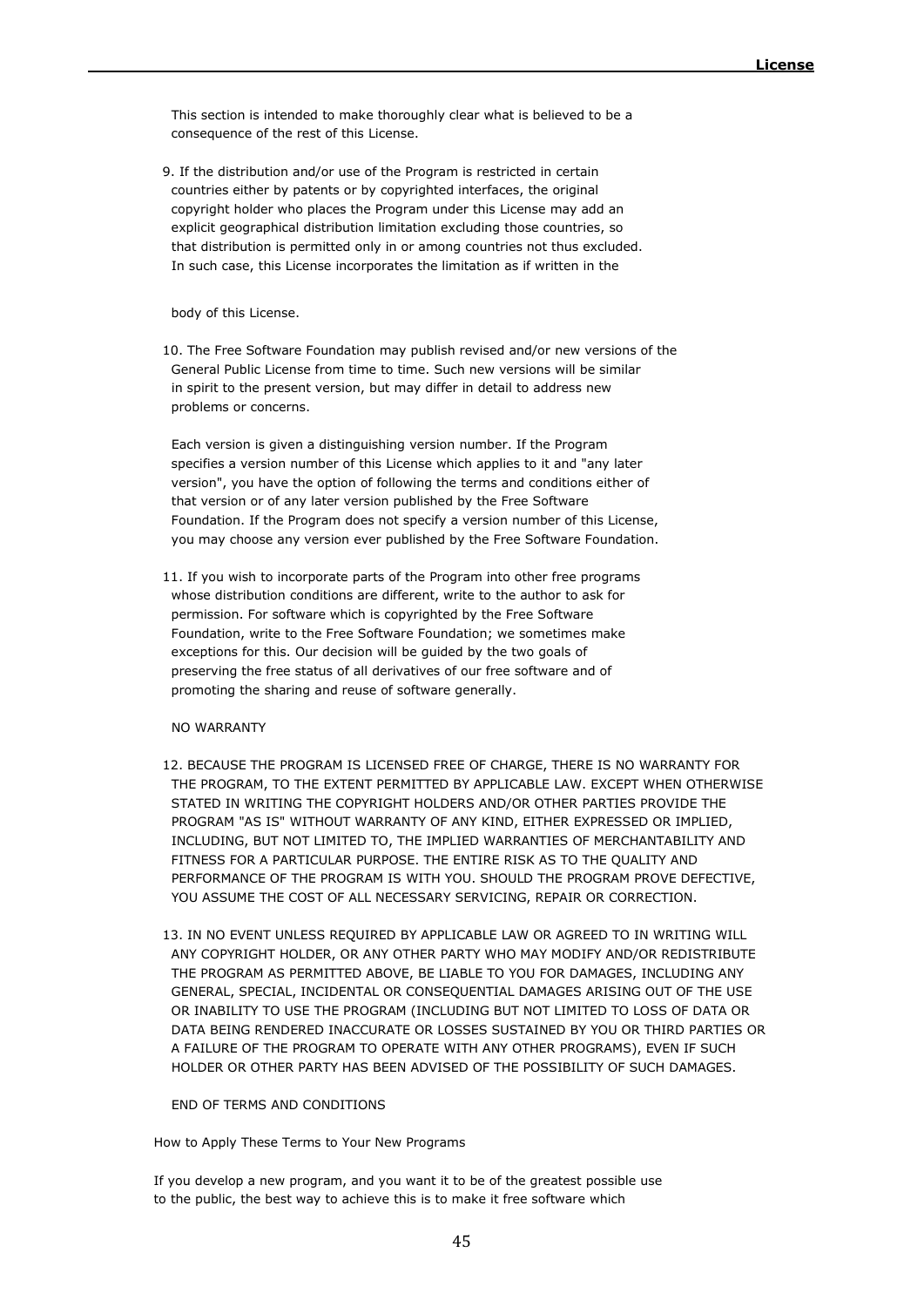This section is intended to make thoroughly clear what is believed to be a consequence of the rest of this License.

9. If the distribution and/or use of the Program is restricted in certain countries either by patents or by copyrighted interfaces, the original copyright holder who places the Program under this License may add an explicit geographical distribution limitation excluding those countries, so that distribution is permitted only in or among countries not thus excluded. In such case, this License incorporates the limitation as if written in the body of this License.

10. The Free Software Foundation may publish revised and/or new versions of the General Public License from time to time. Such new versions will be similar in spirit to the present version, but may differ in detail to address new problems or concerns.

Each version is given a distinguishing version number. If the Program specifies a version number of this License which applies to it and "any later version", you have the option of following the terms and conditions either of that version or of any later version published by the Free Software Foundation. If the Program does not specify a version number of this License, you may choose any version ever published by the Free Software Foundation.

11. If you wish to incorporate parts of the Program into other free programs whose distribution conditions are different, write to the author to ask for permission. For software which is copyrighted by the Free Software Foundation, write to the Free Software Foundation; we sometimes make exceptions for this. Our decision will be guided by the two goals of preserving the free status of all derivatives of our free software and of promoting the sharing and reuse of software generally.

NO WARRANTY

12. BECAUSE THE PROGRAM IS LICENSED FREE OF CHARGE, THERE IS NO WARRANTY FOR THE PROGRAM, TO THE EXTENT PERMITTED BY APPLICABLE LAW. EXCEPT WHEN OTHERWISE STATED IN WRITING THE COPYRIGHT HOLDERS AND/OR OTHER PARTIES PROVIDE THE PROGRAM "AS IS" WITHOUT WARRANTY OF ANY KIND, EITHER EXPRESSED OR IMPLIED, INCLUDING, BUT NOT LIMITED TO, THE IMPLIED WARRANTIES OF MERCHANTABILITY AND FITNESS FOR A PARTICULAR PURPOSE. THE ENTIRE RISK AS TO THE QUALITY AND PERFORMANCE OF THE PROGRAM IS WITH YOU. SHOULD THE PROGRAM PROVE DEFECTIVE, YOU ASSUME THE COST OF ALL NECESSARY SERVICING, REPAIR OR CORRECTION.

13. IN NO EVENT UNLESS REQUIRED BY APPLICABLE LAW OR AGREED TO IN WRITING WILL ANY COPYRIGHT HOLDER, OR ANY OTHER PARTY WHO MAY MODIFY AND/OR REDISTRIBUTE THE PROGRAM AS PERMITTED ABOVE, BE LIABLE TO YOU FOR DAMAGES, INCLUDING ANY GENERAL, SPECIAL, INCIDENTAL OR CONSEQUENTIAL DAMAGES ARISING OUT OF THE USE OR INABILITY TO USE THE PROGRAM (INCLUDING BUT NOT LIMITED TO LOSS OF DATA OR DATA BEING RENDERED INACCURATE OR LOSSES SUSTAINED BY YOU OR THIRD PARTIES OR A FAILURE OF THE PROGRAM TO OPERATE WITH ANY OTHER PROGRAMS), EVEN IF SUCH HOLDER OR OTHER PARTY HAS BEEN ADVISED OF THE POSSIBILITY OF SUCH DAMAGES.

END OF TERMS AND CONDITIONS

How to Apply These Terms to Your New Programs

If you develop a new program, and you want it to be of the greatest possible use to the public, the best way to achieve this is to make it free software which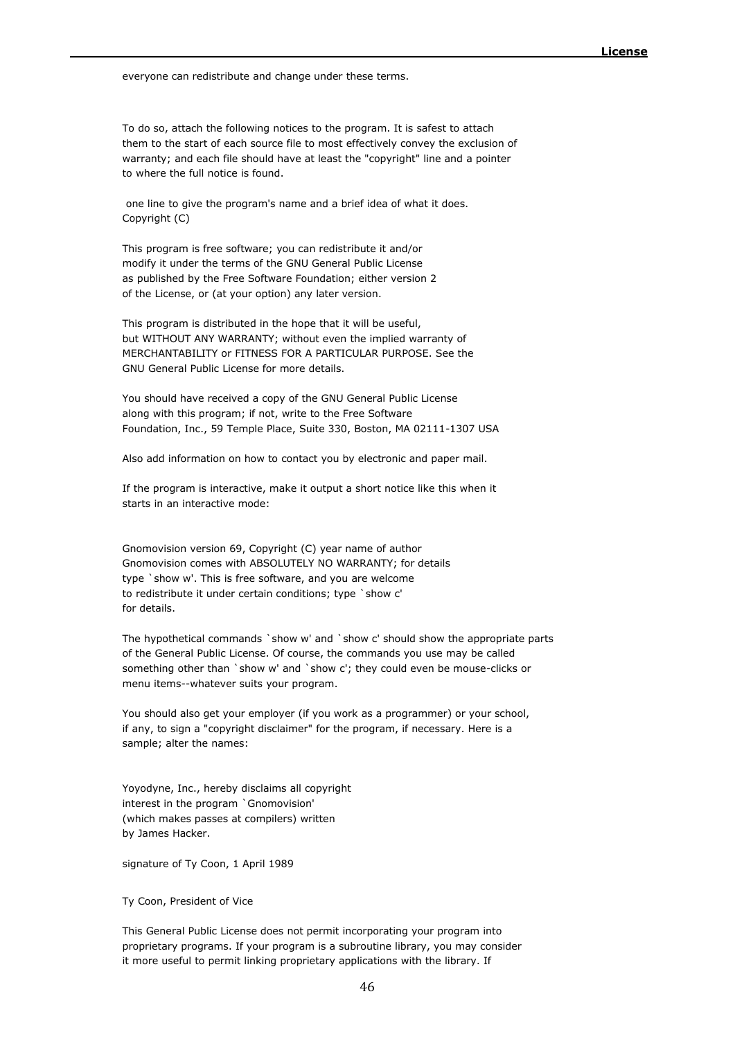everyone can redistribute and change under these terms.

To do so, attach the following notices to the program. It is safest to attach them to the start of each source file to most effectively convey the exclusion of warranty; and each file should have at least the "copyright" line and a pointer to where the full notice is found.

one line to give the program's name and a brief idea of what it does.
Copyright (C)

This program is free software; you can redistribute it and/or modify it under the terms of the GNU General Public License as published by the Free Software Foundation; either version 2 of the License, or (at your option) any later version.

This program is distributed in the hope that it will be useful, but WITHOUT ANY WARRANTY; without even the implied warranty of MERCHANTABILITY or FITNESS FOR A PARTICULAR PURPOSE. See the GNU General Public License for more details.

You should have received a copy of the GNU General Public License along with this program; if not, write to the Free Software Foundation, Inc., 59 Temple Place, Suite 330, Boston, MA 02111-1307 USA

Also add information on how to contact you by electronic and paper mail.

If the program is interactive, make it output a short notice like this when it starts in an interactive mode:

Gnomovision version 69, Copyright (C) year name of author
Gnomovision comes with ABSOLUTELY NO WARRANTY; for details type `show w'. This is free software, and you are welcome to redistribute it under certain conditions; type `show c' for details.

The hypothetical commands `show w' and `show c' should show the appropriate parts of the General Public License. Of course, the commands you use may be called something other than `show w' and `show c'; they could even be mouse-clicks or menu items--whatever suits your program.

You should also get your employer (if you work as a programmer) or your school, if any, to sign a "copyright disclaimer" for the program, if necessary. Here is a sample; alter the names:

Yoyodyne, Inc., hereby disclaims all copyright interest in the program `Gnomovision' (which makes passes at compilers) written by James Hacker.

signature of Ty Coon, 1 April 1989

Ty Coon, President of Vice

This General Public License does not permit incorporating your program into proprietary programs. If your program is a subroutine library, you may consider it more useful to permit linking proprietary applications with the library. If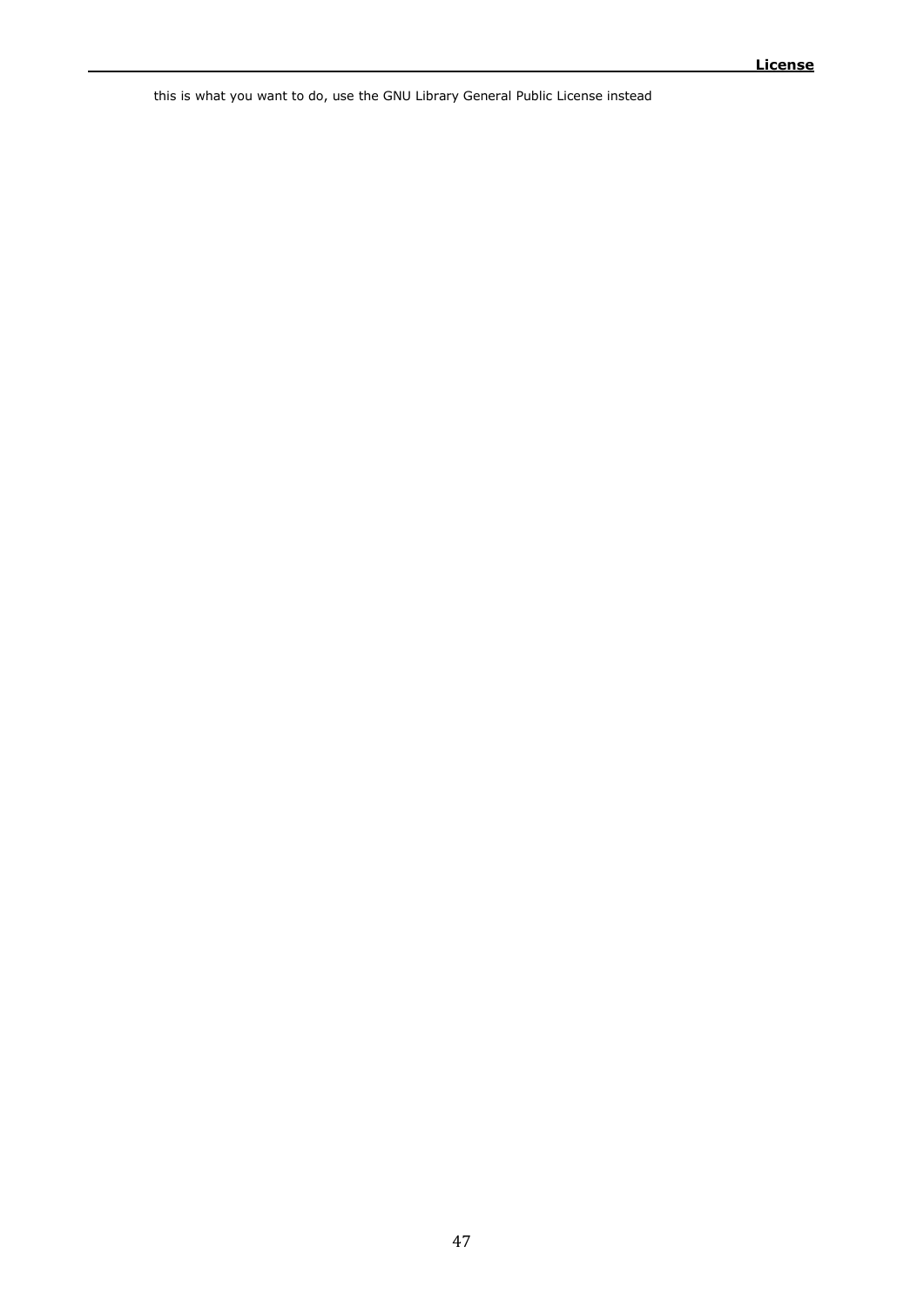this is what you want to do, use the GNU Library General Public License instead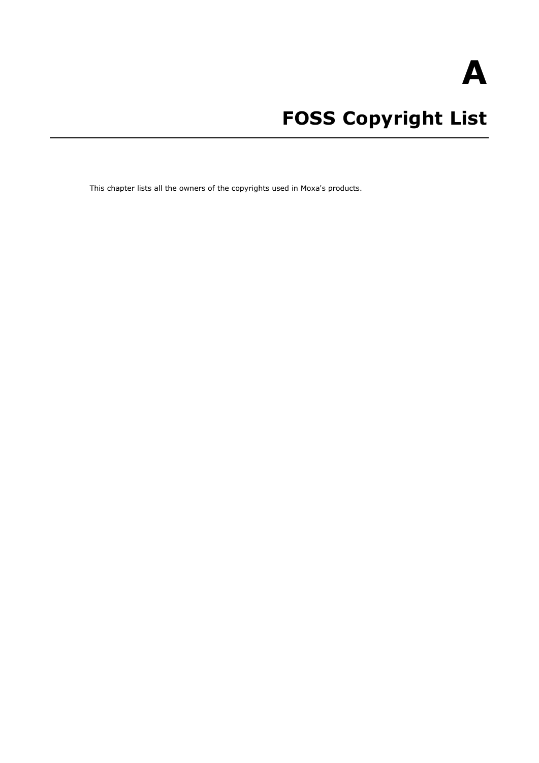# A

# FOSS Copyright List

This chapter lists all the owners of the copyrights used in Moxa's products.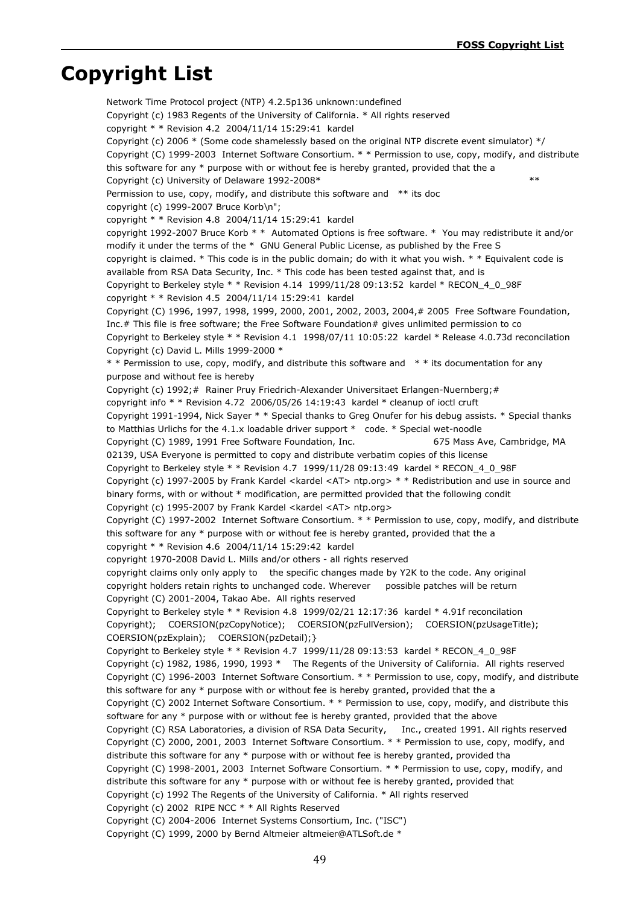# Copyright List

Network Time Protocol project (NTP) 4.2.5p136 unknown:undefined
Copyright (c) 1983 Regents of the University of California. * All rights reserved
copyright * * Revision 4.2 2004/11/14 15:29:41 kardel
Copyright (c) 2006 * (Some code shamelessly based on the original NTP discrete event simulator) */
Copyright (C) 1999-2003 Internet Software Consortium. * * Permission to use, copy, modify, and distribute this software for any * purpose with or without fee is hereby granted, provided that the a
Copyright (c) University of Delaware 1992-2008* **
Permission to use, copy, modify, and distribute this software and ** its doc
copyright (c) 1999-2007 Bruce Korb\n";
copyright * * Revision 4.8 2004/11/14 15:29:41 kardel
copyright 1992-2007 Bruce Korb * * Automated Options is free software. * You may redistribute it and/or modify it under the terms of the * GNU General Public License, as published by the Free S
copyright is claimed. * This code is in the public domain; do with it what you wish. * * Equivalent code is available from RSA Data Security, Inc. * This code has been tested against that, and is
Copyright to Berkeley style * * Revision 4.14 1999/11/28 09:13:52 kardel * RECON_4_0_98F
copyright * * Revision 4.5 2004/11/14 15:29:41 kardel
Copyright (C) 1996, 1997, 1998, 1999, 2000, 2001, 2002, 2003, 2004,# 2005 Free Software Foundation, Inc.# This file is free software; the Free Software Foundation# gives unlimited permission to co
Copyright to Berkeley style * * Revision 4.1 1998/07/11 10:05:22 kardel * Release 4.0.73d reconcilation
Copyright (c) David L. Mills 1999-2000 *
* * Permission to use, copy, modify, and distribute this software and * * its documentation for any purpose and without fee is hereby
Copyright (c) 1992;# Rainer Pruy Friedrich-Alexander Universitaet Erlangen-Nuernberg;#
copyright info * * Revision 4.72 2006/05/26 14:19:43 kardel * cleanup of ioctl cruft
Copyright 1991-1994, Nick Sayer * * Special thanks to Greg Onufer for his debug assists. * Special thanks to Matthias Urlichs for the 4.1.x loadable driver support * code. * Special wet-noodle
Copyright (C) 1989, 1991 Free Software Foundation, Inc. 675 Mass Ave, Cambridge, MA 02139, USA Everyone is permitted to copy and distribute verbatim copies of this license
Copyright to Berkeley style * * Revision 4.7 1999/11/28 09:13:49 kardel * RECON_4_0_98F
Copyright (c) 1997-2005 by Frank Kardel <kardel <AT> ntp.org> * * Redistribution and use in source and binary forms, with or without * modification, are permitted provided that the following condit
Copyright (c) 1995-2007 by Frank Kardel <kardel <AT> ntp.org>
Copyright (C) 1997-2002 Internet Software Consortium. * * Permission to use, copy, modify, and distribute this software for any * purpose with or without fee is hereby granted, provided that the a
copyright * * Revision 4.6 2004/11/14 15:29:42 kardel
copyright 1970-2008 David L. Mills and/or others - all rights reserved
copyright claims only only apply to the specific changes made by Y2K to the code. Any original copyright holders retain rights to unchanged code. Wherever possible patches will be return
Copyright (C) 2001-2004, Takao Abe. All rights reserved
Copyright to Berkeley style * * Revision 4.8 1999/02/21 12:17:36 kardel * 4.91f reconcilation
Copyright); COERSION(pzCopyNotice); COERSION(pzFullVersion); COERSION(pzUsageTitle); COERSION(pzExplain); COERSION(pzDetail);}
Copyright to Berkeley style * * Revision 4.7 1999/11/28 09:13:53 kardel * RECON_4_0_98F
Copyright (c) 1982, 1986, 1990, 1993 * The Regents of the University of California. All rights reserved
Copyright (C) 1996-2003 Internet Software Consortium. * * Permission to use, copy, modify, and distribute this software for any * purpose with or without fee is hereby granted, provided that the a
Copyright (C) 2002 Internet Software Consortium. * * Permission to use, copy, modify, and distribute this software for any * purpose with or without fee is hereby granted, provided that the above
Copyright (C) RSA Laboratories, a division of RSA Data Security, Inc., created 1991. All rights reserved
Copyright (C) 2000, 2001, 2003 Internet Software Consortium. * * Permission to use, copy, modify, and distribute this software for any * purpose with or without fee is hereby granted, provided tha
Copyright (C) 1998-2001, 2003 Internet Software Consortium. * * Permission to use, copy, modify, and distribute this software for any * purpose with or without fee is hereby granted, provided that
Copyright (c) 1992 The Regents of the University of California. * All rights reserved
Copyright (c) 2002 RIPE NCC * * All Rights Reserved
Copyright (C) 2004-2006 Internet Systems Consortium, Inc. ("ISC")
Copyright (C) 1999, 2000 by Bernd Altmeier altmeier@ATLSoft.de *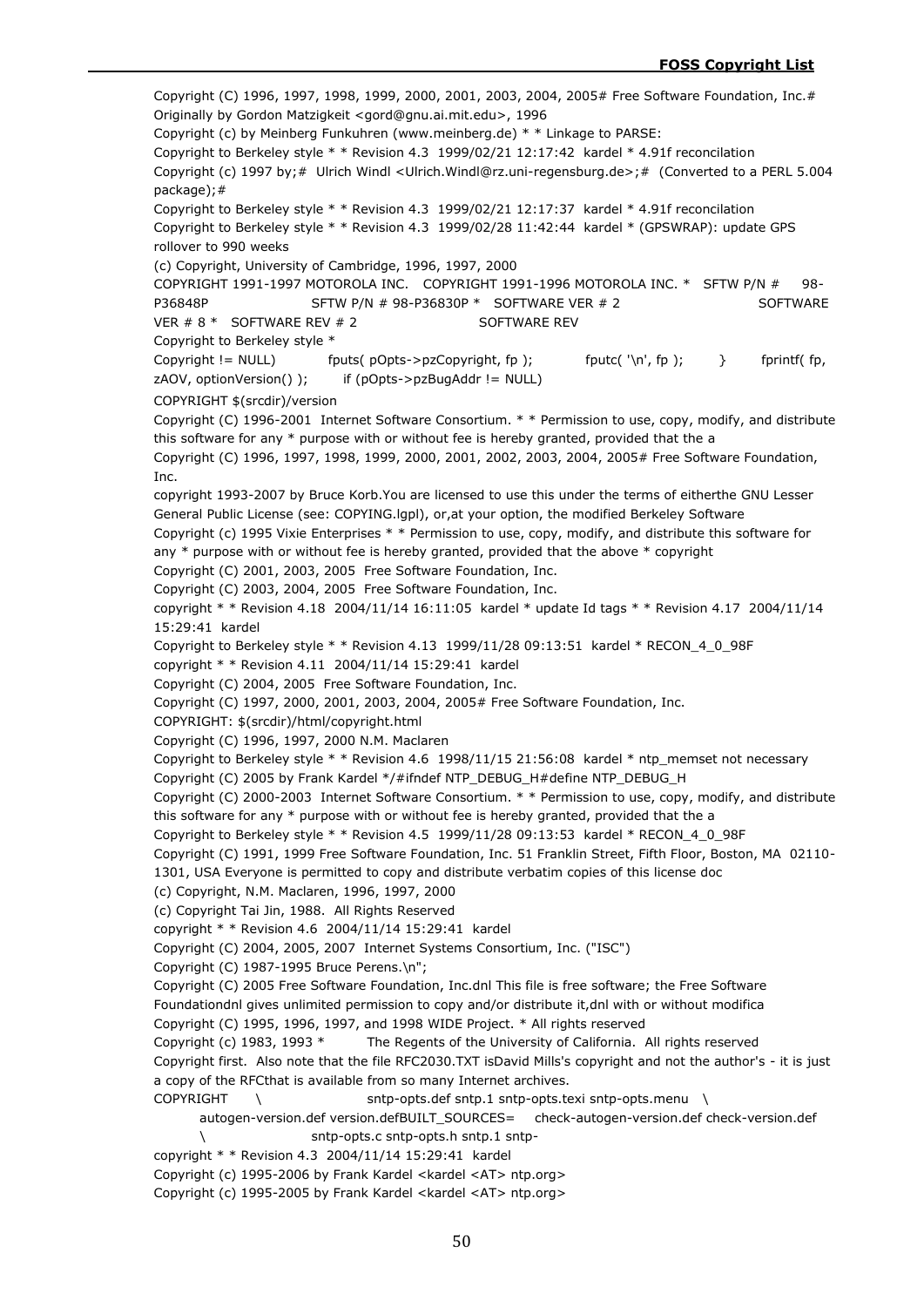Copyright (C) 1996, 1997, 1998, 1999, 2000, 2001, 2003, 2004, 2005# Free Software Foundation, Inc.# Originally by Gordon Matzigkeit <gord@gnu.ai.mit.edu>, 1996

Copyright (c) by Meinberg Funkuhren (www.meinberg.de) * * Linkage to PARSE:

Copyright to Berkeley style * * Revision 4.3 1999/02/21 12:17:42 kardel * 4.91f reconcilation

Copyright (c) 1997 by;# Ulrich Windl <Ulrich.Windl@rz.uni-regensburg.de>;# (Converted to a PERL 5.004 package);#

Copyright to Berkeley style * * Revision 4.3 1999/02/21 12:17:37 kardel * 4.91f reconcilation

Copyright to Berkeley style * * Revision 4.3 1999/02/28 11:42:44 kardel * (GPSWRAP): update GPS rollover to 990 weeks

(c) Copyright, University of Cambridge, 1996, 1997, 2000

COPYRIGHT 1991-1997 MOTOROLA INC. COPYRIGHT 1991-1996 MOTOROLA INC. * SFTW P/N # 98-P36848P SFTW P/N # 98-P36830P * SOFTWARE VER # 2 SOFTWARE VER # 8 * SOFTWARE REV # 2 SOFTWARE REV

Copyright to Berkeley style *

Copyright != NULL) fputs( pOpts->pzCopyright, fp ); fputc( '\n', fp ); } fprintf( fp, zAOV, optionVersion() ); if (pOpts->pzBugAddr != NULL)

COPYRIGHT $(srcdir)/version

Copyright (C) 1996-2001 Internet Software Consortium. * * Permission to use, copy, modify, and distribute this software for any * purpose with or without fee is hereby granted, provided that the a

Copyright (C) 1996, 1997, 1998, 1999, 2000, 2001, 2002, 2003, 2004, 2005# Free Software Foundation, Inc.

copyright 1993-2007 by Bruce Korb.You are licensed to use this under the terms of eitherthe GNU Lesser General Public License (see: COPYING.lgpl), or,at your option, the modified Berkeley Software

Copyright (c) 1995 Vixie Enterprises * * Permission to use, copy, modify, and distribute this software for any * purpose with or without fee is hereby granted, provided that the above * copyright

Copyright (C) 2001, 2003, 2005 Free Software Foundation, Inc.

Copyright (C) 2003, 2004, 2005 Free Software Foundation, Inc.

copyright * * Revision 4.18 2004/11/14 16:11:05 kardel * update Id tags * * Revision 4.17 2004/11/14 15:29:41 kardel

Copyright to Berkeley style * * Revision 4.13 1999/11/28 09:13:51 kardel * RECON_4_0_98F

copyright * * Revision 4.11 2004/11/14 15:29:41 kardel

Copyright (C) 2004, 2005 Free Software Foundation, Inc.

Copyright (C) 1997, 2000, 2001, 2003, 2004, 2005# Free Software Foundation, Inc.

COPYRIGHT: $(srcdir)/html/copyright.html

Copyright (C) 1996, 1997, 2000 N.M. Maclaren

Copyright to Berkeley style * * Revision 4.6 1998/11/15 21:56:08 kardel * ntp_memset not necessary

Copyright (C) 2005 by Frank Kardel */#ifndef NTP_DEBUG_H#define NTP_DEBUG_H

Copyright (C) 2000-2003 Internet Software Consortium. * * Permission to use, copy, modify, and distribute this software for any * purpose with or without fee is hereby granted, provided that the a

Copyright to Berkeley style * * Revision 4.5 1999/11/28 09:13:53 kardel * RECON_4_0_98F

Copyright (C) 1991, 1999 Free Software Foundation, Inc. 51 Franklin Street, Fifth Floor, Boston, MA 02110-1301, USA Everyone is permitted to copy and distribute verbatim copies of this license doc

(c) Copyright, N.M. Maclaren, 1996, 1997, 2000

(c) Copyright Tai Jin, 1988. All Rights Reserved

copyright * * Revision 4.6 2004/11/14 15:29:41 kardel

Copyright (C) 2004, 2005, 2007 Internet Systems Consortium, Inc. ("ISC")

Copyright (C) 1987-1995 Bruce Perens.\n";

Copyright (C) 2005 Free Software Foundation, Inc.dnl This file is free software; the Free Software Foundationdnl gives unlimited permission to copy and/or distribute it,dnl with or without modifica

Copyright (C) 1995, 1996, 1997, and 1998 WIDE Project. * All rights reserved

Copyright (c) 1983, 1993 * The Regents of the University of California. All rights reserved

Copyright first. Also note that the file RFC2030.TXT isDavid Mills's copyright and not the author's - it is just a copy of the RFCthat is available from so many Internet archives.

COPYRIGHT \ sntp-opts.def sntp.1 sntp-opts.texi sntp-opts.menu \ autogen-version.def version.defBUILT_SOURCES= check-autogen-version.def check-version.def \ sntp-opts.c sntp-opts.h sntp.1 sntp-

copyright * * Revision 4.3 2004/11/14 15:29:41 kardel

Copyright (c) 1995-2006 by Frank Kardel <kardel <AT> ntp.org>

Copyright (c) 1995-2005 by Frank Kardel <kardel <AT> ntp.org>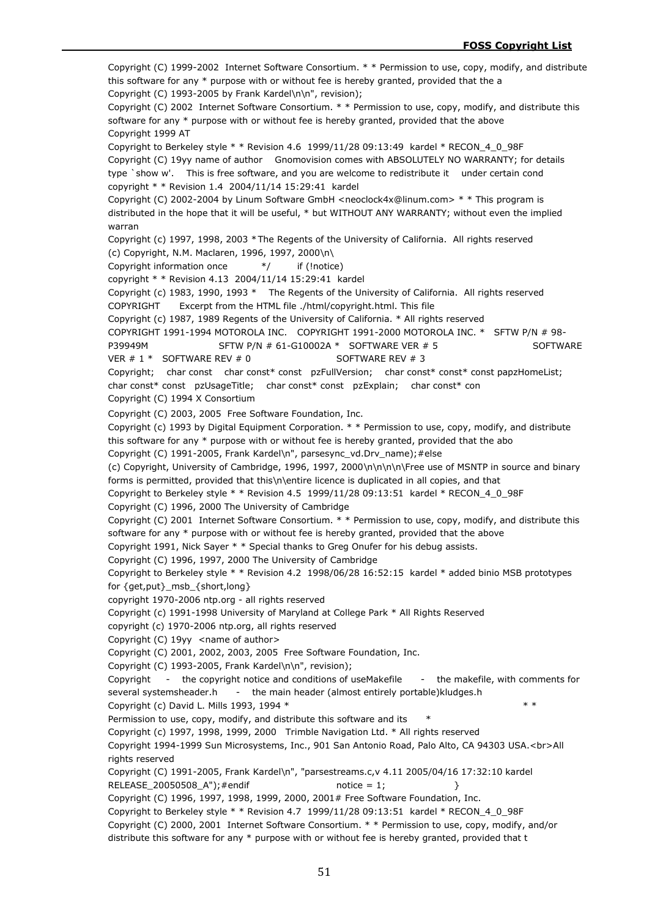Copyright (C) 1999-2002 Internet Software Consortium. * * Permission to use, copy, modify, and distribute this software for any * purpose with or without fee is hereby granted, provided that the a

Copyright (C) 1993-2005 by Frank Kardel\n\n", revision);

Copyright (C) 2002 Internet Software Consortium. * * Permission to use, copy, modify, and distribute this software for any * purpose with or without fee is hereby granted, provided that the above

Copyright 1999 AT

Copyright to Berkeley style * * Revision 4.6 1999/11/28 09:13:49 kardel * RECON_4_0_98F

Copyright (C) 19yy name of author Gnomovision comes with ABSOLUTELY NO WARRANTY; for details type `show w'. This is free software, and you are welcome to redistribute it under certain cond

copyright * * Revision 1.4 2004/11/14 15:29:41 kardel

Copyright (C) 2002-2004 by Linum Software GmbH <neoclock4x@linum.com> * * This program is distributed in the hope that it will be useful, * but WITHOUT ANY WARRANTY; without even the implied warran

Copyright (c) 1997, 1998, 2003 *The Regents of the University of California. All rights reserved

(c) Copyright, N.M. Maclaren, 1996, 1997, 2000\n\

Copyright information once */ if (!notice)

copyright * * Revision 4.13 2004/11/14 15:29:41 kardel

Copyright (c) 1983, 1990, 1993 * The Regents of the University of California. All rights reserved

COPYRIGHT Excerpt from the HTML file ./html/copyright.html. This file

Copyright (c) 1987, 1989 Regents of the University of California. * All rights reserved

COPYRIGHT 1991-1994 MOTOROLA INC. COPYRIGHT 1991-2000 MOTOROLA INC. * SFTW P/N # 98-P39949M SFTW P/N # 61-G10002A * SOFTWARE VER # 5 SOFTWARE VER # 1 * SOFTWARE REV # 0 SOFTWARE REV # 3

Copyright; char const char const* const pzFullVersion; char const* const* const papzHomeList; char const* const pzUsageTitle; char const* const pzExplain; char const* con

Copyright (C) 1994 X Consortium

Copyright (C) 2003, 2005 Free Software Foundation, Inc.

Copyright (c) 1993 by Digital Equipment Corporation. * * Permission to use, copy, modify, and distribute this software for any * purpose with or without fee is hereby granted, provided that the abo

Copyright (C) 1991-2005, Frank Kardel\n", parsesync_vd.Drv_name);#else

(c) Copyright, University of Cambridge, 1996, 1997, 2000\n\n\n\n\Free use of MSNTP in source and binary forms is permitted, provided that this\n\entire licence is duplicated in all copies, and that

Copyright to Berkeley style * * Revision 4.5 1999/11/28 09:13:51 kardel * RECON_4_0_98F

Copyright (C) 1996, 2000 The University of Cambridge

Copyright (C) 2001 Internet Software Consortium. * * Permission to use, copy, modify, and distribute this software for any * purpose with or without fee is hereby granted, provided that the above

Copyright 1991, Nick Sayer * * Special thanks to Greg Onufer for his debug assists.

Copyright (C) 1996, 1997, 2000 The University of Cambridge

Copyright to Berkeley style * * Revision 4.2 1998/06/28 16:52:15 kardel * added binio MSB prototypes for {get,put}_msb_{short,long}

copyright 1970-2006 ntp.org - all rights reserved

Copyright (c) 1991-1998 University of Maryland at College Park * All Rights Reserved

copyright (c) 1970-2006 ntp.org, all rights reserved

Copyright (C) 19yy <name of author>

Copyright (C) 2001, 2002, 2003, 2005 Free Software Foundation, Inc.

Copyright (C) 1993-2005, Frank Kardel\n\n", revision);

Copyright - the copyright notice and conditions of useMakefile - the makefile, with comments for several systemsheader.h - the main header (almost entirely portable)kludges.h

Copyright (c) David L. Mills 1993, 1994 * * *

Permission to use, copy, modify, and distribute this software and its *

Copyright (c) 1997, 1998, 1999, 2000 Trimble Navigation Ltd. * All rights reserved

Copyright 1994-1999 Sun Microsystems, Inc., 901 San Antonio Road, Palo Alto, CA 94303 USA.<br>All rights reserved

Copyright (C) 1991-2005, Frank Kardel\n", "parsestreams.c,v 4.11 2005/04/16 17:32:10 kardel RELEASE_20050508_A");#endif notice = 1; }

Copyright (C) 1996, 1997, 1998, 1999, 2000, 2001# Free Software Foundation, Inc.

Copyright to Berkeley style * * Revision 4.7 1999/11/28 09:13:51 kardel * RECON_4_0_98F

Copyright (C) 2000, 2001 Internet Software Consortium. * * Permission to use, copy, modify, and/or distribute this software for any * purpose with or without fee is hereby granted, provided that t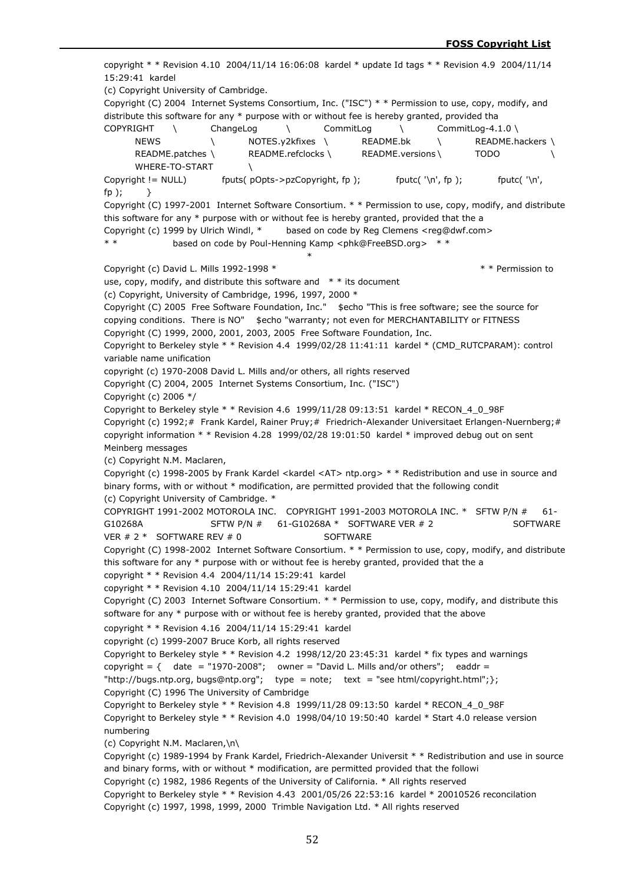copyright * * Revision 4.10 2004/11/14 16:06:08 kardel * update Id tags * * Revision 4.9 2004/11/14 15:29:41 kardel

(c) Copyright University of Cambridge.

Copyright (C) 2004 Internet Systems Consortium, Inc. ("ISC") * * Permission to use, copy, modify, and distribute this software for any * purpose with or without fee is hereby granted, provided tha

COPYRIGHT \ ChangeLog \ CommitLog \ CommitLog-4.1.0 \ NEWS \ NOTES.y2kfixes \ README.bk \ README.hackers \ README.patches \ README.refclocks \ README.versions \ TODO \ WHERE-TO-START \

Copyright != NULL) fputs( pOpts->pzCopyright, fp ); fputc( '\n', fp ); fputc( '\n', fp ); }

Copyright (C) 1997-2001 Internet Software Consortium. * * Permission to use, copy, modify, and distribute this software for any * purpose with or without fee is hereby granted, provided that the a

Copyright (c) 1999 by Ulrich Windl, * based on code by Reg Clemens <reg@dwf.com> * * based on code by Poul-Henning Kamp <phk@FreeBSD.org> * * *

Copyright (c) David L. Mills 1992-1998 * * * Permission to use, copy, modify, and distribute this software and * * its document

(c) Copyright, University of Cambridge, 1996, 1997, 2000 *

Copyright (C) 2005 Free Software Foundation, Inc." $echo "This is free software; see the source for copying conditions. There is NO" $echo "warranty; not even for MERCHANTABILITY or FITNESS

Copyright (C) 1999, 2000, 2001, 2003, 2005 Free Software Foundation, Inc.

Copyright to Berkeley style * * Revision 4.4 1999/02/28 11:41:11 kardel * (CMD_RUTCPARAM): control variable name unification

copyright (c) 1970-2008 David L. Mills and/or others, all rights reserved

Copyright (C) 2004, 2005 Internet Systems Consortium, Inc. ("ISC")

Copyright (c) 2006 */

Copyright to Berkeley style * * Revision 4.6 1999/11/28 09:13:51 kardel * RECON_4_0_98F

Copyright (c) 1992;# Frank Kardel, Rainer Pruy;# Friedrich-Alexander Universitaet Erlangen-Nuernberg;#

copyright information * * Revision 4.28 1999/02/28 19:01:50 kardel * improved debug out on sent Meinberg messages

(c) Copyright N.M. Maclaren,

Copyright (c) 1998-2005 by Frank Kardel <kardel <AT> ntp.org> * * Redistribution and use in source and binary forms, with or without * modification, are permitted provided that the following condit

(c) Copyright University of Cambridge. *

COPYRIGHT 1991-2002 MOTOROLA INC. COPYRIGHT 1991-2003 MOTOROLA INC. * SFTW P/N # 61-G10268A SFTW P/N # 61-G10268A * SOFTWARE VER # 2 SOFTWARE VER # 2 * SOFTWARE REV # 0 SOFTWARE

Copyright (C) 1998-2002 Internet Software Consortium. * * Permission to use, copy, modify, and distribute this software for any * purpose with or without fee is hereby granted, provided that the a

copyright * * Revision 4.4 2004/11/14 15:29:41 kardel

copyright * * Revision 4.10 2004/11/14 15:29:41 kardel

Copyright (C) 2003 Internet Software Consortium. * * Permission to use, copy, modify, and distribute this software for any * purpose with or without fee is hereby granted, provided that the above

copyright * * Revision 4.16 2004/11/14 15:29:41 kardel

copyright (c) 1999-2007 Bruce Korb, all rights reserved

Copyright to Berkeley style * * Revision 4.2 1998/12/20 23:45:31 kardel * fix types and warnings

copyright = { date = "1970-2008"; owner = "David L. Mills and/or others"; eaddr = "http://bugs.ntp.org, bugs@ntp.org"; type = note; text = "see html/copyright.html";};

Copyright (C) 1996 The University of Cambridge

Copyright to Berkeley style * * Revision 4.8 1999/11/28 09:13:50 kardel * RECON_4_0_98F

Copyright to Berkeley style * * Revision 4.0 1998/04/10 19:50:40 kardel * Start 4.0 release version numbering

(c) Copyright N.M. Maclaren,\n\

Copyright (c) 1989-1994 by Frank Kardel, Friedrich-Alexander Universit * * Redistribution and use in source and binary forms, with or without * modification, are permitted provided that the followi

Copyright (c) 1982, 1986 Regents of the University of California. * All rights reserved

Copyright to Berkeley style * * Revision 4.43 2001/05/26 22:53:16 kardel * 20010526 reconcilation

Copyright (c) 1997, 1998, 1999, 2000 Trimble Navigation Ltd. * All rights reserved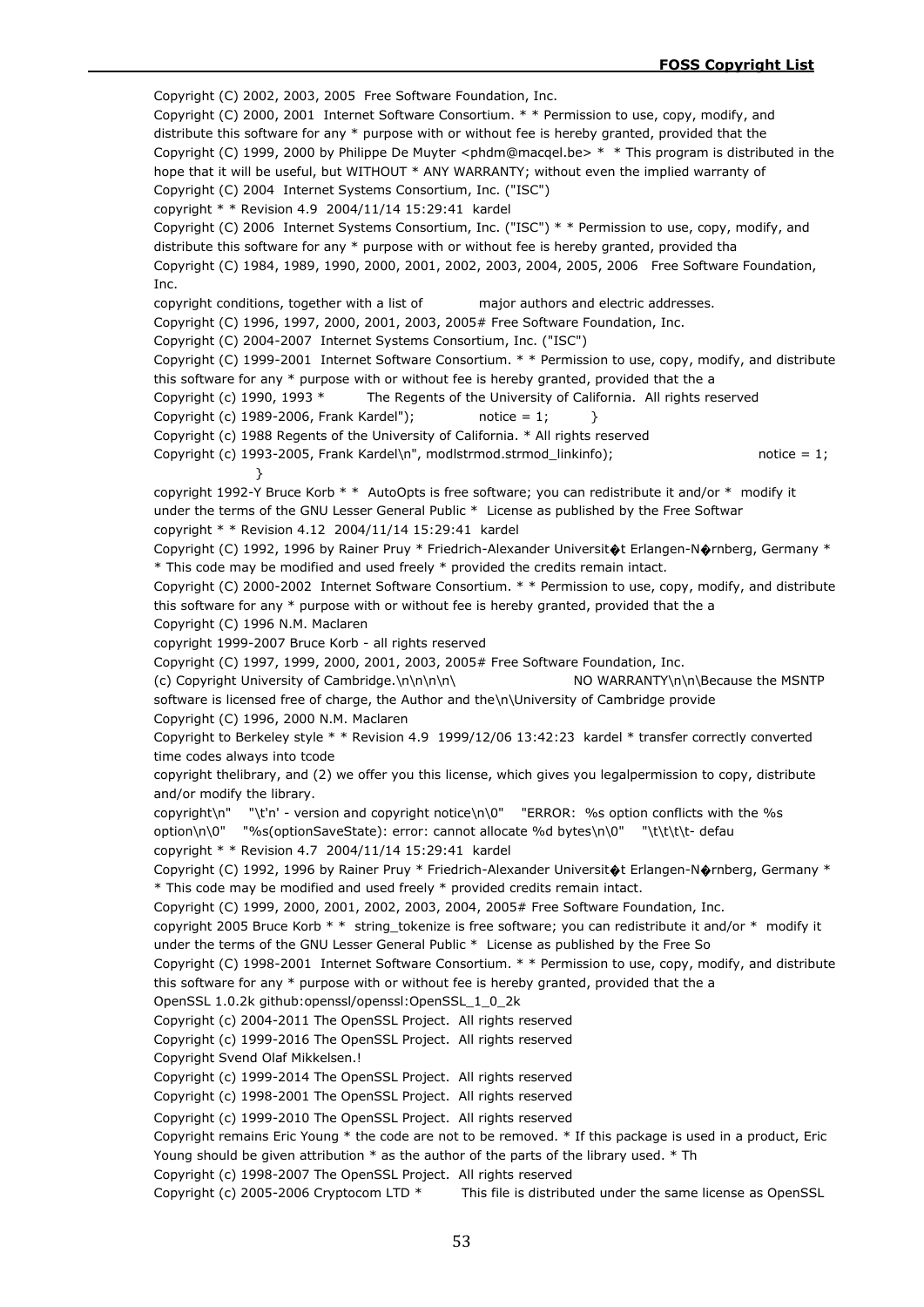Copyright (C) 2002, 2003, 2005 Free Software Foundation, Inc.

Copyright (C) 2000, 2001 Internet Software Consortium. * * Permission to use, copy, modify, and distribute this software for any * purpose with or without fee is hereby granted, provided that the

Copyright (C) 1999, 2000 by Philippe De Muyter <phdm@macqel.be> * * This program is distributed in the hope that it will be useful, but WITHOUT * ANY WARRANTY; without even the implied warranty of

Copyright (C) 2004 Internet Systems Consortium, Inc. ("ISC")

copyright * * Revision 4.9 2004/11/14 15:29:41 kardel

Copyright (C) 2006 Internet Systems Consortium, Inc. ("ISC") * * Permission to use, copy, modify, and distribute this software for any * purpose with or without fee is hereby granted, provided tha

Copyright (C) 1984, 1989, 1990, 2000, 2001, 2002, 2003, 2004, 2005, 2006 Free Software Foundation, Inc.

copyright conditions, together with a list of major authors and electric addresses.

Copyright (C) 1996, 1997, 2000, 2001, 2003, 2005# Free Software Foundation, Inc.

Copyright (C) 2004-2007 Internet Systems Consortium, Inc. ("ISC")

Copyright (C) 1999-2001 Internet Software Consortium. * * Permission to use, copy, modify, and distribute this software for any * purpose with or without fee is hereby granted, provided that the a

Copyright (C) 1990, 1993 * The Regents of the University of California. All rights reserved

Copyright (c) 1989-2006, Frank Kardel"); notice = 1; }

Copyright (c) 1988 Regents of the University of California. * All rights reserved

Copyright (c) 1993-2005, Frank Kardel\n", modlstrmod.strmod_linkinfo); notice = 1; }

copyright 1992-Y Bruce Korb * * AutoOpts is free software; you can redistribute it and/or * modify it under the terms of the GNU Lesser General Public * License as published by the Free Softwar

copyright * * Revision 4.12 2004/11/14 15:29:41 kardel

Copyright (C) 1992, 1996 by Rainer Pruy * Friedrich-Alexander Universit�t Erlangen-N�rnberg, Germany * * This code may be modified and used freely * provided the credits remain intact.

Copyright (C) 2000-2002 Internet Software Consortium. * * Permission to use, copy, modify, and distribute this software for any * purpose with or without fee is hereby granted, provided that the a

Copyright (C) 1996 N.M. Maclaren

copyright 1999-2007 Bruce Korb - all rights reserved

Copyright (C) 1997, 1999, 2000, 2001, 2003, 2005# Free Software Foundation, Inc.

(c) Copyright University of Cambridge.\n\n\n\n\ NO WARRANTY\n\n\Because the MSNTP software is licensed free of charge, the Author and the\n\University of Cambridge provide

Copyright (C) 1996, 2000 N.M. Maclaren

Copyright to Berkeley style * * Revision 4.9 1999/12/06 13:42:23 kardel * transfer correctly converted time codes always into tcode

copyright thelibrary, and (2) we offer you this license, which gives you legalpermission to copy, distribute and/or modify the library.

copyright\n" "\t'n' - version and copyright notice\n\0" "ERROR: %s option conflicts with the %s option\n\0" "%s(optionSaveState): error: cannot allocate %d bytes\n\0" "\t\t\t\t- defau

copyright * * Revision 4.7 2004/11/14 15:29:41 kardel

Copyright (C) 1992, 1996 by Rainer Pruy * Friedrich-Alexander Universit�t Erlangen-N�rnberg, Germany * * This code may be modified and used freely * provided credits remain intact.

Copyright (C) 1999, 2000, 2001, 2002, 2003, 2004, 2005# Free Software Foundation, Inc.

copyright 2005 Bruce Korb * * string_tokenize is free software; you can redistribute it and/or * modify it under the terms of the GNU Lesser General Public * License as published by the Free So

Copyright (C) 1998-2001 Internet Software Consortium. * * Permission to use, copy, modify, and distribute this software for any * purpose with or without fee is hereby granted, provided that the a

OpenSSL 1.0.2k github:openssl/openssl:OpenSSL_1_0_2k

Copyright (c) 2004-2011 The OpenSSL Project. All rights reserved

Copyright (c) 1999-2016 The OpenSSL Project. All rights reserved

Copyright Svend Olaf Mikkelsen.!

Copyright (c) 1999-2014 The OpenSSL Project. All rights reserved

Copyright (c) 1998-2001 The OpenSSL Project. All rights reserved

Copyright (c) 1999-2010 The OpenSSL Project. All rights reserved

Copyright remains Eric Young * the code are not to be removed. * If this package is used in a product, Eric Young should be given attribution * as the author of the parts of the library used. * Th

Copyright (c) 1998-2007 The OpenSSL Project. All rights reserved

Copyright (c) 2005-2006 Cryptocom LTD * This file is distributed under the same license as OpenSSL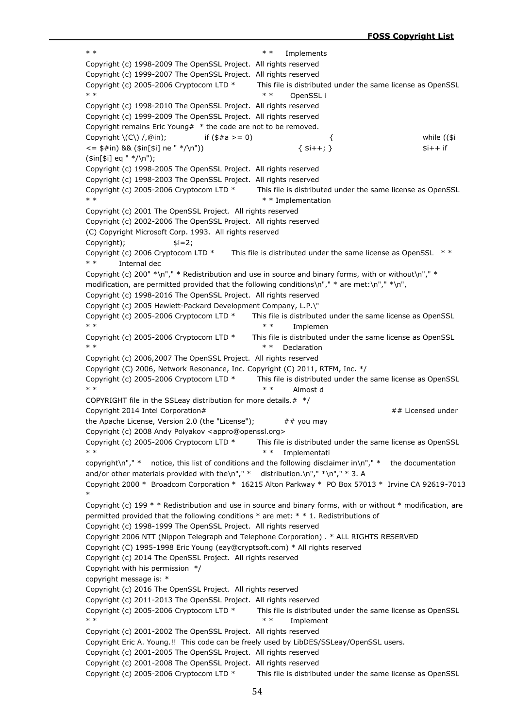\* \*                                                              \* \*     Implements
Copyright (c) 1998-2009 The OpenSSL Project.  All rights reserved
Copyright (c) 1999-2007 The OpenSSL Project.  All rights reserved
Copyright (c) 2005-2006 Cryptocom LTD *        This file is distributed under the same license as OpenSSL
\* \*                                                              \* \*      OpenSSL i
Copyright (c) 1998-2010 The OpenSSL Project.  All rights reserved
Copyright (c) 1999-2009 The OpenSSL Project.  All rights reserved
Copyright remains Eric Young#  * the code are not to be removed.
Copyright \(C\) /,@in);              if ($#a >= 0)                              {                              while (($i <= $#in) && ($in[$i] ne " */\n"))                              { $i++; }                              $i++ if ($in[$i] eq " */\n");
Copyright (c) 1998-2005 The OpenSSL Project.  All rights reserved
Copyright (c) 1998-2003 The OpenSSL Project.  All rights reserved
Copyright (c) 2005-2006 Cryptocom LTD *        This file is distributed under the same license as OpenSSL
\* \*                                                              \* \* Implementation
Copyright (c) 2001 The OpenSSL Project.  All rights reserved
Copyright (c) 2002-2006 The OpenSSL Project.  All rights reserved
(C) Copyright Microsoft Corp. 1993.  All rights reserved
Copyright);                $i=2;
Copyright (c) 2006 Cryptocom LTD *       This file is distributed under the same license as OpenSSL   * *
\* \*        Internal dec
Copyright (c) 200" *\n"," * Redistribution and use in source and binary forms, with or without\n"," * modification, are permitted provided that the following conditions\n"," * are met:\n"," *\n",
Copyright (c) 1998-2016 The OpenSSL Project.  All rights reserved
Copyright (c) 2005 Hewlett-Packard Development Company, L.P.\"
Copyright (c) 2005-2006 Cryptocom LTD *       This file is distributed under the same license as OpenSSL
\* \*                                                              \* \*       Implemen
Copyright (c) 2005-2006 Cryptocom LTD *       This file is distributed under the same license as OpenSSL
\* \*                                                              \* \*    Declaration
Copyright (c) 2006,2007 The OpenSSL Project.  All rights reserved
Copyright (C) 2006, Network Resonance, Inc. Copyright (C) 2011, RTFM, Inc. */
Copyright (c) 2005-2006 Cryptocom LTD *        This file is distributed under the same license as OpenSSL
\* \*                                                              \* \*       Almost d
COPYRIGHT file in the SSLeay distribution for more details.#  */
Copyright 2014 Intel Corporation#                                                              ## Licensed under the Apache License, Version 2.0 (the "License");          ## you may
Copyright (c) 2008 Andy Polyakov <appro@openssl.org>
Copyright (c) 2005-2006 Cryptocom LTD *        This file is distributed under the same license as OpenSSL
\* \*                                                              \* \*    Implementati
copyright\n"," *    notice, this list of conditions and the following disclaimer in\n"," *    the documentation and/or other materials provided with the\n"," *    distribution.\n"," *\n"," * 3. A
Copyright 2000 *  Broadcom Corporation *  16215 Alton Parkway *  PO Box 57013 *  Irvine CA 92619-7013 *
Copyright (c) 199 * * Redistribution and use in source and binary forms, with or without * modification, are permitted provided that the following conditions * are met: * * 1. Redistributions of
Copyright (c) 1998-1999 The OpenSSL Project.  All rights reserved
Copyright 2006 NTT (Nippon Telegraph and Telephone Corporation) . * ALL RIGHTS RESERVED
Copyright (C) 1995-1998 Eric Young (eay@cryptsoft.com) * All rights reserved
Copyright (c) 2014 The OpenSSL Project.  All rights reserved
Copyright with his permission  */
copyright message is: *
Copyright (c) 2016 The OpenSSL Project.  All rights reserved
Copyright (c) 2011-2013 The OpenSSL Project.  All rights reserved
Copyright (c) 2005-2006 Cryptocom LTD *        This file is distributed under the same license as OpenSSL
\* \*                                                              \* \*      Implement
Copyright (c) 2001-2002 The OpenSSL Project.  All rights reserved
Copyright Eric A. Young.!!  This code can be freely used by LibDES/SSLeay/OpenSSL users.
Copyright (c) 2001-2005 The OpenSSL Project.  All rights reserved
Copyright (c) 2001-2008 The OpenSSL Project.  All rights reserved
Copyright (c) 2005-2006 Cryptocom LTD *        This file is distributed under the same license as OpenSSL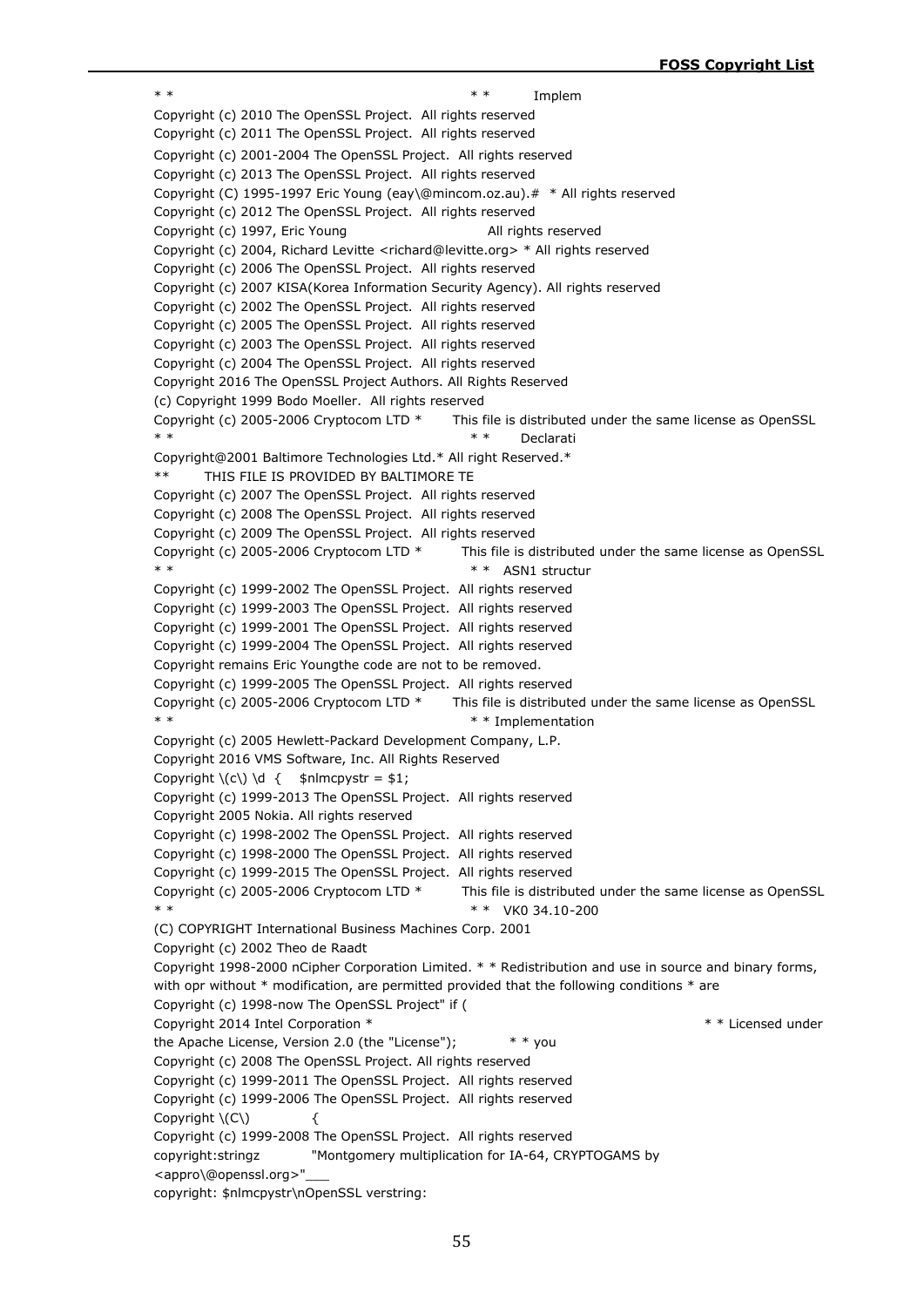\* \*                                                                \* \*        Implem
Copyright (c) 2010 The OpenSSL Project.  All rights reserved
Copyright (c) 2011 The OpenSSL Project.  All rights reserved
Copyright (c) 2001-2004 The OpenSSL Project.  All rights reserved
Copyright (c) 2013 The OpenSSL Project.  All rights reserved
Copyright (C) 1995-1997 Eric Young (eay\@mincom.oz.au).#  * All rights reserved
Copyright (c) 2012 The OpenSSL Project.  All rights reserved
Copyright (c) 1997, Eric Young                                    All rights reserved
Copyright (c) 2004, Richard Levitte <richard@levitte.org> * All rights reserved
Copyright (c) 2006 The OpenSSL Project.  All rights reserved
Copyright (c) 2007 KISA(Korea Information Security Agency). All rights reserved
Copyright (c) 2002 The OpenSSL Project.  All rights reserved
Copyright (c) 2005 The OpenSSL Project.  All rights reserved
Copyright (c) 2003 The OpenSSL Project.  All rights reserved
Copyright (c) 2004 The OpenSSL Project.  All rights reserved
Copyright 2016 The OpenSSL Project Authors. All Rights Reserved
(c) Copyright 1999 Bodo Moeller.  All rights reserved
Copyright (c) 2005-2006 Cryptocom LTD *       This file is distributed under the same license as OpenSSL
\* \*                                                                \* \*       Declarati
Copyright@2001 Baltimore Technologies Ltd.* All right Reserved.*
\*\*       THIS FILE IS PROVIDED BY BALTIMORE TE
Copyright (c) 2007 The OpenSSL Project.  All rights reserved
Copyright (c) 2008 The OpenSSL Project.  All rights reserved
Copyright (c) 2009 The OpenSSL Project.  All rights reserved
Copyright (c) 2005-2006 Cryptocom LTD *       This file is distributed under the same license as OpenSSL
\* \*                                                                \* \*   ASN1 structur
Copyright (c) 1999-2002 The OpenSSL Project.  All rights reserved
Copyright (c) 1999-2003 The OpenSSL Project.  All rights reserved
Copyright (c) 1999-2001 The OpenSSL Project.  All rights reserved
Copyright (c) 1999-2004 The OpenSSL Project.  All rights reserved
Copyright remains Eric Youngthe code are not to be removed.
Copyright (c) 1999-2005 The OpenSSL Project.  All rights reserved
Copyright (c) 2005-2006 Cryptocom LTD *       This file is distributed under the same license as OpenSSL
\* \*                                                                \* \* Implementation
Copyright (c) 2005 Hewlett-Packard Development Company, L.P.
Copyright 2016 VMS Software, Inc. All Rights Reserved
Copyright \(c\) \d  {    $nlmcpystr = $1;
Copyright (c) 1999-2013 The OpenSSL Project.  All rights reserved
Copyright 2005 Nokia. All rights reserved
Copyright (c) 1998-2002 The OpenSSL Project.  All rights reserved
Copyright (c) 1998-2000 The OpenSSL Project.  All rights reserved
Copyright (c) 1999-2015 The OpenSSL Project.  All rights reserved
Copyright (c) 2005-2006 Cryptocom LTD *       This file is distributed under the same license as OpenSSL
\* \*                                                                \* \*   VK0 34.10-200
(C) COPYRIGHT International Business Machines Corp. 2001
Copyright (c) 2002 Theo de Raadt
Copyright 1998-2000 nCipher Corporation Limited. * * Redistribution and use in source and binary forms, with opr without * modification, are permitted provided that the following conditions * are
Copyright (c) 1998-now The OpenSSL Project" if (
Copyright 2014 Intel Corporation *                                                                \* \* Licensed under the Apache License, Version 2.0 (the "License");          \* \* you
Copyright (c) 2008 The OpenSSL Project. All rights reserved
Copyright (c) 1999-2011 The OpenSSL Project.  All rights reserved
Copyright (c) 1999-2006 The OpenSSL Project.  All rights reserved
Copyright \(C\)          {
Copyright (c) 1999-2008 The OpenSSL Project.  All rights reserved
copyright:stringz          "Montgomery multiplication for IA-64, CRYPTOGAMS by <appro\@openssl.org>"___
copyright: $nlmcpystr\nOpenSSL verstring: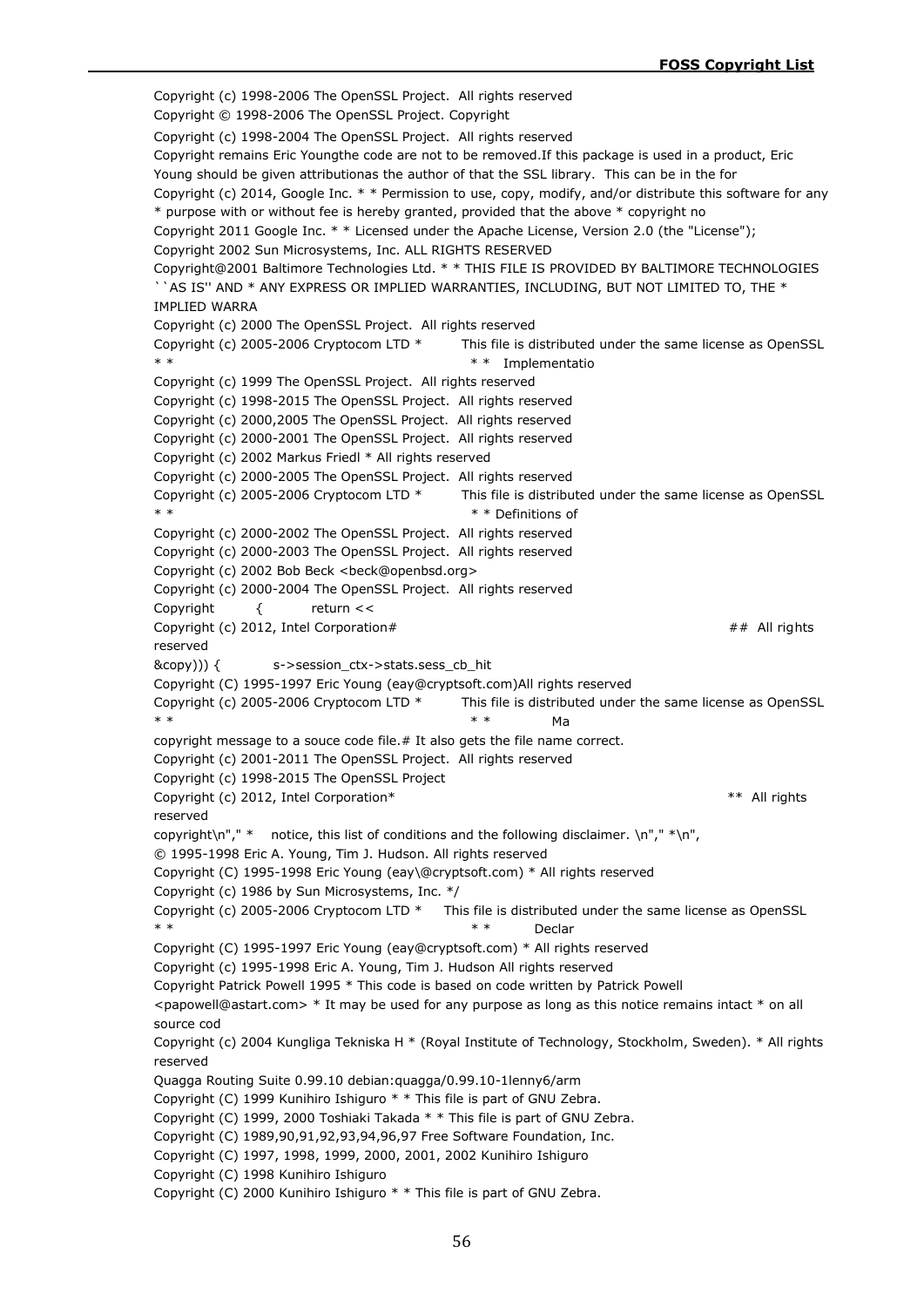Copyright (c) 1998-2006 The OpenSSL Project.  All rights reserved
Copyright © 1998-2006 The OpenSSL Project. Copyright
Copyright (c) 1998-2004 The OpenSSL Project.  All rights reserved
Copyright remains Eric Youngthe code are not to be removed.If this package is used in a product, Eric Young should be given attributionas the author of that the SSL library.  This can be in the for
Copyright (c) 2014, Google Inc. * * Permission to use, copy, modify, and/or distribute this software for any * purpose with or without fee is hereby granted, provided that the above * copyright no
Copyright 2011 Google Inc. * * Licensed under the Apache License, Version 2.0 (the "License");
Copyright 2002 Sun Microsystems, Inc. ALL RIGHTS RESERVED
Copyright@2001 Baltimore Technologies Ltd. * * THIS FILE IS PROVIDED BY BALTIMORE TECHNOLOGIES ``AS IS'' AND * ANY EXPRESS OR IMPLIED WARRANTIES, INCLUDING, BUT NOT LIMITED TO, THE * IMPLIED WARRA
Copyright (c) 2000 The OpenSSL Project.  All rights reserved
Copyright (c) 2005-2006 Cryptocom LTD *        This file is distributed under the same license as OpenSSL * *                                     * *   Implementatio
Copyright (c) 1999 The OpenSSL Project.  All rights reserved
Copyright (c) 1998-2015 The OpenSSL Project.  All rights reserved
Copyright (c) 2000,2005 The OpenSSL Project.  All rights reserved
Copyright (c) 2000-2001 The OpenSSL Project.  All rights reserved
Copyright (c) 2002 Markus Friedl * All rights reserved
Copyright (c) 2000-2005 The OpenSSL Project.  All rights reserved
Copyright (c) 2005-2006 Cryptocom LTD *        This file is distributed under the same license as OpenSSL * *                                     * * Definitions of
Copyright (c) 2000-2002 The OpenSSL Project.  All rights reserved
Copyright (c) 2000-2003 The OpenSSL Project.  All rights reserved
Copyright (c) 2002 Bob Beck <beck@openbsd.org>
Copyright (c) 2000-2004 The OpenSSL Project.  All rights reserved
Copyright        {        return <<
Copyright (c) 2012, Intel Corporation#                                                ##  All rights reserved
&copy))) {        s->session_ctx->stats.sess_cb_hit
Copyright (C) 1995-1997 Eric Young (eay@cryptsoft.com)All rights reserved
Copyright (c) 2005-2006 Cryptocom LTD *        This file is distributed under the same license as OpenSSL * *                                     * *          Ma
copyright message to a souce code file.# It also gets the file name correct.
Copyright (c) 2001-2011 The OpenSSL Project.  All rights reserved
Copyright (c) 1998-2015 The OpenSSL Project
Copyright (c) 2012, Intel Corporation*                                                **  All rights reserved
copyright\n"," *    notice, this list of conditions and the following disclaimer. \n"," *\n",
© 1995-1998 Eric A. Young, Tim J. Hudson. All rights reserved
Copyright (C) 1995-1998 Eric Young (eay\@cryptsoft.com) * All rights reserved
Copyright (c) 1986 by Sun Microsystems, Inc. */
Copyright (c) 2005-2006 Cryptocom LTD *     This file is distributed under the same license as OpenSSL * *                                     * *        Declar
Copyright (C) 1995-1997 Eric Young (eay@cryptsoft.com) * All rights reserved
Copyright (c) 1995-1998 Eric A. Young, Tim J. Hudson All rights reserved
Copyright Patrick Powell 1995 * This code is based on code written by Patrick Powell <papowell@astart.com> * It may be used for any purpose as long as this notice remains intact * on all source cod
Copyright (c) 2004 Kungliga Tekniska H * (Royal Institute of Technology, Stockholm, Sweden). * All rights reserved
Quagga Routing Suite 0.99.10 debian:quagga/0.99.10-1lenny6/arm
Copyright (C) 1999 Kunihiro Ishiguro * * This file is part of GNU Zebra.
Copyright (C) 1999, 2000 Toshiaki Takada * * This file is part of GNU Zebra.
Copyright (C) 1989,90,91,92,93,94,96,97 Free Software Foundation, Inc.
Copyright (C) 1997, 1998, 1999, 2000, 2001, 2002 Kunihiro Ishiguro
Copyright (C) 1998 Kunihiro Ishiguro
Copyright (C) 2000 Kunihiro Ishiguro * * This file is part of GNU Zebra.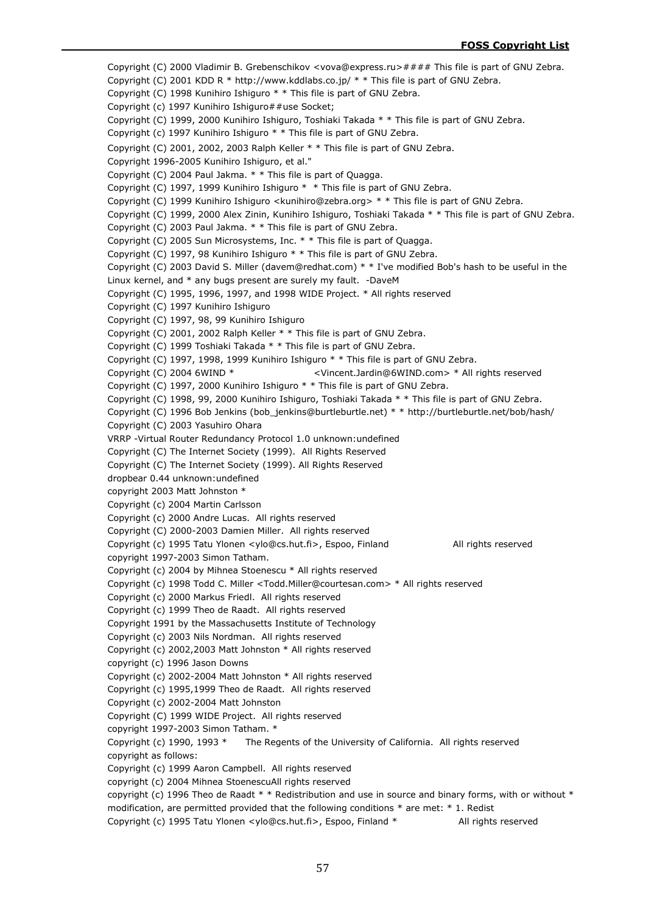Copyright (C) 2000 Vladimir B. Grebenschikov <vova@express.ru>#### This file is part of GNU Zebra.
Copyright (C) 2001 KDD R * http://www.kddlabs.co.jp/ * * This file is part of GNU Zebra.
Copyright (C) 1998 Kunihiro Ishiguro * * This file is part of GNU Zebra.
Copyright (c) 1997 Kunihiro Ishiguro##use Socket;
Copyright (C) 1999, 2000 Kunihiro Ishiguro, Toshiaki Takada * * This file is part of GNU Zebra.
Copyright (c) 1997 Kunihiro Ishiguro * * This file is part of GNU Zebra.
Copyright (C) 2001, 2002, 2003 Ralph Keller * * This file is part of GNU Zebra.
Copyright 1996-2005 Kunihiro Ishiguro, et al."
Copyright (C) 2004 Paul Jakma. * * This file is part of Quagga.
Copyright (C) 1997, 1999 Kunihiro Ishiguro * * This file is part of GNU Zebra.
Copyright (C) 1999 Kunihiro Ishiguro <kunihiro@zebra.org> * * This file is part of GNU Zebra.
Copyright (C) 1999, 2000 Alex Zinin, Kunihiro Ishiguro, Toshiaki Takada * * This file is part of GNU Zebra.
Copyright (C) 2003 Paul Jakma. * * This file is part of GNU Zebra.
Copyright (C) 2005 Sun Microsystems, Inc. * * This file is part of Quagga.
Copyright (C) 1997, 98 Kunihiro Ishiguro * * This file is part of GNU Zebra.
Copyright (C) 2003 David S. Miller (davem@redhat.com) * * I've modified Bob's hash to be useful in the Linux kernel, and * any bugs present are surely my fault. -DaveM
Copyright (C) 1995, 1996, 1997, and 1998 WIDE Project. * All rights reserved
Copyright (C) 1997 Kunihiro Ishiguro
Copyright (C) 1997, 98, 99 Kunihiro Ishiguro
Copyright (C) 2001, 2002 Ralph Keller * * This file is part of GNU Zebra.
Copyright (C) 1999 Toshiaki Takada * * This file is part of GNU Zebra.
Copyright (C) 1997, 1998, 1999 Kunihiro Ishiguro * * This file is part of GNU Zebra.
Copyright (C) 2004 6WIND * <Vincent.Jardin@6WIND.com> * All rights reserved
Copyright (C) 1997, 2000 Kunihiro Ishiguro * * This file is part of GNU Zebra.
Copyright (C) 1998, 99, 2000 Kunihiro Ishiguro, Toshiaki Takada * * This file is part of GNU Zebra.
Copyright (C) 1996 Bob Jenkins (bob_jenkins@burtleburtle.net) * * http://burtleburtle.net/bob/hash/
Copyright (C) 2003 Yasuhiro Ohara
VRRP -Virtual Router Redundancy Protocol 1.0 unknown:undefined
Copyright (C) The Internet Society (1999). All Rights Reserved
Copyright (C) The Internet Society (1999). All Rights Reserved
dropbear 0.44 unknown:undefined
copyright 2003 Matt Johnston *
Copyright (c) 2004 Martin Carlsson
Copyright (c) 2000 Andre Lucas. All rights reserved
Copyright (C) 2000-2003 Damien Miller. All rights reserved
Copyright (c) 1995 Tatu Ylonen <ylo@cs.hut.fi>, Espoo, Finland All rights reserved
copyright 1997-2003 Simon Tatham.
Copyright (c) 2004 by Mihnea Stoenescu * All rights reserved
Copyright (c) 1998 Todd C. Miller <Todd.Miller@courtesan.com> * All rights reserved
Copyright (c) 2000 Markus Friedl. All rights reserved
Copyright (c) 1999 Theo de Raadt. All rights reserved
Copyright 1991 by the Massachusetts Institute of Technology
Copyright (c) 2003 Nils Nordman. All rights reserved
Copyright (c) 2002,2003 Matt Johnston * All rights reserved
copyright (c) 1996 Jason Downs
Copyright (c) 2002-2004 Matt Johnston * All rights reserved
Copyright (c) 1995,1999 Theo de Raadt. All rights reserved
Copyright (c) 2002-2004 Matt Johnston
Copyright (C) 1999 WIDE Project. All rights reserved
copyright 1997-2003 Simon Tatham. *
Copyright (c) 1990, 1993 * The Regents of the University of California. All rights reserved
copyright as follows:
Copyright (c) 1999 Aaron Campbell. All rights reserved
copyright (c) 2004 Mihnea StoenescuAll rights reserved
copyright (c) 1996 Theo de Raadt * * Redistribution and use in source and binary forms, with or without * modification, are permitted provided that the following conditions * are met: * 1. Redist
Copyright (c) 1995 Tatu Ylonen <ylo@cs.hut.fi>, Espoo, Finland * All rights reserved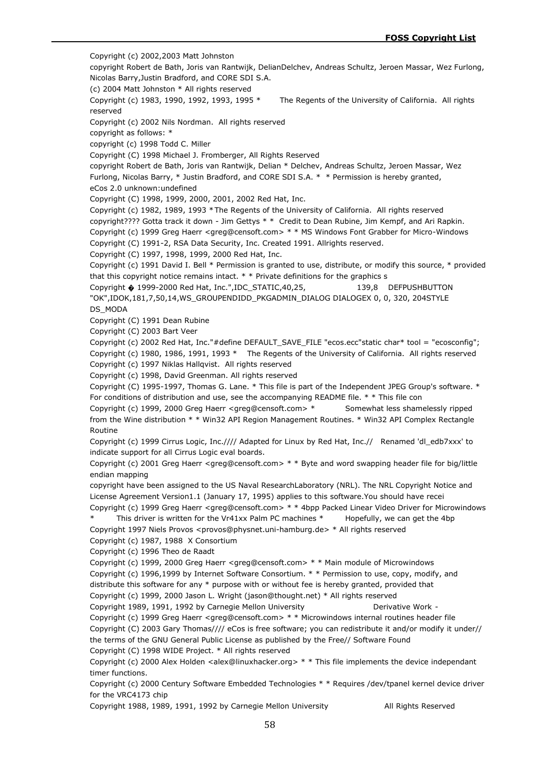Copyright (c) 2002,2003 Matt Johnston

copyright Robert de Bath, Joris van Rantwijk, DelianDelchev, Andreas Schultz, Jeroen Massar, Wez Furlong, Nicolas Barry,Justin Bradford, and CORE SDI S.A.

(c) 2004 Matt Johnston * All rights reserved

Copyright (c) 1983, 1990, 1992, 1993, 1995 * The Regents of the University of California. All rights reserved

Copyright (c) 2002 Nils Nordman. All rights reserved

copyright as follows: *

copyright (c) 1998 Todd C. Miller

Copyright (C) 1998 Michael J. Fromberger, All Rights Reserved

copyright Robert de Bath, Joris van Rantwijk, Delian * Delchev, Andreas Schultz, Jeroen Massar, Wez Furlong, Nicolas Barry, * Justin Bradford, and CORE SDI S.A. * * Permission is hereby granted,

eCos 2.0 unknown:undefined

Copyright (C) 1998, 1999, 2000, 2001, 2002 Red Hat, Inc.

Copyright (c) 1982, 1989, 1993 *The Regents of the University of California. All rights reserved

copyright???? Gotta track it down - Jim Gettys * * Credit to Dean Rubine, Jim Kempf, and Ari Rapkin.

Copyright (c) 1999 Greg Haerr <greg@censoft.com> * * MS Windows Font Grabber for Micro-Windows

Copyright (C) 1991-2, RSA Data Security, Inc. Created 1991. Allrights reserved.

Copyright (C) 1997, 1998, 1999, 2000 Red Hat, Inc.

Copyright (c) 1991 David I. Bell * Permission is granted to use, distribute, or modify this source, * provided that this copyright notice remains intact. * * Private definitions for the graphics s

Copyright � 1999-2000 Red Hat, Inc.",IDC_STATIC,40,25, 139,8 DEFPUSHBUTTON "OK",IDOK,181,7,50,14,WS_GROUPENDIDD_PKGADMIN_DIALOG DIALOGEX 0, 0, 320, 204STYLE DS_MODA

Copyright (C) 1991 Dean Rubine

Copyright (C) 2003 Bart Veer

Copyright (c) 2002 Red Hat, Inc."#define DEFAULT_SAVE_FILE "ecos.ecc"static char* tool = "ecosconfig";

Copyright (c) 1980, 1986, 1991, 1993 * The Regents of the University of California. All rights reserved

Copyright (c) 1997 Niklas Hallqvist. All rights reserved

Copyright (c) 1998, David Greenman. All rights reserved

Copyright (C) 1995-1997, Thomas G. Lane. * This file is part of the Independent JPEG Group's software. * For conditions of distribution and use, see the accompanying README file. * * This file con

Copyright (c) 1999, 2000 Greg Haerr <greg@censoft.com> * Somewhat less shamelessly ripped from the Wine distribution * * Win32 API Region Management Routines. * Win32 API Complex Rectangle Routine

Copyright (c) 1999 Cirrus Logic, Inc.//// Adapted for Linux by Red Hat, Inc.// Renamed 'dl_edb7xxx' to indicate support for all Cirrus Logic eval boards.

Copyright (c) 2001 Greg Haerr <greg@censoft.com> * * Byte and word swapping header file for big/little endian mapping

copyright have been assigned to the US Naval ResearchLaboratory (NRL). The NRL Copyright Notice and License Agreement Version1.1 (January 17, 1995) applies to this software.You should have recei

Copyright (c) 1999 Greg Haerr <greg@censoft.com> * * 4bpp Packed Linear Video Driver for Microwindows * This driver is written for the Vr41xx Palm PC machines * Hopefully, we can get the 4bp

Copyright 1997 Niels Provos <provos@physnet.uni-hamburg.de> * All rights reserved

Copyright (c) 1987, 1988 X Consortium

Copyright (c) 1996 Theo de Raadt

Copyright (c) 1999, 2000 Greg Haerr <greg@censoft.com> * * Main module of Microwindows

Copyright (c) 1996,1999 by Internet Software Consortium. * * Permission to use, copy, modify, and distribute this software for any * purpose with or without fee is hereby granted, provided that

Copyright (c) 1999, 2000 Jason L. Wright (jason@thought.net) * All rights reserved

Copyright 1989, 1991, 1992 by Carnegie Mellon University Derivative Work -

Copyright (c) 1999 Greg Haerr <greg@censoft.com> * * Microwindows internal routines header file

Copyright (C) 2003 Gary Thomas//// eCos is free software; you can redistribute it and/or modify it under// the terms of the GNU General Public License as published by the Free// Software Found

Copyright (C) 1998 WIDE Project. * All rights reserved

Copyright (c) 2000 Alex Holden <alex@linuxhacker.org> * * This file implements the device independant timer functions.

Copyright (c) 2000 Century Software Embedded Technologies * * Requires /dev/tpanel kernel device driver for the VRC4173 chip

Copyright 1988, 1989, 1991, 1992 by Carnegie Mellon University All Rights Reserved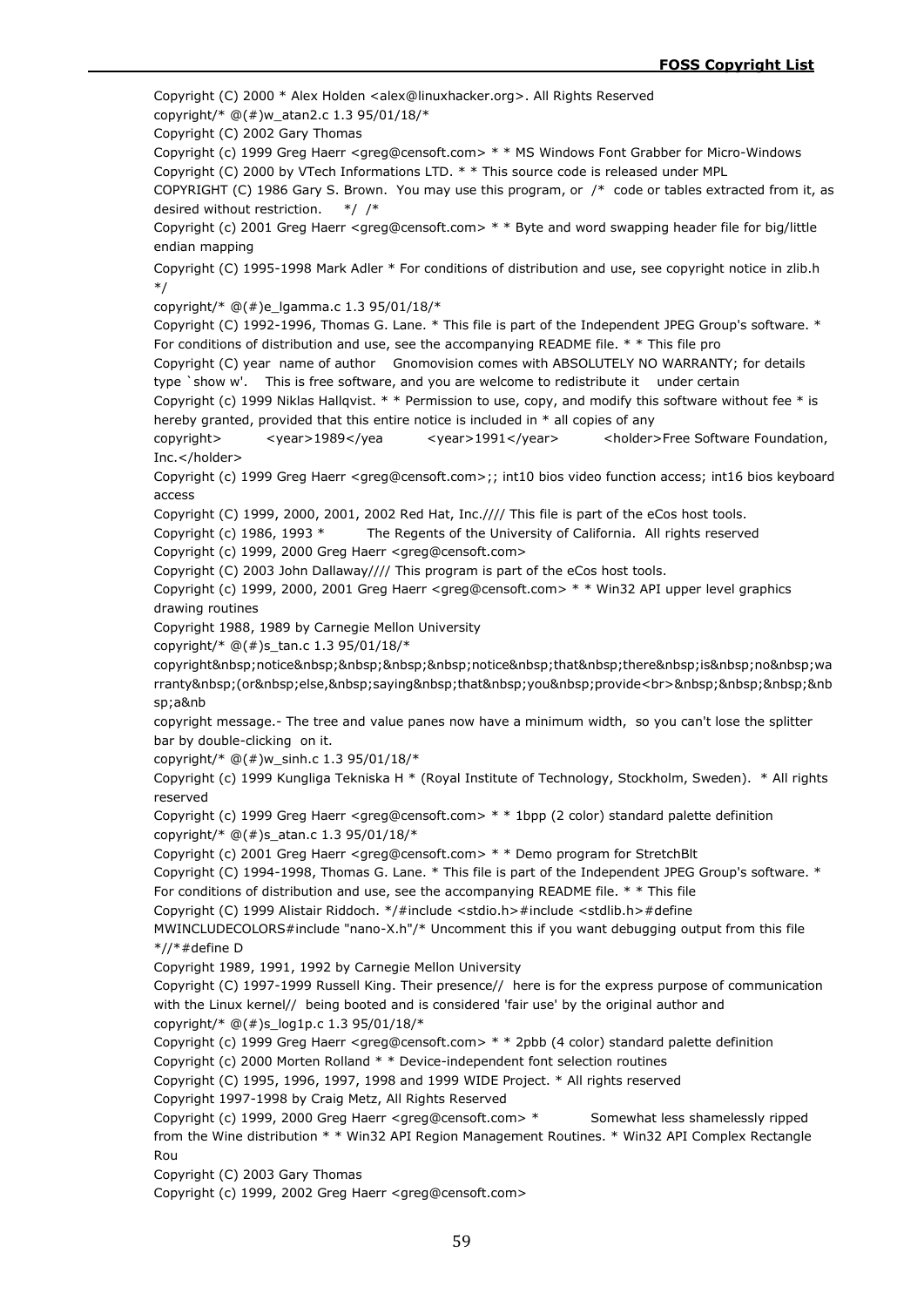Copyright (C) 2000 * Alex Holden <alex@linuxhacker.org>. All Rights Reserved

copyright/* @(#)w_atan2.c 1.3 95/01/18/*

Copyright (C) 2002 Gary Thomas

Copyright (c) 1999 Greg Haerr <greg@censoft.com> * * MS Windows Font Grabber for Micro-Windows

Copyright (C) 2000 by VTech Informations LTD. * * This source code is released under MPL

COPYRIGHT (C) 1986 Gary S. Brown. You may use this program, or /* code or tables extracted from it, as desired without restriction. */ /*

Copyright (c) 2001 Greg Haerr <greg@censoft.com> * * Byte and word swapping header file for big/little endian mapping

Copyright (C) 1995-1998 Mark Adler * For conditions of distribution and use, see copyright notice in zlib.h */

copyright/* @(#)e_lgamma.c 1.3 95/01/18/*

Copyright (C) 1992-1996, Thomas G. Lane. * This file is part of the Independent JPEG Group's software. * For conditions of distribution and use, see the accompanying README file. * * This file pro

Copyright (C) year name of author Gnomovision comes with ABSOLUTELY NO WARRANTY; for details type `show w'. This is free software, and you are welcome to redistribute it under certain

Copyright (c) 1999 Niklas Hallqvist. * * Permission to use, copy, and modify this software without fee * is hereby granted, provided that this entire notice is included in * all copies of any

copyright> <year>1989</yea <year>1991</year> <holder>Free Software Foundation, Inc.</holder>

Copyright (c) 1999 Greg Haerr <greg@censoft.com>;; int10 bios video function access; int16 bios keyboard access

Copyright (C) 1999, 2000, 2001, 2002 Red Hat, Inc.//// This file is part of the eCos host tools.

Copyright (c) 1986, 1993 * The Regents of the University of California. All rights reserved

Copyright (c) 1999, 2000 Greg Haerr <greg@censoft.com>

Copyright (C) 2003 John Dallaway//// This program is part of the eCos host tools.

Copyright (c) 1999, 2000, 2001 Greg Haerr <greg@censoft.com> * * Win32 API upper level graphics drawing routines

Copyright 1988, 1989 by Carnegie Mellon University

copyright/* @(#)s_tan.c 1.3 95/01/18/*

copyright&nbsp;notice&nbsp;&nbsp;&nbsp;&nbsp;notice&nbsp;that&nbsp;there&nbsp;is&nbsp;no&nbsp;warranty&nbsp;(or&nbsp;else,&nbsp;saying&nbsp;that&nbsp;you&nbsp;provide<br>&nbsp;&nbsp;&nbsp;&nbsp;a&nb

copyright message.- The tree and value panes now have a minimum width, so you can't lose the splitter bar by double-clicking on it.

copyright/* @(#)w_sinh.c 1.3 95/01/18/*

Copyright (c) 1999 Kungliga Tekniska H * (Royal Institute of Technology, Stockholm, Sweden). * All rights reserved

Copyright (c) 1999 Greg Haerr <greg@censoft.com> * * 1bpp (2 color) standard palette definition

copyright/* @(#)s_atan.c 1.3 95/01/18/*

Copyright (c) 2001 Greg Haerr <greg@censoft.com> * * Demo program for StretchBlt

Copyright (C) 1994-1998, Thomas G. Lane. * This file is part of the Independent JPEG Group's software. * For conditions of distribution and use, see the accompanying README file. * * This file

Copyright (C) 1999 Alistair Riddoch. */#include <stdio.h>#include <stdlib.h>#define MWINCLUDECOLORS#include "nano-X.h"/* Uncomment this if you want debugging output from this file *//*#define D

Copyright 1989, 1991, 1992 by Carnegie Mellon University

Copyright (C) 1997-1999 Russell King. Their presence// here is for the express purpose of communication with the Linux kernel// being booted and is considered 'fair use' by the original author and

copyright/* @(#)s_log1p.c 1.3 95/01/18/*

Copyright (c) 1999 Greg Haerr <greg@censoft.com> * * 2pbb (4 color) standard palette definition

Copyright (c) 2000 Morten Rolland * * Device-independent font selection routines

Copyright (C) 1995, 1996, 1997, 1998 and 1999 WIDE Project. * All rights reserved

Copyright 1997-1998 by Craig Metz, All Rights Reserved

Copyright (c) 1999, 2000 Greg Haerr <greg@censoft.com> * Somewhat less shamelessly ripped from the Wine distribution * * Win32 API Region Management Routines. * Win32 API Complex Rectangle Rou

Copyright (C) 2003 Gary Thomas

Copyright (c) 1999, 2002 Greg Haerr <greg@censoft.com>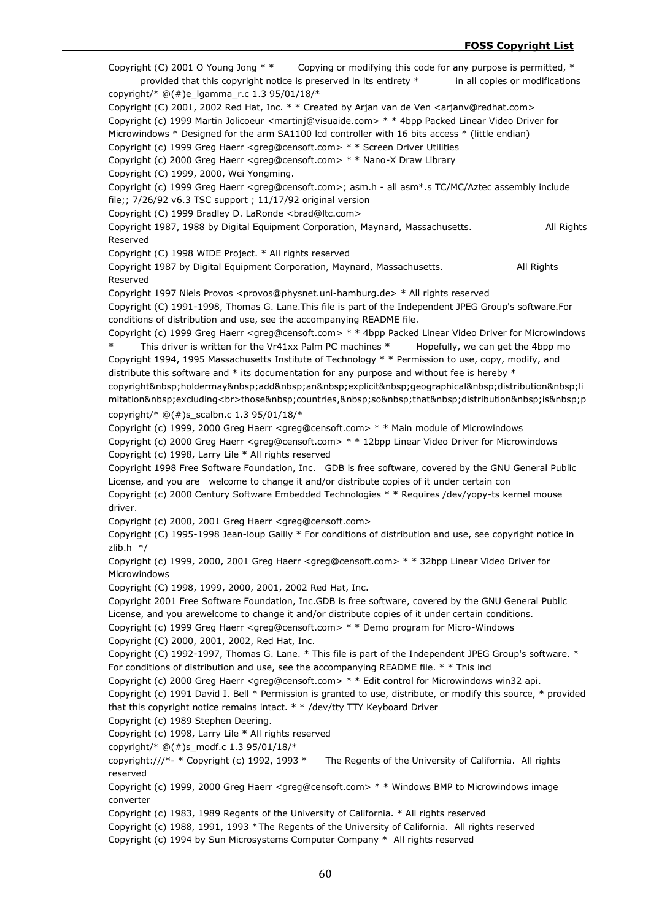Copyright (C) 2001 O Young Jong * * Copying or modifying this code for any purpose is permitted, * provided that this copyright notice is preserved in its entirety * in all copies or modifications

copyright/* @(#)e_lgamma_r.c 1.3 95/01/18/*

Copyright (C) 2001, 2002 Red Hat, Inc. * * Created by Arjan van de Ven <arjanv@redhat.com>

Copyright (c) 1999 Martin Jolicoeur <martinj@visuaide.com> * * 4bpp Packed Linear Video Driver for Microwindows * Designed for the arm SA1100 lcd controller with 16 bits access * (little endian)

Copyright (c) 1999 Greg Haerr <greg@censoft.com> * * Screen Driver Utilities

Copyright (c) 2000 Greg Haerr <greg@censoft.com> * * Nano-X Draw Library

Copyright (C) 1999, 2000, Wei Yongming.

Copyright (c) 1999 Greg Haerr <greg@censoft.com>; asm.h - all asm*.s TC/MC/Aztec assembly include file;; 7/26/92 v6.3 TSC support ; 11/17/92 original version

Copyright (C) 1999 Bradley D. LaRonde <brad@ltc.com>

Copyright 1987, 1988 by Digital Equipment Corporation, Maynard, Massachusetts. All Rights Reserved

Copyright (C) 1998 WIDE Project. * All rights reserved

Copyright 1987 by Digital Equipment Corporation, Maynard, Massachusetts. All Rights Reserved

Copyright 1997 Niels Provos <provos@physnet.uni-hamburg.de> * All rights reserved

Copyright (C) 1991-1998, Thomas G. Lane.This file is part of the Independent JPEG Group's software.For conditions of distribution and use, see the accompanying README file.

Copyright (c) 1999 Greg Haerr <greg@censoft.com> * * 4bpp Packed Linear Video Driver for Microwindows * This driver is written for the Vr41xx Palm PC machines * Hopefully, we can get the 4bpp mo

Copyright 1994, 1995 Massachusetts Institute of Technology * * Permission to use, copy, modify, and distribute this software and * its documentation for any purpose and without fee is hereby *

copyright&nbsp;holdermay&nbsp;add&nbsp;an&nbsp;explicit&nbsp;geographical&nbsp;distribution&nbsp;limitation&nbsp;excluding<br>those&nbsp;countries,&nbsp;so&nbsp;that&nbsp;distribution&nbsp;is&nbsp;p

copyright/* @(#)s_scalbn.c 1.3 95/01/18/*

Copyright (c) 1999, 2000 Greg Haerr <greg@censoft.com> * * Main module of Microwindows

Copyright (c) 2000 Greg Haerr <greg@censoft.com> * * 12bpp Linear Video Driver for Microwindows

Copyright (c) 1998, Larry Lile * All rights reserved

Copyright 1998 Free Software Foundation, Inc. GDB is free software, covered by the GNU General Public License, and you are welcome to change it and/or distribute copies of it under certain con

Copyright (c) 2000 Century Software Embedded Technologies * * Requires /dev/yopy-ts kernel mouse driver.

Copyright (c) 2000, 2001 Greg Haerr <greg@censoft.com>

Copyright (C) 1995-1998 Jean-loup Gailly * For conditions of distribution and use, see copyright notice in zlib.h */

Copyright (c) 1999, 2000, 2001 Greg Haerr <greg@censoft.com> * * 32bpp Linear Video Driver for Microwindows

Copyright (C) 1998, 1999, 2000, 2001, 2002 Red Hat, Inc.

Copyright 2001 Free Software Foundation, Inc.GDB is free software, covered by the GNU General Public License, and you arewelcome to change it and/or distribute copies of it under certain conditions.

Copyright (c) 1999 Greg Haerr <greg@censoft.com> * * Demo program for Micro-Windows

Copyright (C) 2000, 2001, 2002, Red Hat, Inc.

Copyright (C) 1992-1997, Thomas G. Lane. * This file is part of the Independent JPEG Group's software. * For conditions of distribution and use, see the accompanying README file. * * This incl

Copyright (c) 2000 Greg Haerr <greg@censoft.com> * * Edit control for Microwindows win32 api.

Copyright (c) 1991 David I. Bell * Permission is granted to use, distribute, or modify this source, * provided that this copyright notice remains intact. * * /dev/tty TTY Keyboard Driver

Copyright (c) 1989 Stephen Deering.

Copyright (c) 1998, Larry Lile * All rights reserved

copyright/* @(#)s_modf.c 1.3 95/01/18/*

copyright:///*- * Copyright (c) 1992, 1993 * The Regents of the University of California. All rights reserved

Copyright (c) 1999, 2000 Greg Haerr <greg@censoft.com> * * Windows BMP to Microwindows image converter

Copyright (c) 1983, 1989 Regents of the University of California. * All rights reserved

Copyright (c) 1988, 1991, 1993 *The Regents of the University of California. All rights reserved

Copyright (c) 1994 by Sun Microsystems Computer Company * All rights reserved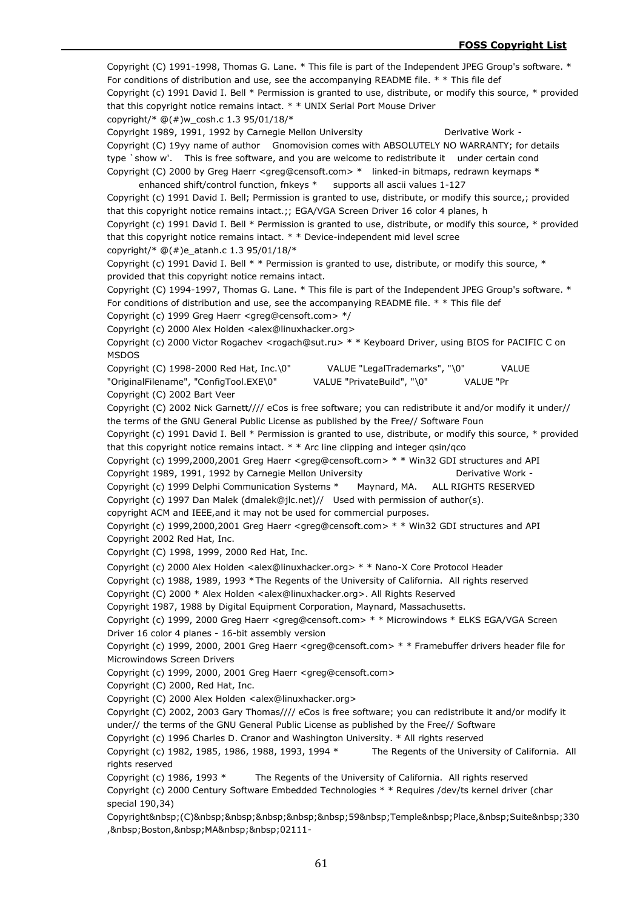Copyright (C) 1991-1998, Thomas G. Lane. * This file is part of the Independent JPEG Group's software. * For conditions of distribution and use, see the accompanying README file. * * This file def

Copyright (c) 1991 David I. Bell * Permission is granted to use, distribute, or modify this source, * provided that this copyright notice remains intact. * * UNIX Serial Port Mouse Driver

copyright/* @(#)w_cosh.c 1.3 95/01/18/*

Copyright 1989, 1991, 1992 by Carnegie Mellon University Derivative Work -

Copyright (C) 19yy name of author Gnomovision comes with ABSOLUTELY NO WARRANTY; for details type `show w'. This is free software, and you are welcome to redistribute it under certain cond

Copyright (C) 2000 by Greg Haerr <greg@censoft.com> * linked-in bitmaps, redrawn keymaps * enhanced shift/control function, fnkeys * supports all ascii values 1-127

Copyright (c) 1991 David I. Bell; Permission is granted to use, distribute, or modify this source,; provided that this copyright notice remains intact.;; EGA/VGA Screen Driver 16 color 4 planes, h

Copyright (c) 1991 David I. Bell * Permission is granted to use, distribute, or modify this source, * provided that this copyright notice remains intact. * * Device-independent mid level scree

copyright/* @(#)e_atanh.c 1.3 95/01/18/*

Copyright (c) 1991 David I. Bell * * Permission is granted to use, distribute, or modify this source, * provided that this copyright notice remains intact.

Copyright (C) 1994-1997, Thomas G. Lane. * This file is part of the Independent JPEG Group's software. * For conditions of distribution and use, see the accompanying README file. * * This file def

Copyright (c) 1999 Greg Haerr <greg@censoft.com> */

Copyright (c) 2000 Alex Holden <alex@linuxhacker.org>

Copyright (c) 2000 Victor Rogachev <rogach@sut.ru> * * Keyboard Driver, using BIOS for PACIFIC C on MSDOS

Copyright (C) 1998-2000 Red Hat, Inc.\0" VALUE "LegalTrademarks", "\0" VALUE "OriginalFilename", "ConfigTool.EXE\0" VALUE "PrivateBuild", "\0" VALUE "Pr

Copyright (C) 2002 Bart Veer

Copyright (C) 2002 Nick Garnett//// eCos is free software; you can redistribute it and/or modify it under// the terms of the GNU General Public License as published by the Free// Software Foun

Copyright (c) 1991 David I. Bell * Permission is granted to use, distribute, or modify this source, * provided that this copyright notice remains intact. * * Arc line clipping and integer qsin/qco

Copyright (c) 1999,2000,2001 Greg Haerr <greg@censoft.com> * * Win32 GDI structures and API

Copyright 1989, 1991, 1992 by Carnegie Mellon University Derivative Work -

Copyright (c) 1999 Delphi Communication Systems * Maynard, MA. ALL RIGHTS RESERVED

Copyright (c) 1997 Dan Malek (dmalek@jlc.net)// Used with permission of author(s).

copyright ACM and IEEE,and it may not be used for commercial purposes.

Copyright (c) 1999,2000,2001 Greg Haerr <greg@censoft.com> * * Win32 GDI structures and API

Copyright 2002 Red Hat, Inc.

Copyright (C) 1998, 1999, 2000 Red Hat, Inc.

Copyright (c) 2000 Alex Holden <alex@linuxhacker.org> * * Nano-X Core Protocol Header

Copyright (c) 1988, 1989, 1993 *The Regents of the University of California. All rights reserved

Copyright (C) 2000 * Alex Holden <alex@linuxhacker.org>. All Rights Reserved

Copyright 1987, 1988 by Digital Equipment Corporation, Maynard, Massachusetts.

Copyright (c) 1999, 2000 Greg Haerr <greg@censoft.com> * * Microwindows * ELKS EGA/VGA Screen Driver 16 color 4 planes - 16-bit assembly version

Copyright (c) 1999, 2000, 2001 Greg Haerr <greg@censoft.com> * * Framebuffer drivers header file for Microwindows Screen Drivers

Copyright (c) 1999, 2000, 2001 Greg Haerr <greg@censoft.com>

Copyright (C) 2000, Red Hat, Inc.

Copyright (C) 2000 Alex Holden <alex@linuxhacker.org>

Copyright (C) 2002, 2003 Gary Thomas//// eCos is free software; you can redistribute it and/or modify it under// the terms of the GNU General Public License as published by the Free// Software

Copyright (c) 1996 Charles D. Cranor and Washington University. * All rights reserved

Copyright (c) 1982, 1985, 1986, 1988, 1993, 1994 * The Regents of the University of California. All rights reserved

Copyright (c) 1986, 1993 * The Regents of the University of California. All rights reserved

Copyright (c) 2000 Century Software Embedded Technologies * * Requires /dev/ts kernel driver (char special 190,34)

Copyright&nbsp;(C)&nbsp;&nbsp;&nbsp;&nbsp;&nbsp;59&nbsp;Temple&nbsp;Place,&nbsp;Suite&nbsp;330,&nbsp;Boston,&nbsp;MA&nbsp;&nbsp;02111-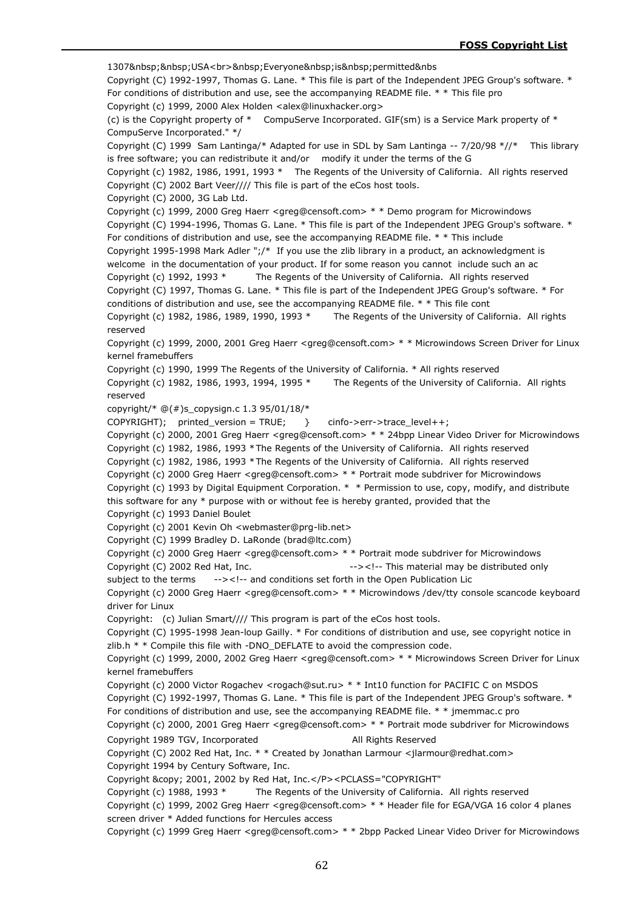1307&nbsp;&nbsp;USA<br>&nbsp;Everyone&nbsp;is&nbsp;permitted&nbs

Copyright (C) 1992-1997, Thomas G. Lane. * This file is part of the Independent JPEG Group's software. * For conditions of distribution and use, see the accompanying README file. * * This file pro

Copyright (c) 1999, 2000 Alex Holden <alex@linuxhacker.org>

(c) is the Copyright property of * CompuServe Incorporated. GIF(sm) is a Service Mark property of * CompuServe Incorporated." */

Copyright (C) 1999 Sam Lantinga/* Adapted for use in SDL by Sam Lantinga -- 7/20/98 *//* This library is free software; you can redistribute it and/or modify it under the terms of the G

Copyright (c) 1982, 1986, 1991, 1993 * The Regents of the University of California. All rights reserved

Copyright (C) 2002 Bart Veer//// This file is part of the eCos host tools.

Copyright (C) 2000, 3G Lab Ltd.

Copyright (c) 1999, 2000 Greg Haerr <greg@censoft.com> * * Demo program for Microwindows

Copyright (C) 1994-1996, Thomas G. Lane. * This file is part of the Independent JPEG Group's software. * For conditions of distribution and use, see the accompanying README file. * * This include

Copyright 1995-1998 Mark Adler ";/* If you use the zlib library in a product, an acknowledgment is welcome in the documentation of your product. If for some reason you cannot include such an ac

Copyright (c) 1992, 1993 * The Regents of the University of California. All rights reserved

Copyright (C) 1997, Thomas G. Lane. * This file is part of the Independent JPEG Group's software. * For conditions of distribution and use, see the accompanying README file. * * This file cont

Copyright (c) 1982, 1986, 1989, 1990, 1993 * The Regents of the University of California. All rights reserved

Copyright (c) 1999, 2000, 2001 Greg Haerr <greg@censoft.com> * * Microwindows Screen Driver for Linux kernel framebuffers

Copyright (c) 1990, 1999 The Regents of the University of California. * All rights reserved

Copyright (c) 1982, 1986, 1993, 1994, 1995 * The Regents of the University of California. All rights reserved

copyright/* @(#)s_copysign.c 1.3 95/01/18/*

COPYRIGHT); printed_version = TRUE; } cinfo->err->trace_level++;

Copyright (c) 2000, 2001 Greg Haerr <greg@censoft.com> * * 24bpp Linear Video Driver for Microwindows

Copyright (c) 1982, 1986, 1993 *The Regents of the University of California. All rights reserved

Copyright (c) 1982, 1986, 1993 *The Regents of the University of California. All rights reserved

Copyright (c) 2000 Greg Haerr <greg@censoft.com> * * Portrait mode subdriver for Microwindows

Copyright (c) 1993 by Digital Equipment Corporation. * * Permission to use, copy, modify, and distribute this software for any * purpose with or without fee is hereby granted, provided that the

Copyright (c) 1993 Daniel Boulet

Copyright (c) 2001 Kevin Oh <webmaster@prg-lib.net>

Copyright (C) 1999 Bradley D. LaRonde (brad@ltc.com)

Copyright (c) 2000 Greg Haerr <greg@censoft.com> * * Portrait mode subdriver for Microwindows

Copyright (C) 2002 Red Hat, Inc. --><!-- This material may be distributed only subject to the terms --><!-- and conditions set forth in the Open Publication Lic

Copyright (c) 2000 Greg Haerr <greg@censoft.com> * * Microwindows /dev/tty console scancode keyboard driver for Linux

Copyright: (c) Julian Smart//// This program is part of the eCos host tools.

Copyright (C) 1995-1998 Jean-loup Gailly. * For conditions of distribution and use, see copyright notice in zlib.h * * Compile this file with -DNO_DEFLATE to avoid the compression code.

Copyright (c) 1999, 2000, 2002 Greg Haerr <greg@censoft.com> * * Microwindows Screen Driver for Linux kernel framebuffers

Copyright (c) 2000 Victor Rogachev <rogach@sut.ru> * * Int10 function for PACIFIC C on MSDOS

Copyright (C) 1992-1997, Thomas G. Lane. * This file is part of the Independent JPEG Group's software. * For conditions of distribution and use, see the accompanying README file. * * jmemmac.c pro

Copyright (c) 2000, 2001 Greg Haerr <greg@censoft.com> * * Portrait mode subdriver for Microwindows

Copyright 1989 TGV, Incorporated All Rights Reserved

Copyright (C) 2002 Red Hat, Inc. * * Created by Jonathan Larmour <jlarmour@redhat.com>

Copyright 1994 by Century Software, Inc.

Copyright &copy; 2001, 2002 by Red Hat, Inc.</P><PCLASS="COPYRIGHT"

Copyright (c) 1988, 1993 * The Regents of the University of California. All rights reserved

Copyright (c) 1999, 2002 Greg Haerr <greg@censoft.com> * * Header file for EGA/VGA 16 color 4 planes screen driver * Added functions for Hercules access

Copyright (c) 1999 Greg Haerr <greg@censoft.com> * * 2bpp Packed Linear Video Driver for Microwindows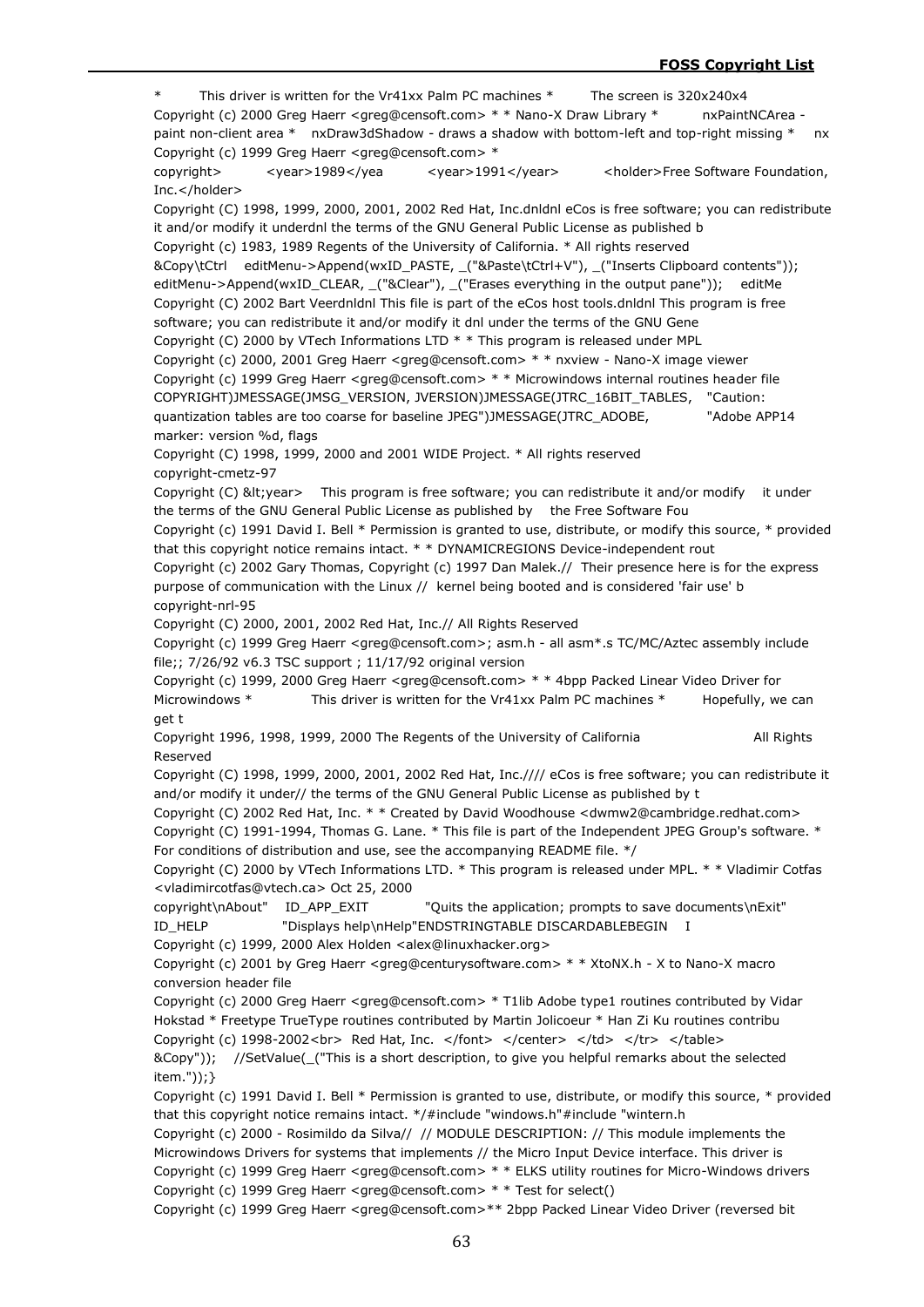*        This driver is written for the Vr41xx Palm PC machines *        The screen is 320x240x4
Copyright (c) 2000 Greg Haerr <greg@censoft.com> * * Nano-X Draw Library *        nxPaintNCArea - paint non-client area *    nxDraw3dShadow - draws a shadow with bottom-left and top-right missing *    nx
Copyright (c) 1999 Greg Haerr <greg@censoft.com> *
copyright>        <year>1989</yea        <year>1991</year>        <holder>Free Software Foundation, Inc.</holder>
Copyright (C) 1998, 1999, 2000, 2001, 2002 Red Hat, Inc.dnldnl eCos is free software; you can redistribute it and/or modify it underdnl the terms of the GNU General Public License as published b
Copyright (c) 1983, 1989 Regents of the University of California. * All rights reserved
&Copy\tCtrl    editMenu->Append(wxID_PASTE, _("&Paste\tCtrl+V"), _("Inserts Clipboard contents")); editMenu->Append(wxID_CLEAR, _("&Clear"), _("Erases everything in the output pane"));    editMe
Copyright (C) 2002 Bart Veerdnldnl This file is part of the eCos host tools.dnldnl This program is free software; you can redistribute it and/or modify it dnl under the terms of the GNU Gene
Copyright (C) 2000 by VTech Informations LTD * * This program is released under MPL
Copyright (c) 2000, 2001 Greg Haerr <greg@censoft.com> * * nxview - Nano-X image viewer
Copyright (c) 1999 Greg Haerr <greg@censoft.com> * * Microwindows internal routines header file
COPYRIGHT)JMESSAGE(JMSG_VERSION, JVERSION)JMESSAGE(JTRC_16BIT_TABLES,    "Caution: quantization tables are too coarse for baseline JPEG")JMESSAGE(JTRC_ADOBE,        "Adobe APP14 marker: version %d, flags
Copyright (C) 1998, 1999, 2000 and 2001 WIDE Project. * All rights reserved
copyright-cmetz-97
Copyright (C) &lt;year>    This program is free software; you can redistribute it and/or modify    it under the terms of the GNU General Public License as published by    the Free Software Fou
Copyright (c) 1991 David I. Bell * Permission is granted to use, distribute, or modify this source, * provided that this copyright notice remains intact. * * DYNAMICREGIONS Device-independent rout
Copyright (c) 2002 Gary Thomas, Copyright (c) 1997 Dan Malek.//  Their presence here is for the express purpose of communication with the Linux //  kernel being booted and is considered 'fair use' b
copyright-nrl-95
Copyright (C) 2000, 2001, 2002 Red Hat, Inc.// All Rights Reserved
Copyright (c) 1999 Greg Haerr <greg@censoft.com>; asm.h - all asm*.s TC/MC/Aztec assembly include file;; 7/26/92 v6.3 TSC support ; 11/17/92 original version
Copyright (c) 1999, 2000 Greg Haerr <greg@censoft.com> * * 4bpp Packed Linear Video Driver for Microwindows *        This driver is written for the Vr41xx Palm PC machines *        Hopefully, we can get t
Copyright 1996, 1998, 1999, 2000 The Regents of the University of California                All Rights Reserved
Copyright (C) 1998, 1999, 2000, 2001, 2002 Red Hat, Inc.//// eCos is free software; you can redistribute it and/or modify it under// the terms of the GNU General Public License as published by t
Copyright (C) 2002 Red Hat, Inc. * * Created by David Woodhouse <dwmw2@cambridge.redhat.com>
Copyright (C) 1991-1994, Thomas G. Lane. * This file is part of the Independent JPEG Group's software. * For conditions of distribution and use, see the accompanying README file. */
Copyright (C) 2000 by VTech Informations LTD. * This program is released under MPL. * * Vladimir Cotfas <vladimircotfas@vtech.ca> Oct 25, 2000
copyright\nAbout"    ID_APP_EXIT        "Quits the application; prompts to save documents\nExit"
ID_HELP        "Displays help\nHelp"ENDSTRINGTABLE DISCARDABLEBEGIN    I
Copyright (c) 1999, 2000 Alex Holden <alex@linuxhacker.org>
Copyright (c) 2001 by Greg Haerr <greg@centurysoftware.com> * * XtoNX.h - X to Nano-X macro conversion header file
Copyright (c) 2000 Greg Haerr <greg@censoft.com> * T1lib Adobe type1 routines contributed by Vidar Hokstad * Freetype TrueType routines contributed by Martin Jolicoeur * Han Zi Ku routines contribu
Copyright (c) 1998-2002<br>  Red Hat, Inc.  </font>  </center>  </td>  </tr>  </table>
&Copy"));    //SetValue(_("This is a short description, to give you helpful remarks about the selected item."));}
Copyright (c) 1991 David I. Bell * Permission is granted to use, distribute, or modify this source, * provided that this copyright notice remains intact. */#include "windows.h"#include "wintern.h
Copyright (c) 2000 - Rosimildo da Silva//  // MODULE DESCRIPTION: // This module implements the Microwindows Drivers for systems that implements // the Micro Input Device interface. This driver is
Copyright (c) 1999 Greg Haerr <greg@censoft.com> * * ELKS utility routines for Micro-Windows drivers
Copyright (c) 1999 Greg Haerr <greg@censoft.com> * * Test for select()
Copyright (c) 1999 Greg Haerr <greg@censoft.com>** 2bpp Packed Linear Video Driver (reversed bit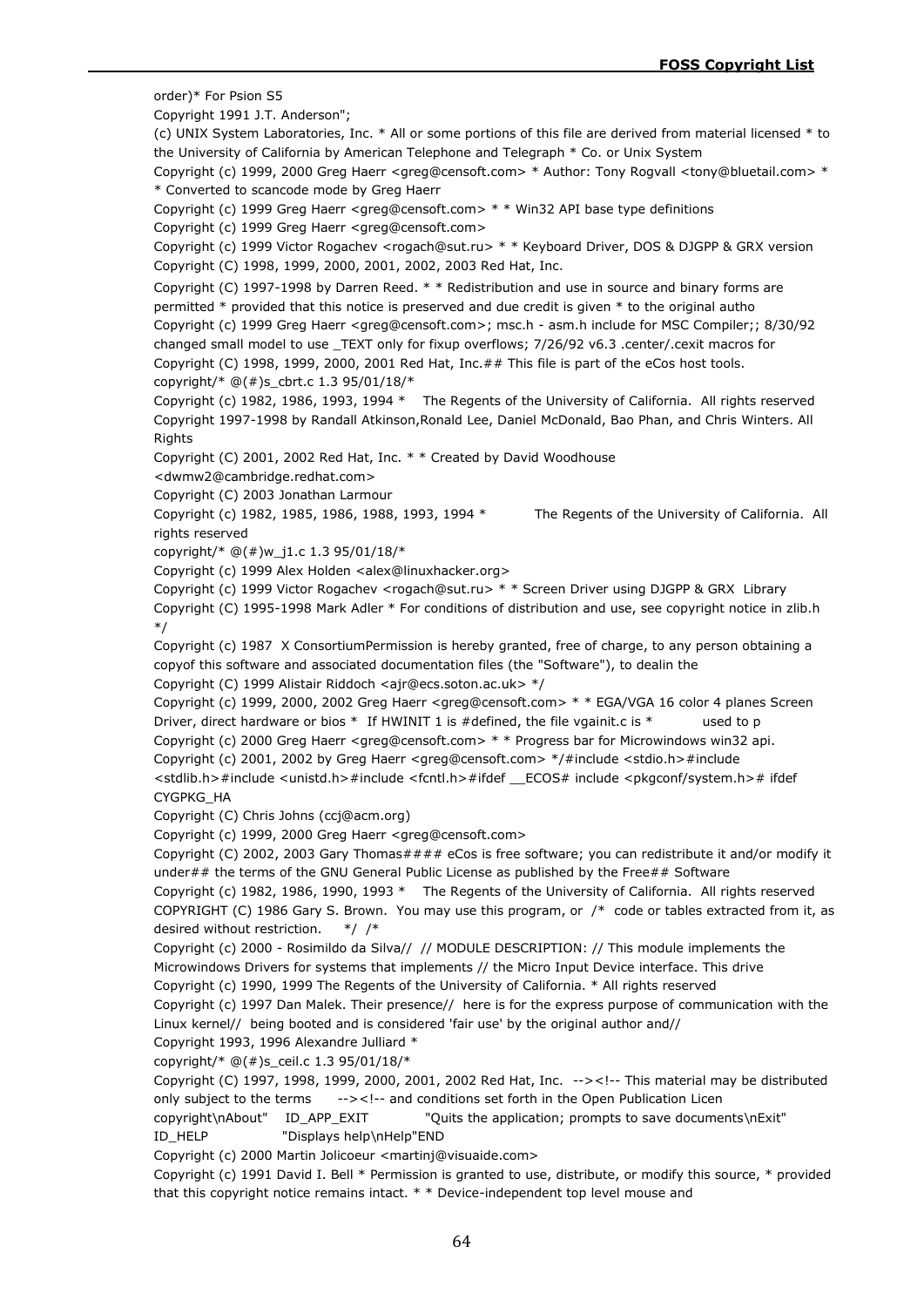order)* For Psion S5

Copyright 1991 J.T. Anderson";

(c) UNIX System Laboratories, Inc. * All or some portions of this file are derived from material licensed * to the University of California by American Telephone and Telegraph * Co. or Unix System

Copyright (c) 1999, 2000 Greg Haerr <greg@censoft.com> * Author: Tony Rogvall <tony@bluetail.com> * * Converted to scancode mode by Greg Haerr

Copyright (c) 1999 Greg Haerr <greg@censoft.com> * * Win32 API base type definitions

Copyright (c) 1999 Greg Haerr <greg@censoft.com>

Copyright (c) 1999 Victor Rogachev <rogach@sut.ru> * * Keyboard Driver, DOS & DJGPP & GRX version

Copyright (C) 1998, 1999, 2000, 2001, 2002, 2003 Red Hat, Inc.

Copyright (C) 1997-1998 by Darren Reed. * * Redistribution and use in source and binary forms are permitted * provided that this notice is preserved and due credit is given * to the original autho

Copyright (c) 1999 Greg Haerr <greg@censoft.com>; msc.h - asm.h include for MSC Compiler;; 8/30/92 changed small model to use _TEXT only for fixup overflows; 7/26/92 v6.3 .center/.cexit macros for

Copyright (C) 1998, 1999, 2000, 2001 Red Hat, Inc.## This file is part of the eCos host tools.

copyright/* @(#)s_cbrt.c 1.3 95/01/18/*

Copyright (c) 1982, 1986, 1993, 1994 * The Regents of the University of California. All rights reserved

Copyright 1997-1998 by Randall Atkinson,Ronald Lee, Daniel McDonald, Bao Phan, and Chris Winters. All Rights

Copyright (C) 2001, 2002 Red Hat, Inc. * * Created by David Woodhouse <dwmw2@cambridge.redhat.com>

Copyright (C) 2003 Jonathan Larmour

Copyright (c) 1982, 1985, 1986, 1988, 1993, 1994 * The Regents of the University of California. All rights reserved

copyright/* @(#)w_j1.c 1.3 95/01/18/*

Copyright (c) 1999 Alex Holden <alex@linuxhacker.org>

Copyright (c) 1999 Victor Rogachev <rogach@sut.ru> * * Screen Driver using DJGPP & GRX Library

Copyright (C) 1995-1998 Mark Adler * For conditions of distribution and use, see copyright notice in zlib.h */

Copyright (c) 1987 X ConsortiumPermission is hereby granted, free of charge, to any person obtaining a copyof this software and associated documentation files (the "Software"), to dealin the

Copyright (C) 1999 Alistair Riddoch <ajr@ecs.soton.ac.uk> */

Copyright (c) 1999, 2000, 2002 Greg Haerr <greg@censoft.com> * * EGA/VGA 16 color 4 planes Screen Driver, direct hardware or bios * If HWINIT 1 is #defined, the file vgainit.c is * used to p

Copyright (c) 2000 Greg Haerr <greg@censoft.com> * * Progress bar for Microwindows win32 api.

Copyright (c) 2001, 2002 by Greg Haerr <greg@censoft.com> */#include <stdio.h>#include <stdlib.h>#include <unistd.h>#include <fcntl.h>#ifdef __ECOS# include <pkgconf/system.h># ifdef CYGPKG_HA

Copyright (C) Chris Johns (ccj@acm.org)

Copyright (c) 1999, 2000 Greg Haerr <greg@censoft.com>

Copyright (C) 2002, 2003 Gary Thomas#### eCos is free software; you can redistribute it and/or modify it under## the terms of the GNU General Public License as published by the Free## Software

Copyright (c) 1982, 1986, 1990, 1993 * The Regents of the University of California. All rights reserved

COPYRIGHT (C) 1986 Gary S. Brown. You may use this program, or /* code or tables extracted from it, as desired without restriction. */ /*

Copyright (c) 2000 - Rosimildo da Silva// // MODULE DESCRIPTION: // This module implements the Microwindows Drivers for systems that implements // the Micro Input Device interface. This drive

Copyright (c) 1990, 1999 The Regents of the University of California. * All rights reserved

Copyright (c) 1997 Dan Malek. Their presence// here is for the express purpose of communication with the Linux kernel// being booted and is considered 'fair use' by the original author and//

Copyright 1993, 1996 Alexandre Julliard *

copyright/* @(#)s_ceil.c 1.3 95/01/18/*

Copyright (C) 1997, 1998, 1999, 2000, 2001, 2002 Red Hat, Inc. --><!-- This material may be distributed only subject to the terms --><!-- and conditions set forth in the Open Publication Licen

copyright\nAbout" ID_APP_EXIT "Quits the application; prompts to save documents\nExit" ID_HELP "Displays help\nHelp"END

Copyright (c) 2000 Martin Jolicoeur <martinj@visuaide.com>

Copyright (c) 1991 David I. Bell * Permission is granted to use, distribute, or modify this source, * provided that this copyright notice remains intact. * * Device-independent top level mouse and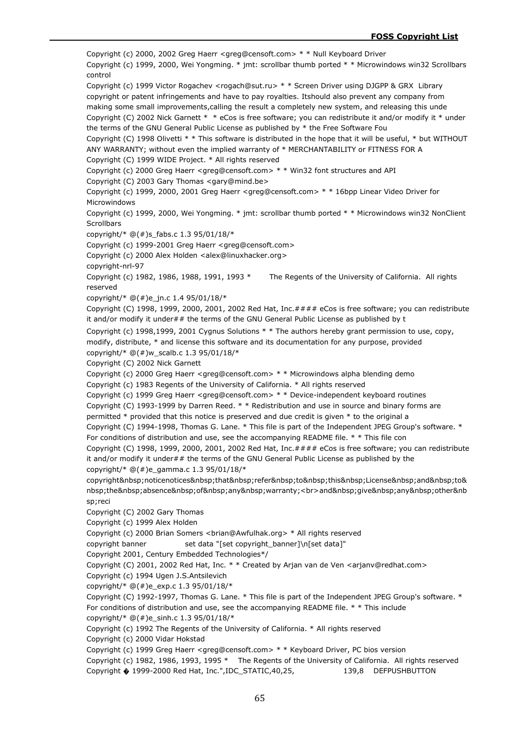Copyright (c) 2000, 2002 Greg Haerr <greg@censoft.com> * * Null Keyboard Driver

Copyright (c) 1999, 2000, Wei Yongming. * jmt: scrollbar thumb ported * * Microwindows win32 Scrollbars control

Copyright (c) 1999 Victor Rogachev <rogach@sut.ru> * * Screen Driver using DJGPP & GRX Library

copyright or patent infringements and have to pay royalties. Itshould also prevent any company from making some small improvements,calling the result a completely new system, and releasing this unde

Copyright (C) 2002 Nick Garnett * * eCos is free software; you can redistribute it and/or modify it * under the terms of the GNU General Public License as published by * the Free Software Fou

Copyright (C) 1998 Olivetti * * This software is distributed in the hope that it will be useful, * but WITHOUT ANY WARRANTY; without even the implied warranty of * MERCHANTABILITY or FITNESS FOR A

Copyright (C) 1999 WIDE Project. * All rights reserved

Copyright (c) 2000 Greg Haerr <greg@censoft.com> * * Win32 font structures and API

Copyright (C) 2003 Gary Thomas <gary@mind.be>

Copyright (c) 1999, 2000, 2001 Greg Haerr <greg@censoft.com> * * 16bpp Linear Video Driver for Microwindows

Copyright (c) 1999, 2000, Wei Yongming. * jmt: scrollbar thumb ported * * Microwindows win32 NonClient Scrollbars

copyright/* @(#)s_fabs.c 1.3 95/01/18/*

Copyright (c) 1999-2001 Greg Haerr <greg@censoft.com>

Copyright (c) 2000 Alex Holden <alex@linuxhacker.org>

copyright-nrl-97

Copyright (c) 1982, 1986, 1988, 1991, 1993 * The Regents of the University of California. All rights reserved

copyright/* @(#)e_jn.c 1.4 95/01/18/*

Copyright (C) 1998, 1999, 2000, 2001, 2002 Red Hat, Inc.#### eCos is free software; you can redistribute it and/or modify it under## the terms of the GNU General Public License as published by t

Copyright (c) 1998,1999, 2001 Cygnus Solutions * * The authors hereby grant permission to use, copy, modify, distribute, * and license this software and its documentation for any purpose, provided

copyright/* @(#)w_scalb.c 1.3 95/01/18/*

Copyright (C) 2002 Nick Garnett

Copyright (c) 2000 Greg Haerr <greg@censoft.com> * * Microwindows alpha blending demo

Copyright (c) 1983 Regents of the University of California. * All rights reserved

Copyright (c) 1999 Greg Haerr <greg@censoft.com> * * Device-independent keyboard routines

Copyright (C) 1993-1999 by Darren Reed. * * Redistribution and use in source and binary forms are permitted * provided that this notice is preserved and due credit is given * to the original a

Copyright (C) 1994-1998, Thomas G. Lane. * This file is part of the Independent JPEG Group's software. * For conditions of distribution and use, see the accompanying README file. * * This file con

Copyright (C) 1998, 1999, 2000, 2001, 2002 Red Hat, Inc.#### eCos is free software; you can redistribute it and/or modify it under## the terms of the GNU General Public License as published by the

copyright/* @(#)e_gamma.c 1.3 95/01/18/*

copyright&nbsp;noticenotices&nbsp;that&nbsp;refer&nbsp;to&nbsp;this&nbsp;License&nbsp;and&nbsp;to&nbsp;the&nbsp;absence&nbsp;of&nbsp;any&nbsp;warranty;<br>and&nbsp;give&nbsp;any&nbsp;other&nbsp;reci

Copyright (C) 2002 Gary Thomas

Copyright (c) 1999 Alex Holden

Copyright (c) 2000 Brian Somers <brian@Awfulhak.org> * All rights reserved

copyright banner set data "[set copyright_banner]\n[set data]"

Copyright 2001, Century Embedded Technologies*/

Copyright (C) 2001, 2002 Red Hat, Inc. * * Created by Arjan van de Ven <arjanv@redhat.com>

Copyright (c) 1994 Ugen J.S.Antsilevich

copyright/* @(#)e_exp.c 1.3 95/01/18/*

Copyright (C) 1992-1997, Thomas G. Lane. * This file is part of the Independent JPEG Group's software. * For conditions of distribution and use, see the accompanying README file. * * This include

copyright/* @(#)e_sinh.c 1.3 95/01/18/*

Copyright (c) 1992 The Regents of the University of California. * All rights reserved

Copyright (c) 2000 Vidar Hokstad

Copyright (c) 1999 Greg Haerr <greg@censoft.com> * * Keyboard Driver, PC bios version

Copyright (c) 1982, 1986, 1993, 1995 * The Regents of the University of California. All rights reserved

Copyright � 1999-2000 Red Hat, Inc.",IDC_STATIC,40,25, 139,8 DEFPUSHBUTTON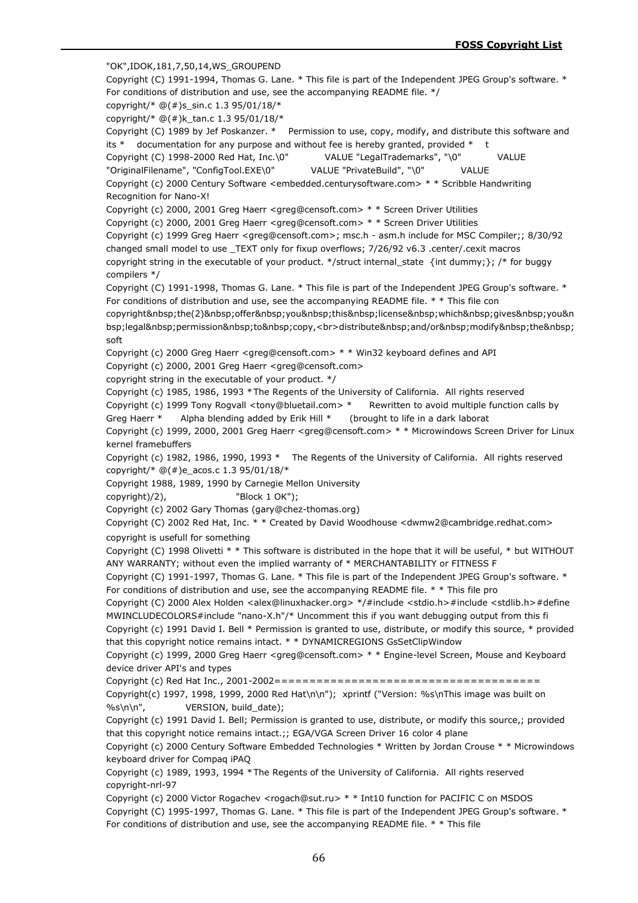"OK",IDOK,181,7,50,14,WS_GROUPEND
Copyright (C) 1991-1994, Thomas G. Lane. * This file is part of the Independent JPEG Group's software. * For conditions of distribution and use, see the accompanying README file. */
copyright/* @(#)s_sin.c 1.3 95/01/18/*
copyright/* @(#)k_tan.c 1.3 95/01/18/*
Copyright (C) 1989 by Jef Poskanzer. * Permission to use, copy, modify, and distribute this software and its * documentation for any purpose and without fee is hereby granted, provided * t
Copyright (C) 1998-2000 Red Hat, Inc.\0" VALUE "LegalTrademarks", "\0" VALUE "OriginalFilename", "ConfigTool.EXE\0" VALUE "PrivateBuild", "\0" VALUE
Copyright (c) 2000 Century Software <embedded.centurysoftware.com> * * Scribble Handwriting Recognition for Nano-X!
Copyright (c) 2000, 2001 Greg Haerr <greg@censoft.com> * * Screen Driver Utilities
Copyright (c) 2000, 2001 Greg Haerr <greg@censoft.com> * * Screen Driver Utilities
Copyright (c) 1999 Greg Haerr <greg@censoft.com>; msc.h - asm.h include for MSC Compiler;; 8/30/92 changed small model to use _TEXT only for fixup overflows; 7/26/92 v6.3 .center/.cexit macros
copyright string in the executable of your product. */struct internal_state {int dummy;}; /* for buggy compilers */
Copyright (C) 1991-1998, Thomas G. Lane. * This file is part of the Independent JPEG Group's software. * For conditions of distribution and use, see the accompanying README file. * * This file con
copyright&nbsp;the(2)&nbsp;offer&nbsp;you&nbsp;this&nbsp;license&nbsp;which&nbsp;gives&nbsp;you&nbsp;legal&nbsp;permission&nbsp;to&nbsp;copy,<br>distribute&nbsp;and/or&nbsp;modify&nbsp;the&nbsp;soft
Copyright (c) 2000 Greg Haerr <greg@censoft.com> * * Win32 keyboard defines and API
Copyright (c) 2000, 2001 Greg Haerr <greg@censoft.com>
copyright string in the executable of your product. */
Copyright (c) 1985, 1986, 1993 *The Regents of the University of California. All rights reserved
Copyright (c) 1999 Tony Rogvall <tony@bluetail.com> * Rewritten to avoid multiple function calls by Greg Haerr * Alpha blending added by Erik Hill * (brought to life in a dark laborat
Copyright (c) 1999, 2000, 2001 Greg Haerr <greg@censoft.com> * * Microwindows Screen Driver for Linux kernel framebuffers
Copyright (c) 1982, 1986, 1990, 1993 * The Regents of the University of California. All rights reserved
copyright/* @(#)e_acos.c 1.3 95/01/18/*
Copyright 1988, 1989, 1990 by Carnegie Mellon University
copyright)/2), "Block 1 OK");
Copyright (c) 2002 Gary Thomas (gary@chez-thomas.org)
Copyright (C) 2002 Red Hat, Inc. * * Created by David Woodhouse <dwmw2@cambridge.redhat.com>
copyright is usefull for something
Copyright (C) 1998 Olivetti * * This software is distributed in the hope that it will be useful, * but WITHOUT ANY WARRANTY; without even the implied warranty of * MERCHANTABILITY or FITNESS F
Copyright (C) 1991-1997, Thomas G. Lane. * This file is part of the Independent JPEG Group's software. * For conditions of distribution and use, see the accompanying README file. * * This file pro
Copyright (C) 2000 Alex Holden <alex@linuxhacker.org> */#include <stdio.h>#include <stdlib.h>#define MWINCLUDECOLORS#include "nano-X.h"/* Uncomment this if you want debugging output from this fi
Copyright (c) 1991 David I. Bell * Permission is granted to use, distribute, or modify this source, * provided that this copyright notice remains intact. * * DYNAMICREGIONS GsSetClipWindow
Copyright (c) 1999, 2000 Greg Haerr <greg@censoft.com> * * Engine-level Screen, Mouse and Keyboard device driver API's and types
Copyright (c) Red Hat Inc., 2001-2002=======================================
Copyright(c) 1997, 1998, 1999, 2000 Red Hat\n\n"); xprintf ("Version: %s\nThis image was built on %s\n\n", VERSION, build_date);
Copyright (c) 1991 David I. Bell; Permission is granted to use, distribute, or modify this source,; provided that this copyright notice remains intact.;; EGA/VGA Screen Driver 16 color 4 plane
Copyright (c) 2000 Century Software Embedded Technologies * Written by Jordan Crouse * * Microwindows keyboard driver for Compaq iPAQ
Copyright (c) 1989, 1993, 1994 *The Regents of the University of California. All rights reserved
copyright-nrl-97
Copyright (c) 2000 Victor Rogachev <rogach@sut.ru> * * Int10 function for PACIFIC C on MSDOS
Copyright (C) 1995-1997, Thomas G. Lane. * This file is part of the Independent JPEG Group's software. * For conditions of distribution and use, see the accompanying README file. * * This file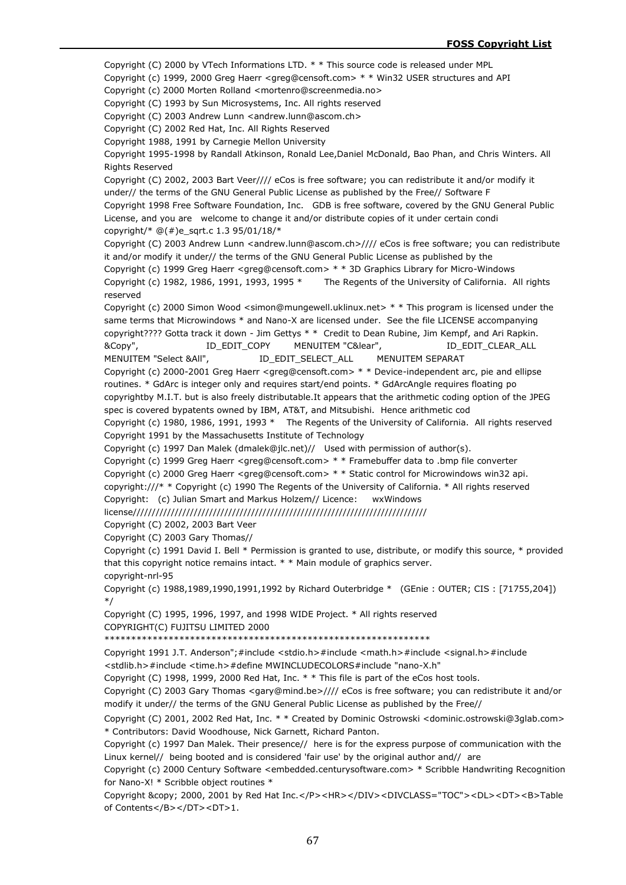Copyright (C) 2000 by VTech Informations LTD. * * This source code is released under MPL

Copyright (c) 1999, 2000 Greg Haerr <greg@censoft.com> * * Win32 USER structures and API

Copyright (c) 2000 Morten Rolland <mortenro@screenmedia.no>

Copyright (C) 1993 by Sun Microsystems, Inc. All rights reserved

Copyright (C) 2003 Andrew Lunn <andrew.lunn@ascom.ch>

Copyright (C) 2002 Red Hat, Inc. All Rights Reserved

Copyright 1988, 1991 by Carnegie Mellon University

Copyright 1995-1998 by Randall Atkinson, Ronald Lee,Daniel McDonald, Bao Phan, and Chris Winters. All Rights Reserved

Copyright (C) 2002, 2003 Bart Veer//// eCos is free software; you can redistribute it and/or modify it under// the terms of the GNU General Public License as published by the Free// Software F

Copyright 1998 Free Software Foundation, Inc.   GDB is free software, covered by the GNU General Public License, and you are   welcome to change it and/or distribute copies of it under certain condi

copyright/* @(#)e_sqrt.c 1.3 95/01/18/*

Copyright (C) 2003 Andrew Lunn <andrew.lunn@ascom.ch>//// eCos is free software; you can redistribute it and/or modify it under// the terms of the GNU General Public License as published by the

Copyright (c) 1999 Greg Haerr <greg@censoft.com> * * 3D Graphics Library for Micro-Windows

Copyright (c) 1982, 1986, 1991, 1993, 1995 *       The Regents of the University of California.  All rights reserved

Copyright (c) 2000 Simon Wood <simon@mungewell.uklinux.net> * * This program is licensed under the same terms that Microwindows * and Nano-X are licensed under.  See the file LICENSE accompanying

copyright???? Gotta track it down - Jim Gettys * *  Credit to Dean Rubine, Jim Kempf, and Ari Rapkin.

&Copy",                    ID_EDIT_COPY        MENUITEM "C&lear",                    ID_EDIT_CLEAR_ALL        MENUITEM "Select &All",                ID_EDIT_SELECT_ALL        MENUITEM SEPARAT

Copyright (c) 2000-2001 Greg Haerr <greg@censoft.com> * * Device-independent arc, pie and ellipse routines. * GdArc is integer only and requires start/end points. * GdArcAngle requires floating po

copyrightby M.I.T. but is also freely distributable.It appears that the arithmetic coding option of the JPEG spec is covered bypatents owned by IBM, AT&T, and Mitsubishi.  Hence arithmetic cod

Copyright (c) 1980, 1986, 1991, 1993 *    The Regents of the University of California.  All rights reserved

Copyright 1991 by the Massachusetts Institute of Technology

Copyright (c) 1997 Dan Malek (dmalek@jlc.net)//   Used with permission of author(s).

Copyright (c) 1999 Greg Haerr <greg@censoft.com> * * Framebuffer data to .bmp file converter

Copyright (c) 2000 Greg Haerr <greg@censoft.com> * * Static control for Microwindows win32 api.

copyright:///* * Copyright (c) 1990 The Regents of the University of California. * All rights reserved

Copyright:   (c) Julian Smart and Markus Holzem// Licence:     wxWindows license/////////////////////////////////////////////////////////////////////////////

Copyright (C) 2002, 2003 Bart Veer

Copyright (C) 2003 Gary Thomas//

Copyright (c) 1991 David I. Bell * Permission is granted to use, distribute, or modify this source, * provided that this copyright notice remains intact. * * Main module of graphics server.

copyright-nrl-95

Copyright (c) 1988,1989,1990,1991,1992 by Richard Outerbridge *   (GEnie : OUTER; CIS : [71755,204]) */

Copyright (C) 1995, 1996, 1997, and 1998 WIDE Project. * All rights reserved

COPYRIGHT(C) FUJITSU LIMITED 2000 ***************************************************************

Copyright 1991 J.T. Anderson";#include <stdio.h>#include <math.h>#include <signal.h>#include <stdlib.h>#include <time.h>#define MWINCLUDECOLORS#include "nano-X.h"

Copyright (C) 1998, 1999, 2000 Red Hat, Inc. * * This file is part of the eCos host tools.

Copyright (C) 2003 Gary Thomas <gary@mind.be>//// eCos is free software; you can redistribute it and/or modify it under// the terms of the GNU General Public License as published by the Free//

Copyright (C) 2001, 2002 Red Hat, Inc. * * Created by Dominic Ostrowski <dominic.ostrowski@3glab.com> * Contributors: David Woodhouse, Nick Garnett, Richard Panton.

Copyright (c) 1997 Dan Malek. Their presence//  here is for the express purpose of communication with the Linux kernel//  being booted and is considered 'fair use' by the original author and//  are

Copyright (c) 2000 Century Software <embedded.centurysoftware.com> * Scribble Handwriting Recognition for Nano-X! * Scribble object routines *

Copyright &copy; 2000, 2001 by Red Hat Inc.</P><HR></DIV><DIVCLASS="TOC"><DL><DT><B>Table of Contents</B></DT><DT>1.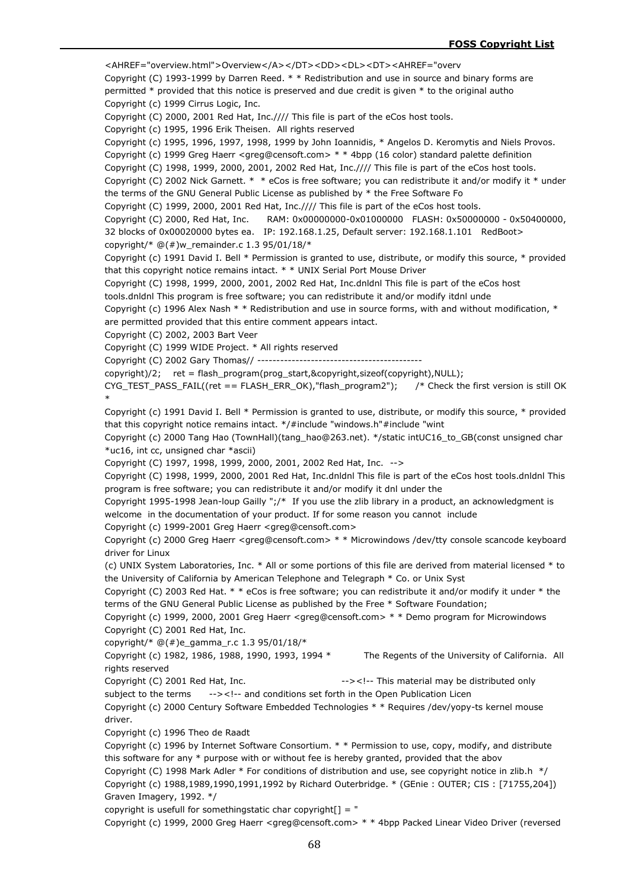<AHREF="overview.html">Overview</A></DT><DD><DL><DT><AHREF="overv
Copyright (C) 1993-1999 by Darren Reed. * * Redistribution and use in source and binary forms are permitted * provided that this notice is preserved and due credit is given * to the original autho
Copyright (c) 1999 Cirrus Logic, Inc.
Copyright (C) 2000, 2001 Red Hat, Inc.//// This file is part of the eCos host tools.
Copyright (c) 1995, 1996 Erik Theisen. All rights reserved
Copyright (c) 1995, 1996, 1997, 1998, 1999 by John Ioannidis, * Angelos D. Keromytis and Niels Provos.
Copyright (c) 1999 Greg Haerr <greg@censoft.com> * * 4bpp (16 color) standard palette definition
Copyright (C) 1998, 1999, 2000, 2001, 2002 Red Hat, Inc.//// This file is part of the eCos host tools.
Copyright (C) 2002 Nick Garnett. * * eCos is free software; you can redistribute it and/or modify it * under the terms of the GNU General Public License as published by * the Free Software Fo
Copyright (C) 1999, 2000, 2001 Red Hat, Inc.//// This file is part of the eCos host tools.
Copyright (C) 2000, Red Hat, Inc. RAM: 0x00000000-0x01000000 FLASH: 0x50000000 - 0x50400000, 32 blocks of 0x00020000 bytes ea. IP: 192.168.1.25, Default server: 192.168.1.101 RedBoot>
copyright/* @(#)w_remainder.c 1.3 95/01/18/*
Copyright (c) 1991 David I. Bell * Permission is granted to use, distribute, or modify this source, * provided that this copyright notice remains intact. * * UNIX Serial Port Mouse Driver
Copyright (C) 1998, 1999, 2000, 2001, 2002 Red Hat, Inc.dnldnl This file is part of the eCos host tools.dnldnl This program is free software; you can redistribute it and/or modify itdnl unde
Copyright (c) 1996 Alex Nash * * Redistribution and use in source forms, with and without modification, * are permitted provided that this entire comment appears intact.
Copyright (C) 2002, 2003 Bart Veer
Copyright (C) 1999 WIDE Project. * All rights reserved
Copyright (C) 2002 Gary Thomas// -------------------------------------------
copyright)/2; ret = flash_program(prog_start,&copyright,sizeof(copyright),NULL);
CYG_TEST_PASS_FAIL((ret == FLASH_ERR_OK),"flash_program2"); /* Check the first version is still OK *
Copyright (c) 1991 David I. Bell * Permission is granted to use, distribute, or modify this source, * provided that this copyright notice remains intact. */#include "windows.h"#include "wint
Copyright (c) 2000 Tang Hao (TownHall)(tang_hao@263.net). */static intUC16_to_GB(const unsigned char *uc16, int cc, unsigned char *ascii)
Copyright (C) 1997, 1998, 1999, 2000, 2001, 2002 Red Hat, Inc. -->
Copyright (C) 1998, 1999, 2000, 2001 Red Hat, Inc.dnldnl This file is part of the eCos host tools.dnldnl This program is free software; you can redistribute it and/or modify it dnl under the
Copyright 1995-1998 Jean-loup Gailly ";/* If you use the zlib library in a product, an acknowledgment is welcome in the documentation of your product. If for some reason you cannot include
Copyright (c) 1999-2001 Greg Haerr <greg@censoft.com>
Copyright (c) 2000 Greg Haerr <greg@censoft.com> * * Microwindows /dev/tty console scancode keyboard driver for Linux
(c) UNIX System Laboratories, Inc. * All or some portions of this file are derived from material licensed * to the University of California by American Telephone and Telegraph * Co. or Unix Syst
Copyright (C) 2003 Red Hat. * * eCos is free software; you can redistribute it and/or modify it under * the terms of the GNU General Public License as published by the Free * Software Foundation;
Copyright (c) 1999, 2000, 2001 Greg Haerr <greg@censoft.com> * * Demo program for Microwindows
Copyright (C) 2001 Red Hat, Inc.
copyright/* @(#)e_gamma_r.c 1.3 95/01/18/*
Copyright (c) 1982, 1986, 1988, 1990, 1993, 1994 * The Regents of the University of California. All rights reserved
Copyright (C) 2001 Red Hat, Inc. --><!-- This material may be distributed only subject to the terms --><!-- and conditions set forth in the Open Publication Licen
Copyright (c) 2000 Century Software Embedded Technologies * * Requires /dev/yopy-ts kernel mouse driver.
Copyright (c) 1996 Theo de Raadt
Copyright (c) 1996 by Internet Software Consortium. * * Permission to use, copy, modify, and distribute this software for any * purpose with or without fee is hereby granted, provided that the abov
Copyright (C) 1998 Mark Adler * For conditions of distribution and use, see copyright notice in zlib.h */
Copyright (c) 1988,1989,1990,1991,1992 by Richard Outerbridge. * (GEnie : OUTER; CIS : [71755,204]) Graven Imagery, 1992. */
copyright is usefull for somethingstatic char copyright[] = "
Copyright (c) 1999, 2000 Greg Haerr <greg@censoft.com> * * 4bpp Packed Linear Video Driver (reversed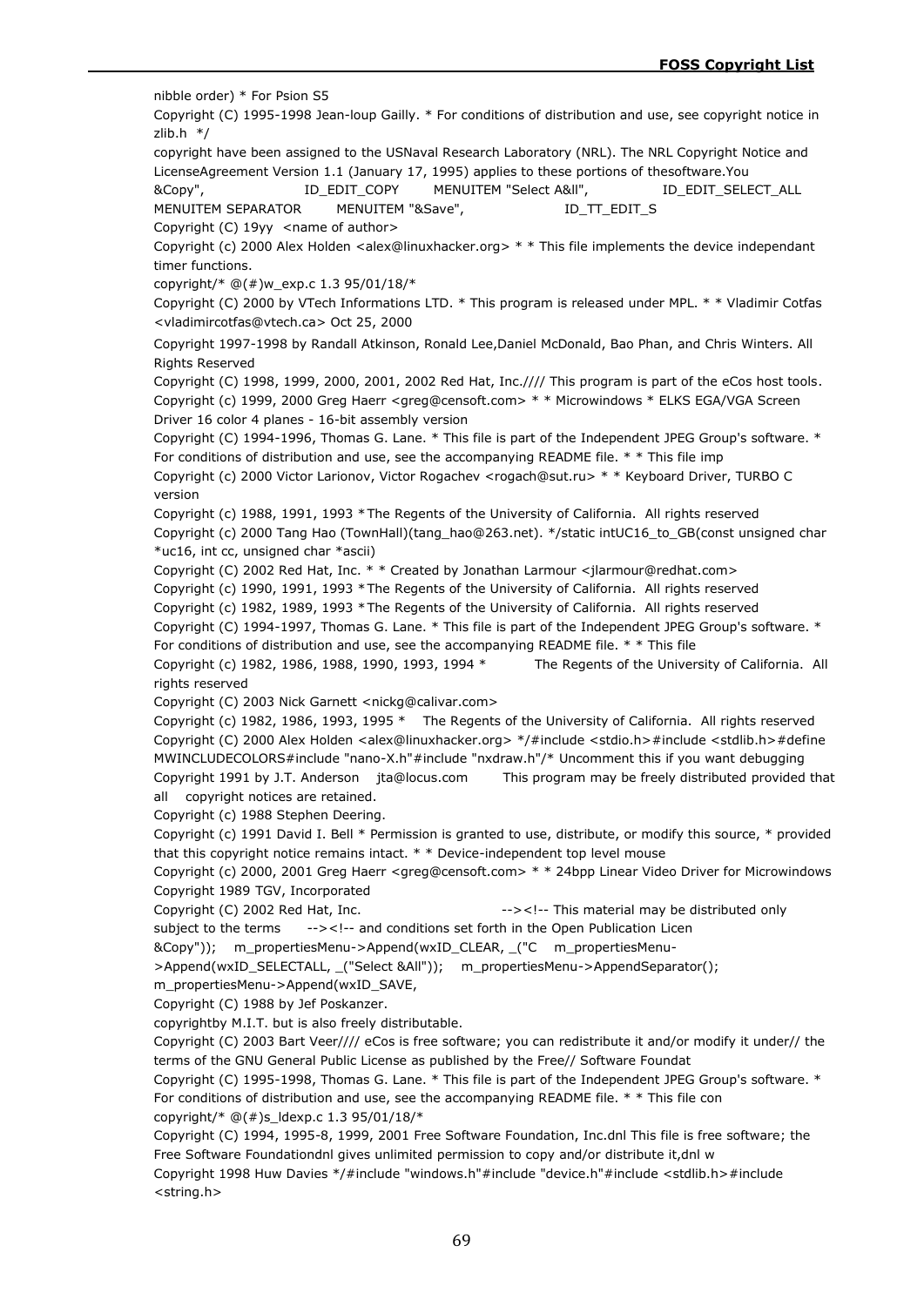nibble order) * For Psion S5

Copyright (C) 1995-1998 Jean-loup Gailly. * For conditions of distribution and use, see copyright notice in zlib.h */

copyright have been assigned to the USNaval Research Laboratory (NRL). The NRL Copyright Notice and LicenseAgreement Version 1.1 (January 17, 1995) applies to these portions of thesoftware.You

&Copy", ID_EDIT_COPY MENUITEM "Select A&ll", ID_EDIT_SELECT_ALL MENUITEM SEPARATOR MENUITEM "&Save", ID_TT_EDIT_S

Copyright (C) 19yy <name of author>

Copyright (c) 2000 Alex Holden <alex@linuxhacker.org> * * This file implements the device independant timer functions.

copyright/* @(#)w_exp.c 1.3 95/01/18/*

Copyright (C) 2000 by VTech Informations LTD. * This program is released under MPL. * * Vladimir Cotfas <vladimircotfas@vtech.ca> Oct 25, 2000

Copyright 1997-1998 by Randall Atkinson, Ronald Lee,Daniel McDonald, Bao Phan, and Chris Winters. All Rights Reserved

Copyright (C) 1998, 1999, 2000, 2001, 2002 Red Hat, Inc.//// This program is part of the eCos host tools.

Copyright (c) 1999, 2000 Greg Haerr <greg@censoft.com> * * Microwindows * ELKS EGA/VGA Screen Driver 16 color 4 planes - 16-bit assembly version

Copyright (C) 1994-1996, Thomas G. Lane. * This file is part of the Independent JPEG Group's software. * For conditions of distribution and use, see the accompanying README file. * * This file imp

Copyright (c) 2000 Victor Larionov, Victor Rogachev <rogach@sut.ru> * * Keyboard Driver, TURBO C version

Copyright (c) 1988, 1991, 1993 *The Regents of the University of California. All rights reserved

Copyright (c) 2000 Tang Hao (TownHall)(tang_hao@263.net). */static intUC16_to_GB(const unsigned char *uc16, int cc, unsigned char *ascii)

Copyright (C) 2002 Red Hat, Inc. * * Created by Jonathan Larmour <jlarmour@redhat.com>

Copyright (c) 1990, 1991, 1993 *The Regents of the University of California. All rights reserved

Copyright (c) 1982, 1989, 1993 *The Regents of the University of California. All rights reserved

Copyright (C) 1994-1997, Thomas G. Lane. * This file is part of the Independent JPEG Group's software. * For conditions of distribution and use, see the accompanying README file. * * This file

Copyright (c) 1982, 1986, 1988, 1990, 1993, 1994 * The Regents of the University of California. All rights reserved

Copyright (C) 2003 Nick Garnett <nickg@calivar.com>

Copyright (c) 1982, 1986, 1993, 1995 * The Regents of the University of California. All rights reserved

Copyright (C) 2000 Alex Holden <alex@linuxhacker.org> */#include <stdio.h>#include <stdlib.h>#define MWINCLUDECOLORS#include "nano-X.h"#include "nxdraw.h"/* Uncomment this if you want debugging

Copyright 1991 by J.T. Anderson jta@locus.com This program may be freely distributed provided that all copyright notices are retained.

Copyright (c) 1988 Stephen Deering.

Copyright (c) 1991 David I. Bell * Permission is granted to use, distribute, or modify this source, * provided that this copyright notice remains intact. * * Device-independent top level mouse

Copyright (c) 2000, 2001 Greg Haerr <greg@censoft.com> * * 24bpp Linear Video Driver for Microwindows

Copyright 1989 TGV, Incorporated

Copyright (C) 2002 Red Hat, Inc. --><!-- This material may be distributed only subject to the terms --><!-- and conditions set forth in the Open Publication Licen

&Copy")); m_propertiesMenu->Append(wxID_CLEAR, _("C m_propertiesMenu->Append(wxID_SELECTALL, _("Select &All")); m_propertiesMenu->AppendSeparator(); m_propertiesMenu->Append(wxID_SAVE,

Copyright (C) 1988 by Jef Poskanzer.

copyrightby M.I.T. but is also freely distributable.

Copyright (C) 2003 Bart Veer//// eCos is free software; you can redistribute it and/or modify it under// the terms of the GNU General Public License as published by the Free// Software Foundat

Copyright (C) 1995-1998, Thomas G. Lane. * This file is part of the Independent JPEG Group's software. * For conditions of distribution and use, see the accompanying README file. * * This file con

copyright/* @(#)s_ldexp.c 1.3 95/01/18/*

Copyright (C) 1994, 1995-8, 1999, 2001 Free Software Foundation, Inc.dnl This file is free software; the Free Software Foundationdnl gives unlimited permission to copy and/or distribute it,dnl w

Copyright 1998 Huw Davies */#include "windows.h"#include "device.h"#include <stdlib.h>#include <string.h>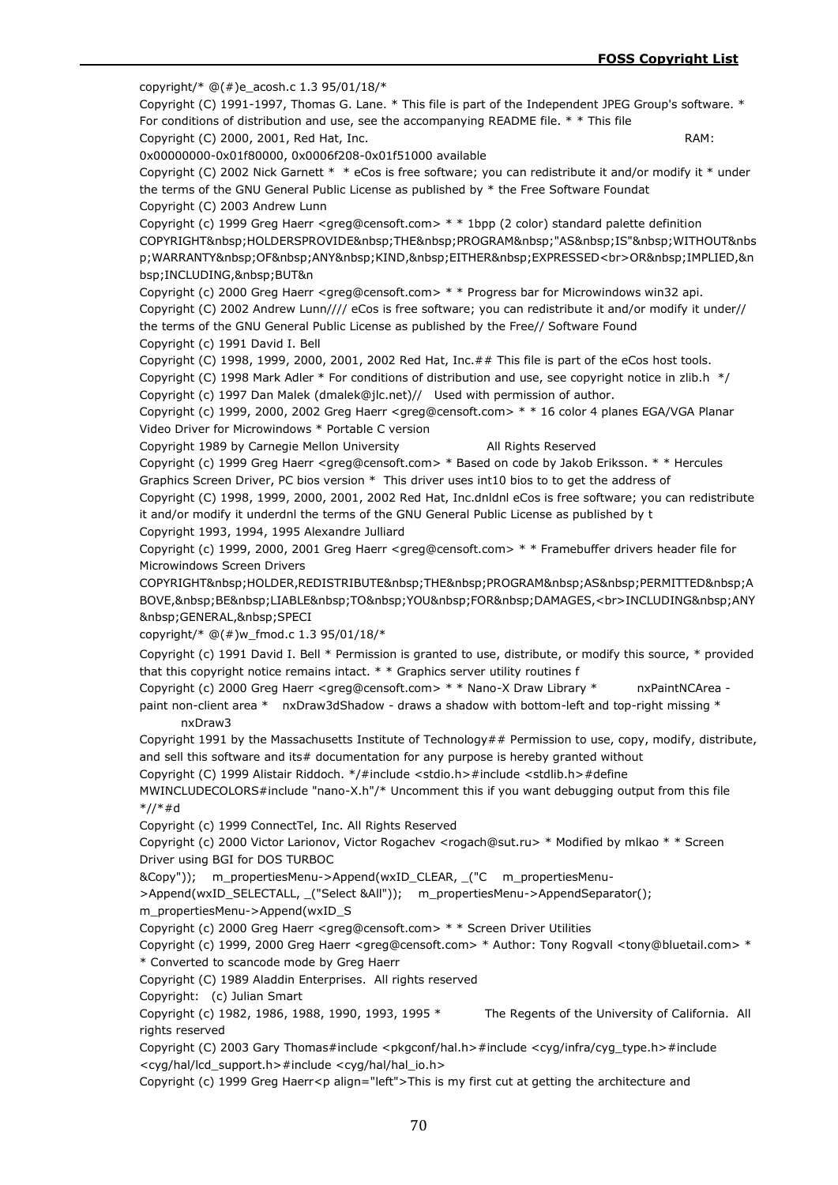copyright/* @(#)e_acosh.c 1.3 95/01/18/*

Copyright (C) 1991-1997, Thomas G. Lane. * This file is part of the Independent JPEG Group's software. * For conditions of distribution and use, see the accompanying README file. * * This file

Copyright (C) 2000, 2001, Red Hat, Inc. RAM: 0x00000000-0x01f80000, 0x0006f208-0x01f51000 available

Copyright (C) 2002 Nick Garnett * * eCos is free software; you can redistribute it and/or modify it * under the terms of the GNU General Public License as published by * the Free Software Foundat

Copyright (C) 2003 Andrew Lunn

Copyright (c) 1999 Greg Haerr <greg@censoft.com> * * 1bpp (2 color) standard palette definition

COPYRIGHT&nbsp;HOLDERSPROVIDE&nbsp;THE&nbsp;PROGRAM&nbsp;"AS&nbsp;IS"&nbsp;WITHOUT&nbsp;WARRANTY&nbsp;OF&nbsp;ANY&nbsp;KIND,&nbsp;EITHER&nbsp;EXPRESSED<br>OR&nbsp;IMPLIED,&nbsp;INCLUDING,&nbsp;BUT&n

Copyright (c) 2000 Greg Haerr <greg@censoft.com> * * Progress bar for Microwindows win32 api.

Copyright (C) 2002 Andrew Lunn//// eCos is free software; you can redistribute it and/or modify it under// the terms of the GNU General Public License as published by the Free// Software Found

Copyright (c) 1991 David I. Bell

Copyright (C) 1998, 1999, 2000, 2001, 2002 Red Hat, Inc.## This file is part of the eCos host tools.

Copyright (C) 1998 Mark Adler * For conditions of distribution and use, see copyright notice in zlib.h */

Copyright (c) 1997 Dan Malek (dmalek@jlc.net)// Used with permission of author.

Copyright (c) 1999, 2000, 2002 Greg Haerr <greg@censoft.com> * * 16 color 4 planes EGA/VGA Planar Video Driver for Microwindows * Portable C version

Copyright 1989 by Carnegie Mellon University All Rights Reserved

Copyright (c) 1999 Greg Haerr <greg@censoft.com> * Based on code by Jakob Eriksson. * * Hercules Graphics Screen Driver, PC bios version * This driver uses int10 bios to to get the address of

Copyright (C) 1998, 1999, 2000, 2001, 2002 Red Hat, Inc.dnldnl eCos is free software; you can redistribute it and/or modify it underdnl the terms of the GNU General Public License as published by t

Copyright 1993, 1994, 1995 Alexandre Julliard

Copyright (c) 1999, 2000, 2001 Greg Haerr <greg@censoft.com> * * Framebuffer drivers header file for Microwindows Screen Drivers

COPYRIGHT&nbsp;HOLDER,REDISTRIBUTE&nbsp;THE&nbsp;PROGRAM&nbsp;AS&nbsp;PERMITTED&nbsp;ABOVE,&nbsp;BE&nbsp;LIABLE&nbsp;TO&nbsp;YOU&nbsp;FOR&nbsp;DAMAGES,<br>INCLUDING&nbsp;ANY&nbsp;GENERAL,&nbsp;SPECI

copyright/* @(#)w_fmod.c 1.3 95/01/18/*

Copyright (c) 1991 David I. Bell * Permission is granted to use, distribute, or modify this source, * provided that this copyright notice remains intact. * * Graphics server utility routines f

Copyright (c) 2000 Greg Haerr <greg@censoft.com> * * Nano-X Draw Library * nxPaintNCArea - paint non-client area * nxDraw3dShadow - draws a shadow with bottom-left and top-right missing * nxDraw3

Copyright 1991 by the Massachusetts Institute of Technology## Permission to use, copy, modify, distribute, and sell this software and its# documentation for any purpose is hereby granted without

Copyright (C) 1999 Alistair Riddoch. */#include <stdio.h>#include <stdlib.h>#define MWINCLUDECOLORS#include "nano-X.h"/* Uncomment this if you want debugging output from this file */ /*#d

Copyright (c) 1999 ConnectTel, Inc. All Rights Reserved

Copyright (c) 2000 Victor Larionov, Victor Rogachev <rogach@sut.ru> * Modified by mlkao * * Screen Driver using BGI for DOS TURBOC

&Copy")); m_propertiesMenu->Append(wxID_CLEAR, _("C m_propertiesMenu->Append(wxID_SELECTALL, _("Select &All")); m_propertiesMenu->AppendSeparator(); m_propertiesMenu->Append(wxID_S

Copyright (c) 2000 Greg Haerr <greg@censoft.com> * * Screen Driver Utilities

Copyright (c) 1999, 2000 Greg Haerr <greg@censoft.com> * Author: Tony Rogvall <tony@bluetail.com> * * Converted to scancode mode by Greg Haerr

Copyright (C) 1989 Aladdin Enterprises. All rights reserved

Copyright: (c) Julian Smart

Copyright (c) 1982, 1986, 1988, 1990, 1993, 1995 * The Regents of the University of California. All rights reserved

Copyright (C) 2003 Gary Thomas#include <pkgconf/hal.h>#include <cyg/infra/cyg_type.h>#include <cyg/hal/lcd_support.h>#include <cyg/hal/hal_io.h>

Copyright (c) 1999 Greg Haerr<p align="left">This is my first cut at getting the architecture and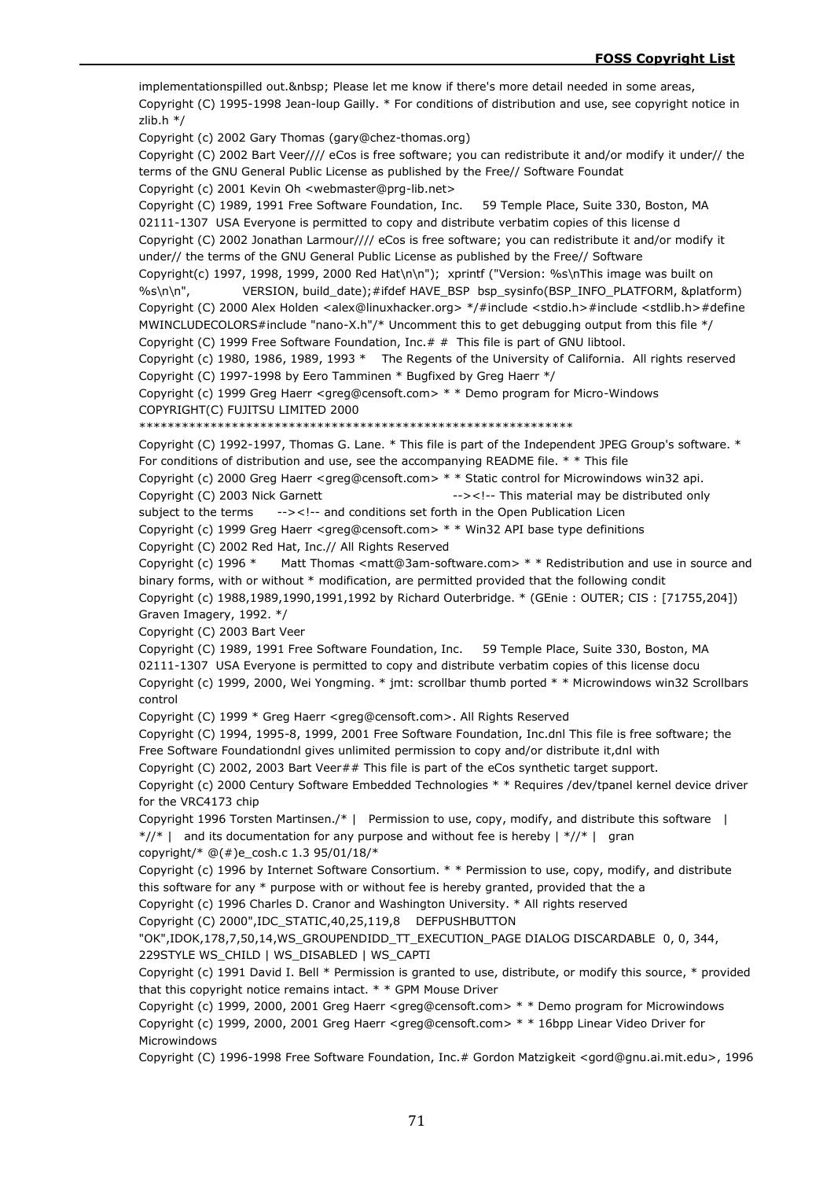implementationspilled out.&nbsp; Please let me know if there's more detail needed in some areas,
Copyright (C) 1995-1998 Jean-loup Gailly. * For conditions of distribution and use, see copyright notice in zlib.h */
Copyright (c) 2002 Gary Thomas (gary@chez-thomas.org)
Copyright (C) 2002 Bart Veer//// eCos is free software; you can redistribute it and/or modify it under// the terms of the GNU General Public License as published by the Free// Software Foundat
Copyright (c) 2001 Kevin Oh <webmaster@prg-lib.net>
Copyright (C) 1989, 1991 Free Software Foundation, Inc.     59 Temple Place, Suite 330, Boston, MA 02111-1307  USA Everyone is permitted to copy and distribute verbatim copies of this license d
Copyright (C) 2002 Jonathan Larmour//// eCos is free software; you can redistribute it and/or modify it under// the terms of the GNU General Public License as published by the Free// Software
Copyright(c) 1997, 1998, 1999, 2000 Red Hat\n\n");  xprintf ("Version: %s\nThis image was built on %s\n\n",             VERSION, build_date);#ifdef HAVE_BSP  bsp_sysinfo(BSP_INFO_PLATFORM, &platform)
Copyright (C) 2000 Alex Holden <alex@linuxhacker.org> */#include <stdio.h>#include <stdlib.h>#define MWINCLUDECOLORS#include "nano-X.h"/* Uncomment this to get debugging output from this file */
Copyright (C) 1999 Free Software Foundation, Inc.# #  This file is part of GNU libtool.
Copyright (c) 1980, 1986, 1989, 1993 *    The Regents of the University of California.  All rights reserved
Copyright (C) 1997-1998 by Eero Tamminen * Bugfixed by Greg Haerr */
Copyright (c) 1999 Greg Haerr <greg@censoft.com> * * Demo program for Micro-Windows
COPYRIGHT(C) FUJITSU LIMITED 2000
************************************************************
Copyright (C) 1992-1997, Thomas G. Lane. * This file is part of the Independent JPEG Group's software. * For conditions of distribution and use, see the accompanying README file. * * This file
Copyright (c) 2000 Greg Haerr <greg@censoft.com> * * Static control for Microwindows win32 api.
Copyright (C) 2003 Nick Garnett                              --><!-- This material may be distributed only subject to the terms      --><!-- and conditions set forth in the Open Publication Licen
Copyright (c) 1999 Greg Haerr <greg@censoft.com> * * Win32 API base type definitions
Copyright (C) 2002 Red Hat, Inc.// All Rights Reserved
Copyright (c) 1996 *      Matt Thomas <matt@3am-software.com> * * Redistribution and use in source and binary forms, with or without * modification, are permitted provided that the following condit
Copyright (c) 1988,1989,1990,1991,1992 by Richard Outerbridge. * (GEnie : OUTER; CIS : [71755,204]) Graven Imagery, 1992. */
Copyright (C) 2003 Bart Veer
Copyright (C) 1989, 1991 Free Software Foundation, Inc.     59 Temple Place, Suite 330, Boston, MA 02111-1307  USA Everyone is permitted to copy and distribute verbatim copies of this license docu
Copyright (c) 1999, 2000, Wei Yongming. * jmt: scrollbar thumb ported * * Microwindows win32 Scrollbars control
Copyright (C) 1999 * Greg Haerr <greg@censoft.com>. All Rights Reserved
Copyright (C) 1994, 1995-8, 1999, 2001 Free Software Foundation, Inc.dnl This file is free software; the Free Software Foundationdnl gives unlimited permission to copy and/or distribute it,dnl with
Copyright (C) 2002, 2003 Bart Veer## This file is part of the eCos synthetic target support.
Copyright (c) 2000 Century Software Embedded Technologies * * Requires /dev/tpanel kernel device driver for the VRC4173 chip
Copyright 1996 Torsten Martinsen./* |   Permission to use, copy, modify, and distribute this software   | *//* |   and its documentation for any purpose and without fee is hereby | *//* |   gran
copyright/* @(#)e_cosh.c 1.3 95/01/18/*
Copyright (c) 1996 by Internet Software Consortium. * * Permission to use, copy, modify, and distribute this software for any * purpose with or without fee is hereby granted, provided that the a
Copyright (c) 1996 Charles D. Cranor and Washington University. * All rights reserved
Copyright (C) 2000",IDC_STATIC,40,25,119,8    DEFPUSHBUTTON "OK",IDOK,178,7,50,14,WS_GROUPENDIDD_TT_EXECUTION_PAGE DIALOG DISCARDABLE  0, 0, 344, 229STYLE WS_CHILD | WS_DISABLED | WS_CAPTI
Copyright (c) 1991 David I. Bell * Permission is granted to use, distribute, or modify this source, * provided that this copyright notice remains intact. * * GPM Mouse Driver
Copyright (c) 1999, 2000, 2001 Greg Haerr <greg@censoft.com> * * Demo program for Microwindows
Copyright (c) 1999, 2000, 2001 Greg Haerr <greg@censoft.com> * * 16bpp Linear Video Driver for Microwindows
Copyright (C) 1996-1998 Free Software Foundation, Inc.# Gordon Matzigkeit <gord@gnu.ai.mit.edu>, 1996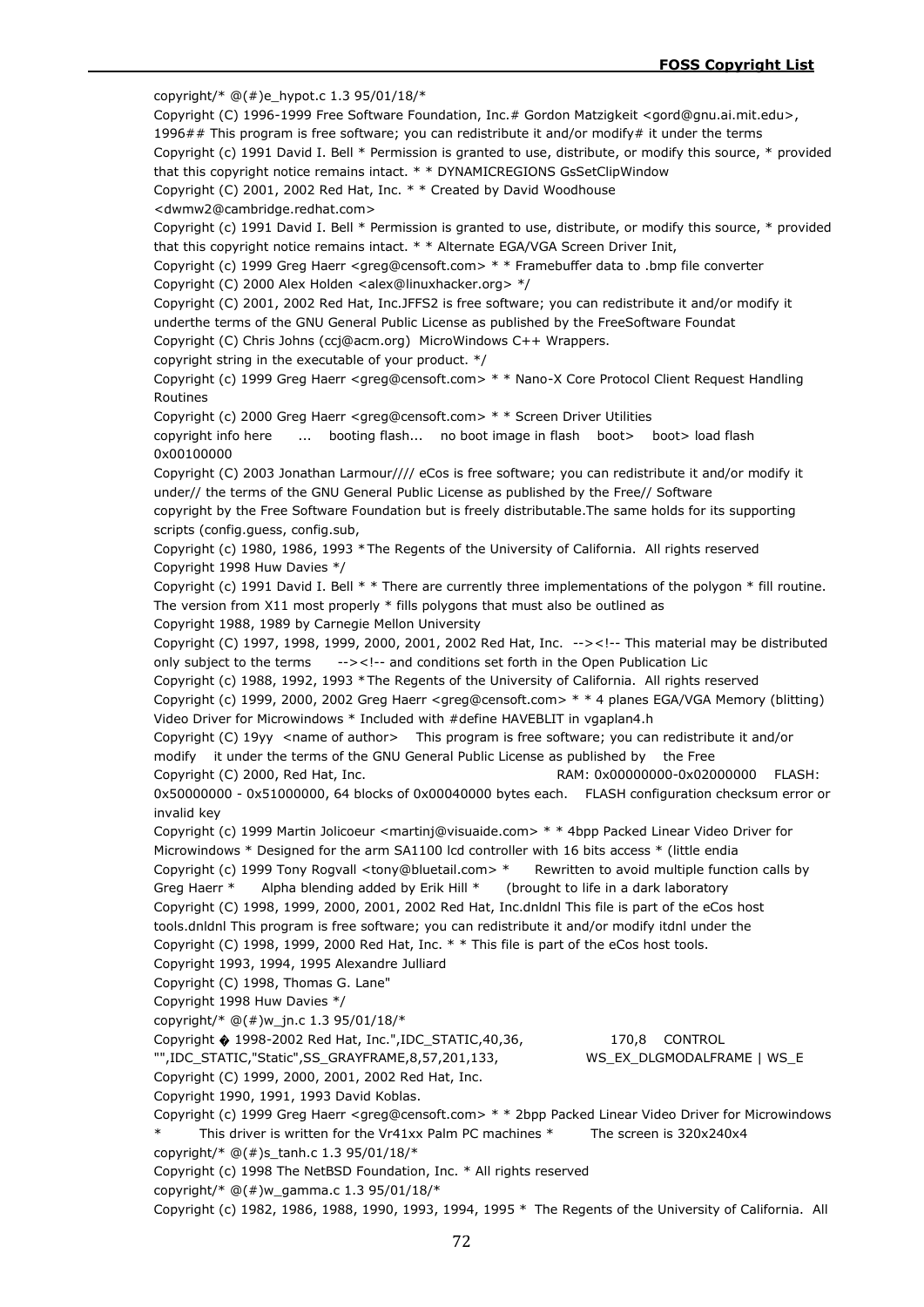copyright/* @(#)e_hypot.c 1.3 95/01/18/*

Copyright (C) 1996-1999 Free Software Foundation, Inc.# Gordon Matzigkeit <gord@gnu.ai.mit.edu>, 1996## This program is free software; you can redistribute it and/or modify# it under the terms

Copyright (c) 1991 David I. Bell * Permission is granted to use, distribute, or modify this source, * provided that this copyright notice remains intact. * * DYNAMICREGIONS GsSetClipWindow

Copyright (C) 2001, 2002 Red Hat, Inc. * * Created by David Woodhouse <dwmw2@cambridge.redhat.com>

Copyright (c) 1991 David I. Bell * Permission is granted to use, distribute, or modify this source, * provided that this copyright notice remains intact. * * Alternate EGA/VGA Screen Driver Init,

Copyright (c) 1999 Greg Haerr <greg@censoft.com> * * Framebuffer data to .bmp file converter

Copyright (C) 2000 Alex Holden <alex@linuxhacker.org> */

Copyright (C) 2001, 2002 Red Hat, Inc.JFFS2 is free software; you can redistribute it and/or modify it underthe terms of the GNU General Public License as published by the FreeSoftware Foundat

Copyright (C) Chris Johns (ccj@acm.org) MicroWindows C++ Wrappers.

copyright string in the executable of your product. */

Copyright (c) 1999 Greg Haerr <greg@censoft.com> * * Nano-X Core Protocol Client Request Handling Routines

Copyright (c) 2000 Greg Haerr <greg@censoft.com> * * Screen Driver Utilities

copyright info here ... booting flash... no boot image in flash boot> boot> load flash 0x00100000

Copyright (C) 2003 Jonathan Larmour//// eCos is free software; you can redistribute it and/or modify it under// the terms of the GNU General Public License as published by the Free// Software

copyright by the Free Software Foundation but is freely distributable.The same holds for its supporting scripts (config.guess, config.sub,

Copyright (c) 1980, 1986, 1993 *The Regents of the University of California. All rights reserved

Copyright 1998 Huw Davies */

Copyright (c) 1991 David I. Bell * * There are currently three implementations of the polygon * fill routine. The version from X11 most properly * fills polygons that must also be outlined as

Copyright 1988, 1989 by Carnegie Mellon University

Copyright (C) 1997, 1998, 1999, 2000, 2001, 2002 Red Hat, Inc. --><!-- This material may be distributed only subject to the terms --><!-- and conditions set forth in the Open Publication Lic

Copyright (c) 1988, 1992, 1993 *The Regents of the University of California. All rights reserved

Copyright (c) 1999, 2000, 2002 Greg Haerr <greg@censoft.com> * * 4 planes EGA/VGA Memory (blitting) Video Driver for Microwindows * Included with #define HAVEBLIT in vgaplan4.h

Copyright (C) 19yy <name of author> This program is free software; you can redistribute it and/or modify it under the terms of the GNU General Public License as published by the Free

Copyright (C) 2000, Red Hat, Inc. RAM: 0x00000000-0x02000000 FLASH: 0x50000000 - 0x51000000, 64 blocks of 0x00040000 bytes each. FLASH configuration checksum error or invalid key

Copyright (c) 1999 Martin Jolicoeur <martinj@visuaide.com> * * 4bpp Packed Linear Video Driver for Microwindows * Designed for the arm SA1100 lcd controller with 16 bits access * (little endia

Copyright (c) 1999 Tony Rogvall <tony@bluetail.com> * Rewritten to avoid multiple function calls by Greg Haerr * Alpha blending added by Erik Hill * (brought to life in a dark laboratory

Copyright (C) 1998, 1999, 2000, 2001, 2002 Red Hat, Inc.dnldnl This file is part of the eCos host tools.dnldnl This program is free software; you can redistribute it and/or modify itdnl under the

Copyright (C) 1998, 1999, 2000 Red Hat, Inc. * * This file is part of the eCos host tools.

Copyright 1993, 1994, 1995 Alexandre Julliard

Copyright (C) 1998, Thomas G. Lane"

Copyright 1998 Huw Davies */

copyright/* @(#)w_jn.c 1.3 95/01/18/*

Copyright � 1998-2002 Red Hat, Inc.",IDC_STATIC,40,36, 170,8 CONTROL "",IDC_STATIC,"Static",SS_GRAYFRAME,8,57,201,133, WS_EX_DLGMODALFRAME | WS_E

Copyright (C) 1999, 2000, 2001, 2002 Red Hat, Inc.

Copyright 1990, 1991, 1993 David Koblas.

Copyright (c) 1999 Greg Haerr <greg@censoft.com> * * 2bpp Packed Linear Video Driver for Microwindows * This driver is written for the Vr41xx Palm PC machines * The screen is 320x240x4

copyright/* @(#)s_tanh.c 1.3 95/01/18/*

Copyright (c) 1998 The NetBSD Foundation, Inc. * All rights reserved

copyright/* @(#)w_gamma.c 1.3 95/01/18/*

Copyright (c) 1982, 1986, 1988, 1990, 1993, 1994, 1995 * The Regents of the University of California. All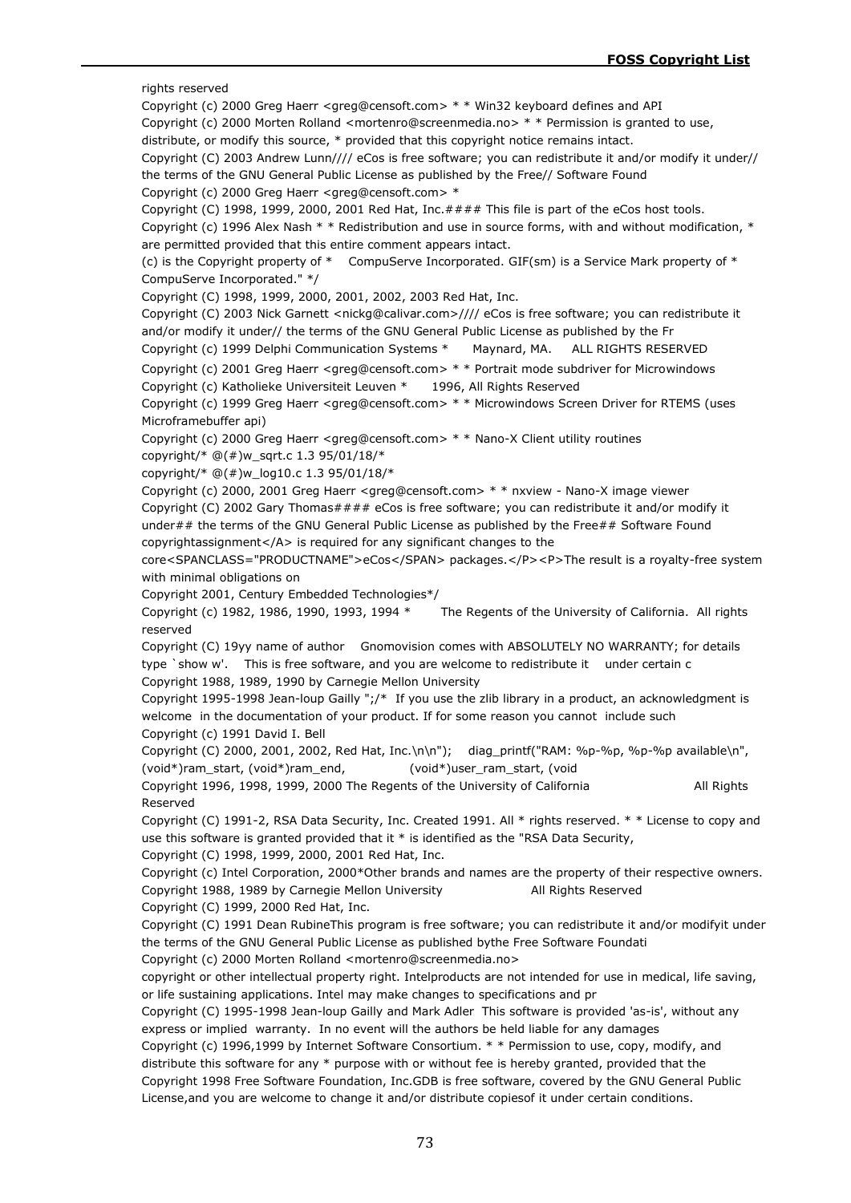rights reserved
Copyright (c) 2000 Greg Haerr <greg@censoft.com> * * Win32 keyboard defines and API
Copyright (c) 2000 Morten Rolland <mortenro@screenmedia.no> * * Permission is granted to use, distribute, or modify this source, * provided that this copyright notice remains intact.
Copyright (C) 2003 Andrew Lunn//// eCos is free software; you can redistribute it and/or modify it under// the terms of the GNU General Public License as published by the Free// Software Found
Copyright (c) 2000 Greg Haerr <greg@censoft.com> *
Copyright (C) 1998, 1999, 2000, 2001 Red Hat, Inc.#### This file is part of the eCos host tools.
Copyright (c) 1996 Alex Nash * * Redistribution and use in source forms, with and without modification, * are permitted provided that this entire comment appears intact.
(c) is the Copyright property of * CompuServe Incorporated. GIF(sm) is a Service Mark property of * CompuServe Incorporated." */
Copyright (C) 1998, 1999, 2000, 2001, 2002, 2003 Red Hat, Inc.
Copyright (C) 2003 Nick Garnett <nickg@calivar.com>//// eCos is free software; you can redistribute it and/or modify it under// the terms of the GNU General Public License as published by the Fr
Copyright (c) 1999 Delphi Communication Systems * Maynard, MA. ALL RIGHTS RESERVED
Copyright (c) 2001 Greg Haerr <greg@censoft.com> * * Portrait mode subdriver for Microwindows
Copyright (c) Katholieke Universiteit Leuven * 1996, All Rights Reserved
Copyright (c) 1999 Greg Haerr <greg@censoft.com> * * Microwindows Screen Driver for RTEMS (uses Microframebuffer api)
Copyright (c) 2000 Greg Haerr <greg@censoft.com> * * Nano-X Client utility routines
copyright/* @(#)w_sqrt.c 1.3 95/01/18/*
copyright/* @(#)w_log10.c 1.3 95/01/18/*
Copyright (c) 2000, 2001 Greg Haerr <greg@censoft.com> * * nxview - Nano-X image viewer
Copyright (C) 2002 Gary Thomas#### eCos is free software; you can redistribute it and/or modify it under## the terms of the GNU General Public License as published by the Free## Software Found
copyrightassignment</A> is required for any significant changes to the core<SPANCLASS="PRODUCTNAME">eCos</SPAN> packages.</P><P>The result is a royalty-free system with minimal obligations on
Copyright 2001, Century Embedded Technologies*/
Copyright (c) 1982, 1986, 1990, 1993, 1994 * The Regents of the University of California. All rights reserved
Copyright (C) 19yy name of author Gnomovision comes with ABSOLUTELY NO WARRANTY; for details type `show w'. This is free software, and you are welcome to redistribute it under certain c
Copyright 1988, 1989, 1990 by Carnegie Mellon University
Copyright 1995-1998 Jean-loup Gailly ";/* If you use the zlib library in a product, an acknowledgment is welcome in the documentation of your product. If for some reason you cannot include such
Copyright (c) 1991 David I. Bell
Copyright (C) 2000, 2001, 2002, Red Hat, Inc.\n\n"); diag_printf("RAM: %p-%p, %p-%p available\n", (void*)ram_start, (void*)ram_end, (void*)user_ram_start, (void
Copyright 1996, 1998, 1999, 2000 The Regents of the University of California All Rights Reserved
Copyright (C) 1991-2, RSA Data Security, Inc. Created 1991. All * rights reserved. * * License to copy and use this software is granted provided that it * is identified as the "RSA Data Security,
Copyright (C) 1998, 1999, 2000, 2001 Red Hat, Inc.
Copyright (c) Intel Corporation, 2000*Other brands and names are the property of their respective owners.
Copyright 1988, 1989 by Carnegie Mellon University All Rights Reserved
Copyright (C) 1999, 2000 Red Hat, Inc.
Copyright (C) 1991 Dean RubineThis program is free software; you can redistribute it and/or modifyit under the terms of the GNU General Public License as published bythe Free Software Foundati
Copyright (c) 2000 Morten Rolland <mortenro@screenmedia.no>
copyright or other intellectual property right. Intelproducts are not intended for use in medical, life saving, or life sustaining applications. Intel may make changes to specifications and pr
Copyright (C) 1995-1998 Jean-loup Gailly and Mark Adler This software is provided 'as-is', without any express or implied warranty. In no event will the authors be held liable for any damages
Copyright (c) 1996,1999 by Internet Software Consortium. * * Permission to use, copy, modify, and distribute this software for any * purpose with or without fee is hereby granted, provided that the
Copyright 1998 Free Software Foundation, Inc.GDB is free software, covered by the GNU General Public License,and you are welcome to change it and/or distribute copiesof it under certain conditions.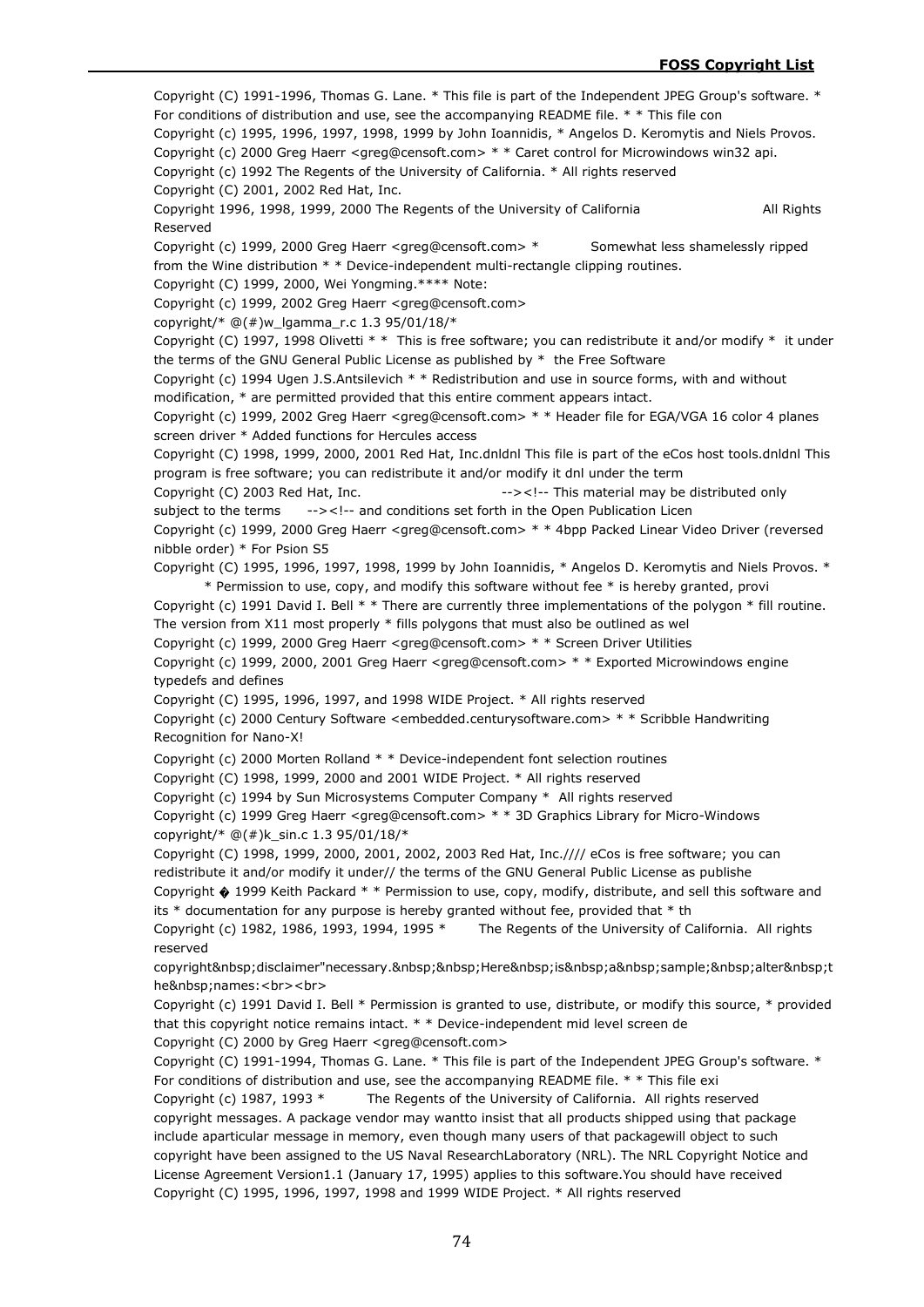Copyright (C) 1991-1996, Thomas G. Lane. * This file is part of the Independent JPEG Group's software. * For conditions of distribution and use, see the accompanying README file. * * This file con

Copyright (c) 1995, 1996, 1997, 1998, 1999 by John Ioannidis, * Angelos D. Keromytis and Niels Provos.

Copyright (c) 2000 Greg Haerr <greg@censoft.com> * * Caret control for Microwindows win32 api.

Copyright (c) 1992 The Regents of the University of California. * All rights reserved

Copyright (C) 2001, 2002 Red Hat, Inc.

Copyright 1996, 1998, 1999, 2000 The Regents of the University of California All Rights Reserved

Copyright (c) 1999, 2000 Greg Haerr <greg@censoft.com> * Somewhat less shamelessly ripped from the Wine distribution * * Device-independent multi-rectangle clipping routines.

Copyright (C) 1999, 2000, Wei Yongming.**** Note:

Copyright (c) 1999, 2002 Greg Haerr <greg@censoft.com>

copyright/* @(#)w_lgamma_r.c 1.3 95/01/18/*

Copyright (C) 1997, 1998 Olivetti * * This is free software; you can redistribute it and/or modify * it under the terms of the GNU General Public License as published by * the Free Software

Copyright (c) 1994 Ugen J.S.Antsilevich * * Redistribution and use in source forms, with and without modification, * are permitted provided that this entire comment appears intact.

Copyright (c) 1999, 2002 Greg Haerr <greg@censoft.com> * * Header file for EGA/VGA 16 color 4 planes screen driver * Added functions for Hercules access

Copyright (C) 1998, 1999, 2000, 2001 Red Hat, Inc.dnldnl This file is part of the eCos host tools.dnldnl This program is free software; you can redistribute it and/or modify it dnl under the term

Copyright (C) 2003 Red Hat, Inc. --><!-- This material may be distributed only subject to the terms --><!-- and conditions set forth in the Open Publication Licen

Copyright (c) 1999, 2000 Greg Haerr <greg@censoft.com> * * 4bpp Packed Linear Video Driver (reversed nibble order) * For Psion S5

Copyright (c) 1995, 1996, 1997, 1998, 1999 by John Ioannidis, * Angelos D. Keromytis and Niels Provos. * * Permission to use, copy, and modify this software without fee * is hereby granted, provi

Copyright (c) 1991 David I. Bell * * There are currently three implementations of the polygon * fill routine. The version from X11 most properly * fills polygons that must also be outlined as wel

Copyright (c) 1999, 2000 Greg Haerr <greg@censoft.com> * * Screen Driver Utilities

Copyright (c) 1999, 2000, 2001 Greg Haerr <greg@censoft.com> * * Exported Microwindows engine typedefs and defines

Copyright (C) 1995, 1996, 1997, and 1998 WIDE Project. * All rights reserved

Copyright (c) 2000 Century Software <embedded.centurysoftware.com> * * Scribble Handwriting Recognition for Nano-X!

Copyright (c) 2000 Morten Rolland * * Device-independent font selection routines

Copyright (C) 1998, 1999, 2000 and 2001 WIDE Project. * All rights reserved

Copyright (c) 1994 by Sun Microsystems Computer Company * All rights reserved

Copyright (c) 1999 Greg Haerr <greg@censoft.com> * * 3D Graphics Library for Micro-Windows

copyright/* @(#)k_sin.c 1.3 95/01/18/*

Copyright (C) 1998, 1999, 2000, 2001, 2002, 2003 Red Hat, Inc.//// eCos is free software; you can redistribute it and/or modify it under// the terms of the GNU General Public License as publishe

Copyright � 1999 Keith Packard * * Permission to use, copy, modify, distribute, and sell this software and its * documentation for any purpose is hereby granted without fee, provided that * th

Copyright (c) 1982, 1986, 1993, 1994, 1995 * The Regents of the University of California. All rights reserved

copyright&nbsp;disclaimer"necessary.&nbsp;&nbsp;Here&nbsp;is&nbsp;a&nbsp;sample;&nbsp;alter&nbsp;the&nbsp;names:<br><br>

Copyright (c) 1991 David I. Bell * Permission is granted to use, distribute, or modify this source, * provided that this copyright notice remains intact. * * Device-independent mid level screen de

Copyright (C) 2000 by Greg Haerr <greg@censoft.com>

Copyright (C) 1991-1994, Thomas G. Lane. * This file is part of the Independent JPEG Group's software. * For conditions of distribution and use, see the accompanying README file. * * This file exi

Copyright (c) 1987, 1993 * The Regents of the University of California. All rights reserved

copyright messages. A package vendor may wantto insist that all products shipped using that package include aparticular message in memory, even though many users of that packagewill object to such

copyright have been assigned to the US Naval ResearchLaboratory (NRL). The NRL Copyright Notice and License Agreement Version1.1 (January 17, 1995) applies to this software.You should have received

Copyright (C) 1995, 1996, 1997, 1998 and 1999 WIDE Project. * All rights reserved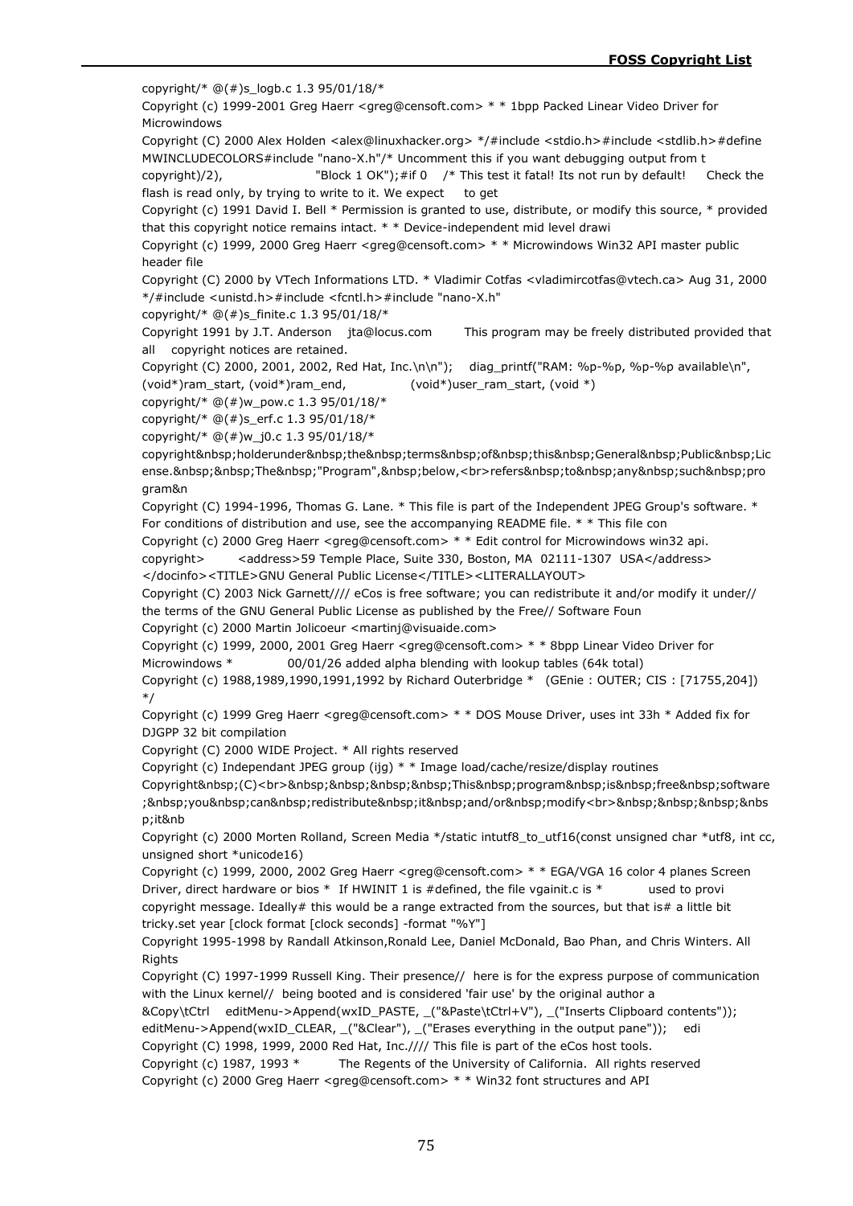copyright/* @(#)s_logb.c 1.3 95/01/18/*

Copyright (c) 1999-2001 Greg Haerr <greg@censoft.com> * * 1bpp Packed Linear Video Driver for Microwindows

Copyright (C) 2000 Alex Holden <alex@linuxhacker.org> */#include <stdio.h>#include <stdlib.h>#define MWINCLUDECOLORS#include "nano-X.h"/* Uncomment this if you want debugging output from t

copyright)/2), "Block 1 OK");#if 0 /* This test it fatal! Its not run by default! Check the flash is read only, by trying to write to it. We expect to get

Copyright (c) 1991 David I. Bell * Permission is granted to use, distribute, or modify this source, * provided that this copyright notice remains intact. * * Device-independent mid level drawi

Copyright (c) 1999, 2000 Greg Haerr <greg@censoft.com> * * Microwindows Win32 API master public header file

Copyright (C) 2000 by VTech Informations LTD. * Vladimir Cotfas <vladimircotfas@vtech.ca> Aug 31, 2000 */#include <unistd.h>#include <fcntl.h>#include "nano-X.h"

copyright/* @(#)s_finite.c 1.3 95/01/18/*

Copyright 1991 by J.T. Anderson jta@locus.com This program may be freely distributed provided that all copyright notices are retained.

Copyright (C) 2000, 2001, 2002, Red Hat, Inc.\n\n"); diag_printf("RAM: %p-%p, %p-%p available\n", (void*)ram_start, (void*)ram_end, (void*)user_ram_start, (void *)

copyright/* @(#)w_pow.c 1.3 95/01/18/*

copyright/* @(#)s_erf.c 1.3 95/01/18/*

copyright/* @(#)w_j0.c 1.3 95/01/18/*

copyright&nbsp;holderunder&nbsp;the&nbsp;terms&nbsp;of&nbsp;this&nbsp;General&nbsp;Public&nbsp;License.&nbsp;&nbsp;The&nbsp;"Program",&nbsp;below,<br>refers&nbsp;to&nbsp;any&nbsp;such&nbsp;program&n

Copyright (C) 1994-1996, Thomas G. Lane. * This file is part of the Independent JPEG Group's software. * For conditions of distribution and use, see the accompanying README file. * * This file con

Copyright (c) 2000 Greg Haerr <greg@censoft.com> * * Edit control for Microwindows win32 api.

copyright> <address>59 Temple Place, Suite 330, Boston, MA 02111-1307 USA</address> </docinfo><TITLE>GNU General Public License</TITLE><LITERALLAYOUT>

Copyright (C) 2003 Nick Garnett//// eCos is free software; you can redistribute it and/or modify it under// the terms of the GNU General Public License as published by the Free// Software Foun

Copyright (c) 2000 Martin Jolicoeur <martinj@visuaide.com>

Copyright (c) 1999, 2000, 2001 Greg Haerr <greg@censoft.com> * * 8bpp Linear Video Driver for Microwindows * 00/01/26 added alpha blending with lookup tables (64k total)

Copyright (c) 1988,1989,1990,1991,1992 by Richard Outerbridge * (GEnie : OUTER; CIS : [71755,204]) */

Copyright (c) 1999 Greg Haerr <greg@censoft.com> * * DOS Mouse Driver, uses int 33h * Added fix for DJGPP 32 bit compilation

Copyright (C) 2000 WIDE Project. * All rights reserved

Copyright (c) Independant JPEG group (ijg) * * Image load/cache/resize/display routines

Copyright&nbsp;(C)<br>&nbsp;&nbsp;&nbsp;&nbsp;This&nbsp;program&nbsp;is&nbsp;free&nbsp;software;&nbsp;you&nbsp;can&nbsp;redistribute&nbsp;it&nbsp;and/or&nbsp;modify<br>&nbsp;&nbsp;&nbsp;&nbsp;it&nb

Copyright (c) 2000 Morten Rolland, Screen Media */static intutf8_to_utf16(const unsigned char *utf8, int cc, unsigned short *unicode16)

Copyright (c) 1999, 2000, 2002 Greg Haerr <greg@censoft.com> * * EGA/VGA 16 color 4 planes Screen Driver, direct hardware or bios * If HWINIT 1 is #defined, the file vgainit.c is * used to provi

copyright message. Ideally# this would be a range extracted from the sources, but that is# a little bit tricky.set year [clock format [clock seconds] -format "%Y"]

Copyright 1995-1998 by Randall Atkinson,Ronald Lee, Daniel McDonald, Bao Phan, and Chris Winters. All Rights

Copyright (C) 1997-1999 Russell King. Their presence// here is for the express purpose of communication with the Linux kernel// being booted and is considered 'fair use' by the original author a

&Copy\tCtrl editMenu->Append(wxID_PASTE, _("&Paste\tCtrl+V"), _("Inserts Clipboard contents")); editMenu->Append(wxID_CLEAR, _("&Clear"), _("Erases everything in the output pane")); edi

Copyright (C) 1998, 1999, 2000 Red Hat, Inc.//// This file is part of the eCos host tools.

Copyright (c) 1987, 1993 * The Regents of the University of California. All rights reserved

Copyright (c) 2000 Greg Haerr <greg@censoft.com> * * Win32 font structures and API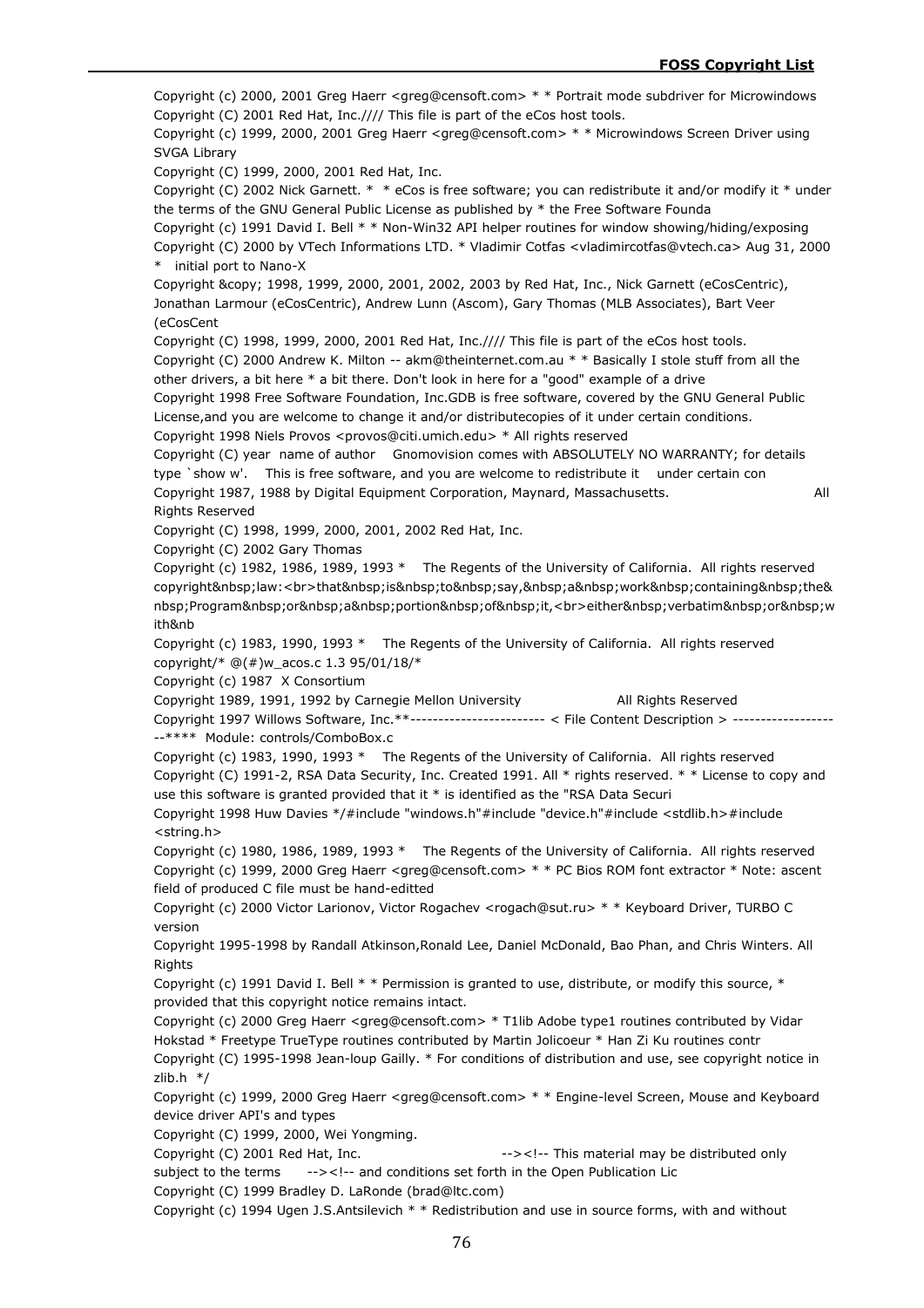Copyright (c) 2000, 2001 Greg Haerr <greg@censoft.com> * * Portrait mode subdriver for Microwindows

Copyright (C) 2001 Red Hat, Inc.//// This file is part of the eCos host tools.

Copyright (c) 1999, 2000, 2001 Greg Haerr <greg@censoft.com> * * Microwindows Screen Driver using SVGA Library

Copyright (C) 1999, 2000, 2001 Red Hat, Inc.

Copyright (C) 2002 Nick Garnett. * * eCos is free software; you can redistribute it and/or modify it * under the terms of the GNU General Public License as published by * the Free Software Founda

Copyright (c) 1991 David I. Bell * * Non-Win32 API helper routines for window showing/hiding/exposing

Copyright (C) 2000 by VTech Informations LTD. * Vladimir Cotfas <vladimircotfas@vtech.ca> Aug 31, 2000 * initial port to Nano-X

Copyright &copy; 1998, 1999, 2000, 2001, 2002, 2003 by Red Hat, Inc., Nick Garnett (eCosCentric), Jonathan Larmour (eCosCentric), Andrew Lunn (Ascom), Gary Thomas (MLB Associates), Bart Veer (eCosCent

Copyright (C) 1998, 1999, 2000, 2001 Red Hat, Inc.//// This file is part of the eCos host tools.

Copyright (C) 2000 Andrew K. Milton -- akm@theinternet.com.au * * Basically I stole stuff from all the other drivers, a bit here * a bit there. Don't look in here for a "good" example of a drive

Copyright 1998 Free Software Foundation, Inc.GDB is free software, covered by the GNU General Public License,and you are welcome to change it and/or distributecopies of it under certain conditions.

Copyright 1998 Niels Provos <provos@citi.umich.edu> * All rights reserved

Copyright (C) year name of author Gnomovision comes with ABSOLUTELY NO WARRANTY; for details type `show w'. This is free software, and you are welcome to redistribute it under certain con

Copyright 1987, 1988 by Digital Equipment Corporation, Maynard, Massachusetts. All Rights Reserved

Copyright (C) 1998, 1999, 2000, 2001, 2002 Red Hat, Inc.

Copyright (C) 2002 Gary Thomas

Copyright (c) 1982, 1986, 1989, 1993 * The Regents of the University of California. All rights reserved

copyright&nbsp;law:<br>that&nbsp;is&nbsp;to&nbsp;say,&nbsp;a&nbsp;work&nbsp;containing&nbsp;the&nbsp;Program&nbsp;or&nbsp;a&nbsp;portion&nbsp;of&nbsp;it,<br>either&nbsp;verbatim&nbsp;or&nbsp;with&nb

Copyright (c) 1983, 1990, 1993 * The Regents of the University of California. All rights reserved

copyright/* @(#)w_acos.c 1.3 95/01/18/*

Copyright (c) 1987 X Consortium

Copyright 1989, 1991, 1992 by Carnegie Mellon University All Rights Reserved

Copyright 1997 Willows Software, Inc.**------------------------ < File Content Description > --------------------**** Module: controls/ComboBox.c

Copyright (c) 1983, 1990, 1993 * The Regents of the University of California. All rights reserved

Copyright (C) 1991-2, RSA Data Security, Inc. Created 1991. All * rights reserved. * * License to copy and use this software is granted provided that it * is identified as the "RSA Data Securi

Copyright 1998 Huw Davies */#include "windows.h"#include "device.h"#include <stdlib.h>#include <string.h>

Copyright (c) 1980, 1986, 1989, 1993 * The Regents of the University of California. All rights reserved

Copyright (c) 1999, 2000 Greg Haerr <greg@censoft.com> * * PC Bios ROM font extractor * Note: ascent field of produced C file must be hand-editted

Copyright (c) 2000 Victor Larionov, Victor Rogachev <rogach@sut.ru> * * Keyboard Driver, TURBO C version

Copyright 1995-1998 by Randall Atkinson,Ronald Lee, Daniel McDonald, Bao Phan, and Chris Winters. All Rights

Copyright (c) 1991 David I. Bell * * Permission is granted to use, distribute, or modify this source, * provided that this copyright notice remains intact.

Copyright (c) 2000 Greg Haerr <greg@censoft.com> * T1lib Adobe type1 routines contributed by Vidar Hokstad * Freetype TrueType routines contributed by Martin Jolicoeur * Han Zi Ku routines contr

Copyright (C) 1995-1998 Jean-loup Gailly. * For conditions of distribution and use, see copyright notice in zlib.h */

Copyright (c) 1999, 2000 Greg Haerr <greg@censoft.com> * * Engine-level Screen, Mouse and Keyboard device driver API's and types

Copyright (C) 1999, 2000, Wei Yongming.

Copyright (C) 2001 Red Hat, Inc. --><!-- This material may be distributed only subject to the terms --><!-- and conditions set forth in the Open Publication Lic

Copyright (C) 1999 Bradley D. LaRonde (brad@ltc.com)

Copyright (c) 1994 Ugen J.S.Antsilevich * * Redistribution and use in source forms, with and without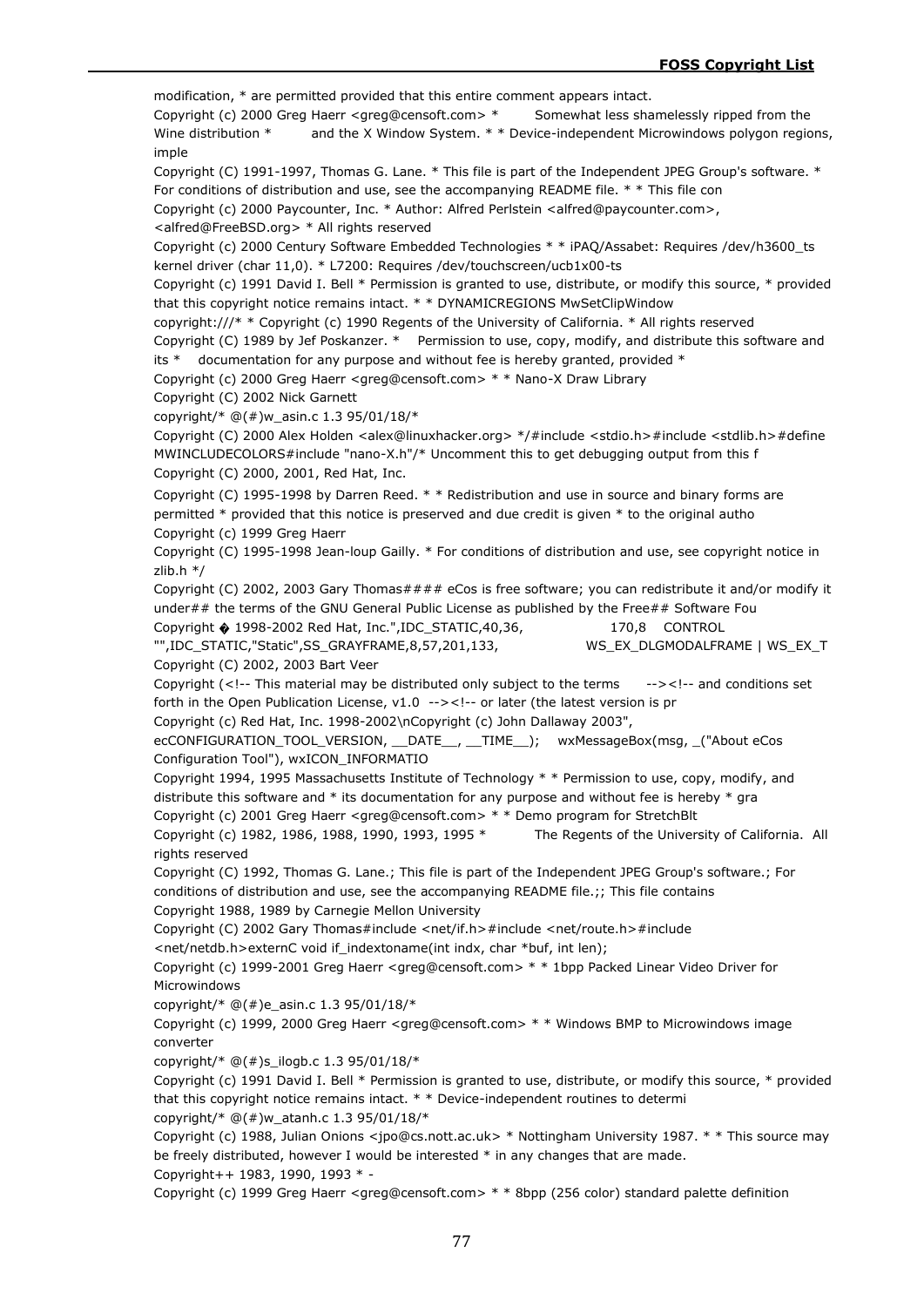modification, * are permitted provided that this entire comment appears intact.

Copyright (c) 2000 Greg Haerr <greg@censoft.com> * Somewhat less shamelessly ripped from the Wine distribution * and the X Window System. * * Device-independent Microwindows polygon regions, imple

Copyright (C) 1991-1997, Thomas G. Lane. * This file is part of the Independent JPEG Group's software. * For conditions of distribution and use, see the accompanying README file. * * This file con

Copyright (c) 2000 Paycounter, Inc. * Author: Alfred Perlstein <alfred@paycounter.com>, <alfred@FreeBSD.org> * All rights reserved

Copyright (c) 2000 Century Software Embedded Technologies * * iPAQ/Assabet: Requires /dev/h3600_ts kernel driver (char 11,0). * L7200: Requires /dev/touchscreen/ucb1x00-ts

Copyright (c) 1991 David I. Bell * Permission is granted to use, distribute, or modify this source, * provided that this copyright notice remains intact. * * DYNAMICREGIONS MwSetClipWindow

copyright:///* * Copyright (c) 1990 Regents of the University of California. * All rights reserved

Copyright (C) 1989 by Jef Poskanzer. * Permission to use, copy, modify, and distribute this software and its * documentation for any purpose and without fee is hereby granted, provided *

Copyright (c) 2000 Greg Haerr <greg@censoft.com> * * Nano-X Draw Library

Copyright (C) 2002 Nick Garnett

copyright/* @(#)w_asin.c 1.3 95/01/18/*

Copyright (C) 2000 Alex Holden <alex@linuxhacker.org> */#include <stdio.h>#include <stdlib.h>#define MWINCLUDECOLORS#include "nano-X.h"/* Uncomment this to get debugging output from this f

Copyright (C) 2000, 2001, Red Hat, Inc.

Copyright (C) 1995-1998 by Darren Reed. * * Redistribution and use in source and binary forms are permitted * provided that this notice is preserved and due credit is given * to the original autho

Copyright (c) 1999 Greg Haerr

Copyright (C) 1995-1998 Jean-loup Gailly. * For conditions of distribution and use, see copyright notice in zlib.h */

Copyright (C) 2002, 2003 Gary Thomas#### eCos is free software; you can redistribute it and/or modify it under## the terms of the GNU General Public License as published by the Free## Software Fou

Copyright � 1998-2002 Red Hat, Inc.",IDC_STATIC,40,36, 170,8 CONTROL "",IDC_STATIC,"Static",SS_GRAYFRAME,8,57,201,133, WS_EX_DLGMODALFRAME | WS_EX_T

Copyright (C) 2002, 2003 Bart Veer

Copyright (<!-- This material may be distributed only subject to the terms --><!-- and conditions set forth in the Open Publication License, v1.0 --><!-- or later (the latest version is pr

Copyright (c) Red Hat, Inc. 1998-2002\nCopyright (c) John Dallaway 2003", ecCONFIGURATION_TOOL_VERSION, __DATE__, __TIME__); wxMessageBox(msg, _("About eCos Configuration Tool"), wxICON_INFORMATIO

Copyright 1994, 1995 Massachusetts Institute of Technology * * Permission to use, copy, modify, and distribute this software and * its documentation for any purpose and without fee is hereby * gra

Copyright (c) 2001 Greg Haerr <greg@censoft.com> * * Demo program for StretchBlt

Copyright (c) 1982, 1986, 1988, 1990, 1993, 1995 * The Regents of the University of California. All rights reserved

Copyright (C) 1992, Thomas G. Lane.; This file is part of the Independent JPEG Group's software.; For conditions of distribution and use, see the accompanying README file.;; This file contains

Copyright 1988, 1989 by Carnegie Mellon University

Copyright (C) 2002 Gary Thomas#include <net/if.h>#include <net/route.h>#include <net/netdb.h>externC void if_indextoname(int indx, char *buf, int len);

Copyright (c) 1999-2001 Greg Haerr <greg@censoft.com> * * 1bpp Packed Linear Video Driver for Microwindows

copyright/* @(#)e_asin.c 1.3 95/01/18/*

Copyright (c) 1999, 2000 Greg Haerr <greg@censoft.com> * * Windows BMP to Microwindows image converter

copyright/* @(#)s_ilogb.c 1.3 95/01/18/*

Copyright (c) 1991 David I. Bell * Permission is granted to use, distribute, or modify this source, * provided that this copyright notice remains intact. * * Device-independent routines to determi

copyright/* @(#)w_atanh.c 1.3 95/01/18/*

Copyright (c) 1988, Julian Onions <jpo@cs.nott.ac.uk> * Nottingham University 1987. * * This source may be freely distributed, however I would be interested * in any changes that are made.

Copyright++ 1983, 1990, 1993 * -

Copyright (c) 1999 Greg Haerr <greg@censoft.com> * * 8bpp (256 color) standard palette definition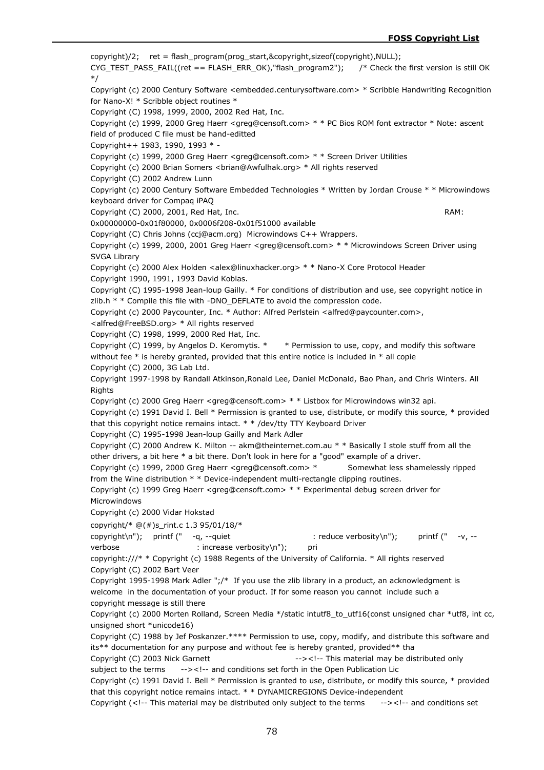copyright)/2;    ret = flash_program(prog_start,&copyright,sizeof(copyright),NULL); CYG_TEST_PASS_FAIL((ret == FLASH_ERR_OK),"flash_program2");      /* Check the first version is still OK */

Copyright (c) 2000 Century Software <embedded.centurysoftware.com> * Scribble Handwriting Recognition for Nano-X! * Scribble object routines *

Copyright (C) 1998, 1999, 2000, 2002 Red Hat, Inc.

Copyright (c) 1999, 2000 Greg Haerr <greg@censoft.com> * * PC Bios ROM font extractor * Note: ascent field of produced C file must be hand-editted

Copyright++ 1983, 1990, 1993 * -

Copyright (c) 1999, 2000 Greg Haerr <greg@censoft.com> * * Screen Driver Utilities

Copyright (c) 2000 Brian Somers <brian@Awfulhak.org> * All rights reserved

Copyright (C) 2002 Andrew Lunn

Copyright (c) 2000 Century Software Embedded Technologies * Written by Jordan Crouse * * Microwindows keyboard driver for Compaq iPAQ

Copyright (C) 2000, 2001, Red Hat, Inc.                                                                RAM: 0x00000000-0x01f80000, 0x0006f208-0x01f51000 available

Copyright (C) Chris Johns (ccj@acm.org)  Microwindows C++ Wrappers.

Copyright (c) 1999, 2000, 2001 Greg Haerr <greg@censoft.com> * * Microwindows Screen Driver using SVGA Library

Copyright (c) 2000 Alex Holden <alex@linuxhacker.org> * * Nano-X Core Protocol Header

Copyright 1990, 1991, 1993 David Koblas.

Copyright (C) 1995-1998 Jean-loup Gailly. * For conditions of distribution and use, see copyright notice in zlib.h * * Compile this file with -DNO_DEFLATE to avoid the compression code.

Copyright (c) 2000 Paycounter, Inc. * Author: Alfred Perlstein <alfred@paycounter.com>, <alfred@FreeBSD.org> * All rights reserved

Copyright (C) 1998, 1999, 2000 Red Hat, Inc.

Copyright (C) 1999, by Angelos D. Keromytis. *      * Permission to use, copy, and modify this software without fee * is hereby granted, provided that this entire notice is included in * all copie

Copyright (C) 2000, 3G Lab Ltd.

Copyright 1997-1998 by Randall Atkinson,Ronald Lee, Daniel McDonald, Bao Phan, and Chris Winters. All Rights

Copyright (c) 2000 Greg Haerr <greg@censoft.com> * * Listbox for Microwindows win32 api.

Copyright (c) 1991 David I. Bell * Permission is granted to use, distribute, or modify this source, * provided that this copyright notice remains intact. * * /dev/tty TTY Keyboard Driver

Copyright (C) 1995-1998 Jean-loup Gailly and Mark Adler

Copyright (C) 2000 Andrew K. Milton -- akm@theinternet.com.au * * Basically I stole stuff from all the other drivers, a bit here * a bit there. Don't look in here for a "good" example of a driver.

Copyright (c) 1999, 2000 Greg Haerr <greg@censoft.com> *           Somewhat less shamelessly ripped from the Wine distribution * * Device-independent multi-rectangle clipping routines.

Copyright (c) 1999 Greg Haerr <greg@censoft.com> * * Experimental debug screen driver for Microwindows

Copyright (c) 2000 Vidar Hokstad

copyright/* @(#)s_rint.c 1.3 95/01/18/*

copyright\n");    printf ("    -q, --quiet                              : reduce verbosity\n");        printf ("    -v, --verbose                            : increase verbosity\n");        pri

copyright:///* * Copyright (c) 1988 Regents of the University of California. * All rights reserved

Copyright (C) 2002 Bart Veer

Copyright 1995-1998 Mark Adler ";/*  If you use the zlib library in a product, an acknowledgment is welcome  in the documentation of your product. If for some reason you cannot  include such a copyright message is still there

Copyright (c) 2000 Morten Rolland, Screen Media */static intutf8_to_utf16(const unsigned char *utf8, int cc, unsigned short *unicode16)

Copyright (C) 1988 by Jef Poskanzer.**** Permission to use, copy, modify, and distribute this software and its** documentation for any purpose and without fee is hereby granted, provided** tha

Copyright (C) 2003 Nick Garnett                              --><!-- This material may be distributed only subject to the terms      --><!-- and conditions set forth in the Open Publication Lic

Copyright (c) 1991 David I. Bell * Permission is granted to use, distribute, or modify this source, * provided that this copyright notice remains intact. * * DYNAMICREGIONS Device-independent

Copyright (<!-- This material may be distributed only subject to the terms      --><!-- and conditions set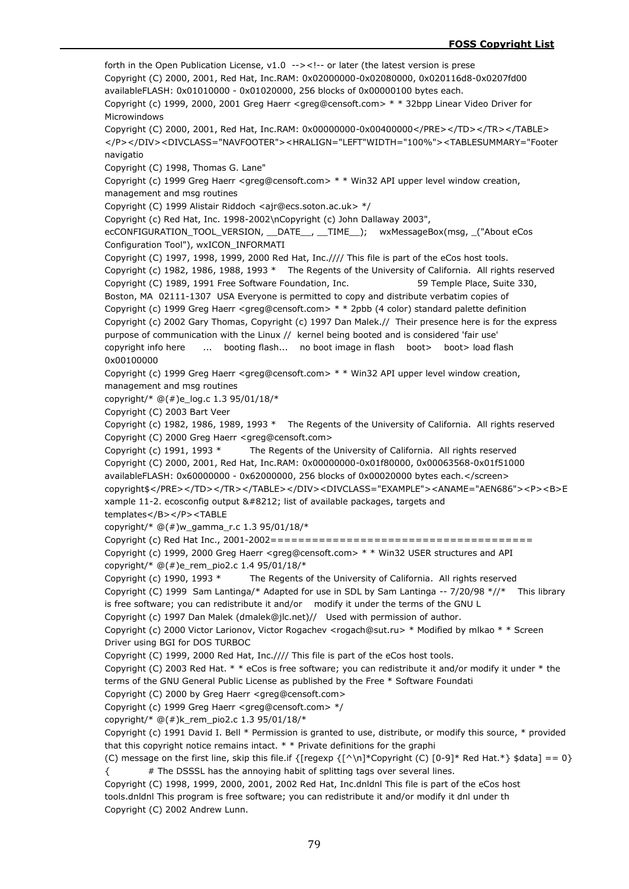forth in the Open Publication License, v1.0 --><!-- or later (the latest version is prese
Copyright (C) 2000, 2001, Red Hat, Inc.RAM: 0x02000000-0x02080000, 0x020116d8-0x0207fd00 availableFLASH: 0x01010000 - 0x01020000, 256 blocks of 0x00000100 bytes each.
Copyright (c) 1999, 2000, 2001 Greg Haerr <greg@censoft.com> * * 32bpp Linear Video Driver for Microwindows
Copyright (C) 2000, 2001, Red Hat, Inc.RAM: 0x00000000-0x00400000</PRE></TD></TR></TABLE></P></DIV><DIVCLASS="NAVFOOTER"><HRALIGN="LEFT"WIDTH="100%"><TABLESUMMARY="Footer navigatio
Copyright (C) 1998, Thomas G. Lane"
Copyright (c) 1999 Greg Haerr <greg@censoft.com> * * Win32 API upper level window creation, management and msg routines
Copyright (C) 1999 Alistair Riddoch <ajr@ecs.soton.ac.uk> */
Copyright (c) Red Hat, Inc. 1998-2002\nCopyright (c) John Dallaway 2003", ecCONFIGURATION_TOOL_VERSION, __DATE__, __TIME__); wxMessageBox(msg, _("About eCos Configuration Tool"), wxICON_INFORMATI
Copyright (C) 1997, 1998, 1999, 2000 Red Hat, Inc.//// This file is part of the eCos host tools.
Copyright (c) 1982, 1986, 1988, 1993 * The Regents of the University of California. All rights reserved
Copyright (C) 1989, 1991 Free Software Foundation, Inc. 59 Temple Place, Suite 330, Boston, MA 02111-1307 USA Everyone is permitted to copy and distribute verbatim copies of
Copyright (c) 1999 Greg Haerr <greg@censoft.com> * * 2pbb (4 color) standard palette definition
Copyright (c) 2002 Gary Thomas, Copyright (c) 1997 Dan Malek.// Their presence here is for the express purpose of communication with the Linux // kernel being booted and is considered 'fair use'
copyright info here ... booting flash... no boot image in flash boot> boot> load flash 0x00100000
Copyright (c) 1999 Greg Haerr <greg@censoft.com> * * Win32 API upper level window creation, management and msg routines
copyright/* @(#)e_log.c 1.3 95/01/18/*
Copyright (C) 2003 Bart Veer
Copyright (c) 1982, 1986, 1989, 1993 * The Regents of the University of California. All rights reserved
Copyright (C) 2000 Greg Haerr <greg@censoft.com>
Copyright (c) 1991, 1993 * The Regents of the University of California. All rights reserved
Copyright (C) 2000, 2001, Red Hat, Inc.RAM: 0x00000000-0x01f80000, 0x00063568-0x01f51000 availableFLASH: 0x60000000 - 0x62000000, 256 blocks of 0x00020000 bytes each.</screen>
copyright$</PRE></TD></TR></TABLE></DIV><DIVCLASS="EXAMPLE"><ANAME="AEN686"><P><B>Example 11-2. ecosconfig output &#8212; list of available packages, targets and templates</B></P><TABLE
copyright/* @(#)w_gamma_r.c 1.3 95/01/18/*
Copyright (c) Red Hat Inc., 2001-2002======================================
Copyright (c) 1999, 2000 Greg Haerr <greg@censoft.com> * * Win32 USER structures and API
copyright/* @(#)e_rem_pio2.c 1.4 95/01/18/*
Copyright (c) 1990, 1993 * The Regents of the University of California. All rights reserved
Copyright (C) 1999 Sam Lantinga/* Adapted for use in SDL by Sam Lantinga -- 7/20/98 *//* This library is free software; you can redistribute it and/or modify it under the terms of the GNU L
Copyright (c) 1997 Dan Malek (dmalek@jlc.net)// Used with permission of author.
Copyright (c) 2000 Victor Larionov, Victor Rogachev <rogach@sut.ru> * Modified by mlkao * * Screen Driver using BGI for DOS TURBOC
Copyright (C) 1999, 2000 Red Hat, Inc.//// This file is part of the eCos host tools.
Copyright (C) 2003 Red Hat. * * eCos is free software; you can redistribute it and/or modify it under * the terms of the GNU General Public License as published by the Free * Software Foundati
Copyright (C) 2000 by Greg Haerr <greg@censoft.com>
Copyright (c) 1999 Greg Haerr <greg@censoft.com> */
copyright/* @(#)k_rem_pio2.c 1.3 95/01/18/*
Copyright (c) 1991 David I. Bell * Permission is granted to use, distribute, or modify this source, * provided that this copyright notice remains intact. * * Private definitions for the graphi
(C) message on the first line, skip this file.if {[regexp {[^\n]*Copyright (C) [0-9]* Red Hat.*} $data] == 0} { # The DSSSL has the annoying habit of splitting tags over several lines.
Copyright (C) 1998, 1999, 2000, 2001, 2002 Red Hat, Inc.dnldnl This file is part of the eCos host tools.dnldnl This program is free software; you can redistribute it and/or modify it dnl under th
Copyright (C) 2002 Andrew Lunn.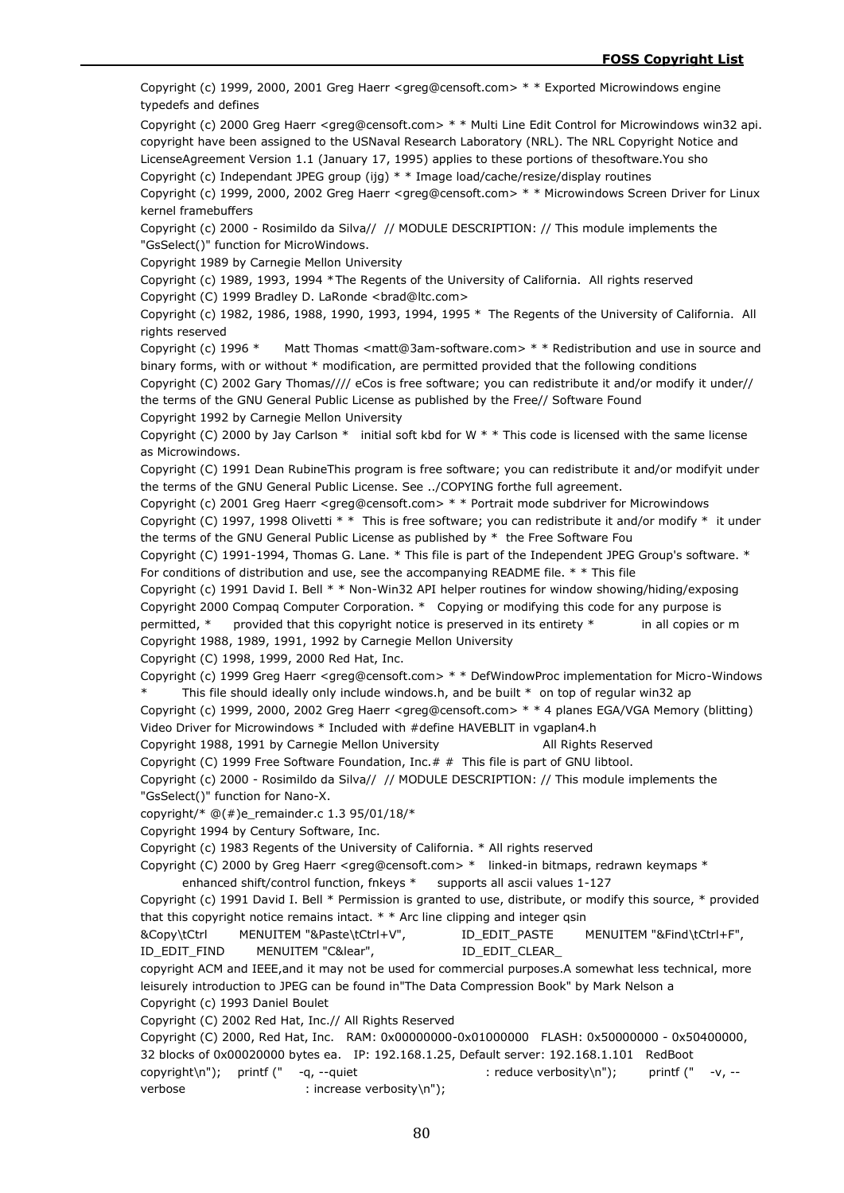Copyright (c) 1999, 2000, 2001 Greg Haerr <greg@censoft.com> * * Exported Microwindows engine typedefs and defines

Copyright (c) 2000 Greg Haerr <greg@censoft.com> * * Multi Line Edit Control for Microwindows win32 api. copyright have been assigned to the USNaval Research Laboratory (NRL). The NRL Copyright Notice and LicenseAgreement Version 1.1 (January 17, 1995) applies to these portions of thesoftware.You sho

Copyright (c) Independant JPEG group (ijg) * * Image load/cache/resize/display routines

Copyright (c) 1999, 2000, 2002 Greg Haerr <greg@censoft.com> * * Microwindows Screen Driver for Linux kernel framebuffers

Copyright (c) 2000 - Rosimildo da Silva// // MODULE DESCRIPTION: // This module implements the "GsSelect()" function for MicroWindows.

Copyright 1989 by Carnegie Mellon University

Copyright (c) 1989, 1993, 1994 *The Regents of the University of California. All rights reserved

Copyright (C) 1999 Bradley D. LaRonde <brad@ltc.com>

Copyright (c) 1982, 1986, 1988, 1990, 1993, 1994, 1995 * The Regents of the University of California. All rights reserved

Copyright (c) 1996 * Matt Thomas <matt@3am-software.com> * * Redistribution and use in source and binary forms, with or without * modification, are permitted provided that the following conditions

Copyright (C) 2002 Gary Thomas//// eCos is free software; you can redistribute it and/or modify it under// the terms of the GNU General Public License as published by the Free// Software Found

Copyright 1992 by Carnegie Mellon University

Copyright (C) 2000 by Jay Carlson * initial soft kbd for W * * This code is licensed with the same license as Microwindows.

Copyright (C) 1991 Dean RubineThis program is free software; you can redistribute it and/or modifyit under the terms of the GNU General Public License. See ../COPYING forthe full agreement.

Copyright (c) 2001 Greg Haerr <greg@censoft.com> * * Portrait mode subdriver for Microwindows

Copyright (C) 1997, 1998 Olivetti * * This is free software; you can redistribute it and/or modify * it under the terms of the GNU General Public License as published by * the Free Software Fou

Copyright (C) 1991-1994, Thomas G. Lane. * This file is part of the Independent JPEG Group's software. * For conditions of distribution and use, see the accompanying README file. * * This file

Copyright (c) 1991 David I. Bell * * Non-Win32 API helper routines for window showing/hiding/exposing

Copyright 2000 Compaq Computer Corporation. * Copying or modifying this code for any purpose is permitted, * provided that this copyright notice is preserved in its entirety * in all copies or m

Copyright 1988, 1989, 1991, 1992 by Carnegie Mellon University

Copyright (C) 1998, 1999, 2000 Red Hat, Inc.

Copyright (c) 1999 Greg Haerr <greg@censoft.com> * * DefWindowProc implementation for Micro-Windows * This file should ideally only include windows.h, and be built * on top of regular win32 ap

Copyright (c) 1999, 2000, 2002 Greg Haerr <greg@censoft.com> * * 4 planes EGA/VGA Memory (blitting) Video Driver for Microwindows * Included with #define HAVEBLIT in vgaplan4.h

Copyright 1988, 1991 by Carnegie Mellon University All Rights Reserved

Copyright (C) 1999 Free Software Foundation, Inc.# # This file is part of GNU libtool.

Copyright (c) 2000 - Rosimildo da Silva// // MODULE DESCRIPTION: // This module implements the "GsSelect()" function for Nano-X.

copyright/* @(#)e_remainder.c 1.3 95/01/18/*

Copyright 1994 by Century Software, Inc.

Copyright (c) 1983 Regents of the University of California. * All rights reserved

Copyright (C) 2000 by Greg Haerr <greg@censoft.com> * linked-in bitmaps, redrawn keymaps * enhanced shift/control function, fnkeys * supports all ascii values 1-127

Copyright (c) 1991 David I. Bell * Permission is granted to use, distribute, or modify this source, * provided that this copyright notice remains intact. * * Arc line clipping and integer qsin

&Copy\tCtrl MENUITEM "&Paste\tCtrl+V", ID_EDIT_PASTE MENUITEM "&Find\tCtrl+F", ID_EDIT_FIND MENUITEM "C&lear", ID_EDIT_CLEAR_

copyright ACM and IEEE,and it may not be used for commercial purposes.A somewhat less technical, more leisurely introduction to JPEG can be found in"The Data Compression Book" by Mark Nelson a

Copyright (c) 1993 Daniel Boulet

Copyright (C) 2002 Red Hat, Inc.// All Rights Reserved

Copyright (C) 2000, Red Hat, Inc. RAM: 0x00000000-0x01000000 FLASH: 0x50000000 - 0x50400000, 32 blocks of 0x00020000 bytes ea. IP: 192.168.1.25, Default server: 192.168.1.101 RedBoot

copyright\n"); printf (" -q, --quiet : reduce verbosity\n"); printf (" -v, --verbose : increase verbosity\n");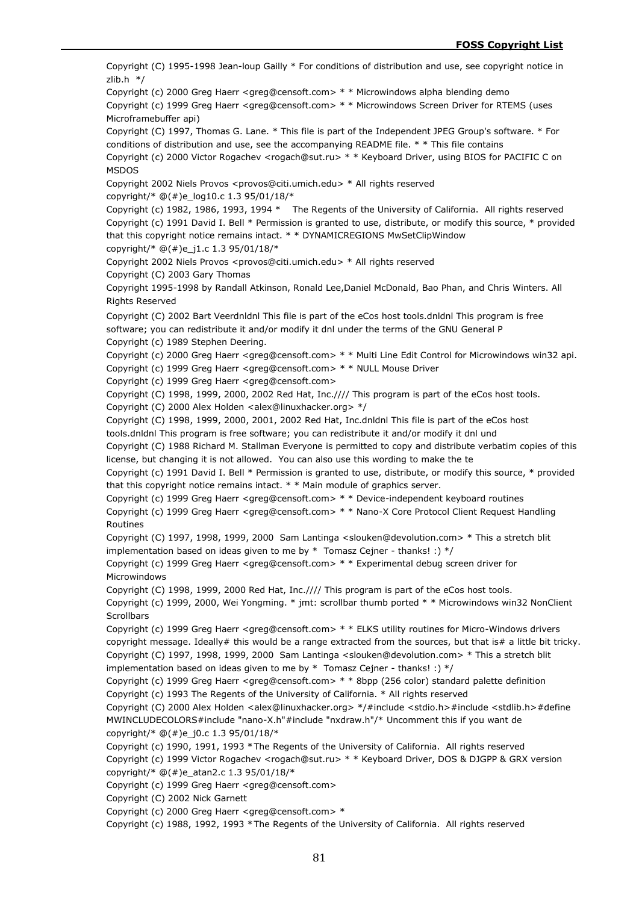Copyright (C) 1995-1998 Jean-loup Gailly * For conditions of distribution and use, see copyright notice in zlib.h */

Copyright (c) 2000 Greg Haerr <greg@censoft.com> * * Microwindows alpha blending demo

Copyright (c) 1999 Greg Haerr <greg@censoft.com> * * Microwindows Screen Driver for RTEMS (uses Microframebuffer api)

Copyright (C) 1997, Thomas G. Lane. * This file is part of the Independent JPEG Group's software. * For conditions of distribution and use, see the accompanying README file. * * This file contains

Copyright (c) 2000 Victor Rogachev <rogach@sut.ru> * * Keyboard Driver, using BIOS for PACIFIC C on MSDOS

Copyright 2002 Niels Provos <provos@citi.umich.edu> * All rights reserved

copyright/* @(#)e_log10.c 1.3 95/01/18/*

Copyright (c) 1982, 1986, 1993, 1994 * The Regents of the University of California. All rights reserved

Copyright (c) 1991 David I. Bell * Permission is granted to use, distribute, or modify this source, * provided that this copyright notice remains intact. * * DYNAMICREGIONS MwSetClipWindow

copyright/* @(#)e_j1.c 1.3 95/01/18/*

Copyright 2002 Niels Provos <provos@citi.umich.edu> * All rights reserved

Copyright (C) 2003 Gary Thomas

Copyright 1995-1998 by Randall Atkinson, Ronald Lee,Daniel McDonald, Bao Phan, and Chris Winters. All Rights Reserved

Copyright (C) 2002 Bart Veerdnldnl This file is part of the eCos host tools.dnldnl This program is free software; you can redistribute it and/or modify it dnl under the terms of the GNU General P

Copyright (c) 1989 Stephen Deering.

Copyright (c) 2000 Greg Haerr <greg@censoft.com> * * Multi Line Edit Control for Microwindows win32 api.

Copyright (c) 1999 Greg Haerr <greg@censoft.com> * * NULL Mouse Driver

Copyright (c) 1999 Greg Haerr <greg@censoft.com>

Copyright (C) 1998, 1999, 2000, 2002 Red Hat, Inc.//// This program is part of the eCos host tools.

Copyright (C) 2000 Alex Holden <alex@linuxhacker.org> */

Copyright (C) 1998, 1999, 2000, 2001, 2002 Red Hat, Inc.dnldnl This file is part of the eCos host tools.dnldnl This program is free software; you can redistribute it and/or modify it dnl und

Copyright (C) 1988 Richard M. Stallman Everyone is permitted to copy and distribute verbatim copies of this license, but changing it is not allowed. You can also use this wording to make the te

Copyright (c) 1991 David I. Bell * Permission is granted to use, distribute, or modify this source, * provided that this copyright notice remains intact. * * Main module of graphics server.

Copyright (c) 1999 Greg Haerr <greg@censoft.com> * * Device-independent keyboard routines

Copyright (c) 1999 Greg Haerr <greg@censoft.com> * * Nano-X Core Protocol Client Request Handling Routines

Copyright (C) 1997, 1998, 1999, 2000 Sam Lantinga <slouken@devolution.com> * This a stretch blit implementation based on ideas given to me by * Tomasz Cejner - thanks! :) */

Copyright (c) 1999 Greg Haerr <greg@censoft.com> * * Experimental debug screen driver for Microwindows

Copyright (C) 1998, 1999, 2000 Red Hat, Inc.//// This program is part of the eCos host tools.

Copyright (c) 1999, 2000, Wei Yongming. * jmt: scrollbar thumb ported * * Microwindows win32 NonClient Scrollbars

Copyright (c) 1999 Greg Haerr <greg@censoft.com> * * ELKS utility routines for Micro-Windows drivers

copyright message. Ideally# this would be a range extracted from the sources, but that is# a little bit tricky.

Copyright (C) 1997, 1998, 1999, 2000 Sam Lantinga <slouken@devolution.com> * This a stretch blit implementation based on ideas given to me by * Tomasz Cejner - thanks! :) */

Copyright (c) 1999 Greg Haerr <greg@censoft.com> * * 8bpp (256 color) standard palette definition

Copyright (c) 1993 The Regents of the University of California. * All rights reserved

Copyright (C) 2000 Alex Holden <alex@linuxhacker.org> */#include <stdio.h>#include <stdlib.h>#define MWINCLUDECOLORS#include "nano-X.h"#include "nxdraw.h"/* Uncomment this if you want de

copyright/* @(#)e_j0.c 1.3 95/01/18/*

Copyright (c) 1990, 1991, 1993 *The Regents of the University of California. All rights reserved

Copyright (c) 1999 Victor Rogachev <rogach@sut.ru> * * Keyboard Driver, DOS & DJGPP & GRX version

copyright/* @(#)e_atan2.c 1.3 95/01/18/*

Copyright (c) 1999 Greg Haerr <greg@censoft.com>

Copyright (C) 2002 Nick Garnett

Copyright (c) 2000 Greg Haerr <greg@censoft.com> *

Copyright (c) 1988, 1992, 1993 *The Regents of the University of California. All rights reserved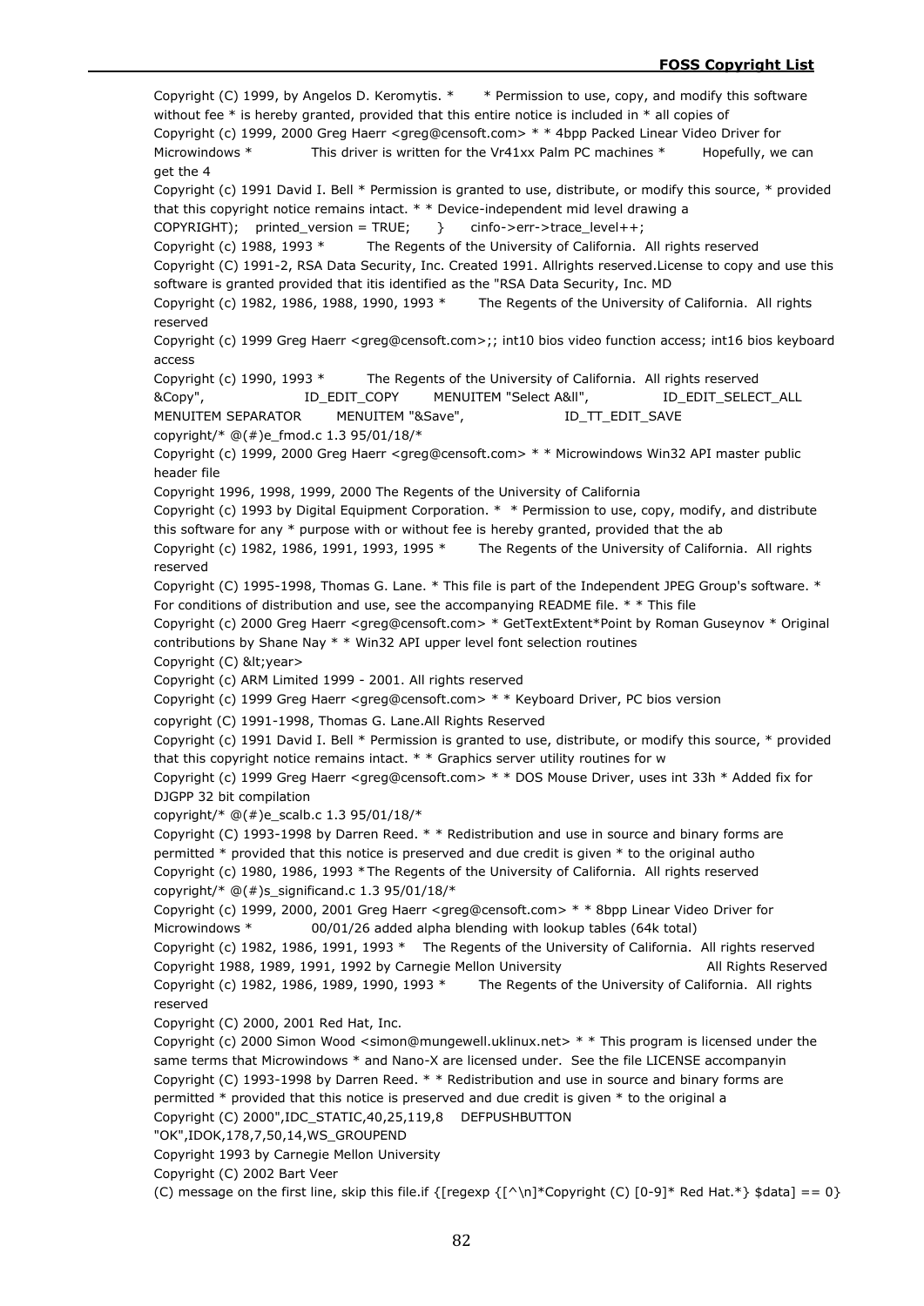Copyright (C) 1999, by Angelos D. Keromytis. *       * Permission to use, copy, and modify this software without fee * is hereby granted, provided that this entire notice is included in * all copies of

Copyright (c) 1999, 2000 Greg Haerr <greg@censoft.com> * * 4bpp Packed Linear Video Driver for Microwindows *              This driver is written for the Vr41xx Palm PC machines *         Hopefully, we can get the 4

Copyright (c) 1991 David I. Bell * Permission is granted to use, distribute, or modify this source, * provided that this copyright notice remains intact. * * Device-independent mid level drawing a

COPYRIGHT);    printed_version = TRUE;      }      cinfo->err->trace_level++;

Copyright (c) 1988, 1993 *          The Regents of the University of California.  All rights reserved

Copyright (C) 1991-2, RSA Data Security, Inc. Created 1991. Allrights reserved.License to copy and use this software is granted provided that itis identified as the "RSA Data Security, Inc. MD

Copyright (c) 1982, 1986, 1988, 1990, 1993 *        The Regents of the University of California.  All rights reserved

Copyright (c) 1999 Greg Haerr <greg@censoft.com>;; int10 bios video function access; int16 bios keyboard access

Copyright (c) 1990, 1993 *          The Regents of the University of California.  All rights reserved

&Copy",                    ID_EDIT_COPY       MENUITEM "Select A&ll",                 ID_EDIT_SELECT_ALL MENUITEM SEPARATOR        MENUITEM "&Save",                        ID_TT_EDIT_SAVE

copyright/* @(#)e_fmod.c 1.3 95/01/18/*

Copyright (c) 1999, 2000 Greg Haerr <greg@censoft.com> * * Microwindows Win32 API master public header file

Copyright 1996, 1998, 1999, 2000 The Regents of the University of California

Copyright (c) 1993 by Digital Equipment Corporation. *  * Permission to use, copy, modify, and distribute this software for any * purpose with or without fee is hereby granted, provided that the ab

Copyright (c) 1982, 1986, 1991, 1993, 1995 *        The Regents of the University of California.  All rights reserved

Copyright (C) 1995-1998, Thomas G. Lane. * This file is part of the Independent JPEG Group's software. * For conditions of distribution and use, see the accompanying README file. * * This file

Copyright (c) 2000 Greg Haerr <greg@censoft.com> * GetTextExtent*Point by Roman Guseynov * Original contributions by Shane Nay * * Win32 API upper level font selection routines

Copyright (C) &lt;year>

Copyright (c) ARM Limited 1999 - 2001. All rights reserved

Copyright (c) 1999 Greg Haerr <greg@censoft.com> * * Keyboard Driver, PC bios version

copyright (C) 1991-1998, Thomas G. Lane.All Rights Reserved

Copyright (c) 1991 David I. Bell * Permission is granted to use, distribute, or modify this source, * provided that this copyright notice remains intact. * * Graphics server utility routines for w

Copyright (c) 1999 Greg Haerr <greg@censoft.com> * * DOS Mouse Driver, uses int 33h * Added fix for DJGPP 32 bit compilation

copyright/* @(#)e_scalb.c 1.3 95/01/18/*

Copyright (C) 1993-1998 by Darren Reed. * * Redistribution and use in source and binary forms are permitted * provided that this notice is preserved and due credit is given * to the original autho

Copyright (c) 1980, 1986, 1993 *The Regents of the University of California.  All rights reserved

copyright/* @(#)s_significand.c 1.3 95/01/18/*

Copyright (c) 1999, 2000, 2001 Greg Haerr <greg@censoft.com> * * 8bpp Linear Video Driver for Microwindows *              00/01/26 added alpha blending with lookup tables (64k total)

Copyright (c) 1982, 1986, 1991, 1993 *    The Regents of the University of California.  All rights reserved

Copyright 1988, 1989, 1991, 1992 by Carnegie Mellon University                              All Rights Reserved

Copyright (c) 1982, 1986, 1989, 1990, 1993 *        The Regents of the University of California.  All rights reserved

Copyright (C) 2000, 2001 Red Hat, Inc.

Copyright (c) 2000 Simon Wood <simon@mungewell.uklinux.net> * * This program is licensed under the same terms that Microwindows * and Nano-X are licensed under.  See the file LICENSE accompanyin

Copyright (C) 1993-1998 by Darren Reed. * * Redistribution and use in source and binary forms are permitted * provided that this notice is preserved and due credit is given * to the original a

Copyright (C) 2000",IDC_STATIC,40,25,119,8    DEFPUSHBUTTON "OK",IDOK,178,7,50,14,WS_GROUPEND

Copyright 1993 by Carnegie Mellon University

Copyright (C) 2002 Bart Veer

(C) message on the first line, skip this file.if {[regexp {[^\n]*Copyright (C) [0-9]* Red Hat.*} $data] == 0}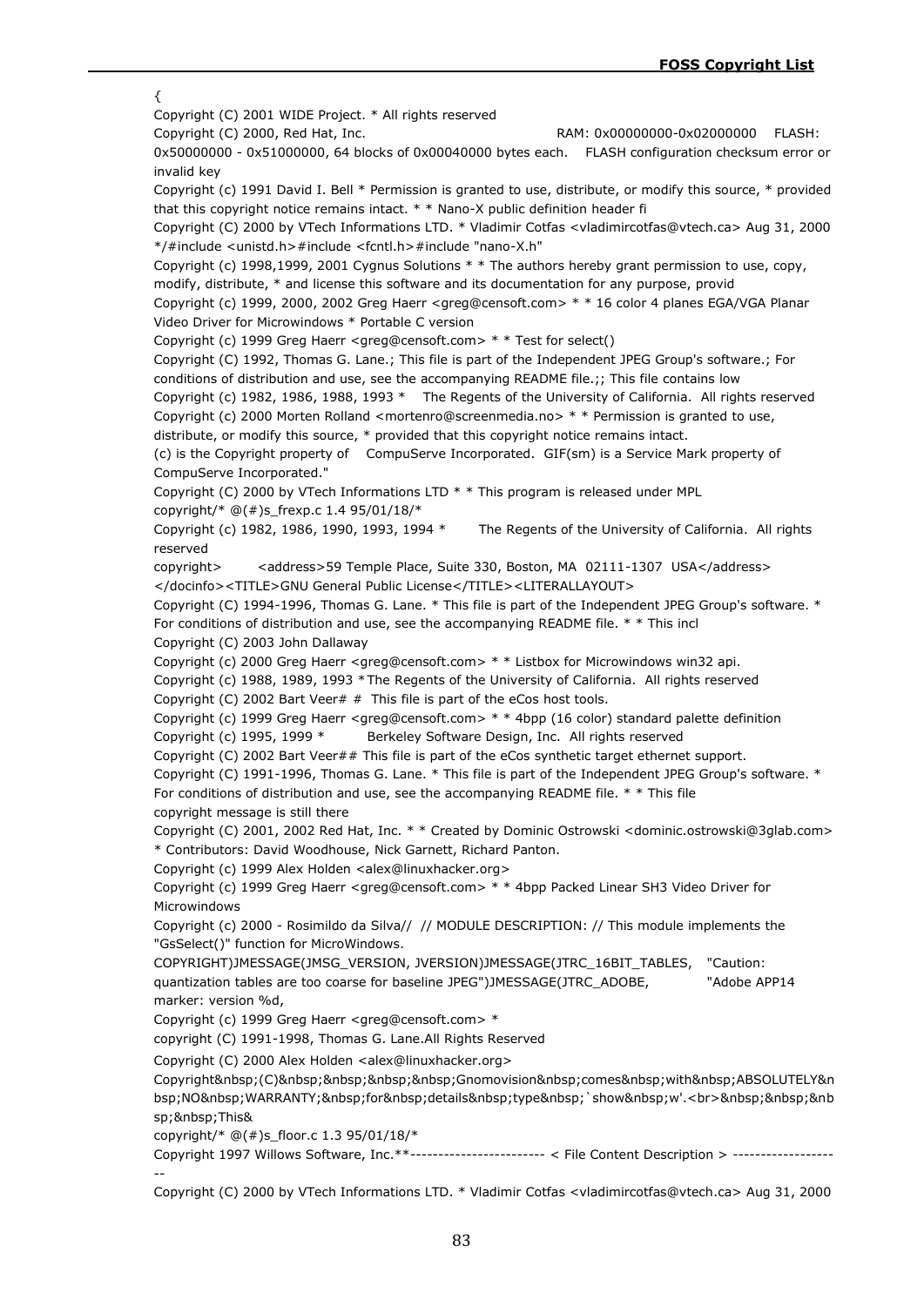{

Copyright (C) 2001 WIDE Project. * All rights reserved

Copyright (C) 2000, Red Hat, Inc. RAM: 0x00000000-0x02000000 FLASH: 0x50000000 - 0x51000000, 64 blocks of 0x00040000 bytes each. FLASH configuration checksum error or invalid key

Copyright (c) 1991 David I. Bell * Permission is granted to use, distribute, or modify this source, * provided that this copyright notice remains intact. * * Nano-X public definition header fi

Copyright (C) 2000 by VTech Informations LTD. * Vladimir Cotfas <vladimircotfas@vtech.ca> Aug 31, 2000 */#include <unistd.h>#include <fcntl.h>#include "nano-X.h"

Copyright (c) 1998,1999, 2001 Cygnus Solutions * * The authors hereby grant permission to use, copy, modify, distribute, * and license this software and its documentation for any purpose, provid

Copyright (c) 1999, 2000, 2002 Greg Haerr <greg@censoft.com> * * 16 color 4 planes EGA/VGA Planar Video Driver for Microwindows * Portable C version

Copyright (c) 1999 Greg Haerr <greg@censoft.com> * * Test for select()

Copyright (C) 1992, Thomas G. Lane.; This file is part of the Independent JPEG Group's software.; For conditions of distribution and use, see the accompanying README file.;; This file contains low

Copyright (c) 1982, 1986, 1988, 1993 * The Regents of the University of California. All rights reserved

Copyright (c) 2000 Morten Rolland <mortenro@screenmedia.no> * * Permission is granted to use, distribute, or modify this source, * provided that this copyright notice remains intact.

(c) is the Copyright property of CompuServe Incorporated. GIF(sm) is a Service Mark property of CompuServe Incorporated."

Copyright (C) 2000 by VTech Informations LTD * * This program is released under MPL

copyright/* @(#)s_frexp.c 1.4 95/01/18/*

Copyright (c) 1982, 1986, 1990, 1993, 1994 * The Regents of the University of California. All rights reserved

copyright> <address>59 Temple Place, Suite 330, Boston, MA 02111-1307 USA</address> </docinfo><TITLE>GNU General Public License</TITLE><LITERALLAYOUT>

Copyright (C) 1994-1996, Thomas G. Lane. * This file is part of the Independent JPEG Group's software. * For conditions of distribution and use, see the accompanying README file. * * This incl

Copyright (C) 2003 John Dallaway

Copyright (c) 2000 Greg Haerr <greg@censoft.com> * * Listbox for Microwindows win32 api.

Copyright (c) 1988, 1989, 1993 *The Regents of the University of California. All rights reserved

Copyright (C) 2002 Bart Veer# # This file is part of the eCos host tools.

Copyright (c) 1999 Greg Haerr <greg@censoft.com> * * 4bpp (16 color) standard palette definition

Copyright (c) 1995, 1999 * Berkeley Software Design, Inc. All rights reserved

Copyright (C) 2002 Bart Veer## This file is part of the eCos synthetic target ethernet support.

Copyright (C) 1991-1996, Thomas G. Lane. * This file is part of the Independent JPEG Group's software. * For conditions of distribution and use, see the accompanying README file. * * This file

copyright message is still there

Copyright (C) 2001, 2002 Red Hat, Inc. * * Created by Dominic Ostrowski <dominic.ostrowski@3glab.com> * Contributors: David Woodhouse, Nick Garnett, Richard Panton.

Copyright (c) 1999 Alex Holden <alex@linuxhacker.org>

Copyright (c) 1999 Greg Haerr <greg@censoft.com> * * 4bpp Packed Linear SH3 Video Driver for Microwindows

Copyright (c) 2000 - Rosimildo da Silva// // MODULE DESCRIPTION: // This module implements the "GsSelect()" function for MicroWindows.

COPYRIGHT)JMESSAGE(JMSG_VERSION, JVERSION)JMESSAGE(JTRC_16BIT_TABLES, "Caution: quantization tables are too coarse for baseline JPEG")JMESSAGE(JTRC_ADOBE, "Adobe APP14 marker: version %d,

Copyright (c) 1999 Greg Haerr <greg@censoft.com> *

copyright (C) 1991-1998, Thomas G. Lane.All Rights Reserved

Copyright (C) 2000 Alex Holden <alex@linuxhacker.org>

Copyright&nbsp;(C)&nbsp;&nbsp;&nbsp;&nbsp;Gnomovision&nbsp;comes&nbsp;with&nbsp;ABSOLUTELY&nbsp;NO&nbsp;WARRANTY;&nbsp;for&nbsp;details&nbsp;type&nbsp;`show&nbsp;w'.<br>&nbsp;&nbsp;&nbsp;&nbsp;This&

copyright/* @(#)s_floor.c 1.3 95/01/18/*

Copyright 1997 Willows Software, Inc.**------------------------ < File Content Description > --------------------

Copyright (C) 2000 by VTech Informations LTD. * Vladimir Cotfas <vladimircotfas@vtech.ca> Aug 31, 2000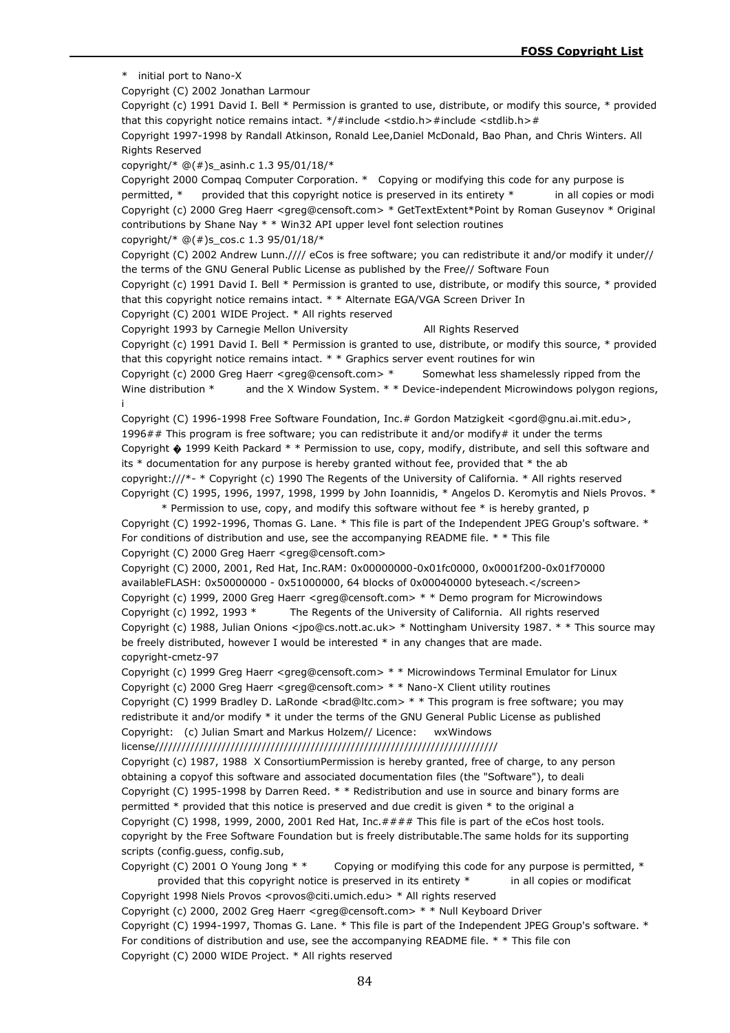\* initial port to Nano-X

Copyright (C) 2002 Jonathan Larmour

Copyright (c) 1991 David I. Bell * Permission is granted to use, distribute, or modify this source, * provided that this copyright notice remains intact. */#include <stdio.h>#include <stdlib.h>#

Copyright 1997-1998 by Randall Atkinson, Ronald Lee,Daniel McDonald, Bao Phan, and Chris Winters. All Rights Reserved

copyright/* @(#)s_asinh.c 1.3 95/01/18/*

Copyright 2000 Compaq Computer Corporation. * Copying or modifying this code for any purpose is permitted, * provided that this copyright notice is preserved in its entirety * in all copies or modi

Copyright (c) 2000 Greg Haerr <greg@censoft.com> * GetTextExtent*Point by Roman Guseynov * Original contributions by Shane Nay * * Win32 API upper level font selection routines

copyright/* @(#)s_cos.c 1.3 95/01/18/*

Copyright (C) 2002 Andrew Lunn.//// eCos is free software; you can redistribute it and/or modify it under// the terms of the GNU General Public License as published by the Free// Software Foun

Copyright (c) 1991 David I. Bell * Permission is granted to use, distribute, or modify this source, * provided that this copyright notice remains intact. * * Alternate EGA/VGA Screen Driver In

Copyright (C) 2001 WIDE Project. * All rights reserved

Copyright 1993 by Carnegie Mellon University All Rights Reserved

Copyright (c) 1991 David I. Bell * Permission is granted to use, distribute, or modify this source, * provided that this copyright notice remains intact. * * Graphics server event routines for win

Copyright (c) 2000 Greg Haerr <greg@censoft.com> * Somewhat less shamelessly ripped from the Wine distribution * and the X Window System. * * Device-independent Microwindows polygon regions, i

Copyright (C) 1996-1998 Free Software Foundation, Inc.# Gordon Matzigkeit <gord@gnu.ai.mit.edu>, 1996## This program is free software; you can redistribute it and/or modify# it under the terms

Copyright � 1999 Keith Packard * * Permission to use, copy, modify, distribute, and sell this software and its * documentation for any purpose is hereby granted without fee, provided that * the ab

copyright:///*- * Copyright (c) 1990 The Regents of the University of California. * All rights reserved

Copyright (C) 1995, 1996, 1997, 1998, 1999 by John Ioannidis, * Angelos D. Keromytis and Niels Provos. * * Permission to use, copy, and modify this software without fee * is hereby granted, p

Copyright (C) 1992-1996, Thomas G. Lane. * This file is part of the Independent JPEG Group's software. * For conditions of distribution and use, see the accompanying README file. * * This file

Copyright (C) 2000 Greg Haerr <greg@censoft.com>

Copyright (C) 2000, 2001, Red Hat, Inc.RAM: 0x00000000-0x01fc0000, 0x0001f200-0x01f70000 availableFLASH: 0x50000000 - 0x51000000, 64 blocks of 0x00040000 byteseach.</screen>

Copyright (c) 1999, 2000 Greg Haerr <greg@censoft.com> * * Demo program for Microwindows

Copyright (c) 1992, 1993 * The Regents of the University of California. All rights reserved

Copyright (c) 1988, Julian Onions <jpo@cs.nott.ac.uk> * Nottingham University 1987. * * This source may be freely distributed, however I would be interested * in any changes that are made.

copyright-cmetz-97

Copyright (c) 1999 Greg Haerr <greg@censoft.com> * * Microwindows Terminal Emulator for Linux

Copyright (c) 2000 Greg Haerr <greg@censoft.com> * * Nano-X Client utility routines

Copyright (C) 1999 Bradley D. LaRonde <brad@ltc.com> * * This program is free software; you may redistribute it and/or modify * it under the terms of the GNU General Public License as published

Copyright: (c) Julian Smart and Markus Holzem// Licence: wxWindows license/////////////////////////////////////////////////////////////////////////////

Copyright (c) 1987, 1988 X ConsortiumPermission is hereby granted, free of charge, to any person obtaining a copyof this software and associated documentation files (the "Software"), to deali

Copyright (C) 1995-1998 by Darren Reed. * * Redistribution and use in source and binary forms are permitted * provided that this notice is preserved and due credit is given * to the original a

Copyright (C) 1998, 1999, 2000, 2001 Red Hat, Inc.#### This file is part of the eCos host tools.

copyright by the Free Software Foundation but is freely distributable.The same holds for its supporting scripts (config.guess, config.sub,

Copyright (C) 2001 O Young Jong * * Copying or modifying this code for any purpose is permitted, * provided that this copyright notice is preserved in its entirety * in all copies or modificat

Copyright 1998 Niels Provos <provos@citi.umich.edu> * All rights reserved

Copyright (c) 2000, 2002 Greg Haerr <greg@censoft.com> * * Null Keyboard Driver

Copyright (C) 1994-1997, Thomas G. Lane. * This file is part of the Independent JPEG Group's software. * For conditions of distribution and use, see the accompanying README file. * * This file con

Copyright (C) 2000 WIDE Project. * All rights reserved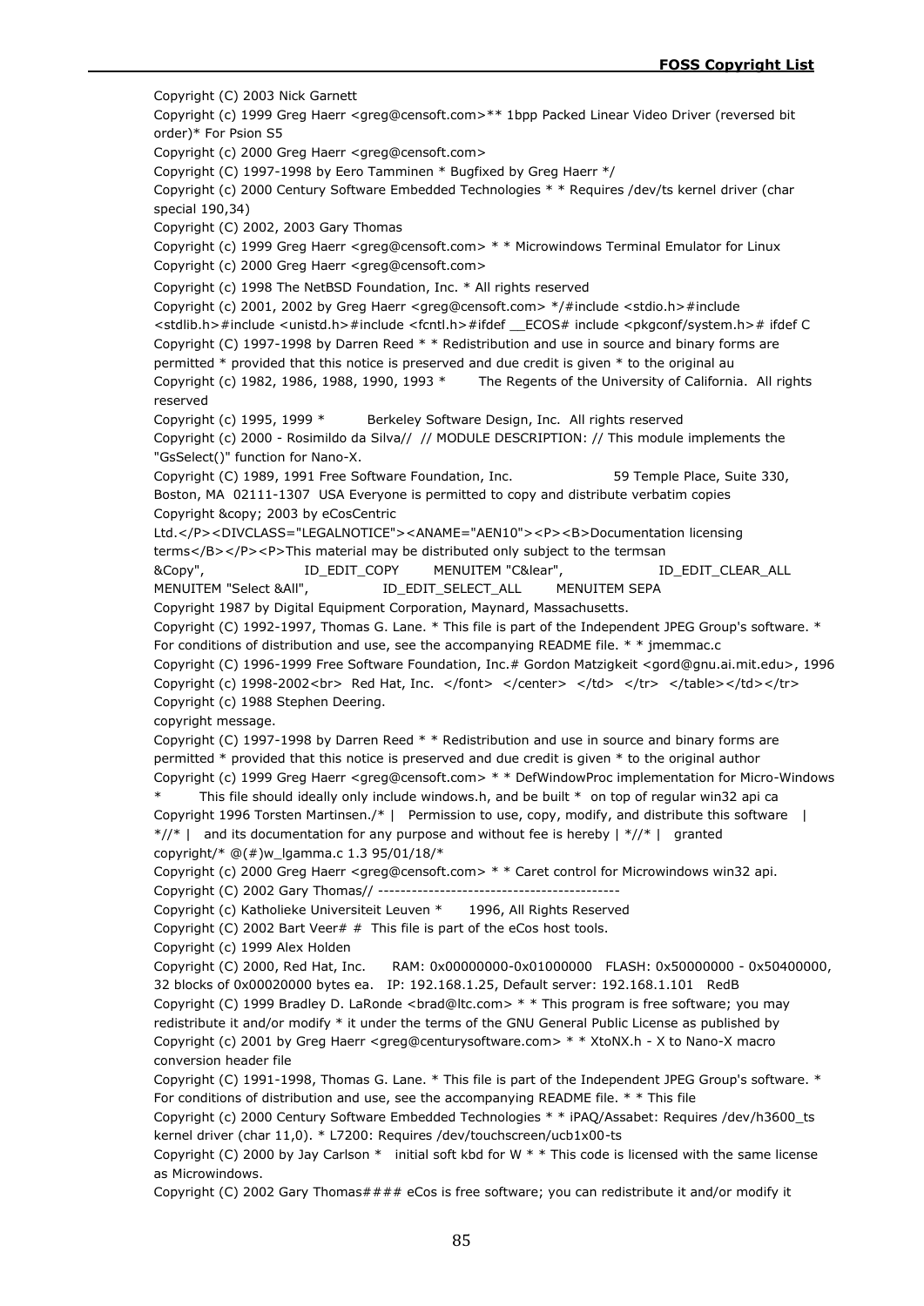Copyright (C) 2003 Nick Garnett

Copyright (c) 1999 Greg Haerr <greg@censoft.com>** 1bpp Packed Linear Video Driver (reversed bit order)* For Psion S5

Copyright (c) 2000 Greg Haerr <greg@censoft.com>

Copyright (C) 1997-1998 by Eero Tamminen * Bugfixed by Greg Haerr */

Copyright (c) 2000 Century Software Embedded Technologies * * Requires /dev/ts kernel driver (char special 190,34)

Copyright (C) 2002, 2003 Gary Thomas

Copyright (c) 1999 Greg Haerr <greg@censoft.com> * * Microwindows Terminal Emulator for Linux

Copyright (c) 2000 Greg Haerr <greg@censoft.com>

Copyright (c) 1998 The NetBSD Foundation, Inc. * All rights reserved

Copyright (c) 2001, 2002 by Greg Haerr <greg@censoft.com> */#include <stdio.h>#include <stdlib.h>#include <unistd.h>#include <fcntl.h>#ifdef __ECOS# include <pkgconf/system.h># ifdef C

Copyright (C) 1997-1998 by Darren Reed * * Redistribution and use in source and binary forms are permitted * provided that this notice is preserved and due credit is given * to the original au

Copyright (c) 1982, 1986, 1988, 1990, 1993 * The Regents of the University of California. All rights reserved

Copyright (c) 1995, 1999 * Berkeley Software Design, Inc. All rights reserved

Copyright (c) 2000 - Rosimildo da Silva// // MODULE DESCRIPTION: // This module implements the "GsSelect()" function for Nano-X.

Copyright (C) 1989, 1991 Free Software Foundation, Inc. 59 Temple Place, Suite 330, Boston, MA 02111-1307 USA Everyone is permitted to copy and distribute verbatim copies

Copyright &copy; 2003 by eCosCentric Ltd.</P><DIVCLASS="LEGALNOTICE"><ANAME="AEN10"><P><B>Documentation licensing terms</B></P><P>This material may be distributed only subject to the termsan

&Copy", ID_EDIT_COPY MENUITEM "C&lear", ID_EDIT_CLEAR_ALL MENUITEM "Select &All", ID_EDIT_SELECT_ALL MENUITEM SEPA

Copyright 1987 by Digital Equipment Corporation, Maynard, Massachusetts.

Copyright (C) 1992-1997, Thomas G. Lane. * This file is part of the Independent JPEG Group's software. * For conditions of distribution and use, see the accompanying README file. * * jmemmac.c

Copyright (C) 1996-1999 Free Software Foundation, Inc.# Gordon Matzigkeit <gord@gnu.ai.mit.edu>, 1996

Copyright (c) 1998-2002<br> Red Hat, Inc. </font> </center> </td> </tr> </table></td></tr>

Copyright (c) 1988 Stephen Deering.

copyright message.

Copyright (C) 1997-1998 by Darren Reed * * Redistribution and use in source and binary forms are permitted * provided that this notice is preserved and due credit is given * to the original author

Copyright (c) 1999 Greg Haerr <greg@censoft.com> * * DefWindowProc implementation for Micro-Windows * This file should ideally only include windows.h, and be built * on top of regular win32 api ca

Copyright 1996 Torsten Martinsen./* | Permission to use, copy, modify, and distribute this software | *//* | and its documentation for any purpose and without fee is hereby | *//* | granted

copyright/* @(#)w_lgamma.c 1.3 95/01/18/*

Copyright (c) 2000 Greg Haerr <greg@censoft.com> * * Caret control for Microwindows win32 api.

Copyright (C) 2002 Gary Thomas// -------------------------------------------

Copyright (c) Katholieke Universiteit Leuven * 1996, All Rights Reserved

Copyright (C) 2002 Bart Veer# # This file is part of the eCos host tools.

Copyright (c) 1999 Alex Holden

Copyright (C) 2000, Red Hat, Inc. RAM: 0x00000000-0x01000000 FLASH: 0x50000000 - 0x50400000, 32 blocks of 0x00020000 bytes ea. IP: 192.168.1.25, Default server: 192.168.1.101 RedB

Copyright (C) 1999 Bradley D. LaRonde <brad@ltc.com> * * This program is free software; you may redistribute it and/or modify * it under the terms of the GNU General Public License as published by

Copyright (c) 2001 by Greg Haerr <greg@centurysoftware.com> * * XtoNX.h - X to Nano-X macro conversion header file

Copyright (C) 1991-1998, Thomas G. Lane. * This file is part of the Independent JPEG Group's software. * For conditions of distribution and use, see the accompanying README file. * * This file

Copyright (c) 2000 Century Software Embedded Technologies * * iPAQ/Assabet: Requires /dev/h3600_ts kernel driver (char 11,0). * L7200: Requires /dev/touchscreen/ucb1x00-ts

Copyright (C) 2000 by Jay Carlson * initial soft kbd for W * * This code is licensed with the same license as Microwindows.

Copyright (C) 2002 Gary Thomas#### eCos is free software; you can redistribute it and/or modify it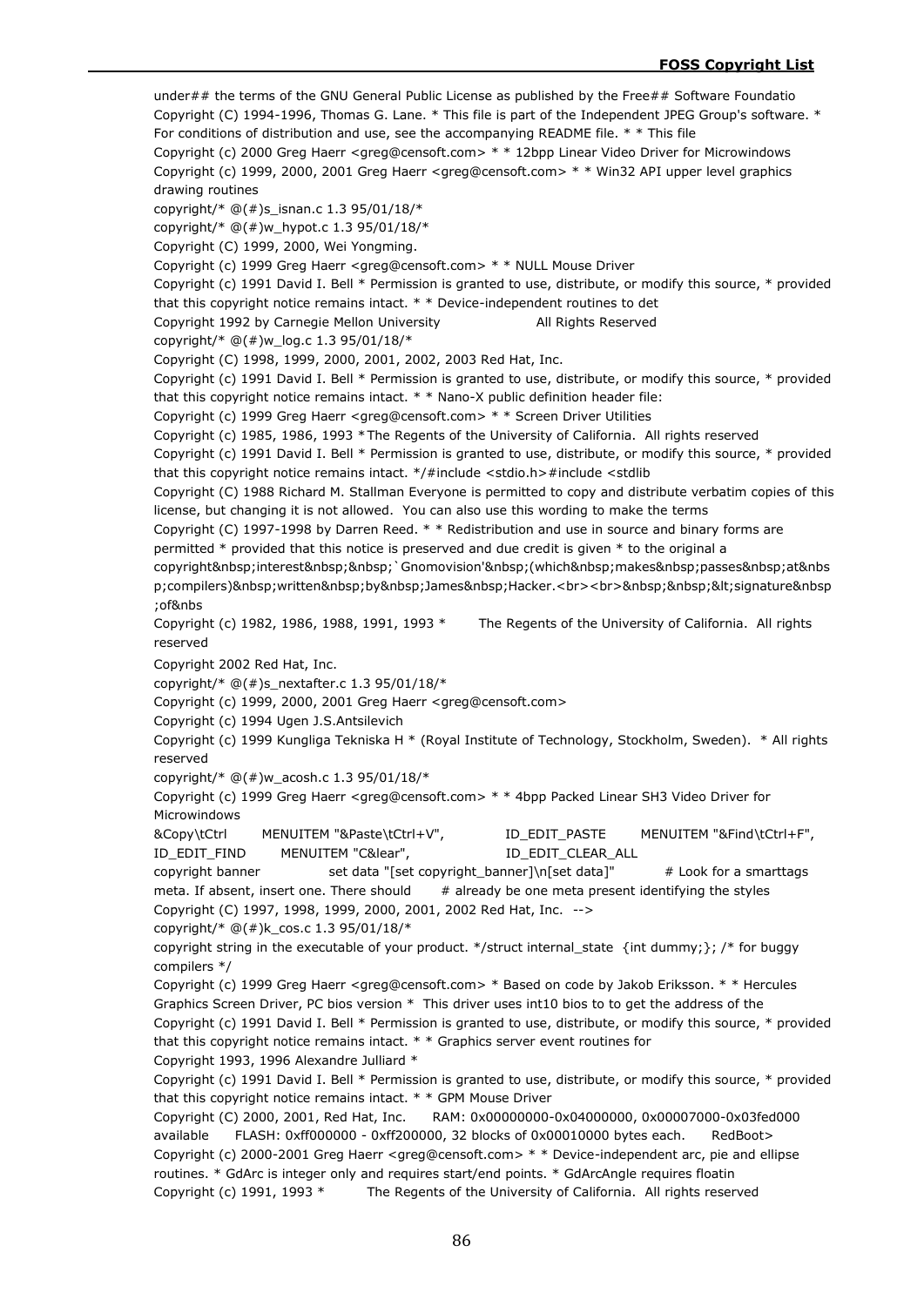under## the terms of the GNU General Public License as published by the Free## Software Foundatio
Copyright (C) 1994-1996, Thomas G. Lane. * This file is part of the Independent JPEG Group's software. * For conditions of distribution and use, see the accompanying README file. * * This file
Copyright (c) 2000 Greg Haerr <greg@censoft.com> * * 12bpp Linear Video Driver for Microwindows
Copyright (c) 1999, 2000, 2001 Greg Haerr <greg@censoft.com> * * Win32 API upper level graphics drawing routines
copyright/* @(#)s_isnan.c 1.3 95/01/18/*
copyright/* @(#)w_hypot.c 1.3 95/01/18/*
Copyright (C) 1999, 2000, Wei Yongming.
Copyright (c) 1999 Greg Haerr <greg@censoft.com> * * NULL Mouse Driver
Copyright (c) 1991 David I. Bell * Permission is granted to use, distribute, or modify this source, * provided that this copyright notice remains intact. * * Device-independent routines to det
Copyright 1992 by Carnegie Mellon University All Rights Reserved
copyright/* @(#)w_log.c 1.3 95/01/18/*
Copyright (C) 1998, 1999, 2000, 2001, 2002, 2003 Red Hat, Inc.
Copyright (c) 1991 David I. Bell * Permission is granted to use, distribute, or modify this source, * provided that this copyright notice remains intact. * * Nano-X public definition header file:
Copyright (c) 1999 Greg Haerr <greg@censoft.com> * * Screen Driver Utilities
Copyright (c) 1985, 1986, 1993 *The Regents of the University of California. All rights reserved
Copyright (c) 1991 David I. Bell * Permission is granted to use, distribute, or modify this source, * provided that this copyright notice remains intact. */#include <stdio.h>#include <stdlib
Copyright (C) 1988 Richard M. Stallman Everyone is permitted to copy and distribute verbatim copies of this license, but changing it is not allowed. You can also use this wording to make the terms
Copyright (C) 1997-1998 by Darren Reed. * * Redistribution and use in source and binary forms are permitted * provided that this notice is preserved and due credit is given * to the original a
copyright&nbsp;interest&nbsp;&nbsp;`Gnomovision'&nbsp;(which&nbsp;makes&nbsp;passes&nbsp;at&nbsp;compilers)&nbsp;written&nbsp;by&nbsp;James&nbsp;Hacker.<br><br>&nbsp;&nbsp;&lt;signature&nbsp;of&nbs
Copyright (c) 1982, 1986, 1988, 1991, 1993 * The Regents of the University of California. All rights reserved
Copyright 2002 Red Hat, Inc.
copyright/* @(#)s_nextafter.c 1.3 95/01/18/*
Copyright (c) 1999, 2000, 2001 Greg Haerr <greg@censoft.com>
Copyright (c) 1994 Ugen J.S.Antsilevich
Copyright (c) 1999 Kungliga Tekniska H * (Royal Institute of Technology, Stockholm, Sweden). * All rights reserved
copyright/* @(#)w_acosh.c 1.3 95/01/18/*
Copyright (c) 1999 Greg Haerr <greg@censoft.com> * * 4bpp Packed Linear SH3 Video Driver for Microwindows
&Copy\tCtrl MENUITEM "&Paste\tCtrl+V", ID_EDIT_PASTE MENUITEM "&Find\tCtrl+F", ID_EDIT_FIND MENUITEM "C&lear", ID_EDIT_CLEAR_ALL
copyright banner set data "[set copyright_banner]\n[set data]" # Look for a smarttags meta. If absent, insert one. There should # already be one meta present identifying the styles
Copyright (C) 1997, 1998, 1999, 2000, 2001, 2002 Red Hat, Inc. -->
copyright/* @(#)k_cos.c 1.3 95/01/18/*
copyright string in the executable of your product. */struct internal_state {int dummy;}; /* for buggy compilers */
Copyright (c) 1999 Greg Haerr <greg@censoft.com> * Based on code by Jakob Eriksson. * * Hercules Graphics Screen Driver, PC bios version * This driver uses int10 bios to to get the address of the
Copyright (c) 1991 David I. Bell * Permission is granted to use, distribute, or modify this source, * provided that this copyright notice remains intact. * * Graphics server event routines for
Copyright 1993, 1996 Alexandre Julliard *
Copyright (c) 1991 David I. Bell * Permission is granted to use, distribute, or modify this source, * provided that this copyright notice remains intact. * * GPM Mouse Driver
Copyright (C) 2000, 2001, Red Hat, Inc. RAM: 0x00000000-0x04000000, 0x00007000-0x03fed000 available FLASH: 0xff000000 - 0xff200000, 32 blocks of 0x00010000 bytes each. RedBoot>
Copyright (c) 2000-2001 Greg Haerr <greg@censoft.com> * * Device-independent arc, pie and ellipse routines. * GdArc is integer only and requires start/end points. * GdArcAngle requires floatin
Copyright (c) 1991, 1993 * The Regents of the University of California. All rights reserved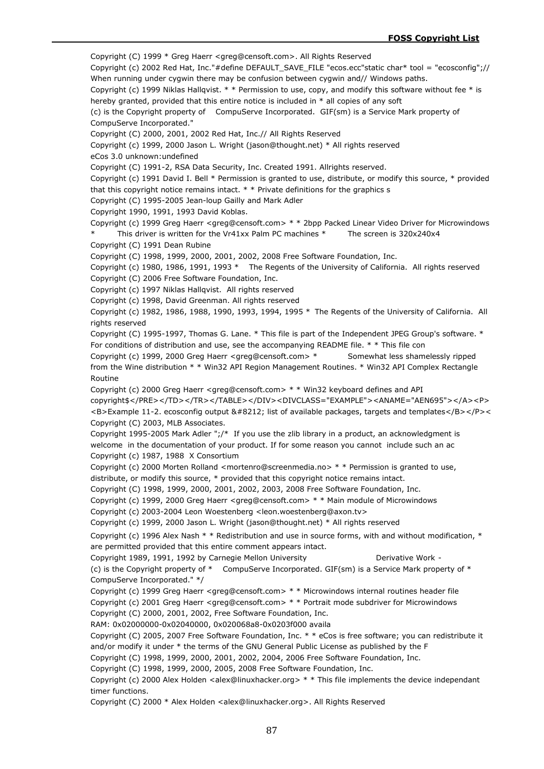Copyright (C) 1999 * Greg Haerr <greg@censoft.com>. All Rights Reserved

Copyright (c) 2002 Red Hat, Inc."#define DEFAULT_SAVE_FILE "ecos.ecc"static char* tool = "ecosconfig";// When running under cygwin there may be confusion between cygwin and// Windows paths.

Copyright (c) 1999 Niklas Hallqvist. * * Permission to use, copy, and modify this software without fee * is hereby granted, provided that this entire notice is included in * all copies of any soft

(c) is the Copyright property of CompuServe Incorporated. GIF(sm) is a Service Mark property of CompuServe Incorporated."

Copyright (C) 2000, 2001, 2002 Red Hat, Inc.// All Rights Reserved

Copyright (c) 1999, 2000 Jason L. Wright (jason@thought.net) * All rights reserved

eCos 3.0 unknown:undefined

Copyright (C) 1991-2, RSA Data Security, Inc. Created 1991. Allrights reserved.

Copyright (c) 1991 David I. Bell * Permission is granted to use, distribute, or modify this source, * provided that this copyright notice remains intact. * * Private definitions for the graphics s

Copyright (C) 1995-2005 Jean-loup Gailly and Mark Adler

Copyright 1990, 1991, 1993 David Koblas.

Copyright (c) 1999 Greg Haerr <greg@censoft.com> * * 2bpp Packed Linear Video Driver for Microwindows * This driver is written for the Vr41xx Palm PC machines * The screen is 320x240x4

Copyright (C) 1991 Dean Rubine

Copyright (C) 1998, 1999, 2000, 2001, 2002, 2008 Free Software Foundation, Inc.

Copyright (c) 1980, 1986, 1991, 1993 * The Regents of the University of California. All rights reserved

Copyright (C) 2006 Free Software Foundation, Inc.

Copyright (c) 1997 Niklas Hallqvist. All rights reserved

Copyright (c) 1998, David Greenman. All rights reserved

Copyright (c) 1982, 1986, 1988, 1990, 1993, 1994, 1995 * The Regents of the University of California. All rights reserved

Copyright (C) 1995-1997, Thomas G. Lane. * This file is part of the Independent JPEG Group's software. * For conditions of distribution and use, see the accompanying README file. * * This file con

Copyright (c) 1999, 2000 Greg Haerr <greg@censoft.com> * Somewhat less shamelessly ripped from the Wine distribution * * Win32 API Region Management Routines. * Win32 API Complex Rectangle Routine

Copyright (c) 2000 Greg Haerr <greg@censoft.com> * * Win32 keyboard defines and API

copyright$</PRE></TD></TR></TABLE></DIV><DIVCLASS="EXAMPLE"><ANAME="AEN695"></A><P><B>Example 11-2. ecosconfig output &#8212; list of available packages, targets and templates</B></P><

Copyright (C) 2003, MLB Associates.

Copyright 1995-2005 Mark Adler ";/* If you use the zlib library in a product, an acknowledgment is welcome in the documentation of your product. If for some reason you cannot include such an ac

Copyright (c) 1987, 1988 X Consortium

Copyright (c) 2000 Morten Rolland <mortenro@screenmedia.no> * * Permission is granted to use, distribute, or modify this source, * provided that this copyright notice remains intact.

Copyright (C) 1998, 1999, 2000, 2001, 2002, 2003, 2008 Free Software Foundation, Inc.

Copyright (c) 1999, 2000 Greg Haerr <greg@censoft.com> * * Main module of Microwindows

Copyright (c) 2003-2004 Leon Woestenberg <leon.woestenberg@axon.tv>

Copyright (c) 1999, 2000 Jason L. Wright (jason@thought.net) * All rights reserved

Copyright (c) 1996 Alex Nash * * Redistribution and use in source forms, with and without modification, * are permitted provided that this entire comment appears intact.

Copyright 1989, 1991, 1992 by Carnegie Mellon University Derivative Work -

(c) is the Copyright property of * CompuServe Incorporated. GIF(sm) is a Service Mark property of * CompuServe Incorporated." */

Copyright (c) 1999 Greg Haerr <greg@censoft.com> * * Microwindows internal routines header file

Copyright (c) 2001 Greg Haerr <greg@censoft.com> * * Portrait mode subdriver for Microwindows

Copyright (C) 2000, 2001, 2002, Free Software Foundation, Inc.

RAM: 0x02000000-0x02040000, 0x020068a8-0x0203f000 availa

Copyright (C) 2005, 2007 Free Software Foundation, Inc. * * eCos is free software; you can redistribute it and/or modify it under * the terms of the GNU General Public License as published by the F

Copyright (C) 1998, 1999, 2000, 2001, 2002, 2004, 2006 Free Software Foundation, Inc.

Copyright (C) 1998, 1999, 2000, 2005, 2008 Free Software Foundation, Inc.

Copyright (c) 2000 Alex Holden <alex@linuxhacker.org> * * This file implements the device independant timer functions.

Copyright (C) 2000 * Alex Holden <alex@linuxhacker.org>. All Rights Reserved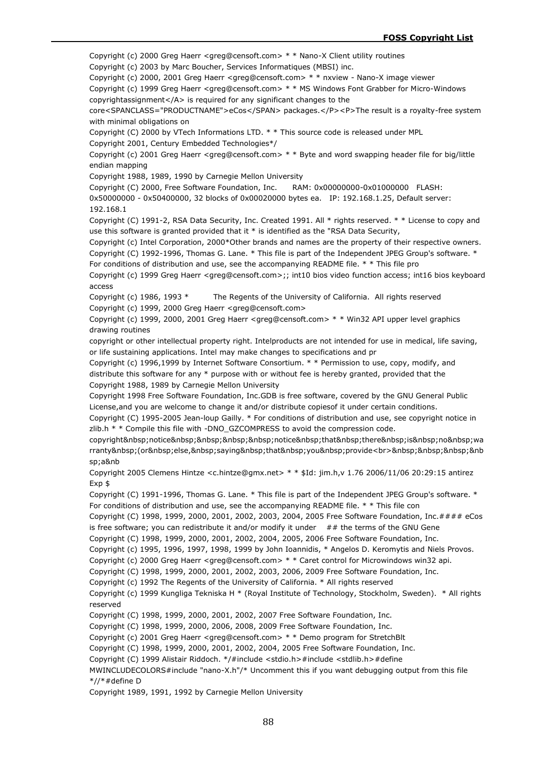Copyright (c) 2000 Greg Haerr <greg@censoft.com> * * Nano-X Client utility routines

Copyright (c) 2003 by Marc Boucher, Services Informatiques (MBSI) inc.

Copyright (c) 2000, 2001 Greg Haerr <greg@censoft.com> * * nxview - Nano-X image viewer

Copyright (c) 1999 Greg Haerr <greg@censoft.com> * * MS Windows Font Grabber for Micro-Windows

copyrightassignment</A> is required for any significant changes to the core<SPANCLASS="PRODUCTNAME">eCos</SPAN> packages.</P><P>The result is a royalty-free system with minimal obligations on

Copyright (C) 2000 by VTech Informations LTD. * * This source code is released under MPL

Copyright 2001, Century Embedded Technologies*/

Copyright (c) 2001 Greg Haerr <greg@censoft.com> * * Byte and word swapping header file for big/little endian mapping

Copyright 1988, 1989, 1990 by Carnegie Mellon University

Copyright (C) 2000, Free Software Foundation, Inc.     RAM: 0x00000000-0x01000000   FLASH: 0x50000000 - 0x50400000, 32 blocks of 0x00020000 bytes ea.   IP: 192.168.1.25, Default server: 192.168.1

Copyright (C) 1991-2, RSA Data Security, Inc. Created 1991. All * rights reserved. * * License to copy and use this software is granted provided that it * is identified as the "RSA Data Security,

Copyright (c) Intel Corporation, 2000*Other brands and names are the property of their respective owners.

Copyright (C) 1992-1996, Thomas G. Lane. * This file is part of the Independent JPEG Group's software. * For conditions of distribution and use, see the accompanying README file. * * This file pro

Copyright (c) 1999 Greg Haerr <greg@censoft.com>;; int10 bios video function access; int16 bios keyboard access

Copyright (c) 1986, 1993 *        The Regents of the University of California.  All rights reserved

Copyright (c) 1999, 2000 Greg Haerr <greg@censoft.com>

Copyright (c) 1999, 2000, 2001 Greg Haerr <greg@censoft.com> * * Win32 API upper level graphics drawing routines

copyright or other intellectual property right. Intelproducts are not intended for use in medical, life saving, or life sustaining applications. Intel may make changes to specifications and pr

Copyright (c) 1996,1999 by Internet Software Consortium. * * Permission to use, copy, modify, and distribute this software for any * purpose with or without fee is hereby granted, provided that the

Copyright 1988, 1989 by Carnegie Mellon University

Copyright 1998 Free Software Foundation, Inc.GDB is free software, covered by the GNU General Public License,and you are welcome to change it and/or distribute copiesof it under certain conditions.

Copyright (C) 1995-2005 Jean-loup Gailly. * For conditions of distribution and use, see copyright notice in zlib.h * * Compile this file with -DNO_GZCOMPRESS to avoid the compression code.

copyright&nbsp;notice&nbsp;&nbsp;&nbsp;&nbsp;notice&nbsp;that&nbsp;there&nbsp;is&nbsp;no&nbsp;warranty&nbsp;(or&nbsp;else,&nbsp;saying&nbsp;that&nbsp;you&nbsp;provide<br>&nbsp;&nbsp;&nbsp;&nbsp;a&nb

Copyright 2005 Clemens Hintze <c.hintze@gmx.net> * * $Id: jim.h,v 1.76 2006/11/06 20:29:15 antirez Exp $

Copyright (C) 1991-1996, Thomas G. Lane. * This file is part of the Independent JPEG Group's software. * For conditions of distribution and use, see the accompanying README file. * * This file con

Copyright (C) 1998, 1999, 2000, 2001, 2002, 2003, 2004, 2005 Free Software Foundation, Inc.#### eCos is free software; you can redistribute it and/or modify it under   ## the terms of the GNU Gene

Copyright (C) 1998, 1999, 2000, 2001, 2002, 2004, 2005, 2006 Free Software Foundation, Inc.

Copyright (c) 1995, 1996, 1997, 1998, 1999 by John Ioannidis, * Angelos D. Keromytis and Niels Provos.

Copyright (c) 2000 Greg Haerr <greg@censoft.com> * * Caret control for Microwindows win32 api.

Copyright (C) 1998, 1999, 2000, 2001, 2002, 2003, 2006, 2009 Free Software Foundation, Inc.

Copyright (c) 1992 The Regents of the University of California. * All rights reserved

Copyright (c) 1999 Kungliga Tekniska H * (Royal Institute of Technology, Stockholm, Sweden).  * All rights reserved

Copyright (C) 1998, 1999, 2000, 2001, 2002, 2007 Free Software Foundation, Inc.

Copyright (C) 1998, 1999, 2000, 2006, 2008, 2009 Free Software Foundation, Inc.

Copyright (c) 2001 Greg Haerr <greg@censoft.com> * * Demo program for StretchBlt

Copyright (C) 1998, 1999, 2000, 2001, 2002, 2004, 2005 Free Software Foundation, Inc.

Copyright (C) 1999 Alistair Riddoch. */#include <stdio.h>#include <stdlib.h>#define MWINCLUDECOLORS#include "nano-X.h"/* Uncomment this if you want debugging output from this file *//*#define D

Copyright 1989, 1991, 1992 by Carnegie Mellon University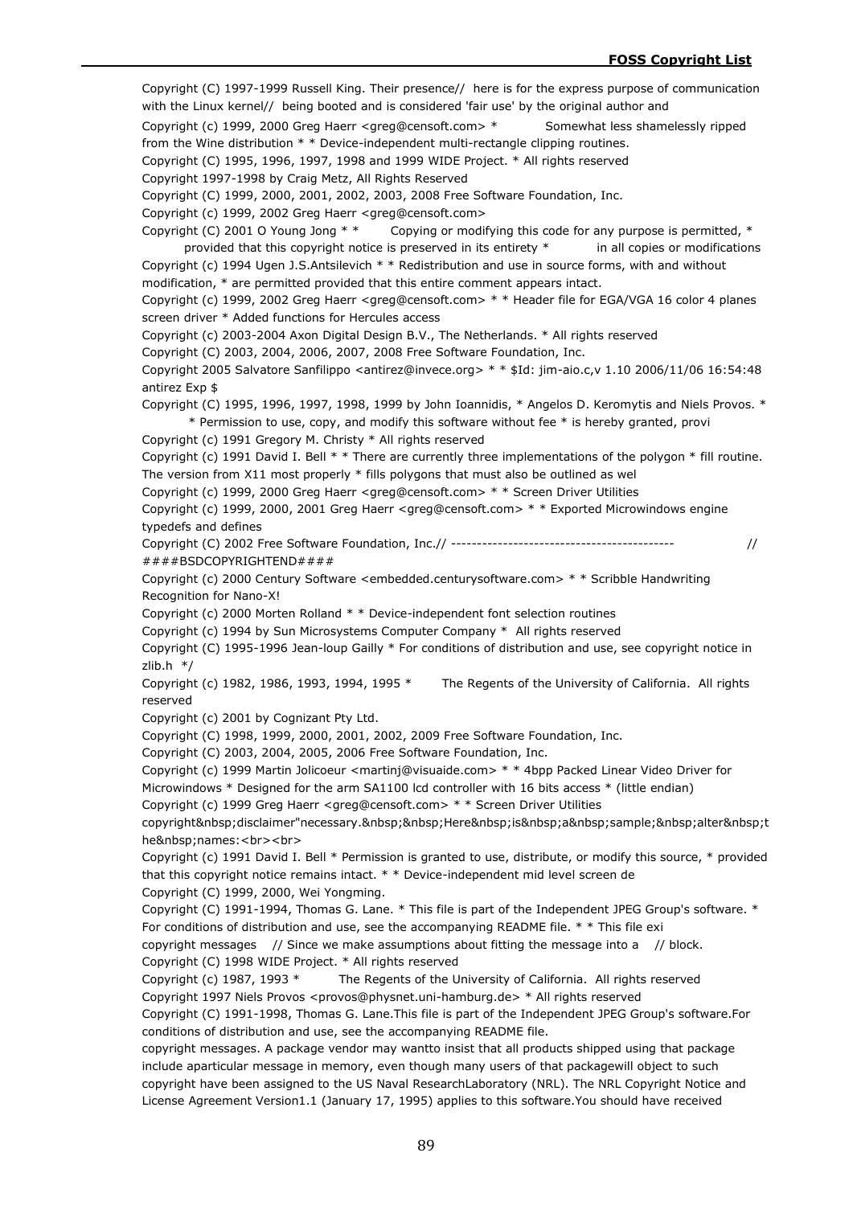Copyright (C) 1997-1999 Russell King. Their presence// here is for the express purpose of communication with the Linux kernel// being booted and is considered 'fair use' by the original author and

Copyright (c) 1999, 2000 Greg Haerr <greg@censoft.com> * Somewhat less shamelessly ripped from the Wine distribution * * Device-independent multi-rectangle clipping routines.

Copyright (C) 1995, 1996, 1997, 1998 and 1999 WIDE Project. * All rights reserved

Copyright 1997-1998 by Craig Metz, All Rights Reserved

Copyright (C) 1999, 2000, 2001, 2002, 2003, 2008 Free Software Foundation, Inc.

Copyright (c) 1999, 2002 Greg Haerr <greg@censoft.com>

Copyright (C) 2001 O Young Jong * * Copying or modifying this code for any purpose is permitted, * provided that this copyright notice is preserved in its entirety * in all copies or modifications

Copyright (c) 1994 Ugen J.S.Antsilevich * * Redistribution and use in source forms, with and without modification, * are permitted provided that this entire comment appears intact.

Copyright (c) 1999, 2002 Greg Haerr <greg@censoft.com> * * Header file for EGA/VGA 16 color 4 planes screen driver * Added functions for Hercules access

Copyright (c) 2003-2004 Axon Digital Design B.V., The Netherlands. * All rights reserved

Copyright (C) 2003, 2004, 2006, 2007, 2008 Free Software Foundation, Inc.

Copyright 2005 Salvatore Sanfilippo <antirez@invece.org> * * $Id: jim-aio.c,v 1.10 2006/11/06 16:54:48 antirez Exp $

Copyright (C) 1995, 1996, 1997, 1998, 1999 by John Ioannidis, * Angelos D. Keromytis and Niels Provos. * * Permission to use, copy, and modify this software without fee * is hereby granted, provi

Copyright (c) 1991 Gregory M. Christy * All rights reserved

Copyright (c) 1991 David I. Bell * * There are currently three implementations of the polygon * fill routine. The version from X11 most properly * fills polygons that must also be outlined as wel

Copyright (c) 1999, 2000 Greg Haerr <greg@censoft.com> * * Screen Driver Utilities

Copyright (c) 1999, 2000, 2001 Greg Haerr <greg@censoft.com> * * Exported Microwindows engine typedefs and defines

Copyright (C) 2002 Free Software Foundation, Inc.// ------------------------------------------- // ####BSDCOPYRIGHTEND####

Copyright (c) 2000 Century Software <embedded.centurysoftware.com> * * Scribble Handwriting Recognition for Nano-X!

Copyright (c) 2000 Morten Rolland * * Device-independent font selection routines

Copyright (c) 1994 by Sun Microsystems Computer Company * All rights reserved

Copyright (C) 1995-1996 Jean-loup Gailly * For conditions of distribution and use, see copyright notice in zlib.h */

Copyright (c) 1982, 1986, 1993, 1994, 1995 * The Regents of the University of California. All rights reserved

Copyright (c) 2001 by Cognizant Pty Ltd.

Copyright (C) 1998, 1999, 2000, 2001, 2002, 2009 Free Software Foundation, Inc.

Copyright (C) 2003, 2004, 2005, 2006 Free Software Foundation, Inc.

Copyright (c) 1999 Martin Jolicoeur <martinj@visuaide.com> * * 4bpp Packed Linear Video Driver for Microwindows * Designed for the arm SA1100 lcd controller with 16 bits access * (little endian)

Copyright (c) 1999 Greg Haerr <greg@censoft.com> * * Screen Driver Utilities

copyright&nbsp;disclaimer"necessary.&nbsp;&nbsp;Here&nbsp;is&nbsp;a&nbsp;sample;&nbsp;alter&nbsp;the&nbsp;names:<br><br>

Copyright (c) 1991 David I. Bell * Permission is granted to use, distribute, or modify this source, * provided that this copyright notice remains intact. * * Device-independent mid level screen de

Copyright (C) 1999, 2000, Wei Yongming.

Copyright (C) 1991-1994, Thomas G. Lane. * This file is part of the Independent JPEG Group's software. * For conditions of distribution and use, see the accompanying README file. * * This file exi

copyright messages // Since we make assumptions about fitting the message into a // block.

Copyright (C) 1998 WIDE Project. * All rights reserved

Copyright (c) 1987, 1993 * The Regents of the University of California. All rights reserved

Copyright 1997 Niels Provos <provos@physnet.uni-hamburg.de> * All rights reserved

Copyright (C) 1991-1998, Thomas G. Lane.This file is part of the Independent JPEG Group's software.For conditions of distribution and use, see the accompanying README file.

copyright messages. A package vendor may wantto insist that all products shipped using that package include aparticular message in memory, even though many users of that packagewill object to such

copyright have been assigned to the US Naval ResearchLaboratory (NRL). The NRL Copyright Notice and License Agreement Version1.1 (January 17, 1995) applies to this software.You should have received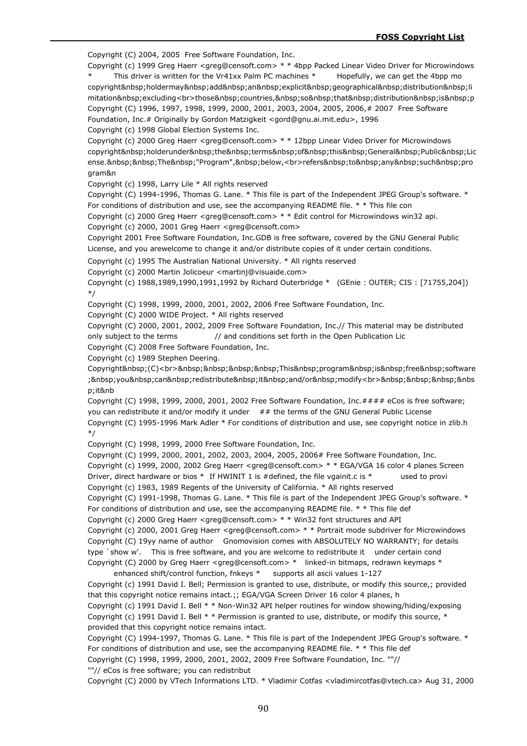Copyright (C) 2004, 2005 Free Software Foundation, Inc.

Copyright (c) 1999 Greg Haerr <greg@censoft.com> * * 4bpp Packed Linear Video Driver for Microwindows * This driver is written for the Vr41xx Palm PC machines * Hopefully, we can get the 4bpp mo copyright&nbsp;holdermay&nbsp;add&nbsp;an&nbsp;explicit&nbsp;geographical&nbsp;distribution&nbsp;limitation&nbsp;excluding<br>those&nbsp;countries,&nbsp;so&nbsp;that&nbsp;distribution&nbsp;is&nbsp;p

Copyright (C) 1996, 1997, 1998, 1999, 2000, 2001, 2003, 2004, 2005, 2006,# 2007 Free Software Foundation, Inc.# Originally by Gordon Matzigkeit <gord@gnu.ai.mit.edu>, 1996

Copyright (c) 1998 Global Election Systems Inc.

Copyright (c) 2000 Greg Haerr <greg@censoft.com> * * 12bpp Linear Video Driver for Microwindows copyright&nbsp;holderunder&nbsp;the&nbsp;terms&nbsp;of&nbsp;this&nbsp;General&nbsp;Public&nbsp;License.&nbsp;&nbsp;The&nbsp;"Program",&nbsp;below,<br>refers&nbsp;to&nbsp;any&nbsp;such&nbsp;program&n

Copyright (c) 1998, Larry Lile * All rights reserved

Copyright (C) 1994-1996, Thomas G. Lane. * This file is part of the Independent JPEG Group's software. * For conditions of distribution and use, see the accompanying README file. * * This file con

Copyright (c) 2000 Greg Haerr <greg@censoft.com> * * Edit control for Microwindows win32 api.

Copyright (c) 2000, 2001 Greg Haerr <greg@censoft.com>

Copyright 2001 Free Software Foundation, Inc.GDB is free software, covered by the GNU General Public License, and you arewelcome to change it and/or distribute copies of it under certain conditions.

Copyright (c) 1995 The Australian National University. * All rights reserved

Copyright (c) 2000 Martin Jolicoeur <martinj@visuaide.com>

Copyright (c) 1988,1989,1990,1991,1992 by Richard Outerbridge * (GEnie : OUTER; CIS : [71755,204]) */

Copyright (C) 1998, 1999, 2000, 2001, 2002, 2006 Free Software Foundation, Inc.

Copyright (C) 2000 WIDE Project. * All rights reserved

Copyright (C) 2000, 2001, 2002, 2009 Free Software Foundation, Inc.// This material may be distributed only subject to the terms // and conditions set forth in the Open Publication Lic

Copyright (C) 2008 Free Software Foundation, Inc.

Copyright (c) 1989 Stephen Deering.

Copyright&nbsp;(C)<br>&nbsp;&nbsp;&nbsp;&nbsp;This&nbsp;program&nbsp;is&nbsp;free&nbsp;software;&nbsp;you&nbsp;can&nbsp;redistribute&nbsp;it&nbsp;and/or&nbsp;modify<br>&nbsp;&nbsp;&nbsp;&nbsp;it&nb

Copyright (C) 1998, 1999, 2000, 2001, 2002 Free Software Foundation, Inc.#### eCos is free software; you can redistribute it and/or modify it under ## the terms of the GNU General Public License

Copyright (C) 1995-1996 Mark Adler * For conditions of distribution and use, see copyright notice in zlib.h */

Copyright (C) 1998, 1999, 2000 Free Software Foundation, Inc.

Copyright (C) 1999, 2000, 2001, 2002, 2003, 2004, 2005, 2006# Free Software Foundation, Inc.

Copyright (c) 1999, 2000, 2002 Greg Haerr <greg@censoft.com> * * EGA/VGA 16 color 4 planes Screen Driver, direct hardware or bios * If HWINIT 1 is #defined, the file vgainit.c is * used to provi

Copyright (c) 1983, 1989 Regents of the University of California. * All rights reserved

Copyright (C) 1991-1998, Thomas G. Lane. * This file is part of the Independent JPEG Group's software. * For conditions of distribution and use, see the accompanying README file. * * This file def

Copyright (c) 2000 Greg Haerr <greg@censoft.com> * * Win32 font structures and API

Copyright (c) 2000, 2001 Greg Haerr <greg@censoft.com> * * Portrait mode subdriver for Microwindows

Copyright (C) 19yy name of author Gnomovision comes with ABSOLUTELY NO WARRANTY; for details type `show w'. This is free software, and you are welcome to redistribute it under certain cond

Copyright (C) 2000 by Greg Haerr <greg@censoft.com> * linked-in bitmaps, redrawn keymaps * enhanced shift/control function, fnkeys * supports all ascii values 1-127

Copyright (c) 1991 David I. Bell; Permission is granted to use, distribute, or modify this source,; provided that this copyright notice remains intact.;; EGA/VGA Screen Driver 16 color 4 planes, h

Copyright (c) 1991 David I. Bell * * Non-Win32 API helper routines for window showing/hiding/exposing

Copyright (c) 1991 David I. Bell * * Permission is granted to use, distribute, or modify this source, * provided that this copyright notice remains intact.

Copyright (C) 1994-1997, Thomas G. Lane. * This file is part of the Independent JPEG Group's software. * For conditions of distribution and use, see the accompanying README file. * * This file def

Copyright (C) 1998, 1999, 2000, 2001, 2002, 2009 Free Software Foundation, Inc. ""// ""// eCos is free software; you can redistribut

Copyright (C) 2000 by VTech Informations LTD. * Vladimir Cotfas <vladimircotfas@vtech.ca> Aug 31, 2000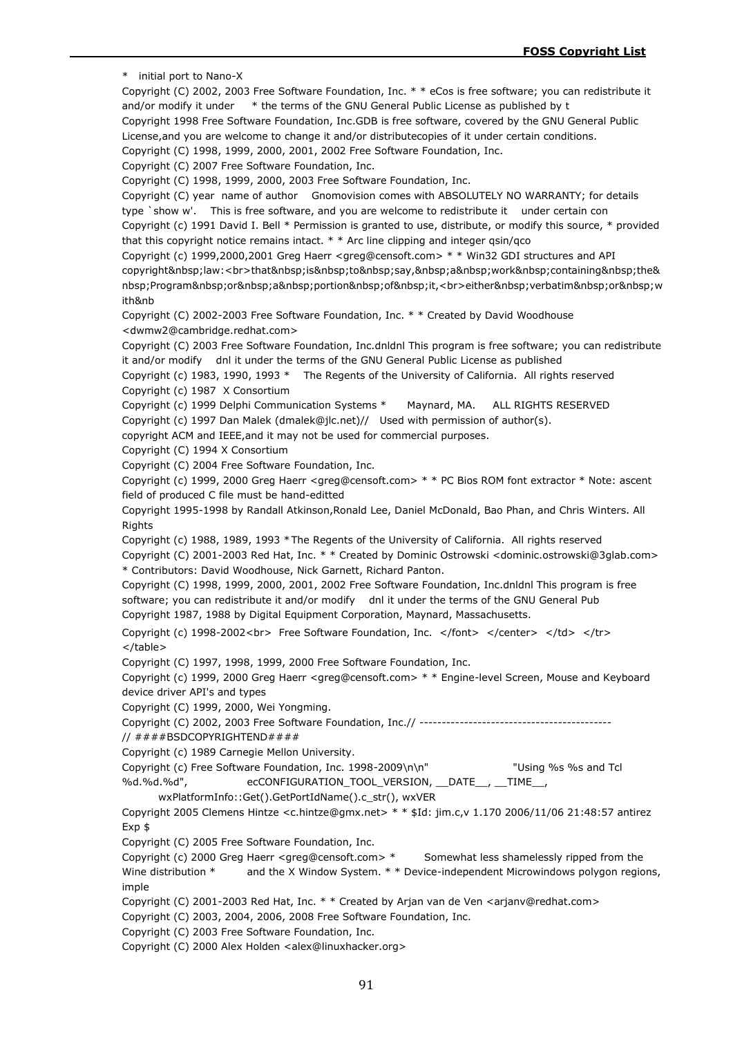\* initial port to Nano-X

Copyright (C) 2002, 2003 Free Software Foundation, Inc. * * eCos is free software; you can redistribute it and/or modify it under * the terms of the GNU General Public License as published by t

Copyright 1998 Free Software Foundation, Inc.GDB is free software, covered by the GNU General Public License,and you are welcome to change it and/or distributecopies of it under certain conditions.

Copyright (C) 1998, 1999, 2000, 2001, 2002 Free Software Foundation, Inc.

Copyright (C) 2007 Free Software Foundation, Inc.

Copyright (C) 1998, 1999, 2000, 2003 Free Software Foundation, Inc.

Copyright (C) year name of author Gnomovision comes with ABSOLUTELY NO WARRANTY; for details type `show w'. This is free software, and you are welcome to redistribute it under certain con

Copyright (c) 1991 David I. Bell * Permission is granted to use, distribute, or modify this source, * provided that this copyright notice remains intact. * * Arc line clipping and integer qsin/qco

Copyright (c) 1999,2000,2001 Greg Haerr <greg@censoft.com> * * Win32 GDI structures and API copyright&nbsp;law:<br>that&nbsp;is&nbsp;to&nbsp;say,&nbsp;a&nbsp;work&nbsp;containing&nbsp;the&nbsp;Program&nbsp;or&nbsp;a&nbsp;portion&nbsp;of&nbsp;it,<br>either&nbsp;verbatim&nbsp;or&nbsp;with&nb

Copyright (C) 2002-2003 Free Software Foundation, Inc. * * Created by David Woodhouse <dwmw2@cambridge.redhat.com>

Copyright (C) 2003 Free Software Foundation, Inc.dnldnl This program is free software; you can redistribute it and/or modify dnl it under the terms of the GNU General Public License as published

Copyright (c) 1983, 1990, 1993 * The Regents of the University of California. All rights reserved

Copyright (c) 1987 X Consortium

Copyright (c) 1999 Delphi Communication Systems * Maynard, MA. ALL RIGHTS RESERVED

Copyright (c) 1997 Dan Malek (dmalek@jlc.net)// Used with permission of author(s).

copyright ACM and IEEE,and it may not be used for commercial purposes.

Copyright (C) 1994 X Consortium

Copyright (C) 2004 Free Software Foundation, Inc.

Copyright (c) 1999, 2000 Greg Haerr <greg@censoft.com> * * PC Bios ROM font extractor * Note: ascent field of produced C file must be hand-editted

Copyright 1995-1998 by Randall Atkinson,Ronald Lee, Daniel McDonald, Bao Phan, and Chris Winters. All Rights

Copyright (c) 1988, 1989, 1993 *The Regents of the University of California. All rights reserved

Copyright (C) 2001-2003 Red Hat, Inc. * * Created by Dominic Ostrowski <dominic.ostrowski@3glab.com> * Contributors: David Woodhouse, Nick Garnett, Richard Panton.

Copyright (C) 1998, 1999, 2000, 2001, 2002 Free Software Foundation, Inc.dnldnl This program is free software; you can redistribute it and/or modify dnl it under the terms of the GNU General Pub

Copyright 1987, 1988 by Digital Equipment Corporation, Maynard, Massachusetts.

Copyright (c) 1998-2002<br> Free Software Foundation, Inc. </font> </center> </td> </tr> </table>

Copyright (C) 1997, 1998, 1999, 2000 Free Software Foundation, Inc.

Copyright (c) 1999, 2000 Greg Haerr <greg@censoft.com> * * Engine-level Screen, Mouse and Keyboard device driver API's and types

Copyright (C) 1999, 2000, Wei Yongming.

Copyright (C) 2002, 2003 Free Software Foundation, Inc.// -------------------------------------------
// ####BSDCOPYRIGHTEND####

Copyright (c) 1989 Carnegie Mellon University.

Copyright (c) Free Software Foundation, Inc. 1998-2009\n\n" "Using %s %s and Tcl %d.%d.%d", ecCONFIGURATION_TOOL_VERSION, __DATE__, __TIME__, wxPlatformInfo::Get().GetPortIdName().c_str(), wxVER

Copyright 2005 Clemens Hintze <c.hintze@gmx.net> * * $Id: jim.c,v 1.170 2006/11/06 21:48:57 antirez Exp $

Copyright (C) 2005 Free Software Foundation, Inc.

Copyright (c) 2000 Greg Haerr <greg@censoft.com> * Somewhat less shamelessly ripped from the Wine distribution * and the X Window System. * * Device-independent Microwindows polygon regions, imple

Copyright (C) 2001-2003 Red Hat, Inc. * * Created by Arjan van de Ven <arjanv@redhat.com>

Copyright (C) 2003, 2004, 2006, 2008 Free Software Foundation, Inc.

Copyright (C) 2003 Free Software Foundation, Inc.

Copyright (C) 2000 Alex Holden <alex@linuxhacker.org>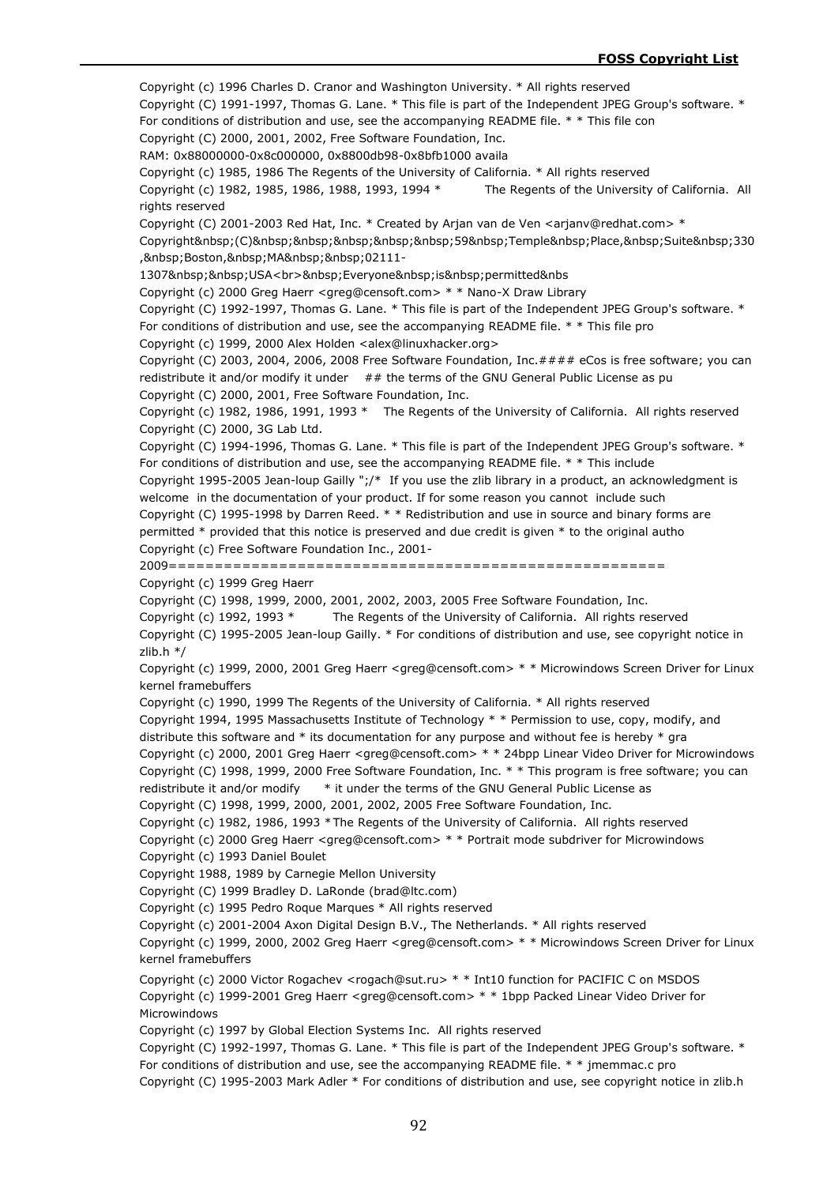Copyright (c) 1996 Charles D. Cranor and Washington University. * All rights reserved

Copyright (C) 1991-1997, Thomas G. Lane. * This file is part of the Independent JPEG Group's software. * For conditions of distribution and use, see the accompanying README file. * * This file con

Copyright (C) 2000, 2001, 2002, Free Software Foundation, Inc.

RAM: 0x88000000-0x8c000000, 0x8800db98-0x8bfb1000 availa

Copyright (c) 1985, 1986 The Regents of the University of California. * All rights reserved

Copyright (c) 1982, 1985, 1986, 1988, 1993, 1994 * The Regents of the University of California. All rights reserved

Copyright (C) 2001-2003 Red Hat, Inc. * Created by Arjan van de Ven <arjanv@redhat.com> *

Copyright&nbsp;(C)&nbsp;&nbsp;&nbsp;&nbsp;&nbsp;59&nbsp;Temple&nbsp;Place,&nbsp;Suite&nbsp;330,&nbsp;Boston,&nbsp;MA&nbsp;&nbsp;02111-1307&nbsp;&nbsp;USA<br>&nbsp;Everyone&nbsp;is&nbsp;permitted&nbs

Copyright (c) 2000 Greg Haerr <greg@censoft.com> * * Nano-X Draw Library

Copyright (C) 1992-1997, Thomas G. Lane. * This file is part of the Independent JPEG Group's software. * For conditions of distribution and use, see the accompanying README file. * * This file pro

Copyright (c) 1999, 2000 Alex Holden <alex@linuxhacker.org>

Copyright (C) 2003, 2004, 2006, 2008 Free Software Foundation, Inc.#### eCos is free software; you can redistribute it and/or modify it under ## the terms of the GNU General Public License as pu

Copyright (C) 2000, 2001, Free Software Foundation, Inc.

Copyright (c) 1982, 1986, 1991, 1993 * The Regents of the University of California. All rights reserved

Copyright (C) 2000, 3G Lab Ltd.

Copyright (C) 1994-1996, Thomas G. Lane. * This file is part of the Independent JPEG Group's software. * For conditions of distribution and use, see the accompanying README file. * * This include

Copyright 1995-2005 Jean-loup Gailly ";/* If you use the zlib library in a product, an acknowledgment is welcome in the documentation of your product. If for some reason you cannot include such

Copyright (C) 1995-1998 by Darren Reed. * * Redistribution and use in source and binary forms are permitted * provided that this notice is preserved and due credit is given * to the original autho

Copyright (c) Free Software Foundation Inc., 2001-2009======================================================

Copyright (c) 1999 Greg Haerr

Copyright (C) 1998, 1999, 2000, 2001, 2002, 2003, 2005 Free Software Foundation, Inc.

Copyright (c) 1992, 1993 * The Regents of the University of California. All rights reserved

Copyright (C) 1995-2005 Jean-loup Gailly. * For conditions of distribution and use, see copyright notice in zlib.h */

Copyright (c) 1999, 2000, 2001 Greg Haerr <greg@censoft.com> * * Microwindows Screen Driver for Linux kernel framebuffers

Copyright (c) 1990, 1999 The Regents of the University of California. * All rights reserved

Copyright 1994, 1995 Massachusetts Institute of Technology * * Permission to use, copy, modify, and distribute this software and * its documentation for any purpose and without fee is hereby * gra

Copyright (c) 2000, 2001 Greg Haerr <greg@censoft.com> * * 24bpp Linear Video Driver for Microwindows

Copyright (C) 1998, 1999, 2000 Free Software Foundation, Inc. * * This program is free software; you can redistribute it and/or modify * it under the terms of the GNU General Public License as

Copyright (C) 1998, 1999, 2000, 2001, 2002, 2005 Free Software Foundation, Inc.

Copyright (c) 1982, 1986, 1993 *The Regents of the University of California. All rights reserved

Copyright (c) 2000 Greg Haerr <greg@censoft.com> * * Portrait mode subdriver for Microwindows

Copyright (c) 1993 Daniel Boulet

Copyright 1988, 1989 by Carnegie Mellon University

Copyright (C) 1999 Bradley D. LaRonde (brad@ltc.com)

Copyright (c) 1995 Pedro Roque Marques * All rights reserved

Copyright (c) 2001-2004 Axon Digital Design B.V., The Netherlands. * All rights reserved

Copyright (c) 1999, 2000, 2002 Greg Haerr <greg@censoft.com> * * Microwindows Screen Driver for Linux kernel framebuffers

Copyright (c) 2000 Victor Rogachev <rogach@sut.ru> * * Int10 function for PACIFIC C on MSDOS

Copyright (c) 1999-2001 Greg Haerr <greg@censoft.com> * * 1bpp Packed Linear Video Driver for Microwindows

Copyright (c) 1997 by Global Election Systems Inc. All rights reserved

Copyright (C) 1992-1997, Thomas G. Lane. * This file is part of the Independent JPEG Group's software. * For conditions of distribution and use, see the accompanying README file. * * jmemmac.c pro

Copyright (C) 1995-2003 Mark Adler * For conditions of distribution and use, see copyright notice in zlib.h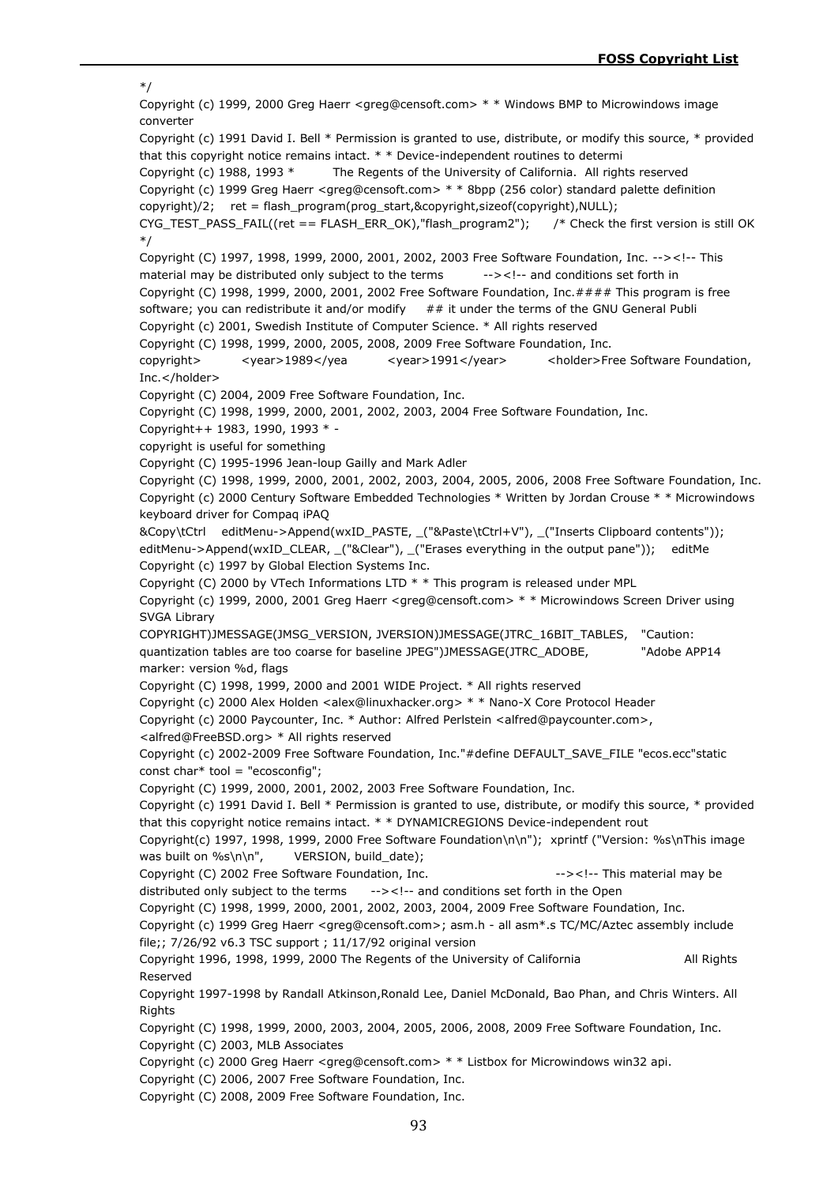*/

Copyright (c) 1999, 2000 Greg Haerr <greg@censoft.com> * * Windows BMP to Microwindows image converter

Copyright (c) 1991 David I. Bell * Permission is granted to use, distribute, or modify this source, * provided that this copyright notice remains intact. * * Device-independent routines to determi

Copyright (c) 1988, 1993 * The Regents of the University of California. All rights reserved

Copyright (c) 1999 Greg Haerr <greg@censoft.com> * * 8bpp (256 color) standard palette definition

copyright)/2; ret = flash_program(prog_start,&copyright,sizeof(copyright),NULL);

CYG_TEST_PASS_FAIL((ret == FLASH_ERR_OK),"flash_program2"); /* Check the first version is still OK */

Copyright (C) 1997, 1998, 1999, 2000, 2001, 2002, 2003 Free Software Foundation, Inc. --><!-- This material may be distributed only subject to the terms --><!-- and conditions set forth in

Copyright (C) 1998, 1999, 2000, 2001, 2002 Free Software Foundation, Inc.#### This program is free software; you can redistribute it and/or modify ## it under the terms of the GNU General Publi

Copyright (c) 2001, Swedish Institute of Computer Science. * All rights reserved

Copyright (C) 1998, 1999, 2000, 2005, 2008, 2009 Free Software Foundation, Inc.

copyright> <year>1989</yea <year>1991</year> <holder>Free Software Foundation, Inc.</holder>

Copyright (C) 2004, 2009 Free Software Foundation, Inc.

Copyright (C) 1998, 1999, 2000, 2001, 2002, 2003, 2004 Free Software Foundation, Inc.

Copyright++ 1983, 1990, 1993 * -

copyright is useful for something

Copyright (C) 1995-1996 Jean-loup Gailly and Mark Adler

Copyright (C) 1998, 1999, 2000, 2001, 2002, 2003, 2004, 2005, 2006, 2008 Free Software Foundation, Inc.

Copyright (c) 2000 Century Software Embedded Technologies * Written by Jordan Crouse * * Microwindows keyboard driver for Compaq iPAQ

&Copy\tCtrl editMenu->Append(wxID_PASTE, _("&Paste\tCtrl+V"), _("Inserts Clipboard contents")); editMenu->Append(wxID_CLEAR, _("&Clear"), _("Erases everything in the output pane")); editMe

Copyright (c) 1997 by Global Election Systems Inc.

Copyright (C) 2000 by VTech Informations LTD * * This program is released under MPL

Copyright (c) 1999, 2000, 2001 Greg Haerr <greg@censoft.com> * * Microwindows Screen Driver using SVGA Library

COPYRIGHT)JMESSAGE(JMSG_VERSION, JVERSION)JMESSAGE(JTRC_16BIT_TABLES, "Caution: quantization tables are too coarse for baseline JPEG")JMESSAGE(JTRC_ADOBE, "Adobe APP14 marker: version %d, flags

Copyright (C) 1998, 1999, 2000 and 2001 WIDE Project. * All rights reserved

Copyright (c) 2000 Alex Holden <alex@linuxhacker.org> * * Nano-X Core Protocol Header

Copyright (c) 2000 Paycounter, Inc. * Author: Alfred Perlstein <alfred@paycounter.com>, <alfred@FreeBSD.org> * All rights reserved

Copyright (c) 2002-2009 Free Software Foundation, Inc."#define DEFAULT_SAVE_FILE "ecos.ecc"static const char* tool = "ecosconfig";

Copyright (C) 1999, 2000, 2001, 2002, 2003 Free Software Foundation, Inc.

Copyright (c) 1991 David I. Bell * Permission is granted to use, distribute, or modify this source, * provided that this copyright notice remains intact. * * DYNAMICREGIONS Device-independent rout

Copyright(c) 1997, 1998, 1999, 2000 Free Software Foundation\n\n"); xprintf ("Version: %s\nThis image was built on %s\n\n", VERSION, build_date);

Copyright (C) 2002 Free Software Foundation, Inc. --><!-- This material may be distributed only subject to the terms --><!-- and conditions set forth in the Open

Copyright (C) 1998, 1999, 2000, 2001, 2002, 2003, 2004, 2009 Free Software Foundation, Inc.

Copyright (c) 1999 Greg Haerr <greg@censoft.com>; asm.h - all asm*.s TC/MC/Aztec assembly include file;; 7/26/92 v6.3 TSC support ; 11/17/92 original version

Copyright 1996, 1998, 1999, 2000 The Regents of the University of California All Rights Reserved

Copyright 1997-1998 by Randall Atkinson,Ronald Lee, Daniel McDonald, Bao Phan, and Chris Winters. All Rights

Copyright (C) 1998, 1999, 2000, 2003, 2004, 2005, 2006, 2008, 2009 Free Software Foundation, Inc.

Copyright (C) 2003, MLB Associates

Copyright (c) 2000 Greg Haerr <greg@censoft.com> * * Listbox for Microwindows win32 api.

Copyright (C) 2006, 2007 Free Software Foundation, Inc.

Copyright (C) 2008, 2009 Free Software Foundation, Inc.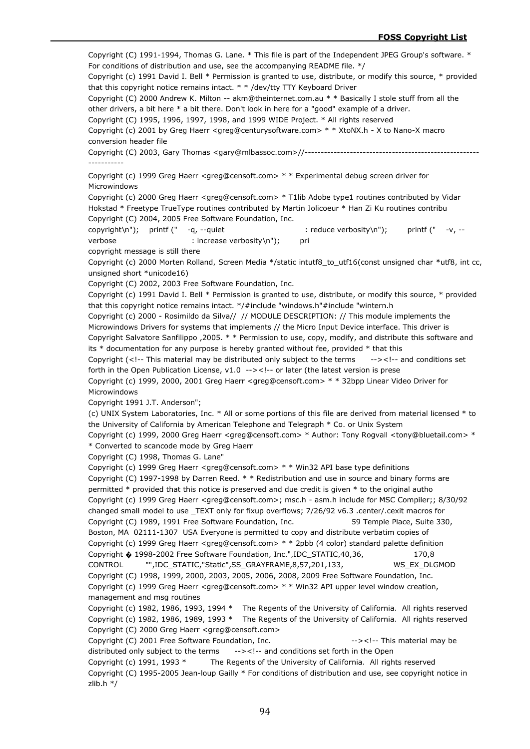Copyright (C) 1991-1994, Thomas G. Lane. * This file is part of the Independent JPEG Group's software. * For conditions of distribution and use, see the accompanying README file. */
Copyright (c) 1991 David I. Bell * Permission is granted to use, distribute, or modify this source, * provided that this copyright notice remains intact. * * /dev/tty TTY Keyboard Driver
Copyright (C) 2000 Andrew K. Milton -- akm@theinternet.com.au * * Basically I stole stuff from all the other drivers, a bit here * a bit there. Don't look in here for a "good" example of a driver.
Copyright (C) 1995, 1996, 1997, 1998, and 1999 WIDE Project. * All rights reserved
Copyright (c) 2001 by Greg Haerr <greg@centurysoftware.com> * * XtoNX.h - X to Nano-X macro conversion header file
Copyright (C) 2003, Gary Thomas <gary@mlbassoc.com>//-----------------------------------------------------------------
Copyright (c) 1999 Greg Haerr <greg@censoft.com> * * Experimental debug screen driver for Microwindows
Copyright (c) 2000 Greg Haerr <greg@censoft.com> * T1lib Adobe type1 routines contributed by Vidar Hokstad * Freetype TrueType routines contributed by Martin Jolicoeur * Han Zi Ku routines contribu
Copyright (C) 2004, 2005 Free Software Foundation, Inc.
copyright\n"); printf (" -q, --quiet : reduce verbosity\n"); printf (" -v, --verbose : increase verbosity\n"); pri
copyright message is still there
Copyright (c) 2000 Morten Rolland, Screen Media */static intutf8_to_utf16(const unsigned char *utf8, int cc, unsigned short *unicode16)
Copyright (C) 2002, 2003 Free Software Foundation, Inc.
Copyright (c) 1991 David I. Bell * Permission is granted to use, distribute, or modify this source, * provided that this copyright notice remains intact. */#include "windows.h"#include "wintern.h
Copyright (c) 2000 - Rosimildo da Silva// // MODULE DESCRIPTION: // This module implements the Microwindows Drivers for systems that implements // the Micro Input Device interface. This driver is
Copyright Salvatore Sanfilippo ,2005. * * Permission to use, copy, modify, and distribute this software and its * documentation for any purpose is hereby granted without fee, provided * that this
Copyright (<!-- This material may be distributed only subject to the terms --><!-- and conditions set forth in the Open Publication License, v1.0 --><!-- or later (the latest version is prese
Copyright (c) 1999, 2000, 2001 Greg Haerr <greg@censoft.com> * * 32bpp Linear Video Driver for Microwindows
Copyright 1991 J.T. Anderson";
(c) UNIX System Laboratories, Inc. * All or some portions of this file are derived from material licensed * to the University of California by American Telephone and Telegraph * Co. or Unix System
Copyright (c) 1999, 2000 Greg Haerr <greg@censoft.com> * Author: Tony Rogvall <tony@bluetail.com> * * Converted to scancode mode by Greg Haerr
Copyright (C) 1998, Thomas G. Lane"
Copyright (c) 1999 Greg Haerr <greg@censoft.com> * * Win32 API base type definitions
Copyright (C) 1997-1998 by Darren Reed. * * Redistribution and use in source and binary forms are permitted * provided that this notice is preserved and due credit is given * to the original autho
Copyright (c) 1999 Greg Haerr <greg@censoft.com>; msc.h - asm.h include for MSC Compiler;; 8/30/92 changed small model to use _TEXT only for fixup overflows; 7/26/92 v6.3 .center/.cexit macros for
Copyright (C) 1989, 1991 Free Software Foundation, Inc. 59 Temple Place, Suite 330, Boston, MA 02111-1307 USA Everyone is permitted to copy and distribute verbatim copies of
Copyright (c) 1999 Greg Haerr <greg@censoft.com> * * 2pbb (4 color) standard palette definition
Copyright � 1998-2002 Free Software Foundation, Inc.",IDC_STATIC,40,36, 170,8 CONTROL "",IDC_STATIC,"Static",SS_GRAYFRAME,8,57,201,133, WS_EX_DLGMOD
Copyright (C) 1998, 1999, 2000, 2003, 2005, 2006, 2008, 2009 Free Software Foundation, Inc.
Copyright (c) 1999 Greg Haerr <greg@censoft.com> * * Win32 API upper level window creation, management and msg routines
Copyright (c) 1982, 1986, 1993, 1994 * The Regents of the University of California. All rights reserved
Copyright (c) 1982, 1986, 1989, 1993 * The Regents of the University of California. All rights reserved
Copyright (C) 2000 Greg Haerr <greg@censoft.com>
Copyright (C) 2001 Free Software Foundation, Inc. --><!-- This material may be distributed only subject to the terms --><!-- and conditions set forth in the Open
Copyright (c) 1991, 1993 * The Regents of the University of California. All rights reserved
Copyright (C) 1995-2005 Jean-loup Gailly * For conditions of distribution and use, see copyright notice in zlib.h */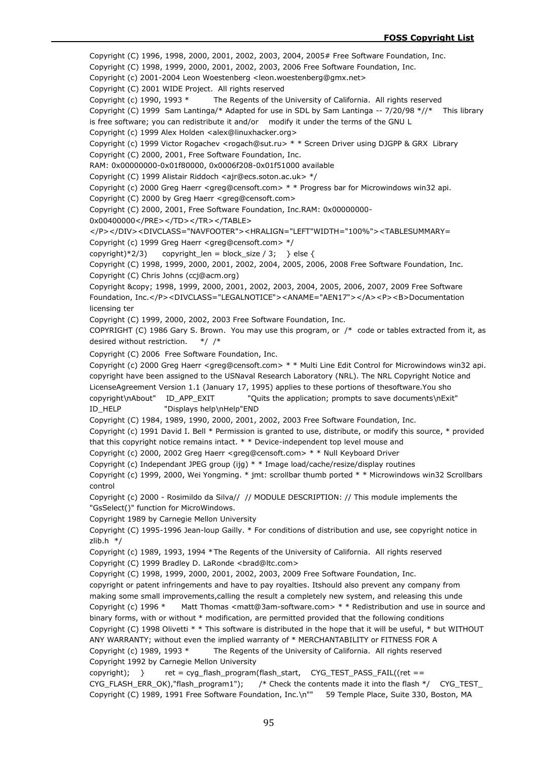Copyright (C) 1996, 1998, 2000, 2001, 2002, 2003, 2004, 2005# Free Software Foundation, Inc.

Copyright (C) 1998, 1999, 2000, 2001, 2002, 2003, 2006 Free Software Foundation, Inc.

Copyright (c) 2001-2004 Leon Woestenberg <leon.woestenberg@gmx.net>

Copyright (C) 2001 WIDE Project.  All rights reserved

Copyright (c) 1990, 1993 *          The Regents of the University of California.  All rights reserved

Copyright (C) 1999  Sam Lantinga/* Adapted for use in SDL by Sam Lantinga -- 7/20/98 *//*    This library is free software; you can redistribute it and/or    modify it under the terms of the GNU L

Copyright (c) 1999 Alex Holden <alex@linuxhacker.org>

Copyright (c) 1999 Victor Rogachev <rogach@sut.ru> * * Screen Driver using DJGPP & GRX  Library

Copyright (C) 2000, 2001, Free Software Foundation, Inc.

RAM: 0x00000000-0x01f80000, 0x0006f208-0x01f51000 available

Copyright (C) 1999 Alistair Riddoch <ajr@ecs.soton.ac.uk> */

Copyright (c) 2000 Greg Haerr <greg@censoft.com> * * Progress bar for Microwindows win32 api.

Copyright (C) 2000 by Greg Haerr <greg@censoft.com>

Copyright (C) 2000, 2001, Free Software Foundation, Inc.RAM: 0x00000000-0x00400000</PRE></TD></TR></TABLE>
</P></DIV><DIVCLASS="NAVFOOTER"><HRALIGN="LEFT"WIDTH="100%"><TABLESUMMARY=

Copyright (c) 1999 Greg Haerr <greg@censoft.com> */

copyright)*2/3)      copyright_len = block_size / 3;    } else {

Copyright (C) 1998, 1999, 2000, 2001, 2002, 2004, 2005, 2006, 2008 Free Software Foundation, Inc.

Copyright (C) Chris Johns (ccj@acm.org)

Copyright &copy; 1998, 1999, 2000, 2001, 2002, 2003, 2004, 2005, 2006, 2007, 2009 Free Software Foundation, Inc.</P><DIVCLASS="LEGALNOTICE"><ANAME="AEN17"></A><P><B>Documentation licensing ter

Copyright (C) 1999, 2000, 2002, 2003 Free Software Foundation, Inc.

COPYRIGHT (C) 1986 Gary S. Brown.  You may use this program, or  /*  code or tables extracted from it, as desired without restriction.     */  /*

Copyright (C) 2006  Free Software Foundation, Inc.

Copyright (c) 2000 Greg Haerr <greg@censoft.com> * * Multi Line Edit Control for Microwindows win32 api.

copyright have been assigned to the USNaval Research Laboratory (NRL). The NRL Copyright Notice and LicenseAgreement Version 1.1 (January 17, 1995) applies to these portions of thesoftware.You sho

copyright\nAbout"    ID_APP_EXIT            "Quits the application; prompts to save documents\nExit" ID_HELP                "Displays help\nHelp"END

Copyright (C) 1984, 1989, 1990, 2000, 2001, 2002, 2003 Free Software Foundation, Inc.

Copyright (c) 1991 David I. Bell * Permission is granted to use, distribute, or modify this source, * provided that this copyright notice remains intact. * * Device-independent top level mouse and

Copyright (c) 2000, 2002 Greg Haerr <greg@censoft.com> * * Null Keyboard Driver

Copyright (c) Independant JPEG group (ijg) * * Image load/cache/resize/display routines

Copyright (c) 1999, 2000, Wei Yongming. * jmt: scrollbar thumb ported * * Microwindows win32 Scrollbars control

Copyright (c) 2000 - Rosimildo da Silva//  // MODULE DESCRIPTION: // This module implements the "GsSelect()" function for MicroWindows.

Copyright 1989 by Carnegie Mellon University

Copyright (C) 1995-1996 Jean-loup Gailly. * For conditions of distribution and use, see copyright notice in zlib.h  */

Copyright (c) 1989, 1993, 1994 *The Regents of the University of California.  All rights reserved

Copyright (C) 1999 Bradley D. LaRonde <brad@ltc.com>

Copyright (C) 1998, 1999, 2000, 2001, 2002, 2003, 2009 Free Software Foundation, Inc.

copyright or patent infringements and have to pay royalties. Itshould also prevent any company from making some small improvements,calling the result a completely new system, and releasing this unde

Copyright (c) 1996 *      Matt Thomas <matt@3am-software.com> * * Redistribution and use in source and binary forms, with or without * modification, are permitted provided that the following conditions

Copyright (C) 1998 Olivetti * * This software is distributed in the hope that it will be useful, * but WITHOUT ANY WARRANTY; without even the implied warranty of * MERCHANTABILITY or FITNESS FOR A

Copyright (c) 1989, 1993 *          The Regents of the University of California.  All rights reserved

Copyright 1992 by Carnegie Mellon University

copyright);    }        ret = cyg_flash_program(flash_start,    CYG_TEST_PASS_FAIL((ret == CYG_FLASH_ERR_OK),"flash_program1");      /* Check the contents made it into the flash */    CYG_TEST_

Copyright (C) 1989, 1991 Free Software Foundation, Inc.\n""     59 Temple Place, Suite 330, Boston, MA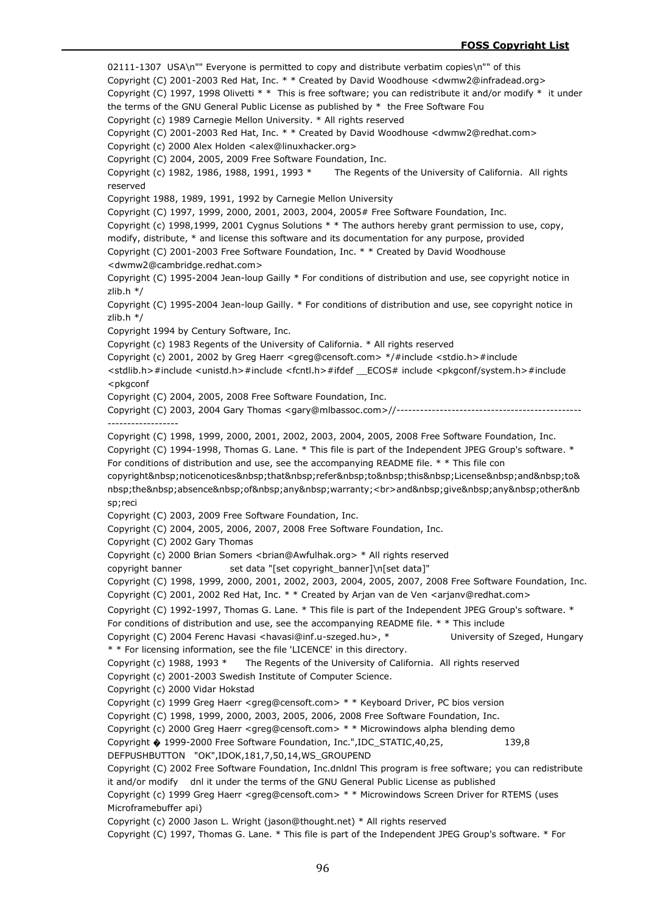02111-1307 USA\n"" Everyone is permitted to copy and distribute verbatim copies\n"" of this
Copyright (C) 2001-2003 Red Hat, Inc. * * Created by David Woodhouse <dwmw2@infradead.org>
Copyright (C) 1997, 1998 Olivetti * * This is free software; you can redistribute it and/or modify * it under the terms of the GNU General Public License as published by * the Free Software Fou
Copyright (c) 1989 Carnegie Mellon University. * All rights reserved
Copyright (C) 2001-2003 Red Hat, Inc. * * Created by David Woodhouse <dwmw2@redhat.com>
Copyright (c) 2000 Alex Holden <alex@linuxhacker.org>
Copyright (C) 2004, 2005, 2009 Free Software Foundation, Inc.
Copyright (c) 1982, 1986, 1988, 1991, 1993 * The Regents of the University of California. All rights reserved
Copyright 1988, 1989, 1991, 1992 by Carnegie Mellon University
Copyright (C) 1997, 1999, 2000, 2001, 2003, 2004, 2005# Free Software Foundation, Inc.
Copyright (c) 1998,1999, 2001 Cygnus Solutions * * The authors hereby grant permission to use, copy, modify, distribute, * and license this software and its documentation for any purpose, provided
Copyright (C) 2001-2003 Free Software Foundation, Inc. * * Created by David Woodhouse <dwmw2@cambridge.redhat.com>
Copyright (C) 1995-2004 Jean-loup Gailly * For conditions of distribution and use, see copyright notice in zlib.h */
Copyright (C) 1995-2004 Jean-loup Gailly. * For conditions of distribution and use, see copyright notice in zlib.h */
Copyright 1994 by Century Software, Inc.
Copyright (c) 1983 Regents of the University of California. * All rights reserved
Copyright (c) 2001, 2002 by Greg Haerr <greg@censoft.com> */#include <stdio.h>#include <stdlib.h>#include <unistd.h>#include <fcntl.h>#ifdef __ECOS# include <pkgconf/system.h>#include <pkgconf
Copyright (C) 2004, 2005, 2008 Free Software Foundation, Inc.
Copyright (C) 2003, 2004 Gary Thomas <gary@mlbassoc.com>//------------------------------------------------------------------
Copyright (C) 1998, 1999, 2000, 2001, 2002, 2003, 2004, 2005, 2008 Free Software Foundation, Inc.
Copyright (C) 1994-1998, Thomas G. Lane. * This file is part of the Independent JPEG Group's software. * For conditions of distribution and use, see the accompanying README file. * * This file con copyright&nbsp;noticenotices&nbsp;that&nbsp;refer&nbsp;to&nbsp;this&nbsp;License&nbsp;and&nbsp;to&nbsp;the&nbsp;absence&nbsp;of&nbsp;any&nbsp;warranty;<br>and&nbsp;give&nbsp;any&nbsp;other&nbsp;reci
Copyright (C) 2003, 2009 Free Software Foundation, Inc.
Copyright (C) 2004, 2005, 2006, 2007, 2008 Free Software Foundation, Inc.
Copyright (C) 2002 Gary Thomas
Copyright (c) 2000 Brian Somers <brian@Awfulhak.org> * All rights reserved
copyright banner set data "[set copyright_banner]\n[set data]"
Copyright (C) 1998, 1999, 2000, 2001, 2002, 2003, 2004, 2005, 2007, 2008 Free Software Foundation, Inc.
Copyright (C) 2001, 2002 Red Hat, Inc. * * Created by Arjan van de Ven <arjanv@redhat.com>
Copyright (C) 1992-1997, Thomas G. Lane. * This file is part of the Independent JPEG Group's software. * For conditions of distribution and use, see the accompanying README file. * * This include
Copyright (C) 2004 Ferenc Havasi <havasi@inf.u-szeged.hu>, * University of Szeged, Hungary * * For licensing information, see the file 'LICENCE' in this directory.
Copyright (c) 1988, 1993 * The Regents of the University of California. All rights reserved
Copyright (c) 2001-2003 Swedish Institute of Computer Science.
Copyright (c) 2000 Vidar Hokstad
Copyright (c) 1999 Greg Haerr <greg@censoft.com> * * Keyboard Driver, PC bios version
Copyright (C) 1998, 1999, 2000, 2003, 2005, 2006, 2008 Free Software Foundation, Inc.
Copyright (c) 2000 Greg Haerr <greg@censoft.com> * * Microwindows alpha blending demo
Copyright � 1999-2000 Free Software Foundation, Inc.",IDC_STATIC,40,25, 139,8 DEFPUSHBUTTON "OK",IDOK,181,7,50,14,WS_GROUPEND
Copyright (C) 2002 Free Software Foundation, Inc.dnldnl This program is free software; you can redistribute it and/or modify dnl it under the terms of the GNU General Public License as published
Copyright (c) 1999 Greg Haerr <greg@censoft.com> * * Microwindows Screen Driver for RTEMS (uses Microframebuffer api)
Copyright (c) 2000 Jason L. Wright (jason@thought.net) * All rights reserved
Copyright (C) 1997, Thomas G. Lane. * This file is part of the Independent JPEG Group's software. * For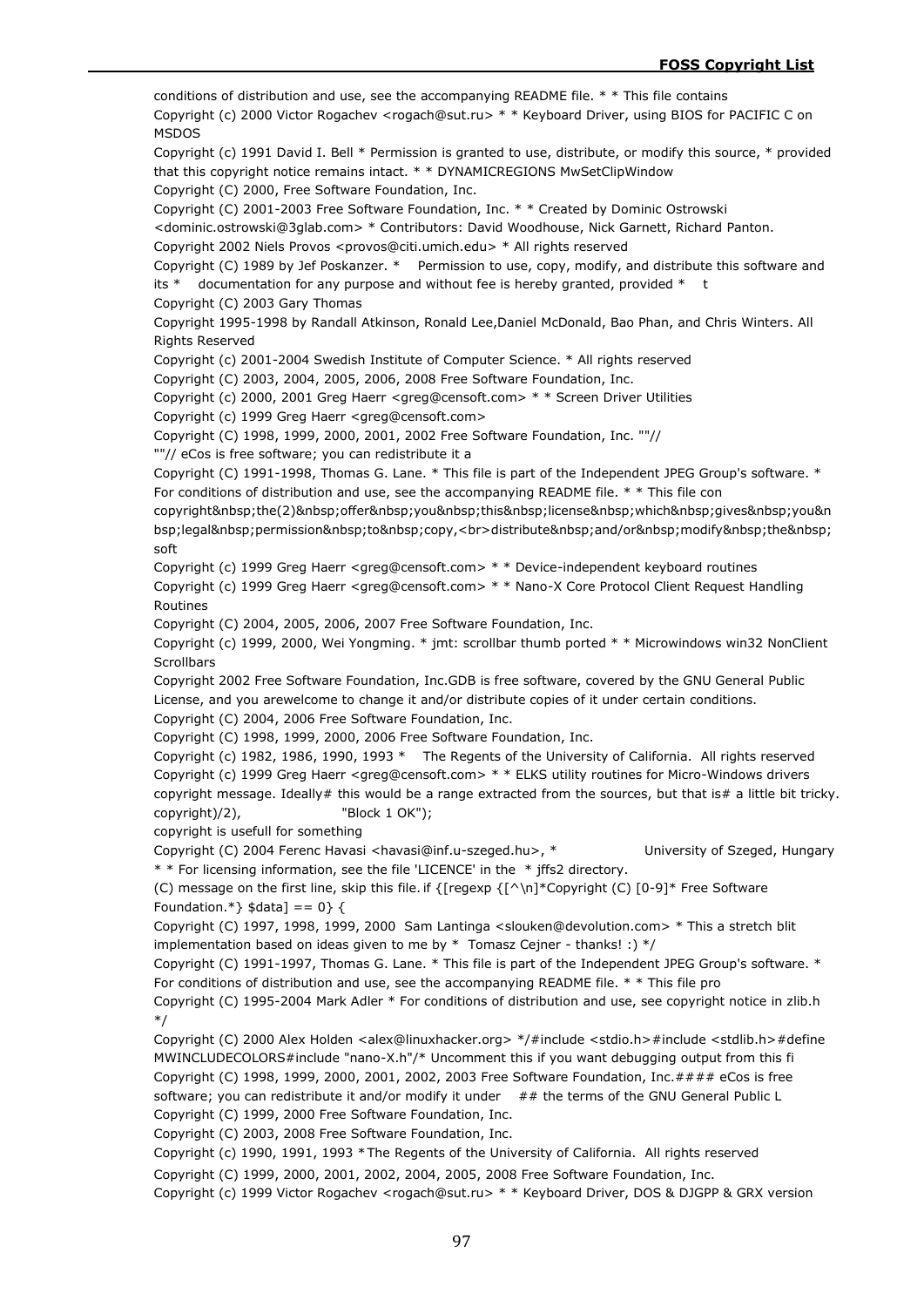conditions of distribution and use, see the accompanying README file. * * This file contains

Copyright (c) 2000 Victor Rogachev <rogach@sut.ru> * * Keyboard Driver, using BIOS for PACIFIC C on MSDOS

Copyright (c) 1991 David I. Bell * Permission is granted to use, distribute, or modify this source, * provided that this copyright notice remains intact. * * DYNAMICREGIONS MwSetClipWindow

Copyright (C) 2000, Free Software Foundation, Inc.

Copyright (C) 2001-2003 Free Software Foundation, Inc. * * Created by Dominic Ostrowski <dominic.ostrowski@3glab.com> * Contributors: David Woodhouse, Nick Garnett, Richard Panton.

Copyright 2002 Niels Provos <provos@citi.umich.edu> * All rights reserved

Copyright (C) 1989 by Jef Poskanzer. * Permission to use, copy, modify, and distribute this software and its * documentation for any purpose and without fee is hereby granted, provided * t

Copyright (C) 2003 Gary Thomas

Copyright 1995-1998 by Randall Atkinson, Ronald Lee,Daniel McDonald, Bao Phan, and Chris Winters. All Rights Reserved

Copyright (c) 2001-2004 Swedish Institute of Computer Science. * All rights reserved

Copyright (C) 2003, 2004, 2005, 2006, 2008 Free Software Foundation, Inc.

Copyright (c) 2000, 2001 Greg Haerr <greg@censoft.com> * * Screen Driver Utilities

Copyright (c) 1999 Greg Haerr <greg@censoft.com>

Copyright (C) 1998, 1999, 2000, 2001, 2002 Free Software Foundation, Inc. ""//
""// eCos is free software; you can redistribute it a

Copyright (C) 1991-1998, Thomas G. Lane. * This file is part of the Independent JPEG Group's software. * For conditions of distribution and use, see the accompanying README file. * * This file con

copyright&nbsp;the(2)&nbsp;offer&nbsp;you&nbsp;this&nbsp;license&nbsp;which&nbsp;gives&nbsp;you&nbsp;legal&nbsp;permission&nbsp;to&nbsp;copy,<br>distribute&nbsp;and/or&nbsp;modify&nbsp;the&nbsp;soft

Copyright (c) 1999 Greg Haerr <greg@censoft.com> * * Device-independent keyboard routines

Copyright (c) 1999 Greg Haerr <greg@censoft.com> * * Nano-X Core Protocol Client Request Handling Routines

Copyright (C) 2004, 2005, 2006, 2007 Free Software Foundation, Inc.

Copyright (c) 1999, 2000, Wei Yongming. * jmt: scrollbar thumb ported * * Microwindows win32 NonClient Scrollbars

Copyright 2002 Free Software Foundation, Inc.GDB is free software, covered by the GNU General Public License, and you arewelcome to change it and/or distribute copies of it under certain conditions.

Copyright (C) 2004, 2006 Free Software Foundation, Inc.

Copyright (C) 1998, 1999, 2000, 2006 Free Software Foundation, Inc.

Copyright (c) 1982, 1986, 1990, 1993 * The Regents of the University of California. All rights reserved

Copyright (c) 1999 Greg Haerr <greg@censoft.com> * * ELKS utility routines for Micro-Windows drivers

copyright message. Ideally# this would be a range extracted from the sources, but that is# a little bit tricky.

copyright)/2), "Block 1 OK");

copyright is usefull for something

Copyright (C) 2004 Ferenc Havasi <havasi@inf.u-szeged.hu>, * University of Szeged, Hungary * * For licensing information, see the file 'LICENCE' in the * jffs2 directory.

(C) message on the first line, skip this file. if {[regexp {[^\n]*Copyright (C) [0-9]* Free Software Foundation.*} $data] == 0} {

Copyright (C) 1997, 1998, 1999, 2000 Sam Lantinga <slouken@devolution.com> * This a stretch blit implementation based on ideas given to me by * Tomasz Cejner - thanks! :) */

Copyright (C) 1991-1997, Thomas G. Lane. * This file is part of the Independent JPEG Group's software. * For conditions of distribution and use, see the accompanying README file. * * This file pro

Copyright (C) 1995-2004 Mark Adler * For conditions of distribution and use, see copyright notice in zlib.h */

Copyright (C) 2000 Alex Holden <alex@linuxhacker.org> */#include <stdio.h>#include <stdlib.h>#define MWINCLUDECOLORS#include "nano-X.h"/* Uncomment this if you want debugging output from this fi

Copyright (C) 1998, 1999, 2000, 2001, 2002, 2003 Free Software Foundation, Inc.#### eCos is free software; you can redistribute it and/or modify it under ## the terms of the GNU General Public L

Copyright (C) 1999, 2000 Free Software Foundation, Inc.

Copyright (C) 2003, 2008 Free Software Foundation, Inc.

Copyright (c) 1990, 1991, 1993 *The Regents of the University of California. All rights reserved

Copyright (C) 1999, 2000, 2001, 2002, 2004, 2005, 2008 Free Software Foundation, Inc.

Copyright (c) 1999 Victor Rogachev <rogach@sut.ru> * * Keyboard Driver, DOS & DJGPP & GRX version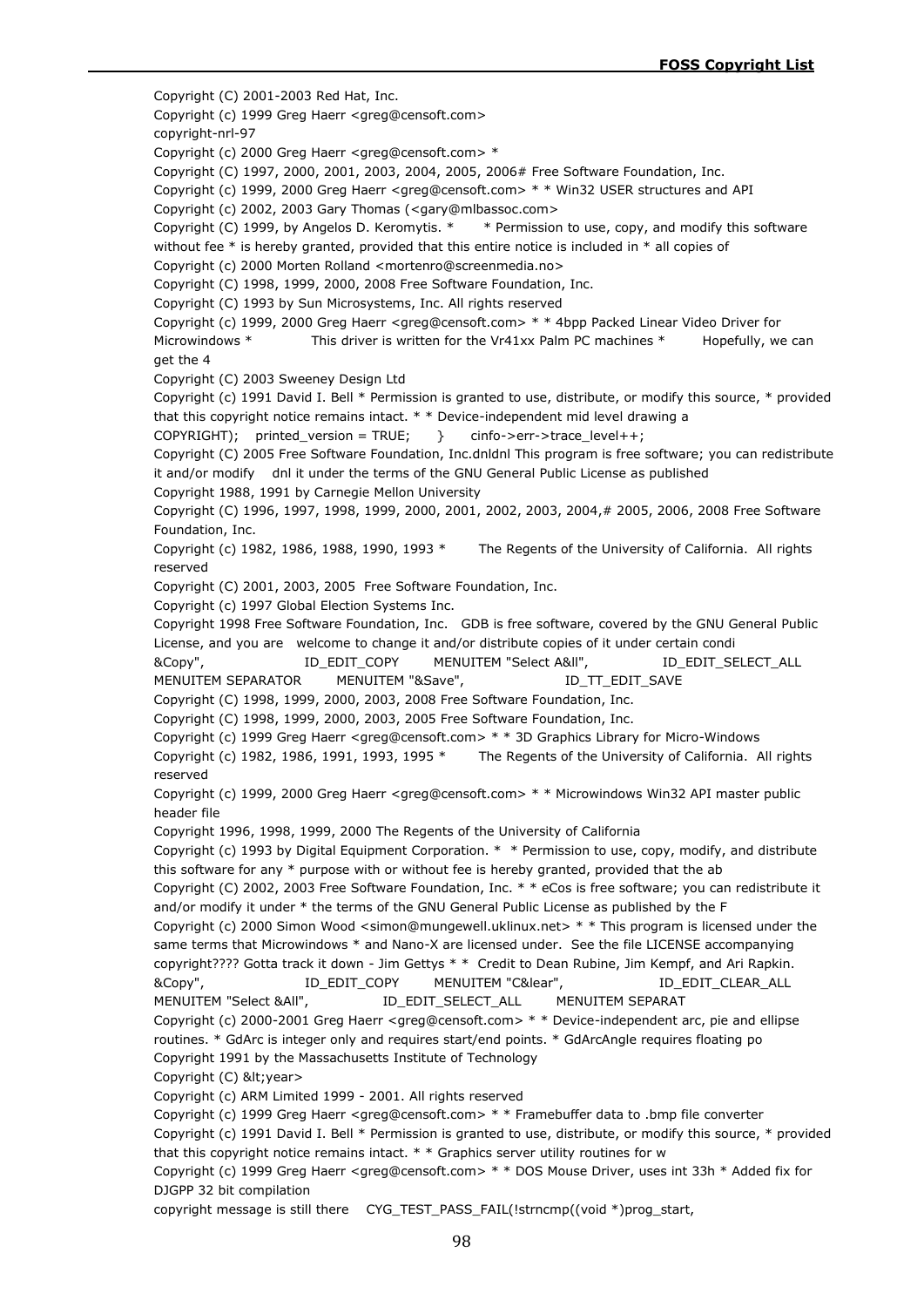Copyright (C) 2001-2003 Red Hat, Inc.

Copyright (c) 1999 Greg Haerr <greg@censoft.com>

copyright-nrl-97

Copyright (c) 2000 Greg Haerr <greg@censoft.com> *

Copyright (C) 1997, 2000, 2001, 2003, 2004, 2005, 2006# Free Software Foundation, Inc.

Copyright (c) 1999, 2000 Greg Haerr <greg@censoft.com> * * Win32 USER structures and API

Copyright (c) 2002, 2003 Gary Thomas (<gary@mlbassoc.com>

Copyright (C) 1999, by Angelos D. Keromytis. * * Permission to use, copy, and modify this software without fee * is hereby granted, provided that this entire notice is included in * all copies of

Copyright (c) 2000 Morten Rolland <mortenro@screenmedia.no>

Copyright (C) 1998, 1999, 2000, 2008 Free Software Foundation, Inc.

Copyright (C) 1993 by Sun Microsystems, Inc. All rights reserved

Copyright (c) 1999, 2000 Greg Haerr <greg@censoft.com> * * 4bpp Packed Linear Video Driver for Microwindows * This driver is written for the Vr41xx Palm PC machines * Hopefully, we can get the 4

Copyright (C) 2003 Sweeney Design Ltd

Copyright (c) 1991 David I. Bell * Permission is granted to use, distribute, or modify this source, * provided that this copyright notice remains intact. * * Device-independent mid level drawing a

COPYRIGHT); printed_version = TRUE; } cinfo->err->trace_level++;

Copyright (C) 2005 Free Software Foundation, Inc.dnldnl This program is free software; you can redistribute it and/or modify dnl it under the terms of the GNU General Public License as published

Copyright 1988, 1991 by Carnegie Mellon University

Copyright (C) 1996, 1997, 1998, 1999, 2000, 2001, 2002, 2003, 2004,# 2005, 2006, 2008 Free Software Foundation, Inc.

Copyright (c) 1982, 1986, 1988, 1990, 1993 * The Regents of the University of California. All rights reserved

Copyright (C) 2001, 2003, 2005 Free Software Foundation, Inc.

Copyright (c) 1997 Global Election Systems Inc.

Copyright 1998 Free Software Foundation, Inc. GDB is free software, covered by the GNU General Public License, and you are welcome to change it and/or distribute copies of it under certain condi

&Copy", ID_EDIT_COPY MENUITEM "Select A&ll", ID_EDIT_SELECT_ALL MENUITEM SEPARATOR MENUITEM "&Save", ID_TT_EDIT_SAVE

Copyright (C) 1998, 1999, 2000, 2003, 2008 Free Software Foundation, Inc.

Copyright (C) 1998, 1999, 2000, 2003, 2005 Free Software Foundation, Inc.

Copyright (c) 1999 Greg Haerr <greg@censoft.com> * * 3D Graphics Library for Micro-Windows

Copyright (c) 1982, 1986, 1991, 1993, 1995 * The Regents of the University of California. All rights reserved

Copyright (c) 1999, 2000 Greg Haerr <greg@censoft.com> * * Microwindows Win32 API master public header file

Copyright 1996, 1998, 1999, 2000 The Regents of the University of California

Copyright (c) 1993 by Digital Equipment Corporation. * * Permission to use, copy, modify, and distribute this software for any * purpose with or without fee is hereby granted, provided that the ab

Copyright (C) 2002, 2003 Free Software Foundation, Inc. * * eCos is free software; you can redistribute it and/or modify it under * the terms of the GNU General Public License as published by the F

Copyright (c) 2000 Simon Wood <simon@mungewell.uklinux.net> * * This program is licensed under the same terms that Microwindows * and Nano-X are licensed under. See the file LICENSE accompanying

copyright???? Gotta track it down - Jim Gettys * * Credit to Dean Rubine, Jim Kempf, and Ari Rapkin.

&Copy", ID_EDIT_COPY MENUITEM "C&lear", ID_EDIT_CLEAR_ALL MENUITEM "Select &All", ID_EDIT_SELECT_ALL MENUITEM SEPARAT

Copyright (c) 2000-2001 Greg Haerr <greg@censoft.com> * * Device-independent arc, pie and ellipse routines. * GdArc is integer only and requires start/end points. * GdArcAngle requires floating po

Copyright 1991 by the Massachusetts Institute of Technology

Copyright (C) &lt;year>

Copyright (c) ARM Limited 1999 - 2001. All rights reserved

Copyright (c) 1999 Greg Haerr <greg@censoft.com> * * Framebuffer data to .bmp file converter

Copyright (c) 1991 David I. Bell * Permission is granted to use, distribute, or modify this source, * provided that this copyright notice remains intact. * * Graphics server utility routines for w

Copyright (c) 1999 Greg Haerr <greg@censoft.com> * * DOS Mouse Driver, uses int 33h * Added fix for DJGPP 32 bit compilation

copyright message is still there CYG_TEST_PASS_FAIL(!strncmp((void *)prog_start,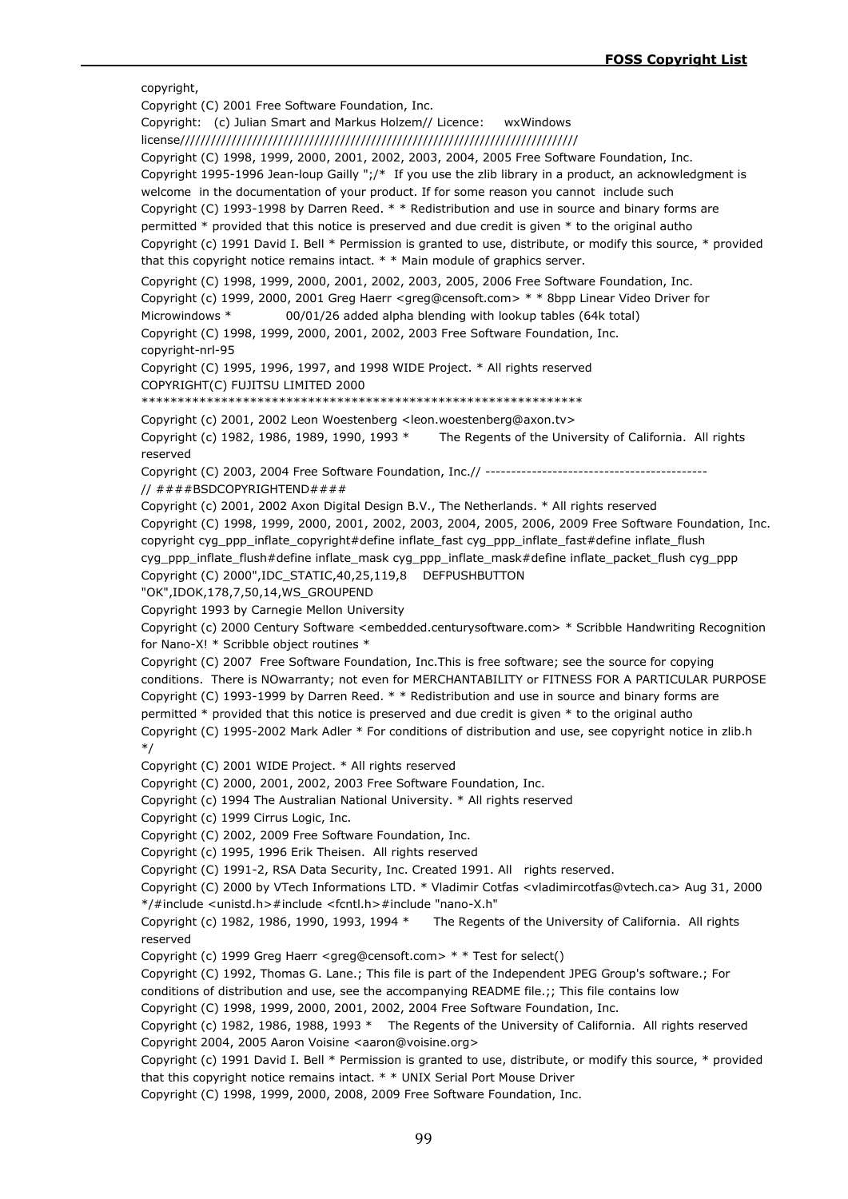copyright,

Copyright (C) 2001 Free Software Foundation, Inc.

Copyright: (c) Julian Smart and Markus Holzem// Licence: wxWindows license///////////////////////////////////////////////////////////////////////////////

Copyright (C) 1998, 1999, 2000, 2001, 2002, 2003, 2004, 2005 Free Software Foundation, Inc.

Copyright 1995-1996 Jean-loup Gailly ";/* If you use the zlib library in a product, an acknowledgment is welcome in the documentation of your product. If for some reason you cannot include such

Copyright (C) 1993-1998 by Darren Reed. * * Redistribution and use in source and binary forms are permitted * provided that this notice is preserved and due credit is given * to the original autho

Copyright (c) 1991 David I. Bell * Permission is granted to use, distribute, or modify this source, * provided that this copyright notice remains intact. * * Main module of graphics server.

Copyright (C) 1998, 1999, 2000, 2001, 2002, 2003, 2005, 2006 Free Software Foundation, Inc.

Copyright (c) 1999, 2000, 2001 Greg Haerr <greg@censoft.com> * * 8bpp Linear Video Driver for Microwindows * 00/01/26 added alpha blending with lookup tables (64k total)

Copyright (C) 1998, 1999, 2000, 2001, 2002, 2003 Free Software Foundation, Inc.

copyright-nrl-95

Copyright (C) 1995, 1996, 1997, and 1998 WIDE Project. * All rights reserved

COPYRIGHT(C) FUJITSU LIMITED 2000 ************************************************************

Copyright (c) 2001, 2002 Leon Woestenberg <leon.woestenberg@axon.tv>

Copyright (c) 1982, 1986, 1989, 1990, 1993 * The Regents of the University of California. All rights reserved

Copyright (C) 2003, 2004 Free Software Foundation, Inc.// ------------------------------------------- // ####BSDCOPYRIGHTEND####

Copyright (c) 2001, 2002 Axon Digital Design B.V., The Netherlands. * All rights reserved

Copyright (C) 1998, 1999, 2000, 2001, 2002, 2003, 2004, 2005, 2006, 2009 Free Software Foundation, Inc.

copyright cyg_ppp_inflate_copyright#define inflate_fast cyg_ppp_inflate_fast#define inflate_flush cyg_ppp_inflate_flush#define inflate_mask cyg_ppp_inflate_mask#define inflate_packet_flush cyg_ppp

Copyright (C) 2000",IDC_STATIC,40,25,119,8 DEFPUSHBUTTON "OK",IDOK,178,7,50,14,WS_GROUPEND

Copyright 1993 by Carnegie Mellon University

Copyright (c) 2000 Century Software <embedded.centurysoftware.com> * Scribble Handwriting Recognition for Nano-X! * Scribble object routines *

Copyright (C) 2007 Free Software Foundation, Inc.This is free software; see the source for copying conditions. There is NOwarranty; not even for MERCHANTABILITY or FITNESS FOR A PARTICULAR PURPOSE

Copyright (C) 1993-1999 by Darren Reed. * * Redistribution and use in source and binary forms are permitted * provided that this notice is preserved and due credit is given * to the original autho

Copyright (C) 1995-2002 Mark Adler * For conditions of distribution and use, see copyright notice in zlib.h */

Copyright (C) 2001 WIDE Project. * All rights reserved

Copyright (C) 2000, 2001, 2002, 2003 Free Software Foundation, Inc.

Copyright (c) 1994 The Australian National University. * All rights reserved

Copyright (c) 1999 Cirrus Logic, Inc.

Copyright (C) 2002, 2009 Free Software Foundation, Inc.

Copyright (c) 1995, 1996 Erik Theisen. All rights reserved

Copyright (C) 1991-2, RSA Data Security, Inc. Created 1991. All rights reserved.

Copyright (C) 2000 by VTech Informations LTD. * Vladimir Cotfas <vladimircotfas@vtech.ca> Aug 31, 2000 */#include <unistd.h>#include <fcntl.h>#include "nano-X.h"

Copyright (c) 1982, 1986, 1990, 1993, 1994 * The Regents of the University of California. All rights reserved

Copyright (c) 1999 Greg Haerr <greg@censoft.com> * * Test for select()

Copyright (C) 1992, Thomas G. Lane.; This file is part of the Independent JPEG Group's software.; For conditions of distribution and use, see the accompanying README file.;; This file contains low

Copyright (C) 1998, 1999, 2000, 2001, 2002, 2004 Free Software Foundation, Inc.

Copyright (c) 1982, 1986, 1988, 1993 * The Regents of the University of California. All rights reserved

Copyright 2004, 2005 Aaron Voisine <aaron@voisine.org>

Copyright (c) 1991 David I. Bell * Permission is granted to use, distribute, or modify this source, * provided that this copyright notice remains intact. * * UNIX Serial Port Mouse Driver

Copyright (C) 1998, 1999, 2000, 2008, 2009 Free Software Foundation, Inc.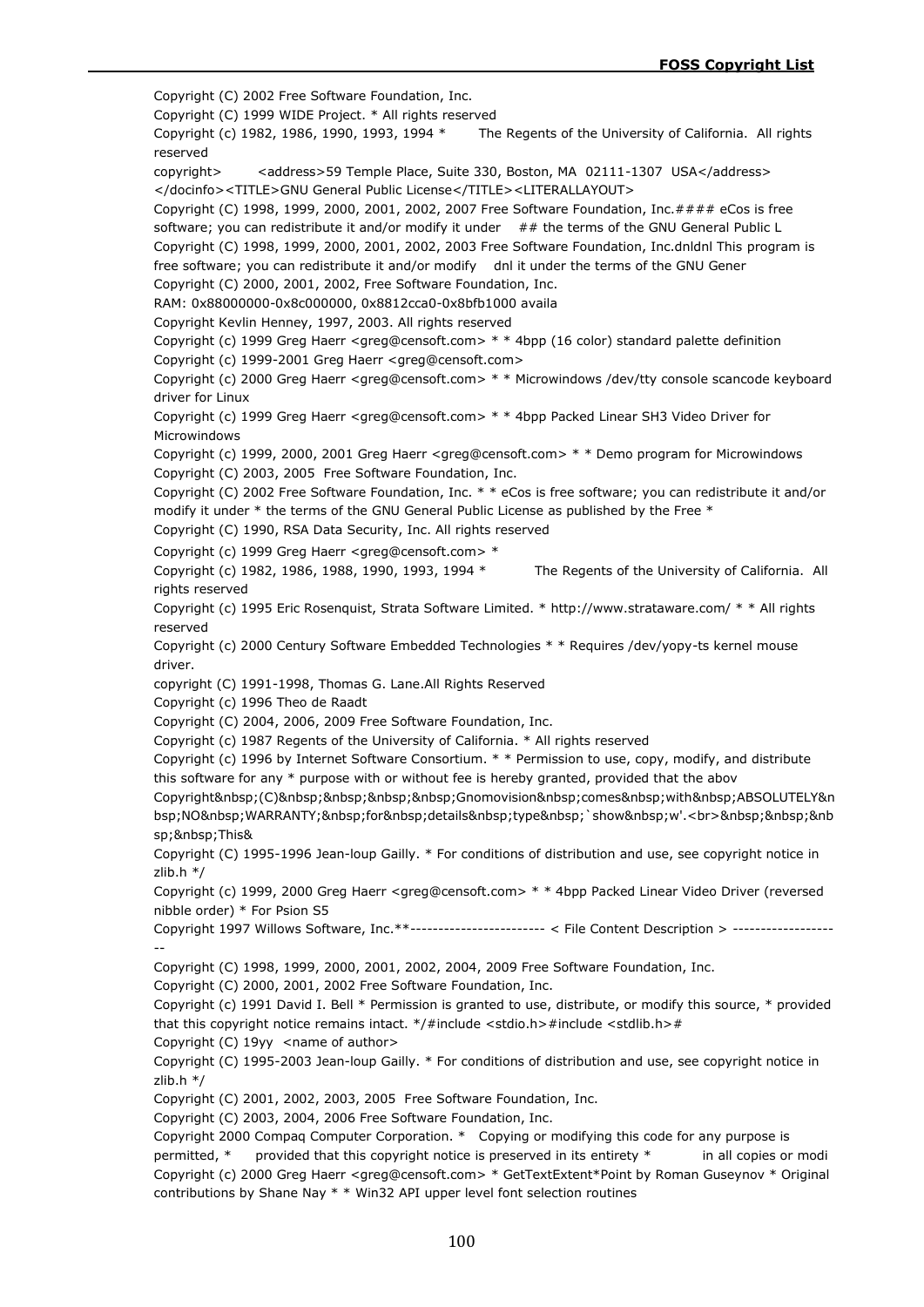Copyright (C) 2002 Free Software Foundation, Inc.

Copyright (C) 1999 WIDE Project. * All rights reserved

Copyright (c) 1982, 1986, 1990, 1993, 1994 *        The Regents of the University of California.  All rights reserved

copyright>        <address>59 Temple Place, Suite 330, Boston, MA  02111-1307  USA</address></docinfo><TITLE>GNU General Public License</TITLE><LITERALLAYOUT>

Copyright (C) 1998, 1999, 2000, 2001, 2002, 2007 Free Software Foundation, Inc.#### eCos is free software; you can redistribute it and/or modify it under    ## the terms of the GNU General Public L

Copyright (C) 1998, 1999, 2000, 2001, 2002, 2003 Free Software Foundation, Inc.dnldnl This program is free software; you can redistribute it and/or modify    dnl it under the terms of the GNU Gener

Copyright (C) 2000, 2001, 2002, Free Software Foundation, Inc.

RAM: 0x88000000-0x8c000000, 0x8812cca0-0x8bfb1000 availa

Copyright Kevlin Henney, 1997, 2003. All rights reserved

Copyright (c) 1999 Greg Haerr <greg@censoft.com> * * 4bpp (16 color) standard palette definition

Copyright (c) 1999-2001 Greg Haerr <greg@censoft.com>

Copyright (c) 2000 Greg Haerr <greg@censoft.com> * * Microwindows /dev/tty console scancode keyboard driver for Linux

Copyright (c) 1999 Greg Haerr <greg@censoft.com> * * 4bpp Packed Linear SH3 Video Driver for Microwindows

Copyright (c) 1999, 2000, 2001 Greg Haerr <greg@censoft.com> * * Demo program for Microwindows

Copyright (C) 2003, 2005  Free Software Foundation, Inc.

Copyright (C) 2002 Free Software Foundation, Inc. * * eCos is free software; you can redistribute it and/or modify it under * the terms of the GNU General Public License as published by the Free *

Copyright (C) 1990, RSA Data Security, Inc. All rights reserved

Copyright (c) 1999 Greg Haerr <greg@censoft.com> *

Copyright (c) 1982, 1986, 1988, 1990, 1993, 1994 *          The Regents of the University of California.  All rights reserved

Copyright (c) 1995 Eric Rosenquist, Strata Software Limited. * http://www.strataware.com/ * * All rights reserved

Copyright (c) 2000 Century Software Embedded Technologies * * Requires /dev/yopy-ts kernel mouse driver.

copyright (C) 1991-1998, Thomas G. Lane.All Rights Reserved

Copyright (c) 1996 Theo de Raadt

Copyright (C) 2004, 2006, 2009 Free Software Foundation, Inc.

Copyright (c) 1987 Regents of the University of California. * All rights reserved

Copyright (c) 1996 by Internet Software Consortium. * * Permission to use, copy, modify, and distribute this software for any * purpose with or without fee is hereby granted, provided that the abov

Copyright&nbsp;(C)&nbsp;&nbsp;&nbsp;&nbsp;Gnomovision&nbsp;comes&nbsp;with&nbsp;ABSOLUTELY&nbsp;NO&nbsp;WARRANTY;&nbsp;for&nbsp;details&nbsp;type&nbsp;`show&nbsp;w'.<br>&nbsp;&nbsp;&nbsp;&nbsp;This&

Copyright (C) 1995-1996 Jean-loup Gailly. * For conditions of distribution and use, see copyright notice in zlib.h */

Copyright (c) 1999, 2000 Greg Haerr <greg@censoft.com> * * 4bpp Packed Linear Video Driver (reversed nibble order) * For Psion S5

Copyright 1997 Willows Software, Inc.**------------------------ < File Content Description > -------------------

Copyright (C) 1998, 1999, 2000, 2001, 2002, 2004, 2009 Free Software Foundation, Inc.

Copyright (C) 2000, 2001, 2002 Free Software Foundation, Inc.

Copyright (c) 1991 David I. Bell * Permission is granted to use, distribute, or modify this source, * provided that this copyright notice remains intact. */#include <stdio.h>#include <stdlib.h>#

Copyright (C) 19yy  <name of author>

Copyright (C) 1995-2003 Jean-loup Gailly. * For conditions of distribution and use, see copyright notice in zlib.h */

Copyright (C) 2001, 2002, 2003, 2005  Free Software Foundation, Inc.

Copyright (C) 2003, 2004, 2006 Free Software Foundation, Inc.

Copyright 2000 Compaq Computer Corporation. *   Copying or modifying this code for any purpose is permitted, *      provided that this copyright notice is preserved in its entirety *          in all copies or modi

Copyright (c) 2000 Greg Haerr <greg@censoft.com> * GetTextExtent*Point by Roman Guseynov * Original contributions by Shane Nay * * Win32 API upper level font selection routines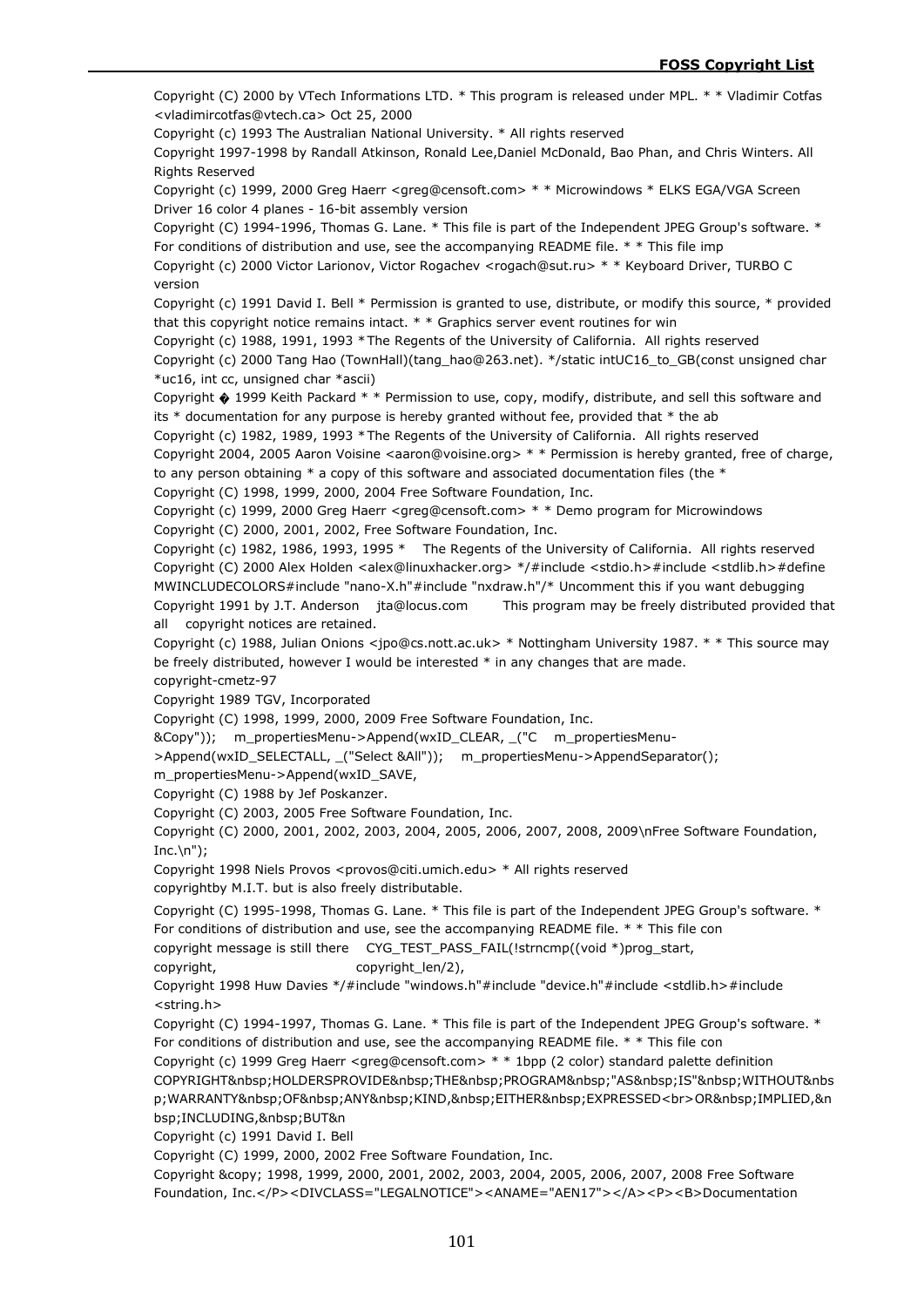Copyright (C) 2000 by VTech Informations LTD. * This program is released under MPL. * * Vladimir Cotfas <vladimircotfas@vtech.ca> Oct 25, 2000

Copyright (c) 1993 The Australian National University. * All rights reserved

Copyright 1997-1998 by Randall Atkinson, Ronald Lee,Daniel McDonald, Bao Phan, and Chris Winters. All Rights Reserved

Copyright (c) 1999, 2000 Greg Haerr <greg@censoft.com> * * Microwindows * ELKS EGA/VGA Screen Driver 16 color 4 planes - 16-bit assembly version

Copyright (C) 1994-1996, Thomas G. Lane. * This file is part of the Independent JPEG Group's software. * For conditions of distribution and use, see the accompanying README file. * * This file imp

Copyright (c) 2000 Victor Larionov, Victor Rogachev <rogach@sut.ru> * * Keyboard Driver, TURBO C version

Copyright (c) 1991 David I. Bell * Permission is granted to use, distribute, or modify this source, * provided that this copyright notice remains intact. * * Graphics server event routines for win

Copyright (c) 1988, 1991, 1993 *The Regents of the University of California. All rights reserved

Copyright (c) 2000 Tang Hao (TownHall)(tang_hao@263.net). */static intUC16_to_GB(const unsigned char *uc16, int cc, unsigned char *ascii)

Copyright � 1999 Keith Packard * * Permission to use, copy, modify, distribute, and sell this software and its * documentation for any purpose is hereby granted without fee, provided that * the ab

Copyright (c) 1982, 1989, 1993 *The Regents of the University of California. All rights reserved

Copyright 2004, 2005 Aaron Voisine <aaron@voisine.org> * * Permission is hereby granted, free of charge, to any person obtaining * a copy of this software and associated documentation files (the *

Copyright (C) 1998, 1999, 2000, 2004 Free Software Foundation, Inc.

Copyright (c) 1999, 2000 Greg Haerr <greg@censoft.com> * * Demo program for Microwindows

Copyright (C) 2000, 2001, 2002, Free Software Foundation, Inc.

Copyright (c) 1982, 1986, 1993, 1995 * The Regents of the University of California. All rights reserved

Copyright (C) 2000 Alex Holden <alex@linuxhacker.org> */#include <stdio.h>#include <stdlib.h>#define MWINCLUDECOLORS#include "nano-X.h"#include "nxdraw.h"/* Uncomment this if you want debugging

Copyright 1991 by J.T. Anderson jta@locus.com This program may be freely distributed provided that all copyright notices are retained.

Copyright (c) 1988, Julian Onions <jpo@cs.nott.ac.uk> * Nottingham University 1987. * * This source may be freely distributed, however I would be interested * in any changes that are made.

copyright-cmetz-97

Copyright 1989 TGV, Incorporated

Copyright (C) 1998, 1999, 2000, 2009 Free Software Foundation, Inc.

&Copy")); m_propertiesMenu->Append(wxID_CLEAR, _("C m_propertiesMenu->Append(wxID_SELECTALL, _("Select &All")); m_propertiesMenu->AppendSeparator(); m_propertiesMenu->Append(wxID_SAVE,

Copyright (C) 1988 by Jef Poskanzer.

Copyright (C) 2003, 2005 Free Software Foundation, Inc.

Copyright (C) 2000, 2001, 2002, 2003, 2004, 2005, 2006, 2007, 2008, 2009\nFree Software Foundation, Inc.\n");

Copyright 1998 Niels Provos <provos@citi.umich.edu> * All rights reserved

copyrightby M.I.T. but is also freely distributable.

Copyright (C) 1995-1998, Thomas G. Lane. * This file is part of the Independent JPEG Group's software. * For conditions of distribution and use, see the accompanying README file. * * This file con

copyright message is still there CYG_TEST_PASS_FAIL(!strncmp((void *)prog_start, copyright, copyright_len/2),

Copyright 1998 Huw Davies */#include "windows.h"#include "device.h"#include <stdlib.h>#include <string.h>

Copyright (C) 1994-1997, Thomas G. Lane. * This file is part of the Independent JPEG Group's software. * For conditions of distribution and use, see the accompanying README file. * * This file con

Copyright (c) 1999 Greg Haerr <greg@censoft.com> * * 1bpp (2 color) standard palette definition

COPYRIGHT&nbsp;HOLDERSPROVIDE&nbsp;THE&nbsp;PROGRAM&nbsp;"AS&nbsp;IS"&nbsp;WITHOUT&nbsp;WARRANTY&nbsp;OF&nbsp;ANY&nbsp;KIND,&nbsp;EITHER&nbsp;EXPRESSED<br>OR&nbsp;IMPLIED,&nbsp;INCLUDING,&nbsp;BUT&n

Copyright (c) 1991 David I. Bell

Copyright (C) 1999, 2000, 2002 Free Software Foundation, Inc.

Copyright &copy; 1998, 1999, 2000, 2001, 2002, 2003, 2004, 2005, 2006, 2007, 2008 Free Software Foundation, Inc.</P><DIVCLASS="LEGALNOTICE"><ANAME="AEN17"></A><P><B>Documentation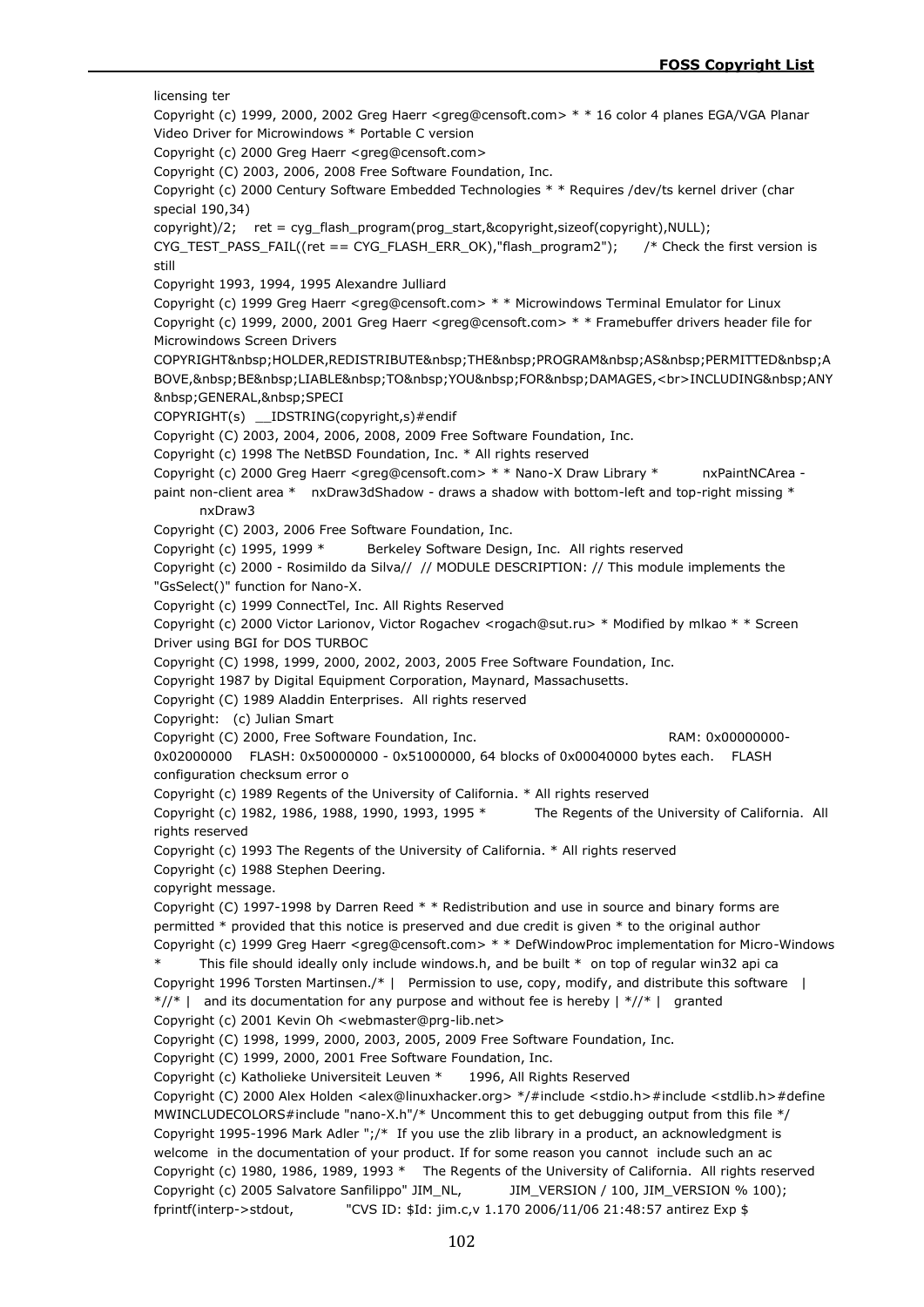licensing ter

Copyright (c) 1999, 2000, 2002 Greg Haerr <greg@censoft.com> * * 16 color 4 planes EGA/VGA Planar Video Driver for Microwindows * Portable C version

Copyright (c) 2000 Greg Haerr <greg@censoft.com>

Copyright (C) 2003, 2006, 2008 Free Software Foundation, Inc.

Copyright (c) 2000 Century Software Embedded Technologies * * Requires /dev/ts kernel driver (char special 190,34)

copyright)/2;    ret = cyg_flash_program(prog_start,&copyright,sizeof(copyright),NULL); CYG_TEST_PASS_FAIL((ret == CYG_FLASH_ERR_OK),"flash_program2");      /* Check the first version is still

Copyright 1993, 1994, 1995 Alexandre Julliard

Copyright (c) 1999 Greg Haerr <greg@censoft.com> * * Microwindows Terminal Emulator for Linux

Copyright (c) 1999, 2000, 2001 Greg Haerr <greg@censoft.com> * * Framebuffer drivers header file for Microwindows Screen Drivers

COPYRIGHT&nbsp;HOLDER,REDISTRIBUTE&nbsp;THE&nbsp;PROGRAM&nbsp;AS&nbsp;PERMITTED&nbsp;ABOVE,&nbsp;BE&nbsp;LIABLE&nbsp;TO&nbsp;YOU&nbsp;FOR&nbsp;DAMAGES,<br>INCLUDING&nbsp;ANY&nbsp;GENERAL,&nbsp;SPECI

COPYRIGHT(s)  __IDSTRING(copyright,s)#endif

Copyright (C) 2003, 2004, 2006, 2008, 2009 Free Software Foundation, Inc.

Copyright (c) 1998 The NetBSD Foundation, Inc. * All rights reserved

Copyright (c) 2000 Greg Haerr <greg@censoft.com> * * Nano-X Draw Library *      nxPaintNCArea - paint non-client area *    nxDraw3dShadow - draws a shadow with bottom-left and top-right missing *      nxDraw3

Copyright (C) 2003, 2006 Free Software Foundation, Inc.

Copyright (c) 1995, 1999 *      Berkeley Software Design, Inc.  All rights reserved

Copyright (c) 2000 - Rosimildo da Silva//  // MODULE DESCRIPTION: // This module implements the "GsSelect()" function for Nano-X.

Copyright (c) 1999 ConnectTel, Inc. All Rights Reserved

Copyright (c) 2000 Victor Larionov, Victor Rogachev <rogach@sut.ru> * Modified by mlkao * * Screen Driver using BGI for DOS TURBOC

Copyright (C) 1998, 1999, 2000, 2002, 2003, 2005 Free Software Foundation, Inc.

Copyright 1987 by Digital Equipment Corporation, Maynard, Massachusetts.

Copyright (C) 1989 Aladdin Enterprises.  All rights reserved

Copyright:   (c) Julian Smart

Copyright (C) 2000, Free Software Foundation, Inc.                    RAM: 0x00000000-0x02000000    FLASH: 0x50000000 - 0x51000000, 64 blocks of 0x00040000 bytes each.    FLASH configuration checksum error o

Copyright (c) 1989 Regents of the University of California. * All rights reserved

Copyright (c) 1982, 1986, 1988, 1990, 1993, 1995 *      The Regents of the University of California.  All rights reserved

Copyright (c) 1993 The Regents of the University of California. * All rights reserved

Copyright (c) 1988 Stephen Deering.

copyright message.

Copyright (C) 1997-1998 by Darren Reed * * Redistribution and use in source and binary forms are permitted * provided that this notice is preserved and due credit is given * to the original author

Copyright (c) 1999 Greg Haerr <greg@censoft.com> * * DefWindowProc implementation for Micro-Windows *      This file should ideally only include windows.h, and be built *  on top of regular win32 api ca

Copyright 1996 Torsten Martinsen./* |   Permission to use, copy, modify, and distribute this software   | */\/* |   and its documentation for any purpose and without fee is hereby | */\/* |   granted

Copyright (c) 2001 Kevin Oh <webmaster@prg-lib.net>

Copyright (C) 1998, 1999, 2000, 2003, 2005, 2009 Free Software Foundation, Inc.

Copyright (C) 1999, 2000, 2001 Free Software Foundation, Inc.

Copyright (c) Katholieke Universiteit Leuven *      1996, All Rights Reserved

Copyright (C) 2000 Alex Holden <alex@linuxhacker.org> */#include <stdio.h>#include <stdlib.h>#define MWINCLUDECOLORS#include "nano-X.h"/* Uncomment this to get debugging output from this file */

Copyright 1995-1996 Mark Adler ";/*  If you use the zlib library in a product, an acknowledgment is welcome  in the documentation of your product. If for some reason you cannot  include such an ac

Copyright (c) 1980, 1986, 1989, 1993 *    The Regents of the University of California.  All rights reserved

Copyright (c) 2005 Salvatore Sanfilippo" JIM_NL,        JIM_VERSION / 100, JIM_VERSION % 100); fprintf(interp->stdout,        "CVS ID: $Id: jim.c,v 1.170 2006/11/06 21:48:57 antirez Exp $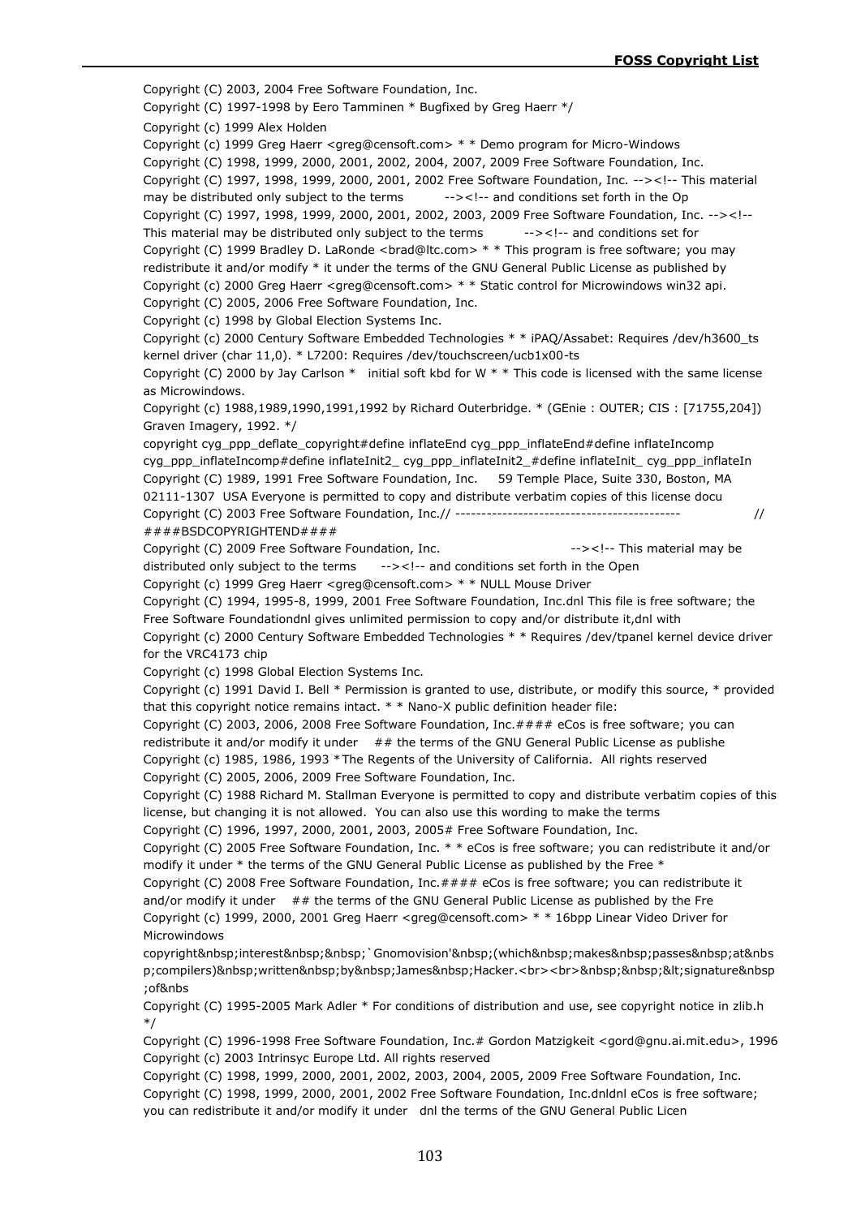Copyright (C) 2003, 2004 Free Software Foundation, Inc.

Copyright (C) 1997-1998 by Eero Tamminen * Bugfixed by Greg Haerr */

Copyright (c) 1999 Alex Holden

Copyright (c) 1999 Greg Haerr <greg@censoft.com> * * Demo program for Micro-Windows

Copyright (C) 1998, 1999, 2000, 2001, 2002, 2004, 2007, 2009 Free Software Foundation, Inc.

Copyright (C) 1997, 1998, 1999, 2000, 2001, 2002 Free Software Foundation, Inc. --><!-- This material may be distributed only subject to the terms --><!-- and conditions set forth in the Op

Copyright (C) 1997, 1998, 1999, 2000, 2001, 2002, 2003, 2009 Free Software Foundation, Inc. --><!-- This material may be distributed only subject to the terms --><!-- and conditions set for

Copyright (C) 1999 Bradley D. LaRonde <brad@ltc.com> * * This program is free software; you may redistribute it and/or modify * it under the terms of the GNU General Public License as published by

Copyright (c) 2000 Greg Haerr <greg@censoft.com> * * Static control for Microwindows win32 api.

Copyright (C) 2005, 2006 Free Software Foundation, Inc.

Copyright (c) 1998 by Global Election Systems Inc.

Copyright (c) 2000 Century Software Embedded Technologies * * iPAQ/Assabet: Requires /dev/h3600_ts kernel driver (char 11,0). * L7200: Requires /dev/touchscreen/ucb1x00-ts

Copyright (C) 2000 by Jay Carlson * initial soft kbd for W * * This code is licensed with the same license as Microwindows.

Copyright (c) 1988,1989,1990,1991,1992 by Richard Outerbridge. * (GEnie : OUTER; CIS : [71755,204]) Graven Imagery, 1992. */

copyright cyg_ppp_deflate_copyright#define inflateEnd cyg_ppp_inflateEnd#define inflateIncomp cyg_ppp_inflateIncomp#define inflateInit2_ cyg_ppp_inflateInit2_#define inflateInit_ cyg_ppp_inflateIn

Copyright (C) 1989, 1991 Free Software Foundation, Inc. 59 Temple Place, Suite 330, Boston, MA 02111-1307 USA Everyone is permitted to copy and distribute verbatim copies of this license docu

Copyright (C) 2003 Free Software Foundation, Inc.// ------------------------------------------- // ####BSDCOPYRIGHTEND####

Copyright (C) 2009 Free Software Foundation, Inc. --><!-- This material may be distributed only subject to the terms --><!-- and conditions set forth in the Open

Copyright (c) 1999 Greg Haerr <greg@censoft.com> * * NULL Mouse Driver

Copyright (C) 1994, 1995-8, 1999, 2001 Free Software Foundation, Inc.dnl This file is free software; the Free Software Foundationdnl gives unlimited permission to copy and/or distribute it,dnl with

Copyright (c) 2000 Century Software Embedded Technologies * * Requires /dev/tpanel kernel device driver for the VRC4173 chip

Copyright (c) 1998 Global Election Systems Inc.

Copyright (c) 1991 David I. Bell * Permission is granted to use, distribute, or modify this source, * provided that this copyright notice remains intact. * * Nano-X public definition header file:

Copyright (C) 2003, 2006, 2008 Free Software Foundation, Inc.#### eCos is free software; you can redistribute it and/or modify it under ## the terms of the GNU General Public License as publishe

Copyright (c) 1985, 1986, 1993 *The Regents of the University of California. All rights reserved

Copyright (C) 2005, 2006, 2009 Free Software Foundation, Inc.

Copyright (C) 1988 Richard M. Stallman Everyone is permitted to copy and distribute verbatim copies of this license, but changing it is not allowed. You can also use this wording to make the terms

Copyright (C) 1996, 1997, 2000, 2001, 2003, 2005# Free Software Foundation, Inc.

Copyright (C) 2005 Free Software Foundation, Inc. * * eCos is free software; you can redistribute it and/or modify it under * the terms of the GNU General Public License as published by the Free *

Copyright (C) 2008 Free Software Foundation, Inc.#### eCos is free software; you can redistribute it and/or modify it under ## the terms of the GNU General Public License as published by the Fre

Copyright (c) 1999, 2000, 2001 Greg Haerr <greg@censoft.com> * * 16bpp Linear Video Driver for Microwindows

copyright&nbsp;interest&nbsp;&nbsp;`Gnomovision'&nbsp;(which&nbsp;makes&nbsp;passes&nbsp;at&nbsp;compilers)&nbsp;written&nbsp;by&nbsp;James&nbsp;Hacker.<br><br>&nbsp;&nbsp;&lt;signature&nbsp;of&nbs

Copyright (C) 1995-2005 Mark Adler * For conditions of distribution and use, see copyright notice in zlib.h */

Copyright (C) 1996-1998 Free Software Foundation, Inc.# Gordon Matzigkeit <gord@gnu.ai.mit.edu>, 1996

Copyright (c) 2003 Intrinsyc Europe Ltd. All rights reserved

Copyright (C) 1998, 1999, 2000, 2001, 2002, 2003, 2004, 2005, 2009 Free Software Foundation, Inc.

Copyright (C) 1998, 1999, 2000, 2001, 2002 Free Software Foundation, Inc.dnldnl eCos is free software; you can redistribute it and/or modify it under dnl the terms of the GNU General Public Licen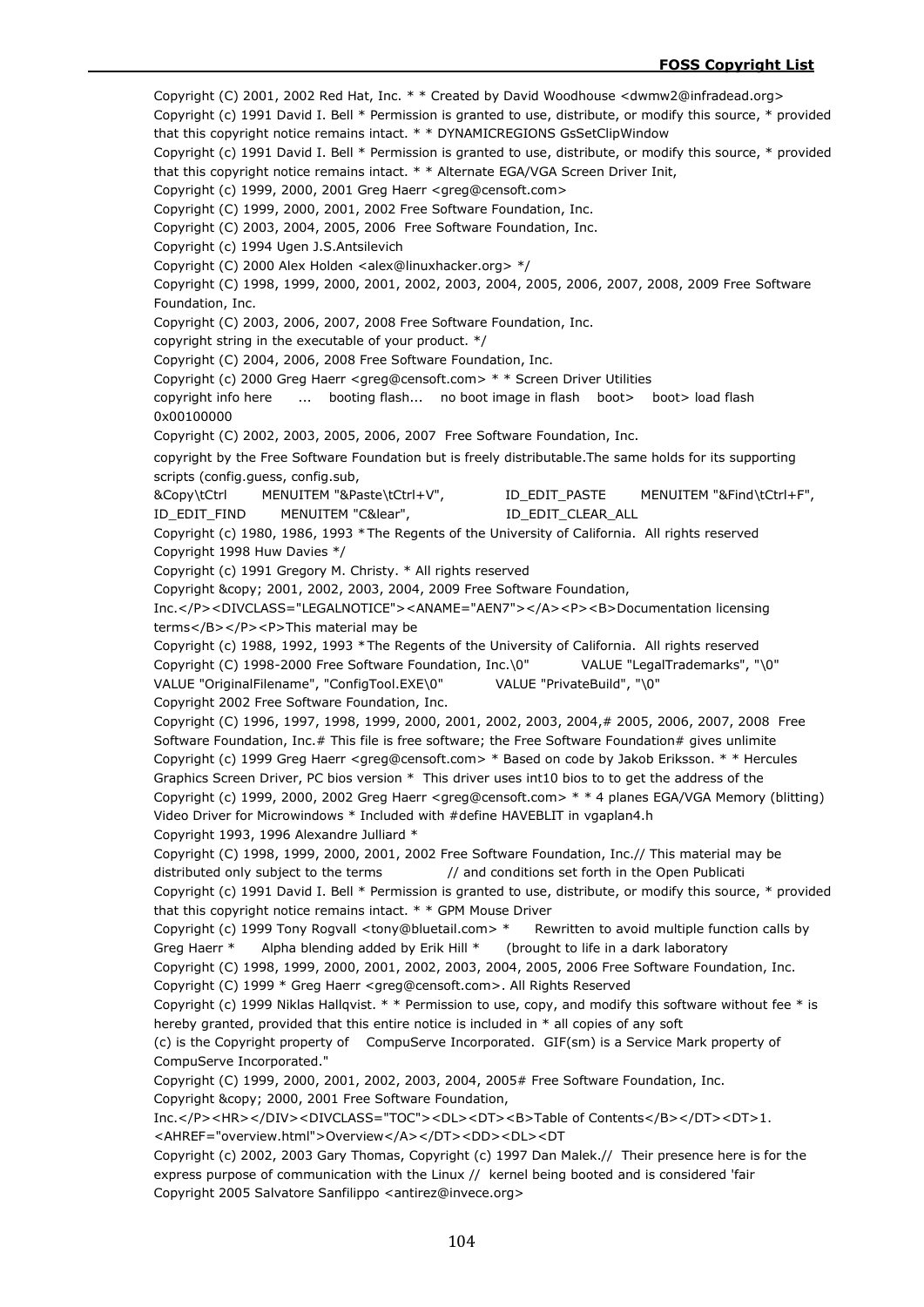Copyright (C) 2001, 2002 Red Hat, Inc. * * Created by David Woodhouse <dwmw2@infradead.org>

Copyright (c) 1991 David I. Bell * Permission is granted to use, distribute, or modify this source, * provided that this copyright notice remains intact. * * DYNAMICREGIONS GsSetClipWindow

Copyright (c) 1991 David I. Bell * Permission is granted to use, distribute, or modify this source, * provided that this copyright notice remains intact. * * Alternate EGA/VGA Screen Driver Init,

Copyright (c) 1999, 2000, 2001 Greg Haerr <greg@censoft.com>

Copyright (C) 1999, 2000, 2001, 2002 Free Software Foundation, Inc.

Copyright (C) 2003, 2004, 2005, 2006 Free Software Foundation, Inc.

Copyright (c) 1994 Ugen J.S.Antsilevich

Copyright (C) 2000 Alex Holden <alex@linuxhacker.org> */

Copyright (C) 1998, 1999, 2000, 2001, 2002, 2003, 2004, 2005, 2006, 2007, 2008, 2009 Free Software Foundation, Inc.

Copyright (C) 2003, 2006, 2007, 2008 Free Software Foundation, Inc.

copyright string in the executable of your product. */

Copyright (C) 2004, 2006, 2008 Free Software Foundation, Inc.

Copyright (c) 2000 Greg Haerr <greg@censoft.com> * * Screen Driver Utilities

copyright info here ... booting flash... no boot image in flash boot> boot> load flash 0x00100000

Copyright (C) 2002, 2003, 2005, 2006, 2007 Free Software Foundation, Inc.

copyright by the Free Software Foundation but is freely distributable.The same holds for its supporting scripts (config.guess, config.sub,

&Copy\tCtrl MENUITEM "&Paste\tCtrl+V", ID_EDIT_PASTE MENUITEM "&Find\tCtrl+F", ID_EDIT_FIND MENUITEM "C&lear", ID_EDIT_CLEAR_ALL

Copyright (c) 1980, 1986, 1993 * The Regents of the University of California. All rights reserved

Copyright 1998 Huw Davies */

Copyright (c) 1991 Gregory M. Christy. * All rights reserved

Copyright &copy; 2001, 2002, 2003, 2004, 2009 Free Software Foundation, Inc.</P><DIVCLASS="LEGALNOTICE"><ANAME="AEN7"></A><P><B>Documentation licensing terms</B></P><P>This material may be

Copyright (c) 1988, 1992, 1993 * The Regents of the University of California. All rights reserved

Copyright (C) 1998-2000 Free Software Foundation, Inc.\0" VALUE "LegalTrademarks", "\0" VALUE "OriginalFilename", "ConfigTool.EXE\0" VALUE "PrivateBuild", "\0"

Copyright 2002 Free Software Foundation, Inc.

Copyright (C) 1996, 1997, 1998, 1999, 2000, 2001, 2002, 2003, 2004,# 2005, 2006, 2007, 2008 Free Software Foundation, Inc.# This file is free software; the Free Software Foundation# gives unlimite

Copyright (c) 1999 Greg Haerr <greg@censoft.com> * Based on code by Jakob Eriksson. * * Hercules Graphics Screen Driver, PC bios version * This driver uses int10 bios to to get the address of the

Copyright (c) 1999, 2000, 2002 Greg Haerr <greg@censoft.com> * * 4 planes EGA/VGA Memory (blitting) Video Driver for Microwindows * Included with #define HAVEBLIT in vgaplan4.h

Copyright 1993, 1996 Alexandre Julliard *

Copyright (C) 1998, 1999, 2000, 2001, 2002 Free Software Foundation, Inc.// This material may be distributed only subject to the terms // and conditions set forth in the Open Publicati

Copyright (c) 1991 David I. Bell * Permission is granted to use, distribute, or modify this source, * provided that this copyright notice remains intact. * * GPM Mouse Driver

Copyright (c) 1999 Tony Rogvall <tony@bluetail.com> * Rewritten to avoid multiple function calls by Greg Haerr * Alpha blending added by Erik Hill * (brought to life in a dark laboratory

Copyright (C) 1998, 1999, 2000, 2001, 2002, 2003, 2004, 2005, 2006 Free Software Foundation, Inc.

Copyright (C) 1999 * Greg Haerr <greg@censoft.com>. All Rights Reserved

Copyright (c) 1999 Niklas Hallqvist. * * Permission to use, copy, and modify this software without fee * is hereby granted, provided that this entire notice is included in * all copies of any soft

(c) is the Copyright property of CompuServe Incorporated. GIF(sm) is a Service Mark property of CompuServe Incorporated."

Copyright (C) 1999, 2000, 2001, 2002, 2003, 2004, 2005# Free Software Foundation, Inc.

Copyright &copy; 2000, 2001 Free Software Foundation, Inc.</P><HR></DIV><DIVCLASS="TOC"><DL><DT><B>Table of Contents</B></DT><DT>1. <AHREF="overview.html">Overview</A></DT><DD><DL><DT

Copyright (c) 2002, 2003 Gary Thomas, Copyright (c) 1997 Dan Malek.// Their presence here is for the express purpose of communication with the Linux // kernel being booted and is considered 'fair

Copyright 2005 Salvatore Sanfilippo <antirez@invece.org>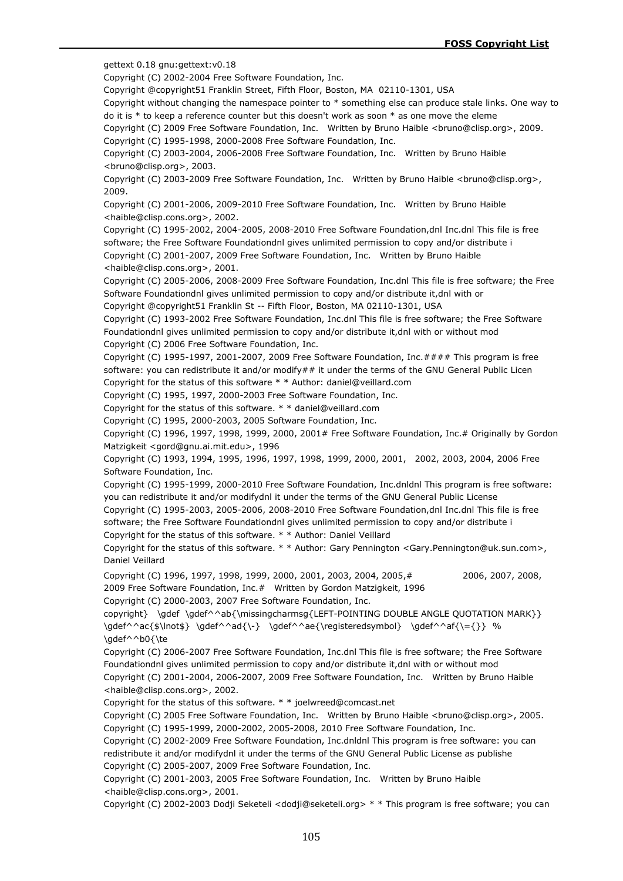gettext 0.18 gnu:gettext:v0.18

Copyright (C) 2002-2004 Free Software Foundation, Inc.

Copyright @copyright51 Franklin Street, Fifth Floor, Boston, MA  02110-1301, USA

Copyright without changing the namespace pointer to * something else can produce stale links. One way to do it is * to keep a reference counter but this doesn't work as soon * as one move the eleme

Copyright (C) 2009 Free Software Foundation, Inc.   Written by Bruno Haible <bruno@clisp.org>, 2009.

Copyright (C) 1995-1998, 2000-2008 Free Software Foundation, Inc.

Copyright (C) 2003-2004, 2006-2008 Free Software Foundation, Inc.   Written by Bruno Haible <bruno@clisp.org>, 2003.

Copyright (C) 2003-2009 Free Software Foundation, Inc.   Written by Bruno Haible <bruno@clisp.org>, 2009.

Copyright (C) 2001-2006, 2009-2010 Free Software Foundation, Inc.   Written by Bruno Haible <haible@clisp.cons.org>, 2002.

Copyright (C) 1995-2002, 2004-2005, 2008-2010 Free Software Foundation,dnl Inc.dnl This file is free software; the Free Software Foundationdnl gives unlimited permission to copy and/or distribute i

Copyright (C) 2001-2007, 2009 Free Software Foundation, Inc.   Written by Bruno Haible <haible@clisp.cons.org>, 2001.

Copyright (C) 2005-2006, 2008-2009 Free Software Foundation, Inc.dnl This file is free software; the Free Software Foundationdnl gives unlimited permission to copy and/or distribute it,dnl with or

Copyright @copyright51 Franklin St -- Fifth Floor, Boston, MA 02110-1301, USA

Copyright (C) 1993-2002 Free Software Foundation, Inc.dnl This file is free software; the Free Software Foundationdnl gives unlimited permission to copy and/or distribute it,dnl with or without mod

Copyright (C) 2006 Free Software Foundation, Inc.

Copyright (C) 1995-1997, 2001-2007, 2009 Free Software Foundation, Inc.#### This program is free software: you can redistribute it and/or modify## it under the terms of the GNU General Public Licen

Copyright for the status of this software * * Author: daniel@veillard.com

Copyright (C) 1995, 1997, 2000-2003 Free Software Foundation, Inc.

Copyright for the status of this software. * * daniel@veillard.com

Copyright (C) 1995, 2000-2003, 2005 Software Foundation, Inc.

Copyright (C) 1996, 1997, 1998, 1999, 2000, 2001# Free Software Foundation, Inc.# Originally by Gordon Matzigkeit <gord@gnu.ai.mit.edu>, 1996

Copyright (C) 1993, 1994, 1995, 1996, 1997, 1998, 1999, 2000, 2001,   2002, 2003, 2004, 2006 Free Software Foundation, Inc.

Copyright (C) 1995-1999, 2000-2010 Free Software Foundation, Inc.dnldnl This program is free software: you can redistribute it and/or modifydnl it under the terms of the GNU General Public License

Copyright (C) 1995-2003, 2005-2006, 2008-2010 Free Software Foundation,dnl Inc.dnl This file is free software; the Free Software Foundationdnl gives unlimited permission to copy and/or distribute i

Copyright for the status of this software. * * Author: Daniel Veillard

Copyright for the status of this software. * * Author: Gary Pennington <Gary.Pennington@uk.sun.com>, Daniel Veillard

Copyright (C) 1996, 1997, 1998, 1999, 2000, 2001, 2003, 2004, 2005,#              2006, 2007, 2008, 2009 Free Software Foundation, Inc.#   Written by Gordon Matzigkeit, 1996

Copyright (C) 2000-2003, 2007 Free Software Foundation, Inc.

copyright}   \gdef  \gdef^^ab{\missingcharmsg{LEFT-POINTING DOUBLE ANGLE QUOTATION MARK}}  \gdef^^ac{$\lnot$}  \gdef^^ad{\-}   \gdef^^ae{\registeredsymbol}   \gdef^^af{\={}}  % \gdef^^b0{\te

Copyright (C) 2006-2007 Free Software Foundation, Inc.dnl This file is free software; the Free Software Foundationdnl gives unlimited permission to copy and/or distribute it,dnl with or without mod

Copyright (C) 2001-2004, 2006-2007, 2009 Free Software Foundation, Inc.   Written by Bruno Haible <haible@clisp.cons.org>, 2002.

Copyright for the status of this software. * * joelwreed@comcast.net

Copyright (C) 2005 Free Software Foundation, Inc.   Written by Bruno Haible <bruno@clisp.org>, 2005.

Copyright (C) 1995-1999, 2000-2002, 2005-2008, 2010 Free Software Foundation, Inc.

Copyright (C) 2002-2009 Free Software Foundation, Inc.dnldnl This program is free software: you can redistribute it and/or modifydnl it under the terms of the GNU General Public License as publishe

Copyright (C) 2005-2007, 2009 Free Software Foundation, Inc.

Copyright (C) 2001-2003, 2005 Free Software Foundation, Inc.   Written by Bruno Haible <haible@clisp.cons.org>, 2001.

Copyright (C) 2002-2003 Dodji Seketeli <dodji@seketeli.org> * * This program is free software; you can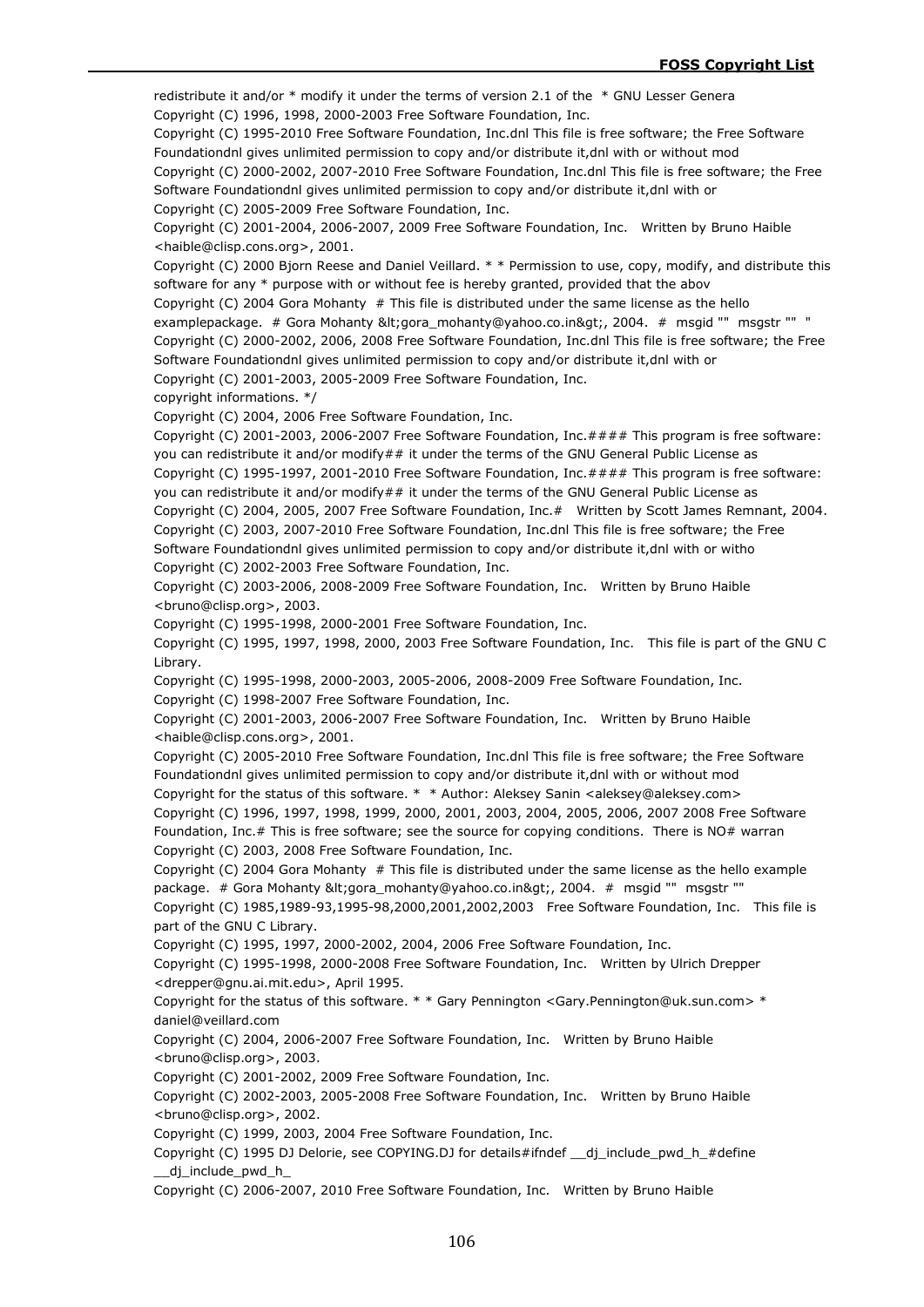redistribute it and/or * modify it under the terms of version 2.1 of the * GNU Lesser Genera
Copyright (C) 1996, 1998, 2000-2003 Free Software Foundation, Inc.
Copyright (C) 1995-2010 Free Software Foundation, Inc.dnl This file is free software; the Free Software Foundationdnl gives unlimited permission to copy and/or distribute it,dnl with or without mod
Copyright (C) 2000-2002, 2007-2010 Free Software Foundation, Inc.dnl This file is free software; the Free Software Foundationdnl gives unlimited permission to copy and/or distribute it,dnl with or
Copyright (C) 2005-2009 Free Software Foundation, Inc.
Copyright (C) 2001-2004, 2006-2007, 2009 Free Software Foundation, Inc.   Written by Bruno Haible <haible@clisp.cons.org>, 2001.
Copyright (C) 2000 Bjorn Reese and Daniel Veillard. * * Permission to use, copy, modify, and distribute this software for any * purpose with or without fee is hereby granted, provided that the abov
Copyright (C) 2004 Gora Mohanty  # This file is distributed under the same license as the hello examplepackage.  # Gora Mohanty &lt;gora_mohanty@yahoo.co.in&gt;, 2004.  #  msgid ""  msgstr ""  "
Copyright (C) 2000-2002, 2006, 2008 Free Software Foundation, Inc.dnl This file is free software; the Free Software Foundationdnl gives unlimited permission to copy and/or distribute it,dnl with or
Copyright (C) 2001-2003, 2005-2009 Free Software Foundation, Inc.
copyright informations. */
Copyright (C) 2004, 2006 Free Software Foundation, Inc.
Copyright (C) 2001-2003, 2006-2007 Free Software Foundation, Inc.#### This program is free software: you can redistribute it and/or modify## it under the terms of the GNU General Public License as
Copyright (C) 1995-1997, 2001-2010 Free Software Foundation, Inc.#### This program is free software: you can redistribute it and/or modify## it under the terms of the GNU General Public License as
Copyright (C) 2004, 2005, 2007 Free Software Foundation, Inc.#   Written by Scott James Remnant, 2004.
Copyright (C) 2003, 2007-2010 Free Software Foundation, Inc.dnl This file is free software; the Free Software Foundationdnl gives unlimited permission to copy and/or distribute it,dnl with or witho
Copyright (C) 2002-2003 Free Software Foundation, Inc.
Copyright (C) 2003-2006, 2008-2009 Free Software Foundation, Inc.   Written by Bruno Haible <bruno@clisp.org>, 2003.
Copyright (C) 1995-1998, 2000-2001 Free Software Foundation, Inc.
Copyright (C) 1995, 1997, 1998, 2000, 2003 Free Software Foundation, Inc.   This file is part of the GNU C Library.
Copyright (C) 1995-1998, 2000-2003, 2005-2006, 2008-2009 Free Software Foundation, Inc.
Copyright (C) 1998-2007 Free Software Foundation, Inc.
Copyright (C) 2001-2003, 2006-2007 Free Software Foundation, Inc.   Written by Bruno Haible <haible@clisp.cons.org>, 2001.
Copyright (C) 2005-2010 Free Software Foundation, Inc.dnl This file is free software; the Free Software Foundationdnl gives unlimited permission to copy and/or distribute it,dnl with or without mod
Copyright for the status of this software. *  * Author: Aleksey Sanin <aleksey@aleksey.com>
Copyright (C) 1996, 1997, 1998, 1999, 2000, 2001, 2003, 2004, 2005, 2006, 2007 2008 Free Software Foundation, Inc.# This is free software; see the source for copying conditions.  There is NO# warran
Copyright (C) 2003, 2008 Free Software Foundation, Inc.
Copyright (C) 2004 Gora Mohanty  # This file is distributed under the same license as the hello example package.  # Gora Mohanty &lt;gora_mohanty@yahoo.co.in&gt;, 2004.  #  msgid ""  msgstr ""
Copyright (C) 1985,1989-93,1995-98,2000,2001,2002,2003   Free Software Foundation, Inc.   This file is part of the GNU C Library.
Copyright (C) 1995, 1997, 2000-2002, 2004, 2006 Free Software Foundation, Inc.
Copyright (C) 1995-1998, 2000-2008 Free Software Foundation, Inc.   Written by Ulrich Drepper <drepper@gnu.ai.mit.edu>, April 1995.
Copyright for the status of this software. * * Gary Pennington <Gary.Pennington@uk.sun.com> * daniel@veillard.com
Copyright (C) 2004, 2006-2007 Free Software Foundation, Inc.   Written by Bruno Haible <bruno@clisp.org>, 2003.
Copyright (C) 2001-2002, 2009 Free Software Foundation, Inc.
Copyright (C) 2002-2003, 2005-2008 Free Software Foundation, Inc.   Written by Bruno Haible <bruno@clisp.org>, 2002.
Copyright (C) 1999, 2003, 2004 Free Software Foundation, Inc.
Copyright (C) 1995 DJ Delorie, see COPYING.DJ for details#ifndef __dj_include_pwd_h_#define __dj_include_pwd_h_
Copyright (C) 2006-2007, 2010 Free Software Foundation, Inc.   Written by Bruno Haible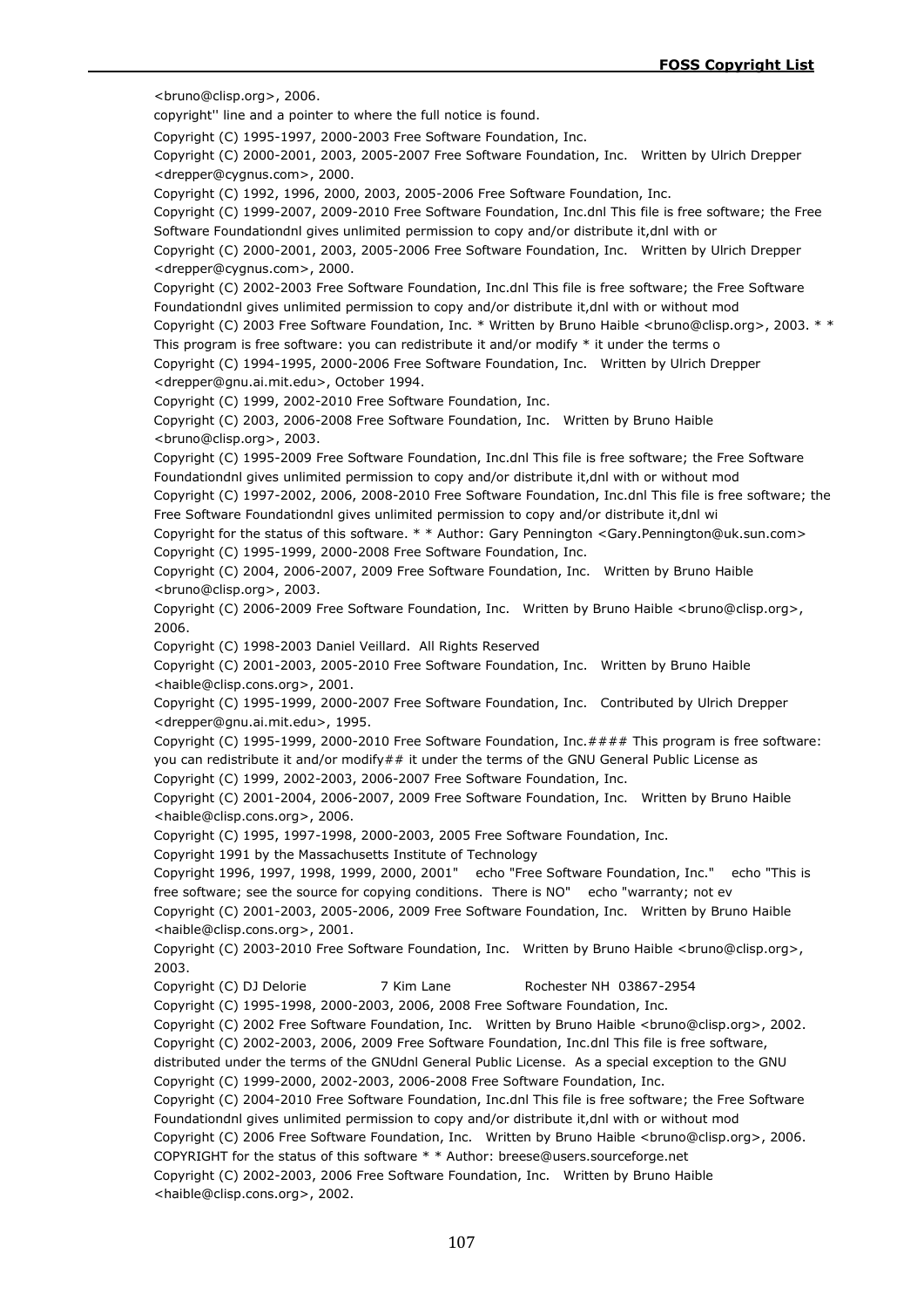<bruno@clisp.org>, 2006.

copyright'' line and a pointer to where the full notice is found.

Copyright (C) 1995-1997, 2000-2003 Free Software Foundation, Inc.

Copyright (C) 2000-2001, 2003, 2005-2007 Free Software Foundation, Inc.   Written by Ulrich Drepper <drepper@cygnus.com>, 2000.

Copyright (C) 1992, 1996, 2000, 2003, 2005-2006 Free Software Foundation, Inc.

Copyright (C) 1999-2007, 2009-2010 Free Software Foundation, Inc.dnl This file is free software; the Free Software Foundationdnl gives unlimited permission to copy and/or distribute it,dnl with or

Copyright (C) 2000-2001, 2003, 2005-2006 Free Software Foundation, Inc.   Written by Ulrich Drepper <drepper@cygnus.com>, 2000.

Copyright (C) 2002-2003 Free Software Foundation, Inc.dnl This file is free software; the Free Software Foundationdnl gives unlimited permission to copy and/or distribute it,dnl with or without mod

Copyright (C) 2003 Free Software Foundation, Inc. * Written by Bruno Haible <bruno@clisp.org>, 2003. * * This program is free software: you can redistribute it and/or modify * it under the terms o

Copyright (C) 1994-1995, 2000-2006 Free Software Foundation, Inc.   Written by Ulrich Drepper <drepper@gnu.ai.mit.edu>, October 1994.

Copyright (C) 1999, 2002-2010 Free Software Foundation, Inc.

Copyright (C) 2003, 2006-2008 Free Software Foundation, Inc.   Written by Bruno Haible <bruno@clisp.org>, 2003.

Copyright (C) 1995-2009 Free Software Foundation, Inc.dnl This file is free software; the Free Software Foundationdnl gives unlimited permission to copy and/or distribute it,dnl with or without mod

Copyright (C) 1997-2002, 2006, 2008-2010 Free Software Foundation, Inc.dnl This file is free software; the Free Software Foundationdnl gives unlimited permission to copy and/or distribute it,dnl wi

Copyright for the status of this software. * * Author: Gary Pennington <Gary.Pennington@uk.sun.com>

Copyright (C) 1995-1999, 2000-2008 Free Software Foundation, Inc.

Copyright (C) 2004, 2006-2007, 2009 Free Software Foundation, Inc.   Written by Bruno Haible <bruno@clisp.org>, 2003.

Copyright (C) 2006-2009 Free Software Foundation, Inc.   Written by Bruno Haible <bruno@clisp.org>, 2006.

Copyright (C) 1998-2003 Daniel Veillard.  All Rights Reserved

Copyright (C) 2001-2003, 2005-2010 Free Software Foundation, Inc.   Written by Bruno Haible <haible@clisp.cons.org>, 2001.

Copyright (C) 1995-1999, 2000-2007 Free Software Foundation, Inc.   Contributed by Ulrich Drepper <drepper@gnu.ai.mit.edu>, 1995.

Copyright (C) 1995-1999, 2000-2010 Free Software Foundation, Inc.#### This program is free software: you can redistribute it and/or modify## it under the terms of the GNU General Public License as

Copyright (C) 1999, 2002-2003, 2006-2007 Free Software Foundation, Inc.

Copyright (C) 2001-2004, 2006-2007, 2009 Free Software Foundation, Inc.   Written by Bruno Haible <haible@clisp.cons.org>, 2006.

Copyright (C) 1995, 1997-1998, 2000-2003, 2005 Free Software Foundation, Inc.

Copyright 1991 by the Massachusetts Institute of Technology

Copyright 1996, 1997, 1998, 1999, 2000, 2001"    echo "Free Software Foundation, Inc."    echo "This is free software; see the source for copying conditions.  There is NO"    echo "warranty; not ev

Copyright (C) 2001-2003, 2005-2006, 2009 Free Software Foundation, Inc.   Written by Bruno Haible <haible@clisp.cons.org>, 2001.

Copyright (C) 2003-2010 Free Software Foundation, Inc.   Written by Bruno Haible <bruno@clisp.org>, 2003.

Copyright (C) DJ Delorie          7 Kim Lane          Rochester NH  03867-2954

Copyright (C) 1995-1998, 2000-2003, 2006, 2008 Free Software Foundation, Inc.

Copyright (C) 2002 Free Software Foundation, Inc.   Written by Bruno Haible <bruno@clisp.org>, 2002.

Copyright (C) 2002-2003, 2006, 2009 Free Software Foundation, Inc.dnl This file is free software, distributed under the terms of the GNUdnl General Public License.  As a special exception to the GNU

Copyright (C) 1999-2000, 2002-2003, 2006-2008 Free Software Foundation, Inc.

Copyright (C) 2004-2010 Free Software Foundation, Inc.dnl This file is free software; the Free Software Foundationdnl gives unlimited permission to copy and/or distribute it,dnl with or without mod

Copyright (C) 2006 Free Software Foundation, Inc.   Written by Bruno Haible <bruno@clisp.org>, 2006.

COPYRIGHT for the status of this software * * Author: breese@users.sourceforge.net

Copyright (C) 2002-2003, 2006 Free Software Foundation, Inc.   Written by Bruno Haible <haible@clisp.cons.org>, 2002.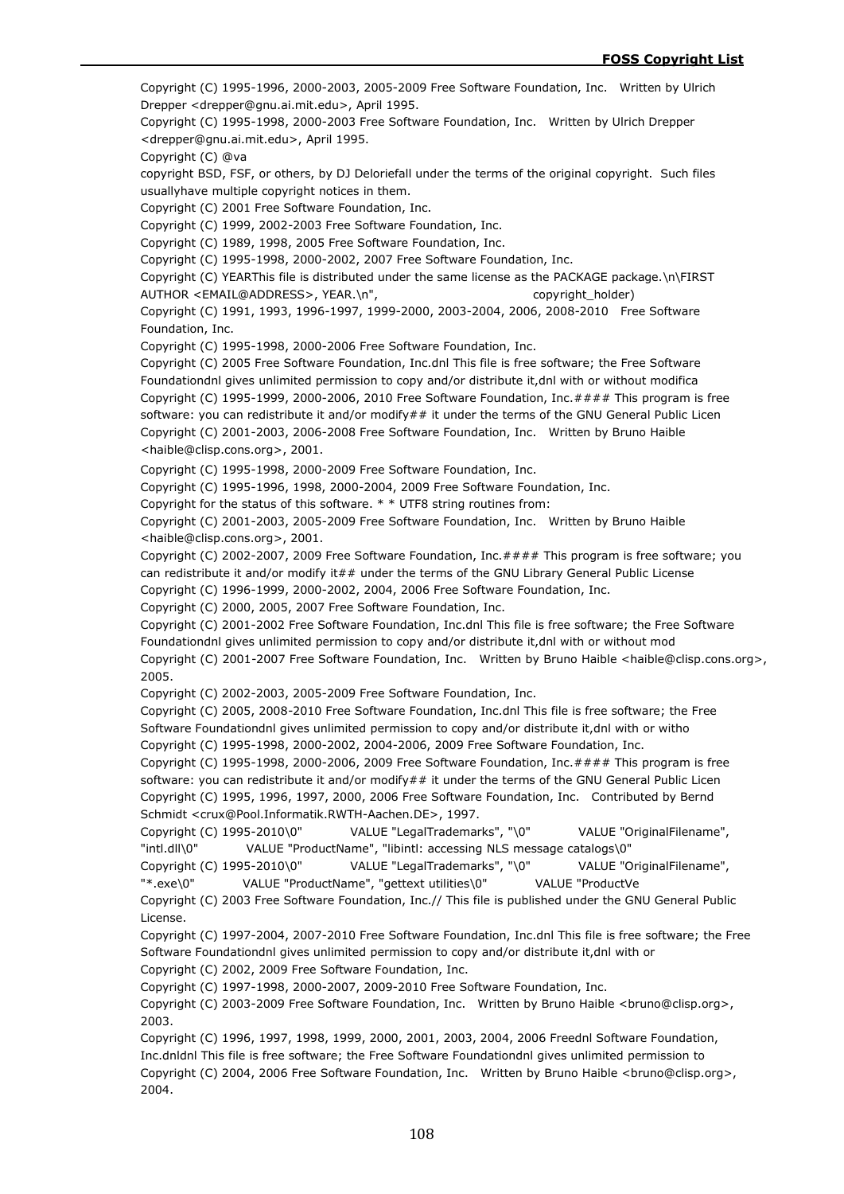Copyright (C) 1995-1996, 2000-2003, 2005-2009 Free Software Foundation, Inc.   Written by Ulrich Drepper <drepper@gnu.ai.mit.edu>, April 1995.

Copyright (C) 1995-1998, 2000-2003 Free Software Foundation, Inc.   Written by Ulrich Drepper <drepper@gnu.ai.mit.edu>, April 1995.

Copyright (C) @va

copyright BSD, FSF, or others, by DJ Deloriefall under the terms of the original copyright.  Such files usuallyhave multiple copyright notices in them.

Copyright (C) 2001 Free Software Foundation, Inc.

Copyright (C) 1999, 2002-2003 Free Software Foundation, Inc.

Copyright (C) 1989, 1998, 2005 Free Software Foundation, Inc.

Copyright (C) 1995-1998, 2000-2002, 2007 Free Software Foundation, Inc.

Copyright (C) YEARThis file is distributed under the same license as the PACKAGE package.\n\FIRST AUTHOR <EMAIL@ADDRESS>, YEAR.\n",                    copyright_holder)

Copyright (C) 1991, 1993, 1996-1997, 1999-2000, 2003-2004, 2006, 2008-2010   Free Software Foundation, Inc.

Copyright (C) 1995-1998, 2000-2006 Free Software Foundation, Inc.

Copyright (C) 2005 Free Software Foundation, Inc.dnl This file is free software; the Free Software Foundationdnl gives unlimited permission to copy and/or distribute it,dnl with or without modifica

Copyright (C) 1995-1999, 2000-2006, 2010 Free Software Foundation, Inc.#### This program is free software: you can redistribute it and/or modify## it under the terms of the GNU General Public Licen

Copyright (C) 2001-2003, 2006-2008 Free Software Foundation, Inc.   Written by Bruno Haible <haible@clisp.cons.org>, 2001.

Copyright (C) 1995-1998, 2000-2009 Free Software Foundation, Inc.

Copyright (C) 1995-1996, 1998, 2000-2004, 2009 Free Software Foundation, Inc.

Copyright for the status of this software. * * UTF8 string routines from:

Copyright (C) 2001-2003, 2005-2009 Free Software Foundation, Inc.   Written by Bruno Haible <haible@clisp.cons.org>, 2001.

Copyright (C) 2002-2007, 2009 Free Software Foundation, Inc.#### This program is free software; you can redistribute it and/or modify it## under the terms of the GNU Library General Public License

Copyright (C) 1996-1999, 2000-2002, 2004, 2006 Free Software Foundation, Inc.

Copyright (C) 2000, 2005, 2007 Free Software Foundation, Inc.

Copyright (C) 2001-2002 Free Software Foundation, Inc.dnl This file is free software; the Free Software Foundationdnl gives unlimited permission to copy and/or distribute it,dnl with or without mod

Copyright (C) 2001-2007 Free Software Foundation, Inc.   Written by Bruno Haible <haible@clisp.cons.org>, 2005.

Copyright (C) 2002-2003, 2005-2009 Free Software Foundation, Inc.

Copyright (C) 2005, 2008-2010 Free Software Foundation, Inc.dnl This file is free software; the Free Software Foundationdnl gives unlimited permission to copy and/or distribute it,dnl with or witho

Copyright (C) 1995-1998, 2000-2002, 2004-2006, 2009 Free Software Foundation, Inc.

Copyright (C) 1995-1998, 2000-2006, 2009 Free Software Foundation, Inc.#### This program is free software: you can redistribute it and/or modify## it under the terms of the GNU General Public Licen

Copyright (C) 1995, 1996, 1997, 2000, 2006 Free Software Foundation, Inc.   Contributed by Bernd Schmidt <crux@Pool.Informatik.RWTH-Aachen.DE>, 1997.

Copyright (C) 1995-2010\0"            VALUE "LegalTrademarks", "\0"            VALUE "OriginalFilename", "intl.dll\0"            VALUE "ProductName", "libintl: accessing NLS message catalogs\0"

Copyright (C) 1995-2010\0"            VALUE "LegalTrademarks", "\0"            VALUE "OriginalFilename", "*.exe\0"            VALUE "ProductName", "gettext utilities\0"            VALUE "ProductVe

Copyright (C) 2003 Free Software Foundation, Inc.// This file is published under the GNU General Public License.

Copyright (C) 1997-2004, 2007-2010 Free Software Foundation, Inc.dnl This file is free software; the Free Software Foundationdnl gives unlimited permission to copy and/or distribute it,dnl with or

Copyright (C) 2002, 2009 Free Software Foundation, Inc.

Copyright (C) 1997-1998, 2000-2007, 2009-2010 Free Software Foundation, Inc.

Copyright (C) 2003-2009 Free Software Foundation, Inc.   Written by Bruno Haible <bruno@clisp.org>, 2003.

Copyright (C) 1996, 1997, 1998, 1999, 2000, 2001, 2003, 2004, 2006 Freednl Software Foundation, Inc.dnldnl This file is free software; the Free Software Foundationdnl gives unlimited permission to

Copyright (C) 2004, 2006 Free Software Foundation, Inc.   Written by Bruno Haible <bruno@clisp.org>, 2004.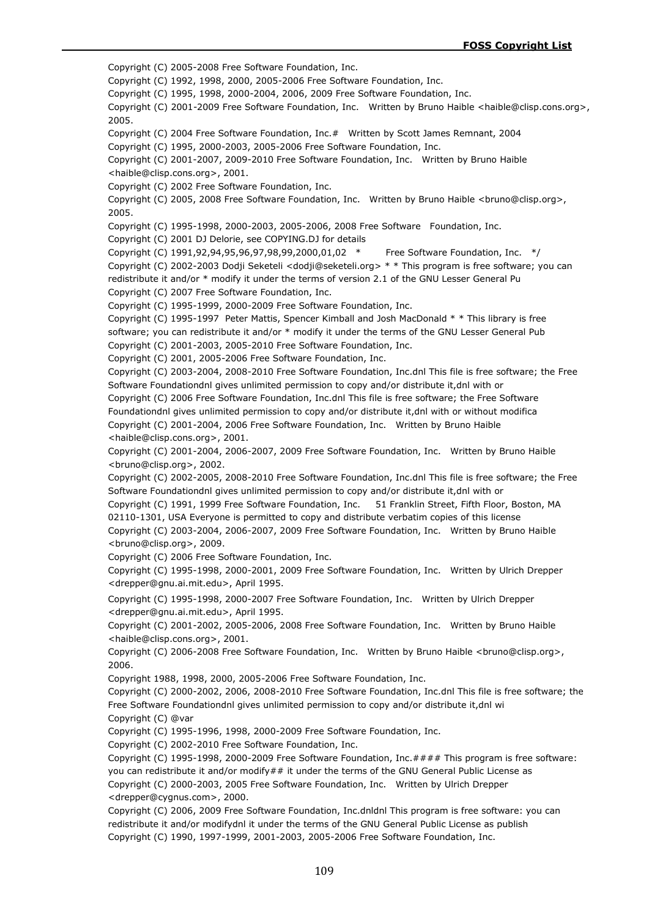Copyright (C) 2005-2008 Free Software Foundation, Inc.

Copyright (C) 1992, 1998, 2000, 2005-2006 Free Software Foundation, Inc.

Copyright (C) 1995, 1998, 2000-2004, 2006, 2009 Free Software Foundation, Inc.

Copyright (C) 2001-2009 Free Software Foundation, Inc. Written by Bruno Haible <haible@clisp.cons.org>, 2005.

Copyright (C) 2004 Free Software Foundation, Inc.# Written by Scott James Remnant, 2004

Copyright (C) 1995, 2000-2003, 2005-2006 Free Software Foundation, Inc.

Copyright (C) 2001-2007, 2009-2010 Free Software Foundation, Inc. Written by Bruno Haible <haible@clisp.cons.org>, 2001.

Copyright (C) 2002 Free Software Foundation, Inc.

Copyright (C) 2005, 2008 Free Software Foundation, Inc. Written by Bruno Haible <bruno@clisp.org>, 2005.

Copyright (C) 1995-1998, 2000-2003, 2005-2006, 2008 Free Software Foundation, Inc.

Copyright (C) 2001 DJ Delorie, see COPYING.DJ for details

Copyright (C) 1991,92,94,95,96,97,98,99,2000,01,02 * Free Software Foundation, Inc. */

Copyright (C) 2002-2003 Dodji Seketeli <dodji@seketeli.org> * * This program is free software; you can redistribute it and/or * modify it under the terms of version 2.1 of the GNU Lesser General Pu

Copyright (C) 2007 Free Software Foundation, Inc.

Copyright (C) 1995-1999, 2000-2009 Free Software Foundation, Inc.

Copyright (C) 1995-1997 Peter Mattis, Spencer Kimball and Josh MacDonald * * This library is free software; you can redistribute it and/or * modify it under the terms of the GNU Lesser General Pub

Copyright (C) 2001-2003, 2005-2010 Free Software Foundation, Inc.

Copyright (C) 2001, 2005-2006 Free Software Foundation, Inc.

Copyright (C) 2003-2004, 2008-2010 Free Software Foundation, Inc.dnl This file is free software; the Free Software Foundationdnl gives unlimited permission to copy and/or distribute it,dnl with or

Copyright (C) 2006 Free Software Foundation, Inc.dnl This file is free software; the Free Software Foundationdnl gives unlimited permission to copy and/or distribute it,dnl with or without modifica

Copyright (C) 2001-2004, 2006 Free Software Foundation, Inc. Written by Bruno Haible <haible@clisp.cons.org>, 2001.

Copyright (C) 2001-2004, 2006-2007, 2009 Free Software Foundation, Inc. Written by Bruno Haible <bruno@clisp.org>, 2002.

Copyright (C) 2002-2005, 2008-2010 Free Software Foundation, Inc.dnl This file is free software; the Free Software Foundationdnl gives unlimited permission to copy and/or distribute it,dnl with or

Copyright (C) 1991, 1999 Free Software Foundation, Inc. 51 Franklin Street, Fifth Floor, Boston, MA 02110-1301, USA Everyone is permitted to copy and distribute verbatim copies of this license

Copyright (C) 2003-2004, 2006-2007, 2009 Free Software Foundation, Inc. Written by Bruno Haible <bruno@clisp.org>, 2009.

Copyright (C) 2006 Free Software Foundation, Inc.

Copyright (C) 1995-1998, 2000-2001, 2009 Free Software Foundation, Inc. Written by Ulrich Drepper <drepper@gnu.ai.mit.edu>, April 1995.

Copyright (C) 1995-1998, 2000-2007 Free Software Foundation, Inc. Written by Ulrich Drepper <drepper@gnu.ai.mit.edu>, April 1995.

Copyright (C) 2001-2002, 2005-2006, 2008 Free Software Foundation, Inc. Written by Bruno Haible <haible@clisp.cons.org>, 2001.

Copyright (C) 2006-2008 Free Software Foundation, Inc. Written by Bruno Haible <bruno@clisp.org>, 2006.

Copyright 1988, 1998, 2000, 2005-2006 Free Software Foundation, Inc.

Copyright (C) 2000-2002, 2006, 2008-2010 Free Software Foundation, Inc.dnl This file is free software; the Free Software Foundationdnl gives unlimited permission to copy and/or distribute it,dnl wi

Copyright (C) @var

Copyright (C) 1995-1996, 1998, 2000-2009 Free Software Foundation, Inc.

Copyright (C) 2002-2010 Free Software Foundation, Inc.

Copyright (C) 1995-1998, 2000-2009 Free Software Foundation, Inc.#### This program is free software: you can redistribute it and/or modify## it under the terms of the GNU General Public License as

Copyright (C) 2000-2003, 2005 Free Software Foundation, Inc. Written by Ulrich Drepper <drepper@cygnus.com>, 2000.

Copyright (C) 2006, 2009 Free Software Foundation, Inc.dnldnl This program is free software: you can redistribute it and/or modifydnl it under the terms of the GNU General Public License as publish

Copyright (C) 1990, 1997-1999, 2001-2003, 2005-2006 Free Software Foundation, Inc.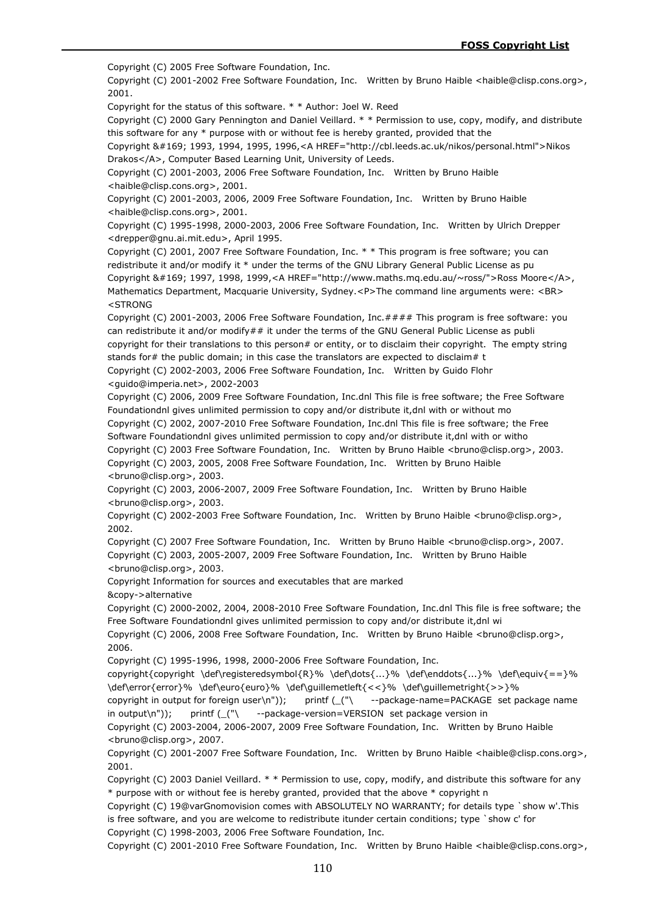Copyright (C) 2005 Free Software Foundation, Inc.

Copyright (C) 2001-2002 Free Software Foundation, Inc.   Written by Bruno Haible <haible@clisp.cons.org>, 2001.

Copyright for the status of this software. * * Author: Joel W. Reed

Copyright (C) 2000 Gary Pennington and Daniel Veillard. * * Permission to use, copy, modify, and distribute this software for any * purpose with or without fee is hereby granted, provided that the

Copyright &#169; 1993, 1994, 1995, 1996,<A HREF="http://cbl.leeds.ac.uk/nikos/personal.html">Nikos Drakos</A>, Computer Based Learning Unit, University of Leeds.

Copyright (C) 2001-2003, 2006 Free Software Foundation, Inc.   Written by Bruno Haible <haible@clisp.cons.org>, 2001.

Copyright (C) 2001-2003, 2006, 2009 Free Software Foundation, Inc.   Written by Bruno Haible <haible@clisp.cons.org>, 2001.

Copyright (C) 1995-1998, 2000-2003, 2006 Free Software Foundation, Inc.   Written by Ulrich Drepper <drepper@gnu.ai.mit.edu>, April 1995.

Copyright (C) 2001, 2007 Free Software Foundation, Inc. * * This program is free software; you can redistribute it and/or modify it * under the terms of the GNU Library General Public License as pu

Copyright &#169; 1997, 1998, 1999,<A HREF="http://www.maths.mq.edu.au/~ross/">Ross Moore</A>, Mathematics Department, Macquarie University, Sydney.<P>The command line arguments were: <BR> <STRONG

Copyright (C) 2001-2003, 2006 Free Software Foundation, Inc.#### This program is free software: you can redistribute it and/or modify## it under the terms of the GNU General Public License as publi

copyright for their translations to this person# or entity, or to disclaim their copyright.  The empty string stands for# the public domain; in this case the translators are expected to disclaim# t

Copyright (C) 2002-2003, 2006 Free Software Foundation, Inc.   Written by Guido Flohr <guido@imperia.net>, 2002-2003

Copyright (C) 2006, 2009 Free Software Foundation, Inc.dnl This file is free software; the Free Software Foundationdnl gives unlimited permission to copy and/or distribute it,dnl with or without mo

Copyright (C) 2002, 2007-2010 Free Software Foundation, Inc.dnl This file is free software; the Free Software Foundationdnl gives unlimited permission to copy and/or distribute it,dnl with or witho

Copyright (C) 2003 Free Software Foundation, Inc.   Written by Bruno Haible <bruno@clisp.org>, 2003.

Copyright (C) 2003, 2005, 2008 Free Software Foundation, Inc.   Written by Bruno Haible <bruno@clisp.org>, 2003.

Copyright (C) 2003, 2006-2007, 2009 Free Software Foundation, Inc.   Written by Bruno Haible <bruno@clisp.org>, 2003.

Copyright (C) 2002-2003 Free Software Foundation, Inc.   Written by Bruno Haible <bruno@clisp.org>, 2002.

Copyright (C) 2007 Free Software Foundation, Inc.   Written by Bruno Haible <bruno@clisp.org>, 2007.

Copyright (C) 2003, 2005-2007, 2009 Free Software Foundation, Inc.   Written by Bruno Haible <bruno@clisp.org>, 2003.

Copyright Information for sources and executables that are marked
&copy->alternative

Copyright (C) 2000-2002, 2004, 2008-2010 Free Software Foundation, Inc.dnl This file is free software; the Free Software Foundationdnl gives unlimited permission to copy and/or distribute it,dnl wi

Copyright (C) 2006, 2008 Free Software Foundation, Inc.   Written by Bruno Haible <bruno@clisp.org>, 2006.

Copyright (C) 1995-1996, 1998, 2000-2006 Free Software Foundation, Inc.

copyright{copyright  \def\registeredsymbol{R}%  \def\dots{...}%  \def\enddots{...}%  \def\equiv{==}% \def\error{error}%  \def\euro{euro}%  \def\guillemetleft{<<}%  \def\guillemetright{>>}%

copyright in output for foreign user\n"));      printf (_("\      --package-name=PACKAGE  set package name in output\n"));      printf (_("\      --package-version=VERSION  set package version in

Copyright (C) 2003-2004, 2006-2007, 2009 Free Software Foundation, Inc.   Written by Bruno Haible <bruno@clisp.org>, 2007.

Copyright (C) 2001-2007 Free Software Foundation, Inc.   Written by Bruno Haible <haible@clisp.cons.org>, 2001.

Copyright (C) 2003 Daniel Veillard. * * Permission to use, copy, modify, and distribute this software for any * purpose with or without fee is hereby granted, provided that the above * copyright n

Copyright (C) 19@varGnomovision comes with ABSOLUTELY NO WARRANTY; for details type `show w'.This is free software, and you are welcome to redistribute itunder certain conditions; type `show c' for

Copyright (C) 1998-2003, 2006 Free Software Foundation, Inc.

Copyright (C) 2001-2010 Free Software Foundation, Inc.   Written by Bruno Haible <haible@clisp.cons.org>,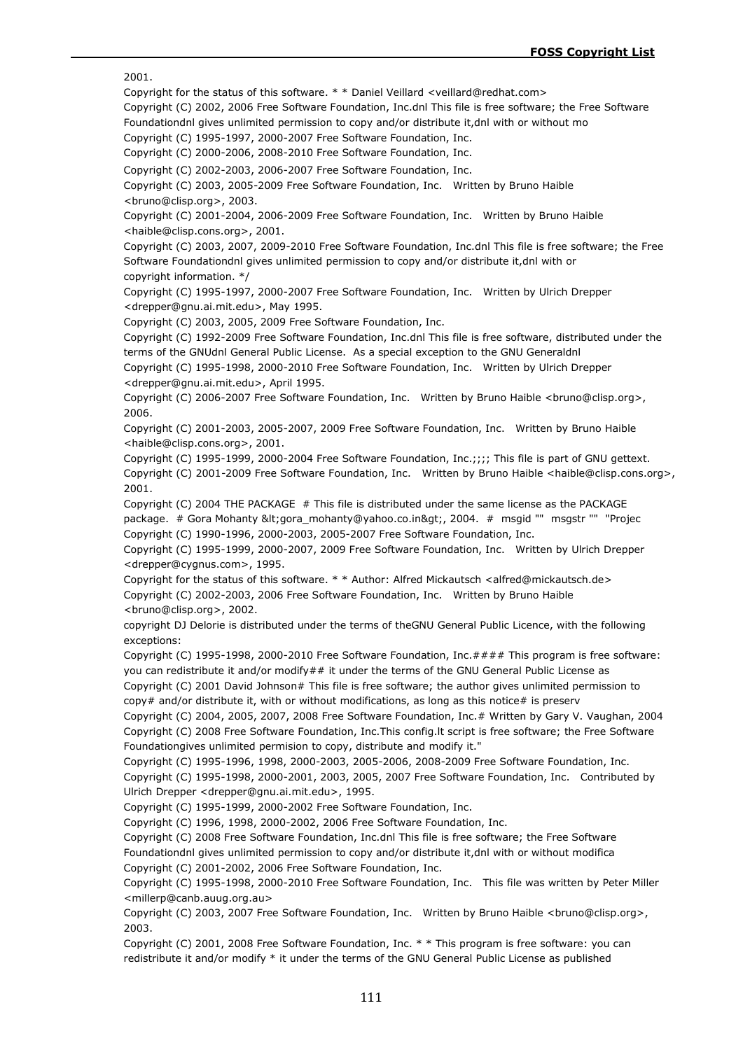2001.

Copyright for the status of this software. * * Daniel Veillard <veillard@redhat.com>

Copyright (C) 2002, 2006 Free Software Foundation, Inc.dnl This file is free software; the Free Software Foundationdnl gives unlimited permission to copy and/or distribute it,dnl with or without mo

Copyright (C) 1995-1997, 2000-2007 Free Software Foundation, Inc.

Copyright (C) 2000-2006, 2008-2010 Free Software Foundation, Inc.

Copyright (C) 2002-2003, 2006-2007 Free Software Foundation, Inc.

Copyright (C) 2003, 2005-2009 Free Software Foundation, Inc.   Written by Bruno Haible <bruno@clisp.org>, 2003.

Copyright (C) 2001-2004, 2006-2009 Free Software Foundation, Inc.   Written by Bruno Haible <haible@clisp.cons.org>, 2001.

Copyright (C) 2003, 2007, 2009-2010 Free Software Foundation, Inc.dnl This file is free software; the Free Software Foundationdnl gives unlimited permission to copy and/or distribute it,dnl with or copyright information. */

Copyright (C) 1995-1997, 2000-2007 Free Software Foundation, Inc.   Written by Ulrich Drepper <drepper@gnu.ai.mit.edu>, May 1995.

Copyright (C) 2003, 2005, 2009 Free Software Foundation, Inc.

Copyright (C) 1992-2009 Free Software Foundation, Inc.dnl This file is free software, distributed under the terms of the GNUdnl General Public License.  As a special exception to the GNU Generaldnl

Copyright (C) 1995-1998, 2000-2010 Free Software Foundation, Inc.   Written by Ulrich Drepper <drepper@gnu.ai.mit.edu>, April 1995.

Copyright (C) 2006-2007 Free Software Foundation, Inc.   Written by Bruno Haible <bruno@clisp.org>, 2006.

Copyright (C) 2001-2003, 2005-2007, 2009 Free Software Foundation, Inc.   Written by Bruno Haible <haible@clisp.cons.org>, 2001.

Copyright (C) 1995-1999, 2000-2004 Free Software Foundation, Inc.;;;; This file is part of GNU gettext.

Copyright (C) 2001-2009 Free Software Foundation, Inc.   Written by Bruno Haible <haible@clisp.cons.org>, 2001.

Copyright (C) 2004 THE PACKAGE  # This file is distributed under the same license as the PACKAGE package.  # Gora Mohanty &lt;gora_mohanty@yahoo.co.in&gt;, 2004.  #  msgid ""  msgstr ""  "Projec

Copyright (C) 1990-1996, 2000-2003, 2005-2007 Free Software Foundation, Inc.

Copyright (C) 1995-1999, 2000-2007, 2009 Free Software Foundation, Inc.   Written by Ulrich Drepper <drepper@cygnus.com>, 1995.

Copyright for the status of this software. * * Author: Alfred Mickautsch <alfred@mickautsch.de>

Copyright (C) 2002-2003, 2006 Free Software Foundation, Inc.   Written by Bruno Haible <bruno@clisp.org>, 2002.

copyright DJ Delorie is distributed under the terms of theGNU General Public Licence, with the following exceptions:

Copyright (C) 1995-1998, 2000-2010 Free Software Foundation, Inc.#### This program is free software: you can redistribute it and/or modify## it under the terms of the GNU General Public License as

Copyright (C) 2001 David Johnson# This file is free software; the author gives unlimited permission to copy# and/or distribute it, with or without modifications, as long as this notice# is preserv

Copyright (C) 2004, 2005, 2007, 2008 Free Software Foundation, Inc.# Written by Gary V. Vaughan, 2004

Copyright (C) 2008 Free Software Foundation, Inc.This config.lt script is free software; the Free Software Foundationgives unlimited permision to copy, distribute and modify it."

Copyright (C) 1995-1996, 1998, 2000-2003, 2005-2006, 2008-2009 Free Software Foundation, Inc.

Copyright (C) 1995-1998, 2000-2001, 2003, 2005, 2007 Free Software Foundation, Inc.   Contributed by Ulrich Drepper <drepper@gnu.ai.mit.edu>, 1995.

Copyright (C) 1995-1999, 2000-2002 Free Software Foundation, Inc.

Copyright (C) 1996, 1998, 2000-2002, 2006 Free Software Foundation, Inc.

Copyright (C) 2008 Free Software Foundation, Inc.dnl This file is free software; the Free Software Foundationdnl gives unlimited permission to copy and/or distribute it,dnl with or without modifica

Copyright (C) 2001-2002, 2006 Free Software Foundation, Inc.

Copyright (C) 1995-1998, 2000-2010 Free Software Foundation, Inc.   This file was written by Peter Miller <millerp@canb.auug.org.au>

Copyright (C) 2003, 2007 Free Software Foundation, Inc.   Written by Bruno Haible <bruno@clisp.org>, 2003.

Copyright (C) 2001, 2008 Free Software Foundation, Inc. * * This program is free software: you can redistribute it and/or modify * it under the terms of the GNU General Public License as published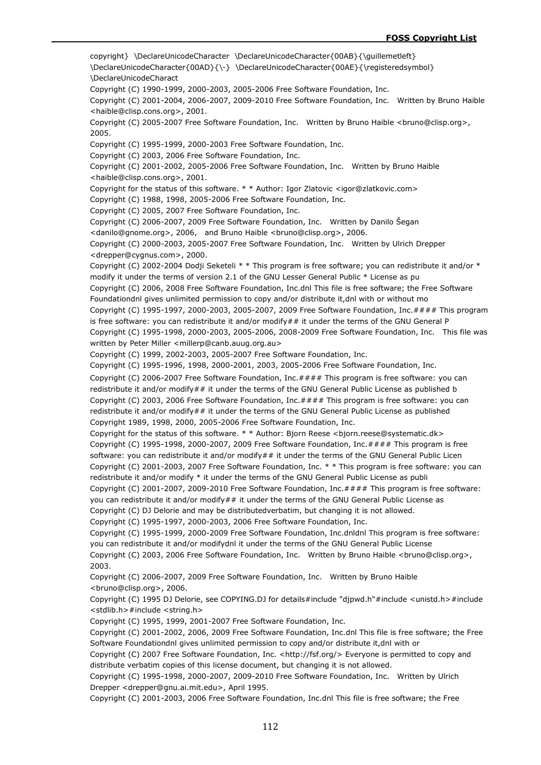copyright} \DeclareUnicodeCharacter \DeclareUnicodeCharacter{00AB}{\guillemetleft} \DeclareUnicodeCharacter{00AD}{\-} \DeclareUnicodeCharacter{00AE}{\registeredsymbol} \DeclareUnicodeCharact

Copyright (C) 1990-1999, 2000-2003, 2005-2006 Free Software Foundation, Inc.

Copyright (C) 2001-2004, 2006-2007, 2009-2010 Free Software Foundation, Inc. Written by Bruno Haible <haible@clisp.cons.org>, 2001.

Copyright (C) 2005-2007 Free Software Foundation, Inc. Written by Bruno Haible <bruno@clisp.org>, 2005.

Copyright (C) 1995-1999, 2000-2003 Free Software Foundation, Inc.

Copyright (C) 2003, 2006 Free Software Foundation, Inc.

Copyright (C) 2001-2002, 2005-2006 Free Software Foundation, Inc. Written by Bruno Haible <haible@clisp.cons.org>, 2001.

Copyright for the status of this software. * * Author: Igor Zlatovic <igor@zlatkovic.com>

Copyright (C) 1988, 1998, 2005-2006 Free Software Foundation, Inc.

Copyright (C) 2005, 2007 Free Software Foundation, Inc.

Copyright (C) 2006-2007, 2009 Free Software Foundation, Inc. Written by Danilo Šegan <danilo@gnome.org>, 2006, and Bruno Haible <bruno@clisp.org>, 2006.

Copyright (C) 2000-2003, 2005-2007 Free Software Foundation, Inc. Written by Ulrich Drepper <drepper@cygnus.com>, 2000.

Copyright (C) 2002-2004 Dodji Seketeli * * This program is free software; you can redistribute it and/or * modify it under the terms of version 2.1 of the GNU Lesser General Public * License as pu

Copyright (C) 2006, 2008 Free Software Foundation, Inc.dnl This file is free software; the Free Software Foundationdnl gives unlimited permission to copy and/or distribute it,dnl with or without mo

Copyright (C) 1995-1997, 2000-2003, 2005-2007, 2009 Free Software Foundation, Inc.#### This program is free software: you can redistribute it and/or modify## it under the terms of the GNU General P

Copyright (C) 1995-1998, 2000-2003, 2005-2006, 2008-2009 Free Software Foundation, Inc. This file was written by Peter Miller <millerp@canb.auug.org.au>

Copyright (C) 1999, 2002-2003, 2005-2007 Free Software Foundation, Inc.

Copyright (C) 1995-1996, 1998, 2000-2001, 2003, 2005-2006 Free Software Foundation, Inc.

Copyright (C) 2006-2007 Free Software Foundation, Inc.#### This program is free software: you can redistribute it and/or modify## it under the terms of the GNU General Public License as published b

Copyright (C) 2003, 2006 Free Software Foundation, Inc.#### This program is free software: you can redistribute it and/or modify## it under the terms of the GNU General Public License as published

Copyright 1989, 1998, 2000, 2005-2006 Free Software Foundation, Inc.

Copyright for the status of this software. * * Author: Bjorn Reese <bjorn.reese@systematic.dk>

Copyright (C) 1995-1998, 2000-2007, 2009 Free Software Foundation, Inc.#### This program is free software: you can redistribute it and/or modify## it under the terms of the GNU General Public Licen

Copyright (C) 2001-2003, 2007 Free Software Foundation, Inc. * * This program is free software: you can redistribute it and/or modify * it under the terms of the GNU General Public License as publi

Copyright (C) 2001-2007, 2009-2010 Free Software Foundation, Inc.#### This program is free software: you can redistribute it and/or modify## it under the terms of the GNU General Public License as

Copyright (C) DJ Delorie and may be distributedverbatim, but changing it is not allowed.

Copyright (C) 1995-1997, 2000-2003, 2006 Free Software Foundation, Inc.

Copyright (C) 1995-1999, 2000-2009 Free Software Foundation, Inc.dnldnl This program is free software: you can redistribute it and/or modifydnl it under the terms of the GNU General Public License

Copyright (C) 2003, 2006 Free Software Foundation, Inc. Written by Bruno Haible <bruno@clisp.org>, 2003.

Copyright (C) 2006-2007, 2009 Free Software Foundation, Inc. Written by Bruno Haible <bruno@clisp.org>, 2006.

Copyright (C) 1995 DJ Delorie, see COPYING.DJ for details#include "djpwd.h"#include <unistd.h>#include <stdlib.h>#include <string.h>

Copyright (C) 1995, 1999, 2001-2007 Free Software Foundation, Inc.

Copyright (C) 2001-2002, 2006, 2009 Free Software Foundation, Inc.dnl This file is free software; the Free Software Foundationdnl gives unlimited permission to copy and/or distribute it,dnl with or

Copyright (C) 2007 Free Software Foundation, Inc. <http://fsf.org/> Everyone is permitted to copy and distribute verbatim copies of this license document, but changing it is not allowed.

Copyright (C) 1995-1998, 2000-2007, 2009-2010 Free Software Foundation, Inc. Written by Ulrich Drepper <drepper@gnu.ai.mit.edu>, April 1995.

Copyright (C) 2001-2003, 2006 Free Software Foundation, Inc.dnl This file is free software; the Free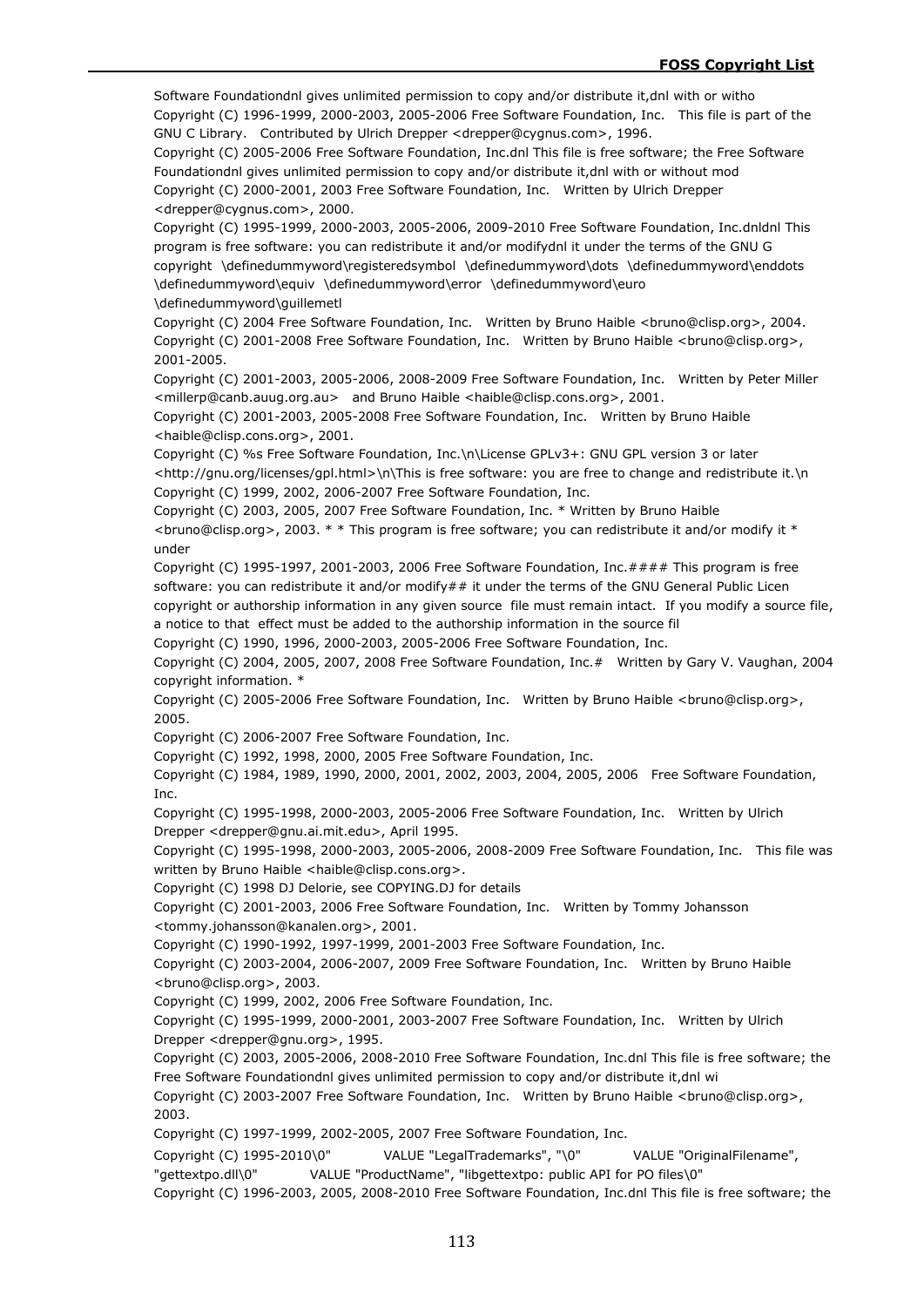Software Foundationdnl gives unlimited permission to copy and/or distribute it,dnl with or witho

Copyright (C) 1996-1999, 2000-2003, 2005-2006 Free Software Foundation, Inc.   This file is part of the GNU C Library.   Contributed by Ulrich Drepper <drepper@cygnus.com>, 1996.

Copyright (C) 2005-2006 Free Software Foundation, Inc.dnl This file is free software; the Free Software Foundationdnl gives unlimited permission to copy and/or distribute it,dnl with or without mod

Copyright (C) 2000-2001, 2003 Free Software Foundation, Inc.   Written by Ulrich Drepper <drepper@cygnus.com>, 2000.

Copyright (C) 1995-1999, 2000-2003, 2005-2006, 2009-2010 Free Software Foundation, Inc.dnldnl This program is free software: you can redistribute it and/or modifydnl it under the terms of the GNU G

copyright \definedummyword\registeredsymbol \definedummyword\dots \definedummyword\enddots \definedummyword\equiv \definedummyword\error \definedummyword\euro \definedummyword\guillemetl

Copyright (C) 2004 Free Software Foundation, Inc.   Written by Bruno Haible <bruno@clisp.org>, 2004.

Copyright (C) 2001-2008 Free Software Foundation, Inc.   Written by Bruno Haible <bruno@clisp.org>, 2001-2005.

Copyright (C) 2001-2003, 2005-2006, 2008-2009 Free Software Foundation, Inc.   Written by Peter Miller <millerp@canb.auug.org.au>   and Bruno Haible <haible@clisp.cons.org>, 2001.

Copyright (C) 2001-2003, 2005-2008 Free Software Foundation, Inc.   Written by Bruno Haible <haible@clisp.cons.org>, 2001.

Copyright (C) %s Free Software Foundation, Inc.\n\License GPLv3+: GNU GPL version 3 or later <http://gnu.org/licenses/gpl.html>\n\This is free software: you are free to change and redistribute it.\n

Copyright (C) 1999, 2002, 2006-2007 Free Software Foundation, Inc.

Copyright (C) 2003, 2005, 2007 Free Software Foundation, Inc. * Written by Bruno Haible <bruno@clisp.org>, 2003. * * This program is free software; you can redistribute it and/or modify it * under

Copyright (C) 1995-1997, 2001-2003, 2006 Free Software Foundation, Inc.#### This program is free software: you can redistribute it and/or modify## it under the terms of the GNU General Public Licen

copyright or authorship information in any given source  file must remain intact.  If you modify a source file, a notice to that  effect must be added to the authorship information in the source fil

Copyright (C) 1990, 1996, 2000-2003, 2005-2006 Free Software Foundation, Inc.

Copyright (C) 2004, 2005, 2007, 2008 Free Software Foundation, Inc.#   Written by Gary V. Vaughan, 2004 copyright information. *

Copyright (C) 2005-2006 Free Software Foundation, Inc.   Written by Bruno Haible <bruno@clisp.org>, 2005.

Copyright (C) 2006-2007 Free Software Foundation, Inc.

Copyright (C) 1992, 1998, 2000, 2005 Free Software Foundation, Inc.

Copyright (C) 1984, 1989, 1990, 2000, 2001, 2002, 2003, 2004, 2005, 2006   Free Software Foundation, Inc.

Copyright (C) 1995-1998, 2000-2003, 2005-2006 Free Software Foundation, Inc.   Written by Ulrich Drepper <drepper@gnu.ai.mit.edu>, April 1995.

Copyright (C) 1995-1998, 2000-2003, 2005-2006, 2008-2009 Free Software Foundation, Inc.   This file was written by Bruno Haible <haible@clisp.cons.org>.

Copyright (C) 1998 DJ Delorie, see COPYING.DJ for details

Copyright (C) 2001-2003, 2006 Free Software Foundation, Inc.   Written by Tommy Johansson <tommy.johansson@kanalen.org>, 2001.

Copyright (C) 1990-1992, 1997-1999, 2001-2003 Free Software Foundation, Inc.

Copyright (C) 2003-2004, 2006-2007, 2009 Free Software Foundation, Inc.   Written by Bruno Haible <bruno@clisp.org>, 2003.

Copyright (C) 1999, 2002, 2006 Free Software Foundation, Inc.

Copyright (C) 1995-1999, 2000-2001, 2003-2007 Free Software Foundation, Inc.   Written by Ulrich Drepper <drepper@gnu.org>, 1995.

Copyright (C) 2003, 2005-2006, 2008-2010 Free Software Foundation, Inc.dnl This file is free software; the Free Software Foundationdnl gives unlimited permission to copy and/or distribute it,dnl wi

Copyright (C) 2003-2007 Free Software Foundation, Inc.   Written by Bruno Haible <bruno@clisp.org>, 2003.

Copyright (C) 1997-1999, 2002-2005, 2007 Free Software Foundation, Inc.

Copyright (C) 1995-2010\0"   VALUE "LegalTrademarks", "\0"   VALUE "OriginalFilename", "gettextpo.dll\0"   VALUE "ProductName", "libgettextpo: public API for PO files\0"

Copyright (C) 1996-2003, 2005, 2008-2010 Free Software Foundation, Inc.dnl This file is free software; the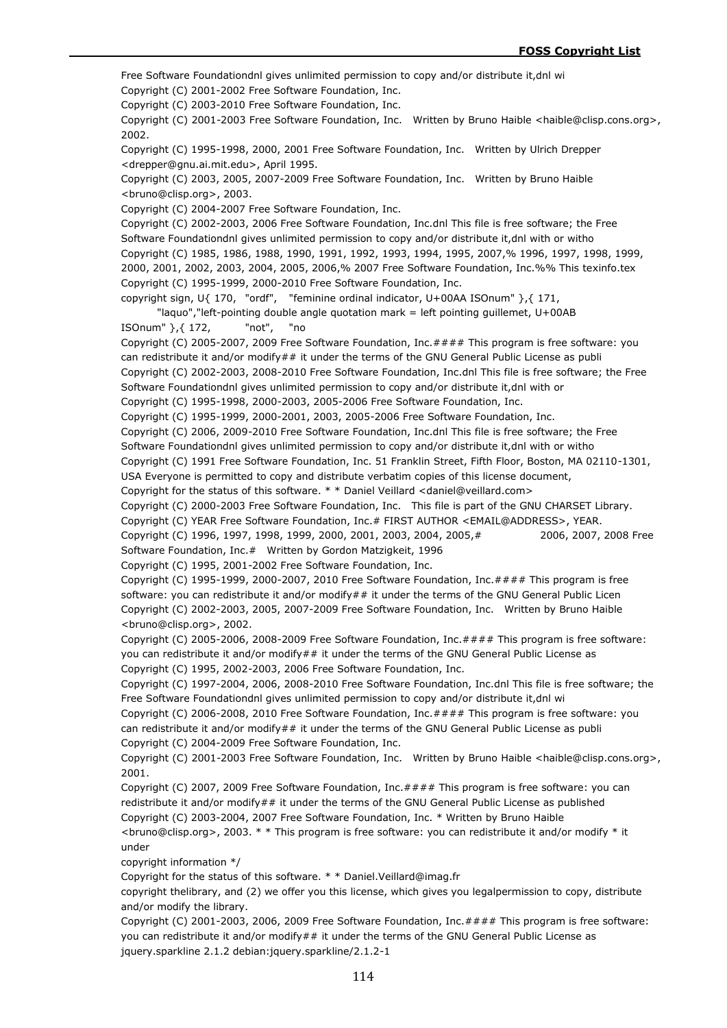Free Software Foundationdnl gives unlimited permission to copy and/or distribute it,dnl wi

Copyright (C) 2001-2002 Free Software Foundation, Inc.

Copyright (C) 2003-2010 Free Software Foundation, Inc.

Copyright (C) 2001-2003 Free Software Foundation, Inc.   Written by Bruno Haible <haible@clisp.cons.org>, 2002.

Copyright (C) 1995-1998, 2000, 2001 Free Software Foundation, Inc.   Written by Ulrich Drepper <drepper@gnu.ai.mit.edu>, April 1995.

Copyright (C) 2003, 2005, 2007-2009 Free Software Foundation, Inc.   Written by Bruno Haible <bruno@clisp.org>, 2003.

Copyright (C) 2004-2007 Free Software Foundation, Inc.

Copyright (C) 2002-2003, 2006 Free Software Foundation, Inc.dnl This file is free software; the Free Software Foundationdnl gives unlimited permission to copy and/or distribute it,dnl with or witho

Copyright (C) 1985, 1986, 1988, 1990, 1991, 1992, 1993, 1994, 1995, 2007,% 1996, 1997, 1998, 1999, 2000, 2001, 2002, 2003, 2004, 2005, 2006,% 2007 Free Software Foundation, Inc.%% This texinfo.tex

Copyright (C) 1995-1999, 2000-2010 Free Software Foundation, Inc.

copyright sign, U{ 170,  "ordf",   "feminine ordinal indicator, U+00AA ISOnum" },{ 171,
        "laquo","left-pointing double angle quotation mark = left pointing guillemet, U+00AB ISOnum" },{ 172,        "not",    "no

Copyright (C) 2005-2007, 2009 Free Software Foundation, Inc.#### This program is free software: you can redistribute it and/or modify## it under the terms of the GNU General Public License as publi

Copyright (C) 2002-2003, 2008-2010 Free Software Foundation, Inc.dnl This file is free software; the Free Software Foundationdnl gives unlimited permission to copy and/or distribute it,dnl with or

Copyright (C) 1995-1998, 2000-2003, 2005-2006 Free Software Foundation, Inc.

Copyright (C) 1995-1999, 2000-2001, 2003, 2005-2006 Free Software Foundation, Inc.

Copyright (C) 2006, 2009-2010 Free Software Foundation, Inc.dnl This file is free software; the Free Software Foundationdnl gives unlimited permission to copy and/or distribute it,dnl with or witho

Copyright (C) 1991 Free Software Foundation, Inc. 51 Franklin Street, Fifth Floor, Boston, MA 02110-1301, USA Everyone is permitted to copy and distribute verbatim copies of this license document,

Copyright for the status of this software. * * Daniel Veillard <daniel@veillard.com>

Copyright (C) 2000-2003 Free Software Foundation, Inc.   This file is part of the GNU CHARSET Library.

Copyright (C) YEAR Free Software Foundation, Inc.# FIRST AUTHOR <EMAIL@ADDRESS>, YEAR.

Copyright (C) 1996, 1997, 1998, 1999, 2000, 2001, 2003, 2004, 2005,#             2006, 2007, 2008 Free Software Foundation, Inc.#   Written by Gordon Matzigkeit, 1996

Copyright (C) 1995, 2001-2002 Free Software Foundation, Inc.

Copyright (C) 1995-1999, 2000-2007, 2010 Free Software Foundation, Inc.#### This program is free software: you can redistribute it and/or modify## it under the terms of the GNU General Public Licen

Copyright (C) 2002-2003, 2005, 2007-2009 Free Software Foundation, Inc.   Written by Bruno Haible <bruno@clisp.org>, 2002.

Copyright (C) 2005-2006, 2008-2009 Free Software Foundation, Inc.#### This program is free software: you can redistribute it and/or modify## it under the terms of the GNU General Public License as

Copyright (C) 1995, 2002-2003, 2006 Free Software Foundation, Inc.

Copyright (C) 1997-2004, 2006, 2008-2010 Free Software Foundation, Inc.dnl This file is free software; the Free Software Foundationdnl gives unlimited permission to copy and/or distribute it,dnl wi

Copyright (C) 2006-2008, 2010 Free Software Foundation, Inc.#### This program is free software: you can redistribute it and/or modify## it under the terms of the GNU General Public License as publi

Copyright (C) 2004-2009 Free Software Foundation, Inc.

Copyright (C) 2001-2003 Free Software Foundation, Inc.   Written by Bruno Haible <haible@clisp.cons.org>, 2001.

Copyright (C) 2007, 2009 Free Software Foundation, Inc.#### This program is free software: you can redistribute it and/or modify## it under the terms of the GNU General Public License as published

Copyright (C) 2003-2004, 2007 Free Software Foundation, Inc. * Written by Bruno Haible <bruno@clisp.org>, 2003. * * This program is free software: you can redistribute it and/or modify * it under

copyright information */

Copyright for the status of this software. * * Daniel.Veillard@imag.fr

copyright thelibrary, and (2) we offer you this license, which gives you legalpermission to copy, distribute and/or modify the library.

Copyright (C) 2001-2003, 2006, 2009 Free Software Foundation, Inc.#### This program is free software: you can redistribute it and/or modify## it under the terms of the GNU General Public License as

jquery.sparkline 2.1.2 debian:jquery.sparkline/2.1.2-1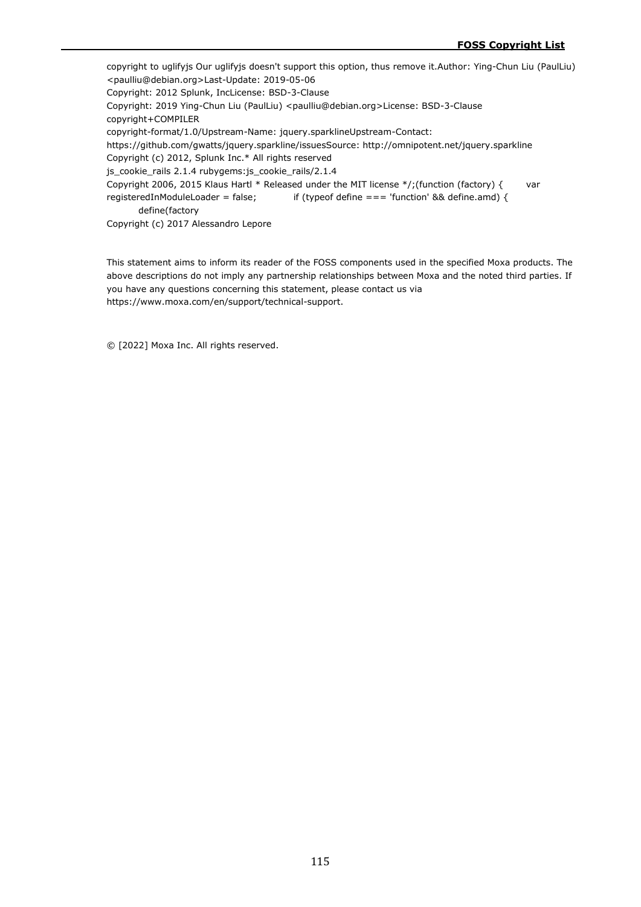copyright to uglifyjs Our uglifyjs doesn't support this option, thus remove it.Author: Ying-Chun Liu (PaulLiu) <paulliu@debian.org>Last-Update: 2019-05-06
Copyright: 2012 Splunk, IncLicense: BSD-3-Clause
Copyright: 2019 Ying-Chun Liu (PaulLiu) <paulliu@debian.org>License: BSD-3-Clause
copyright+COMPILER
copyright-format/1.0/Upstream-Name: jquery.sparklineUpstream-Contact: https://github.com/gwatts/jquery.sparkline/issuesSource: http://omnipotent.net/jquery.sparkline
Copyright (c) 2012, Splunk Inc.* All rights reserved
js_cookie_rails 2.1.4 rubygems:js_cookie_rails/2.1.4
Copyright 2006, 2015 Klaus Hartl * Released under the MIT license */;(function (factory) { var registeredInModuleLoader = false; if (typeof define === 'function' && define.amd) { define(factory
Copyright (c) 2017 Alessandro Lepore

This statement aims to inform its reader of the FOSS components used in the specified Moxa products. The above descriptions do not imply any partnership relationships between Moxa and the noted third parties. If you have any questions concerning this statement, please contact us via https://www.moxa.com/en/support/technical-support.

© [2022] Moxa Inc. All rights reserved.